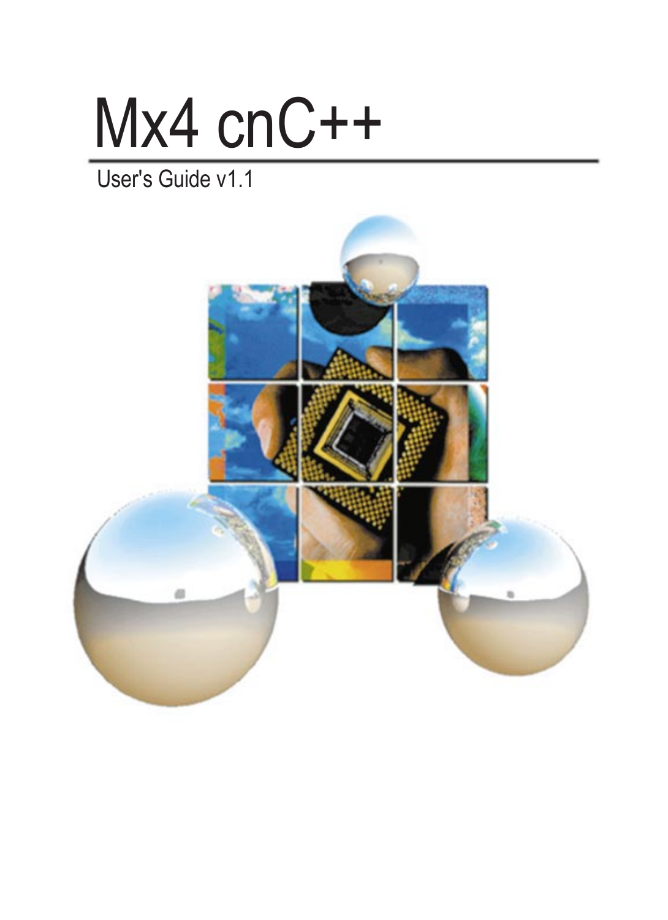# Mx4 cnC++

User's Guide v1.1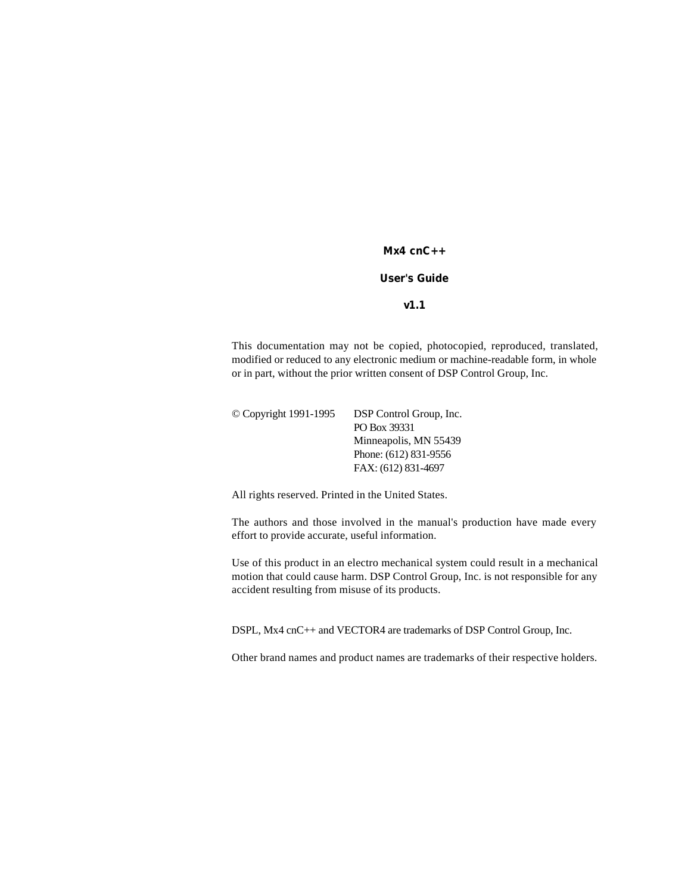# Mx4 cnC++

## User's Guide

## v1.1

This documentation may not be copied, photocopied, reproduced, translated, modified or reduced to any electronic medium or machine-readable form, in whole or in part, without the prior written consent of DSP Control Group, Inc.

© Copyright 1991-1995 DSP Control Group, Inc.
PO Box 39331
Minneapolis, MN 55439
Phone: (612) 831-9556
FAX: (612) 831-4697

All rights reserved. Printed in the United States.

The authors and those involved in the manual's production have made every effort to provide accurate, useful information.

Use of this product in an electro mechanical system could result in a mechanical motion that could cause harm. DSP Control Group, Inc. is not responsible for any accident resulting from misuse of its products.

DSPL, Mx4 cnC++ and VECTOR4 are trademarks of DSP Control Group, Inc.

Other brand names and product names are trademarks of their respective holders.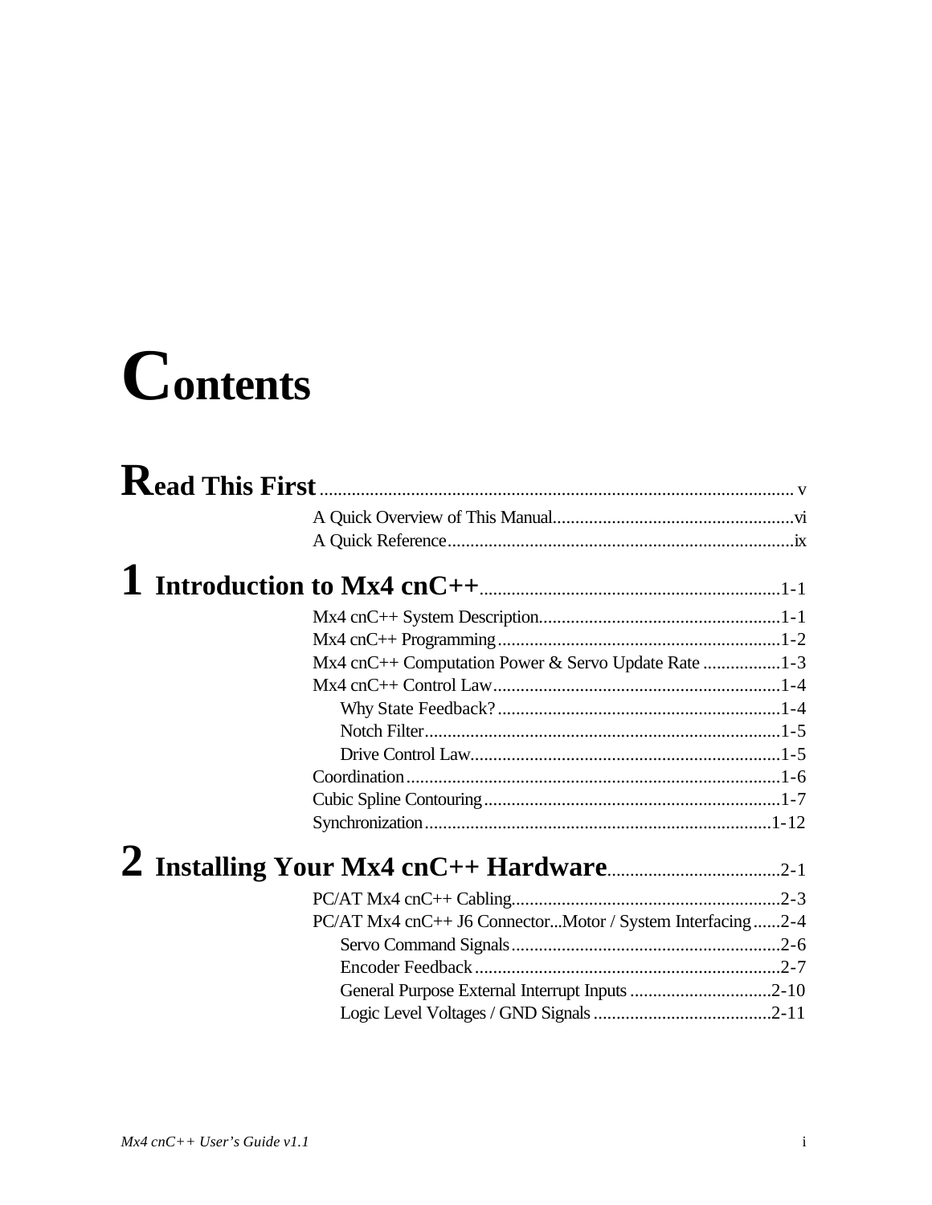# Contents

## Read This First ........ v

- A Quick Overview of This Manual ........ vi
- A Quick Reference ........ ix

## 1 Introduction to Mx4 cnC++ ........ 1-1

- Mx4 cnC++ System Description ........ 1-1
- Mx4 cnC++ Programming ........ 1-2
- Mx4 cnC++ Computation Power & Servo Update Rate ........ 1-3
- Mx4 cnC++ Control Law ........ 1-4
  - Why State Feedback? ........ 1-4
  - Notch Filter ........ 1-5
  - Drive Control Law ........ 1-5
- Coordination ........ 1-6
- Cubic Spline Contouring ........ 1-7
- Synchronization ........ 1-12

## 2 Installing Your Mx4 cnC++ Hardware ........ 2-1

- PC/AT Mx4 cnC++ Cabling ........ 2-3
- PC/AT Mx4 cnC++ J6 Connector...Motor / System Interfacing ........ 2-4
  - Servo Command Signals ........ 2-6
  - Encoder Feedback ........ 2-7
  - General Purpose External Interrupt Inputs ........ 2-10
  - Logic Level Voltages / GND Signals ........ 2-11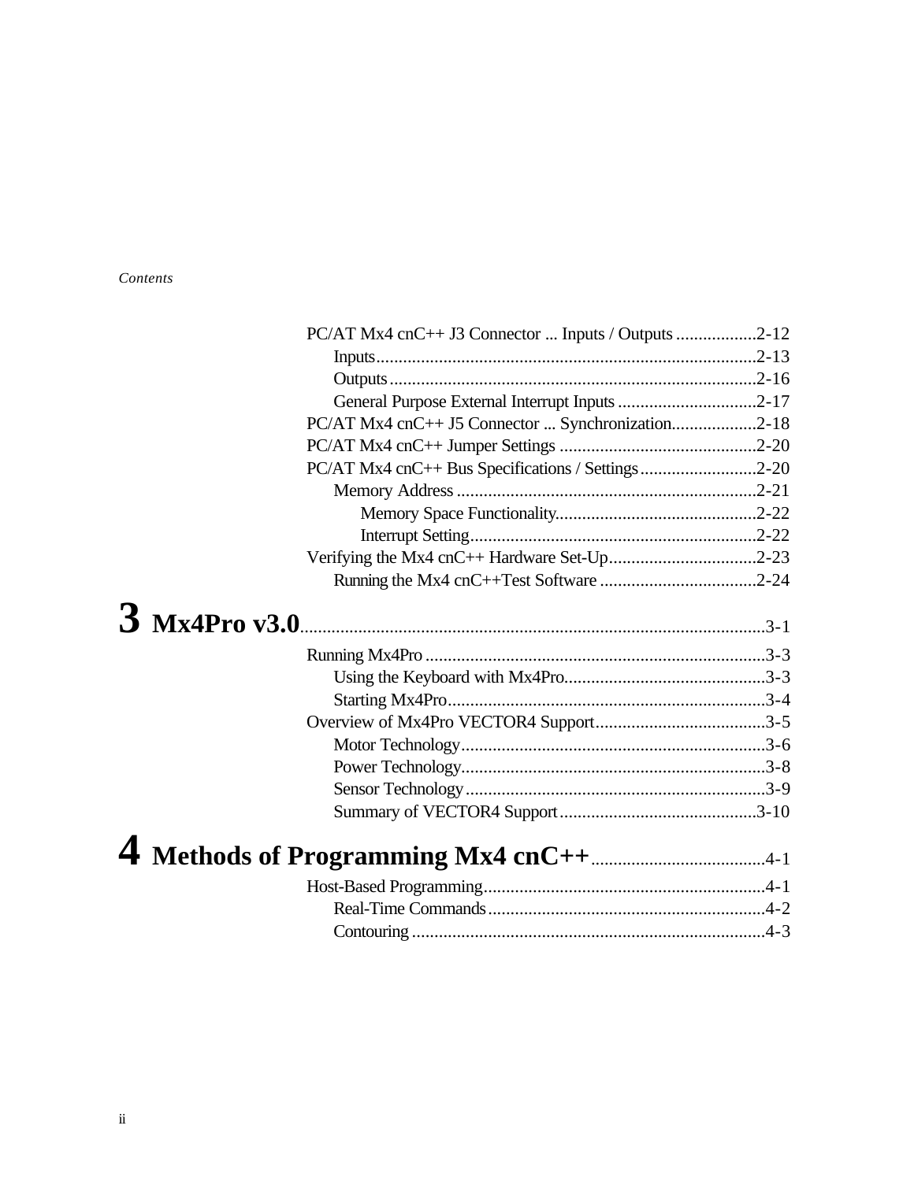PC/AT Mx4 cnC++ J3 Connector ... Inputs / Outputs ..................2-12

- Inputs.....................................................................................2-13
- Outputs..................................................................................2-16
- General Purpose External Interrupt Inputs ...............................2-17

PC/AT Mx4 cnC++ J5 Connector ... Synchronization...................2-18

PC/AT Mx4 cnC++ Jumper Settings ............................................2-20

PC/AT Mx4 cnC++ Bus Specifications / Settings..........................2-20

- Memory Address ...................................................................2-21
  - Memory Space Functionality.............................................2-22
  - Interrupt Setting................................................................2-22

Verifying the Mx4 cnC++ Hardware Set-Up.................................2-23

- Running the Mx4 cnC++Test Software ...................................2-24

# 3 Mx4Pro v3.0.......................................................................................................3-1

Running Mx4Pro ............................................................................3-3

- Using the Keyboard with Mx4Pro.............................................3-3
- Starting Mx4Pro.......................................................................3-4

Overview of Mx4Pro VECTOR4 Support......................................3-5

- Motor Technology....................................................................3-6
- Power Technology....................................................................3-8
- Sensor Technology...................................................................3-9
- Summary of VECTOR4 Support............................................3-10

# 4 Methods of Programming Mx4 cnC++.......................................4-1

Host-Based Programming...............................................................4-1

- Real-Time Commands..............................................................4-2
- Contouring ...............................................................................4-3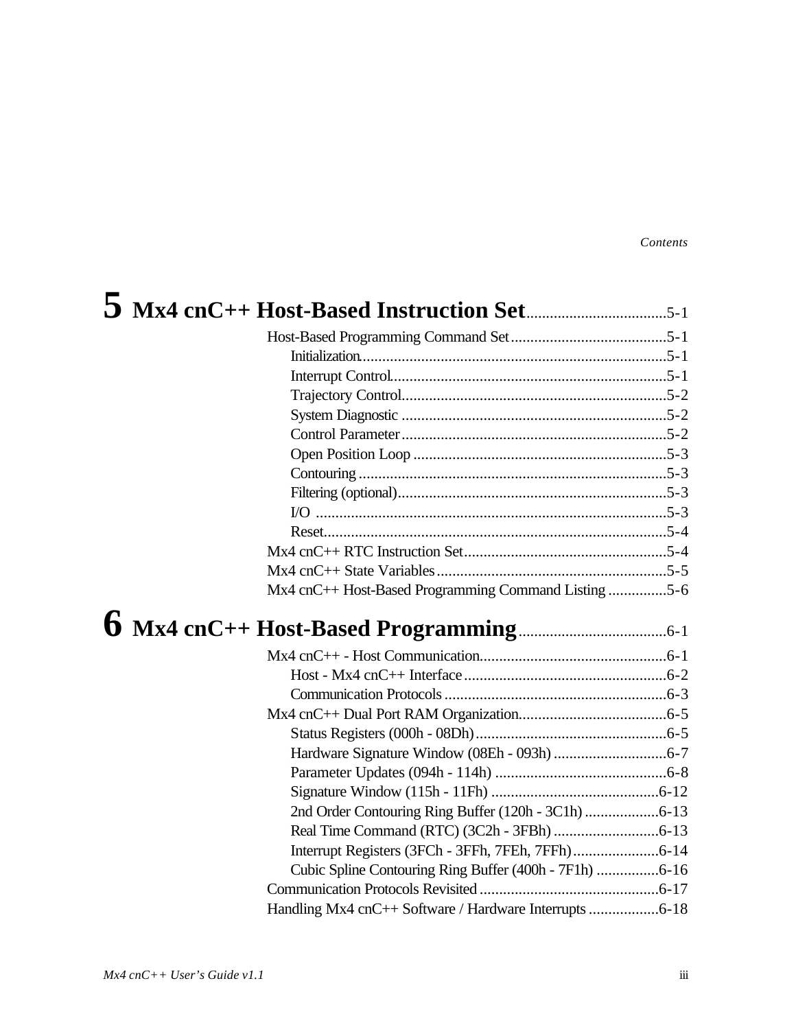# 5 Mx4 cnC++ Host-Based Instruction Set ....................................5-1

Host-Based Programming Command Set ........................................5-1

- Initialization..............................................................................5-1
- Interrupt Control.......................................................................5-1
- Trajectory Control....................................................................5-2
- System Diagnostic ....................................................................5-2
- Control Parameter ....................................................................5-2
- Open Position Loop .................................................................5-3
- Contouring ...............................................................................5-3
- Filtering (optional).....................................................................5-3
- I/O ..........................................................................................5-3
- Reset........................................................................................5-4

Mx4 cnC++ RTC Instruction Set....................................................5-4

Mx4 cnC++ State Variables...........................................................5-5

Mx4 cnC++ Host-Based Programming Command Listing ...............5-6

# 6 Mx4 cnC++ Host-Based Programming......................................6-1

Mx4 cnC++ - Host Communication................................................6-1

- Host - Mx4 cnC++ Interface....................................................6-2
- Communication Protocols .........................................................6-3

Mx4 cnC++ Dual Port RAM Organization......................................6-5

- Status Registers (000h - 08Dh).................................................6-5
- Hardware Signature Window (08Eh - 093h) .............................6-7
- Parameter Updates (094h - 114h) ............................................6-8
- Signature Window (115h - 11Fh) ...........................................6-12
- 2nd Order Contouring Ring Buffer (120h - 3C1h) ...................6-13
- Real Time Command (RTC) (3C2h - 3FBh) ...........................6-13
- Interrupt Registers (3FCh - 3FFh, 7FEh, 7FFh)......................6-14
- Cubic Spline Contouring Ring Buffer (400h - 7F1h) ................6-16

Communication Protocols Revisited ..............................................6-17

Handling Mx4 cnC++ Software / Hardware Interrupts ..................6-18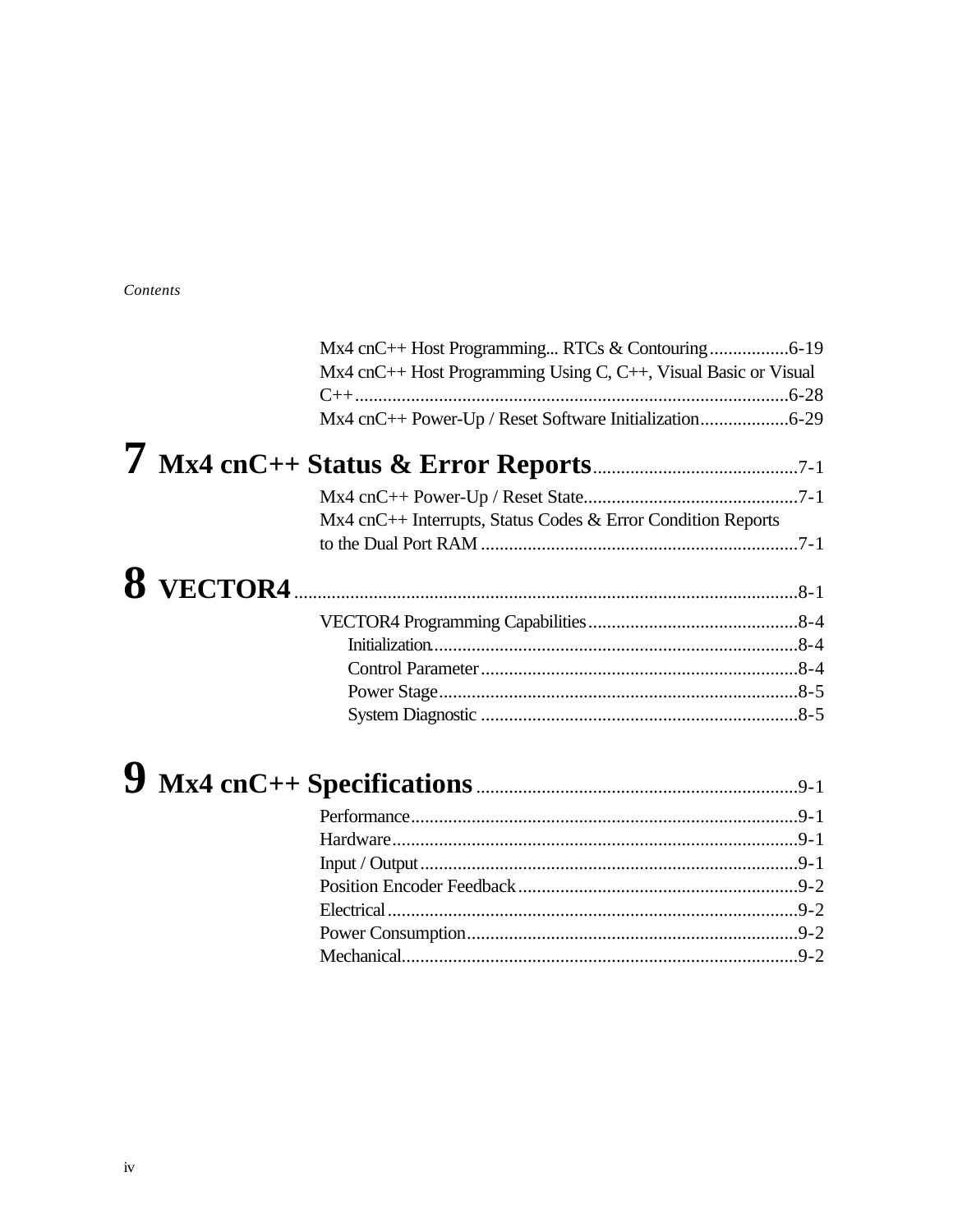Mx4 cnC++ Host Programming... RTCs & Contouring .................6-19
Mx4 cnC++ Host Programming Using C, C++, Visual Basic or Visual C++ .............................................................................................6-28
Mx4 cnC++ Power-Up / Reset Software Initialization...................6-29

# 7 Mx4 cnC++ Status & Error Reports ...........................................7-1

Mx4 cnC++ Power-Up / Reset State.............................................7-1
Mx4 cnC++ Interrupts, Status Codes & Error Condition Reports to the Dual Port RAM ....................................................................7-1

# 8 VECTOR4 ...........................................................................................................8-1

VECTOR4 Programming Capabilities.............................................8-4
- Initialization..............................................................................8-4
- Control Parameter....................................................................8-4
- Power Stage.............................................................................8-5
- System Diagnostic ....................................................................8-5

# 9 Mx4 cnC++ Specifications .....................................................................9-1

Performance...................................................................................9-1
Hardware.......................................................................................9-1
Input / Output.................................................................................9-1
Position Encoder Feedback............................................................9-2
Electrical........................................................................................9-2
Power Consumption.......................................................................9-2
Mechanical.....................................................................................9-2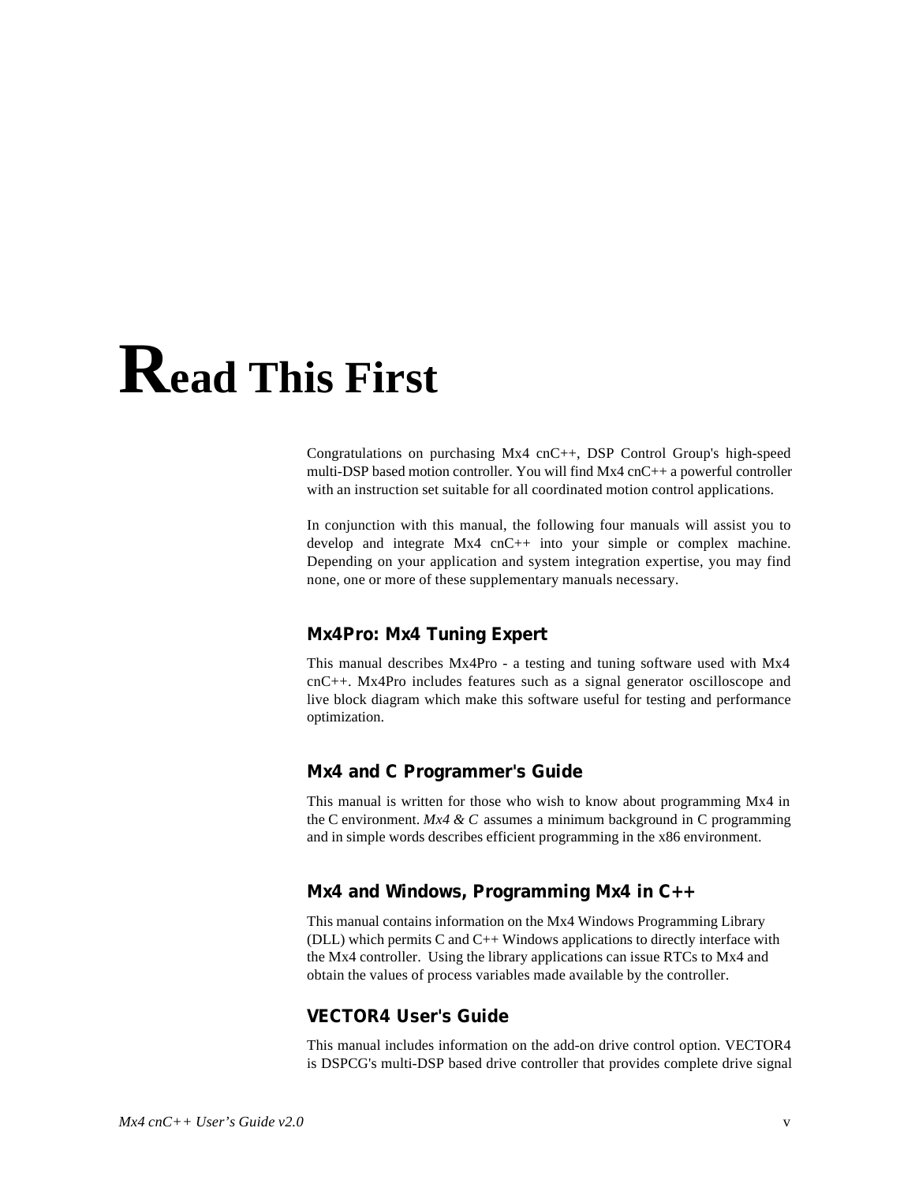# Read This First

Congratulations on purchasing Mx4 cnC++, DSP Control Group's high-speed multi-DSP based motion controller. You will find Mx4 cnC++ a powerful controller with an instruction set suitable for all coordinated motion control applications.

In conjunction with this manual, the following four manuals will assist you to develop and integrate Mx4 cnC++ into your simple or complex machine. Depending on your application and system integration expertise, you may find none, one or more of these supplementary manuals necessary.

### Mx4Pro: Mx4 Tuning Expert

This manual describes Mx4Pro - a testing and tuning software used with Mx4 cnC++. Mx4Pro includes features such as a signal generator oscilloscope and live block diagram which make this software useful for testing and performance optimization.

### Mx4 and C Programmer's Guide

This manual is written for those who wish to know about programming Mx4 in the C environment. *Mx4 & C* assumes a minimum background in C programming and in simple words describes efficient programming in the x86 environment.

### Mx4 and Windows, Programming Mx4 in C++

This manual contains information on the Mx4 Windows Programming Library (DLL) which permits C and C++ Windows applications to directly interface with the Mx4 controller. Using the library applications can issue RTCs to Mx4 and obtain the values of process variables made available by the controller.

### VECTOR4 User's Guide

This manual includes information on the add-on drive control option. VECTOR4 is DSPCG's multi-DSP based drive controller that provides complete drive signal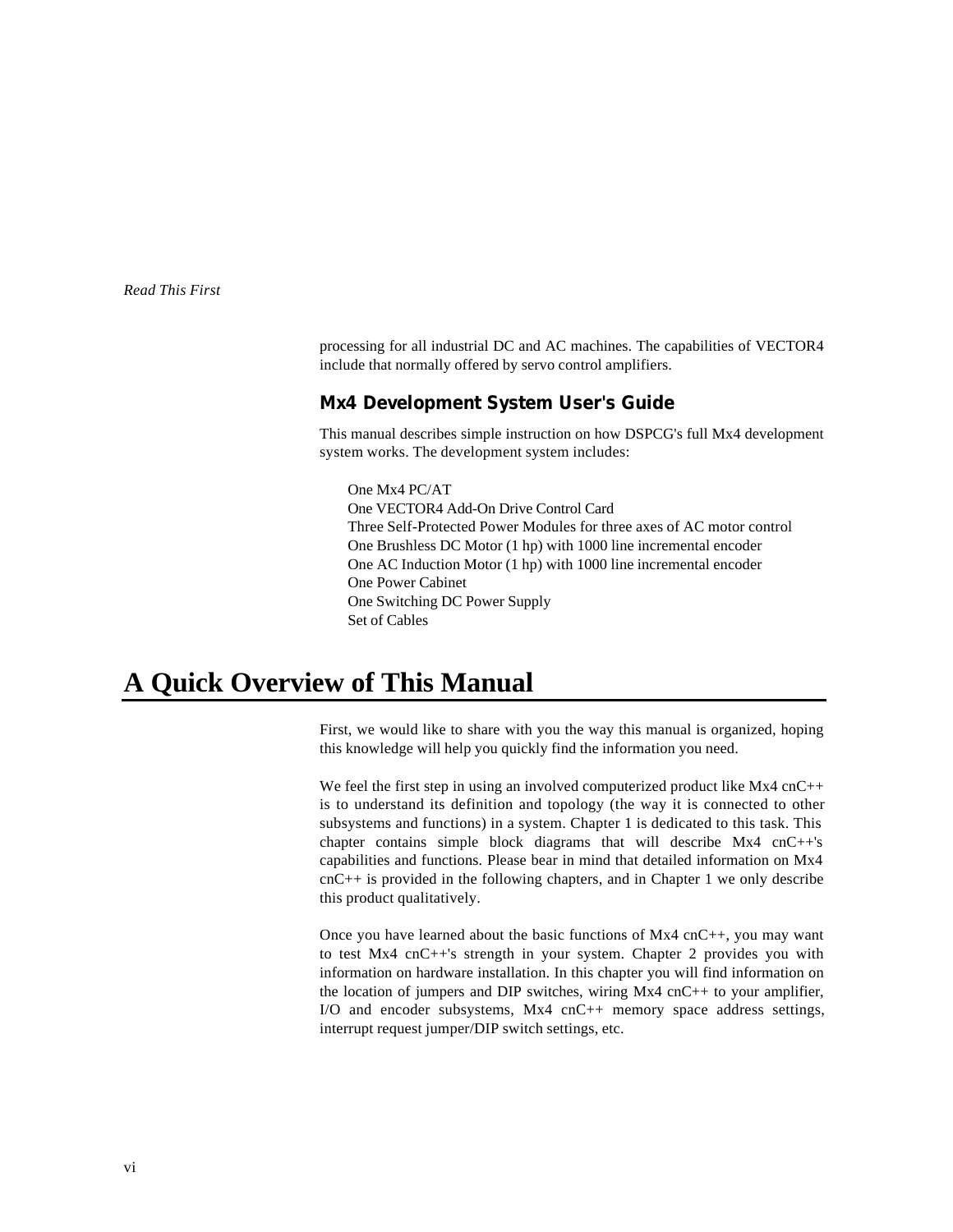processing for all industrial DC and AC machines. The capabilities of VECTOR4 include that normally offered by servo control amplifiers.

### Mx4 Development System User's Guide

This manual describes simple instruction on how DSPCG's full Mx4 development system works. The development system includes:

One Mx4 PC/AT
One VECTOR4 Add-On Drive Control Card
Three Self-Protected Power Modules for three axes of AC motor control
One Brushless DC Motor (1 hp) with 1000 line incremental encoder
One AC Induction Motor (1 hp) with 1000 line incremental encoder
One Power Cabinet
One Switching DC Power Supply
Set of Cables

# A Quick Overview of This Manual

First, we would like to share with you the way this manual is organized, hoping this knowledge will help you quickly find the information you need.

We feel the first step in using an involved computerized product like Mx4 cnC++ is to understand its definition and topology (the way it is connected to other subsystems and functions) in a system. Chapter 1 is dedicated to this task. This chapter contains simple block diagrams that will describe Mx4 cnC++'s capabilities and functions. Please bear in mind that detailed information on Mx4 cnC++ is provided in the following chapters, and in Chapter 1 we only describe this product qualitatively.

Once you have learned about the basic functions of Mx4 cnC++, you may want to test Mx4 cnC++'s strength in your system. Chapter 2 provides you with information on hardware installation. In this chapter you will find information on the location of jumpers and DIP switches, wiring Mx4 cnC++ to your amplifier, I/O and encoder subsystems, Mx4 cnC++ memory space address settings, interrupt request jumper/DIP switch settings, etc.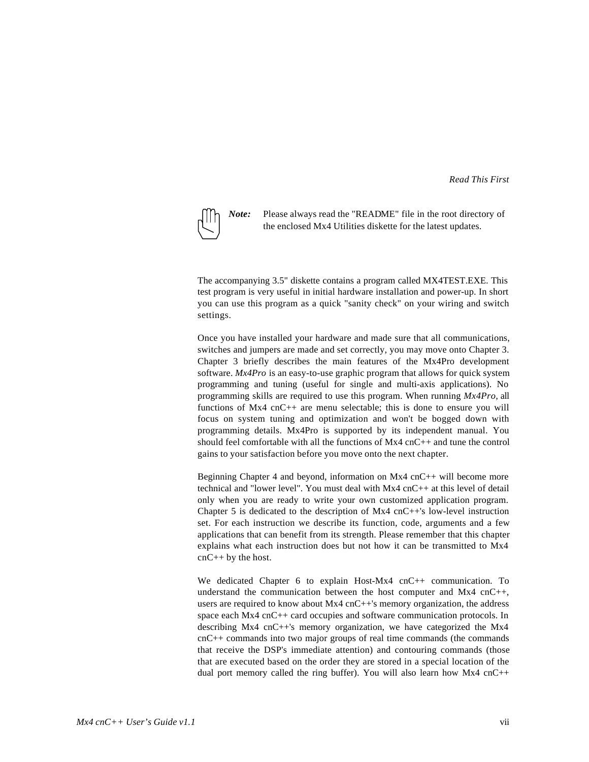**Note:** Please always read the "README" file in the root directory of the enclosed Mx4 Utilities diskette for the latest updates.

The accompanying 3.5" diskette contains a program called MX4TEST.EXE. This test program is very useful in initial hardware installation and power-up. In short you can use this program as a quick "sanity check" on your wiring and switch settings.

Once you have installed your hardware and made sure that all communications, switches and jumpers are made and set correctly, you may move onto Chapter 3. Chapter 3 briefly describes the main features of the Mx4Pro development software. *Mx4Pro* is an easy-to-use graphic program that allows for quick system programming and tuning (useful for single and multi-axis applications). No programming skills are required to use this program. When running *Mx4Pro*, all functions of Mx4 cnC++ are menu selectable; this is done to ensure you will focus on system tuning and optimization and won't be bogged down with programming details. Mx4Pro is supported by its independent manual. You should feel comfortable with all the functions of Mx4 cnC++ and tune the control gains to your satisfaction before you move onto the next chapter.

Beginning Chapter 4 and beyond, information on Mx4 cnC++ will become more technical and "lower level". You must deal with Mx4 cnC++ at this level of detail only when you are ready to write your own customized application program. Chapter 5 is dedicated to the description of Mx4 cnC++'s low-level instruction set. For each instruction we describe its function, code, arguments and a few applications that can benefit from its strength. Please remember that this chapter explains what each instruction does but not how it can be transmitted to Mx4 cnC++ by the host.

We dedicated Chapter 6 to explain Host-Mx4 cnC++ communication. To understand the communication between the host computer and Mx4 cnC++, users are required to know about Mx4 cnC++'s memory organization, the address space each Mx4 cnC++ card occupies and software communication protocols. In describing Mx4 cnC++'s memory organization, we have categorized the Mx4 cnC++ commands into two major groups of real time commands (the commands that receive the DSP's immediate attention) and contouring commands (those that are executed based on the order they are stored in a special location of the dual port memory called the ring buffer). You will also learn how Mx4 cnC++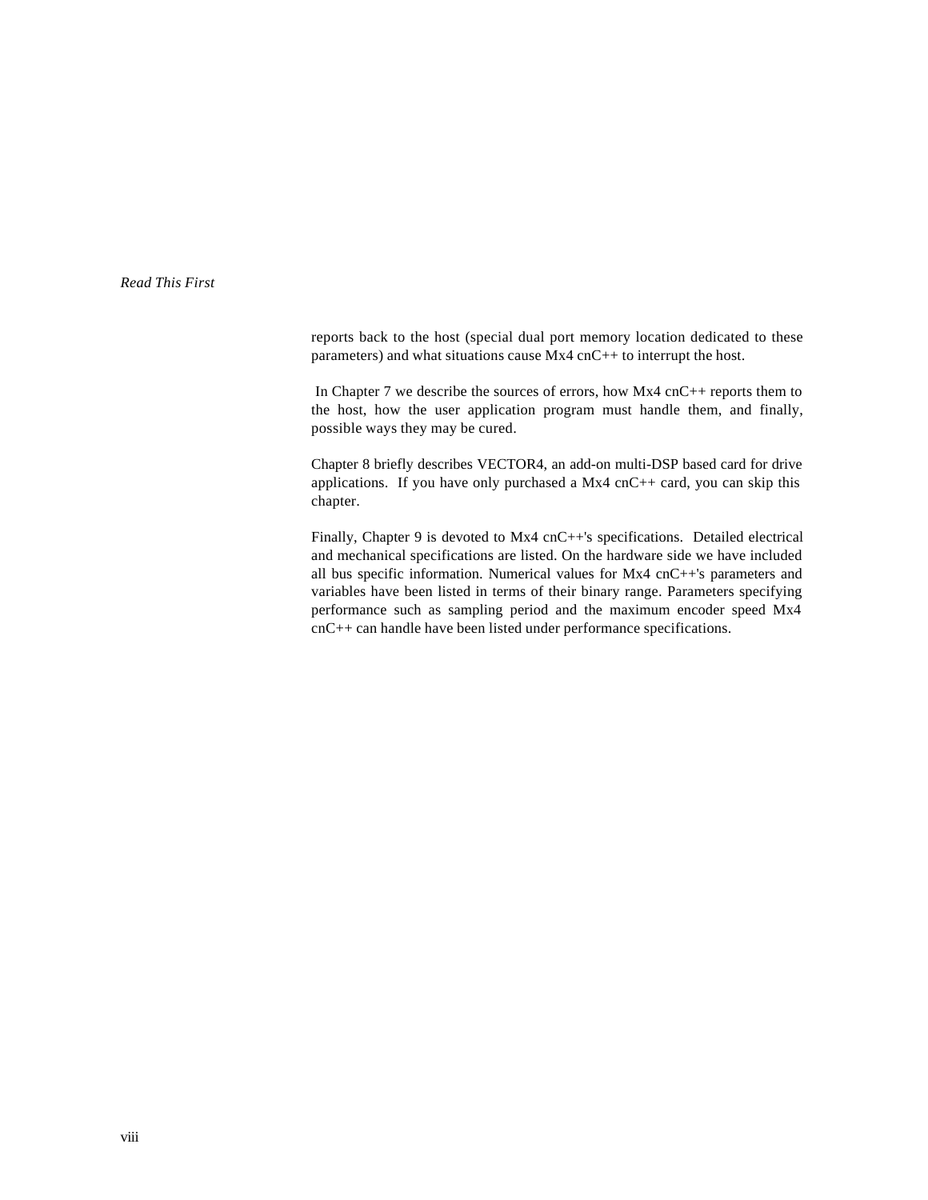reports back to the host (special dual port memory location dedicated to these parameters) and what situations cause Mx4 cnC++ to interrupt the host.

In Chapter 7 we describe the sources of errors, how Mx4 cnC++ reports them to the host, how the user application program must handle them, and finally, possible ways they may be cured.

Chapter 8 briefly describes VECTOR4, an add-on multi-DSP based card for drive applications. If you have only purchased a Mx4 cnC++ card, you can skip this chapter.

Finally, Chapter 9 is devoted to Mx4 cnC++'s specifications. Detailed electrical and mechanical specifications are listed. On the hardware side we have included all bus specific information. Numerical values for Mx4 cnC++'s parameters and variables have been listed in terms of their binary range. Parameters specifying performance such as sampling period and the maximum encoder speed Mx4 cnC++ can handle have been listed under performance specifications.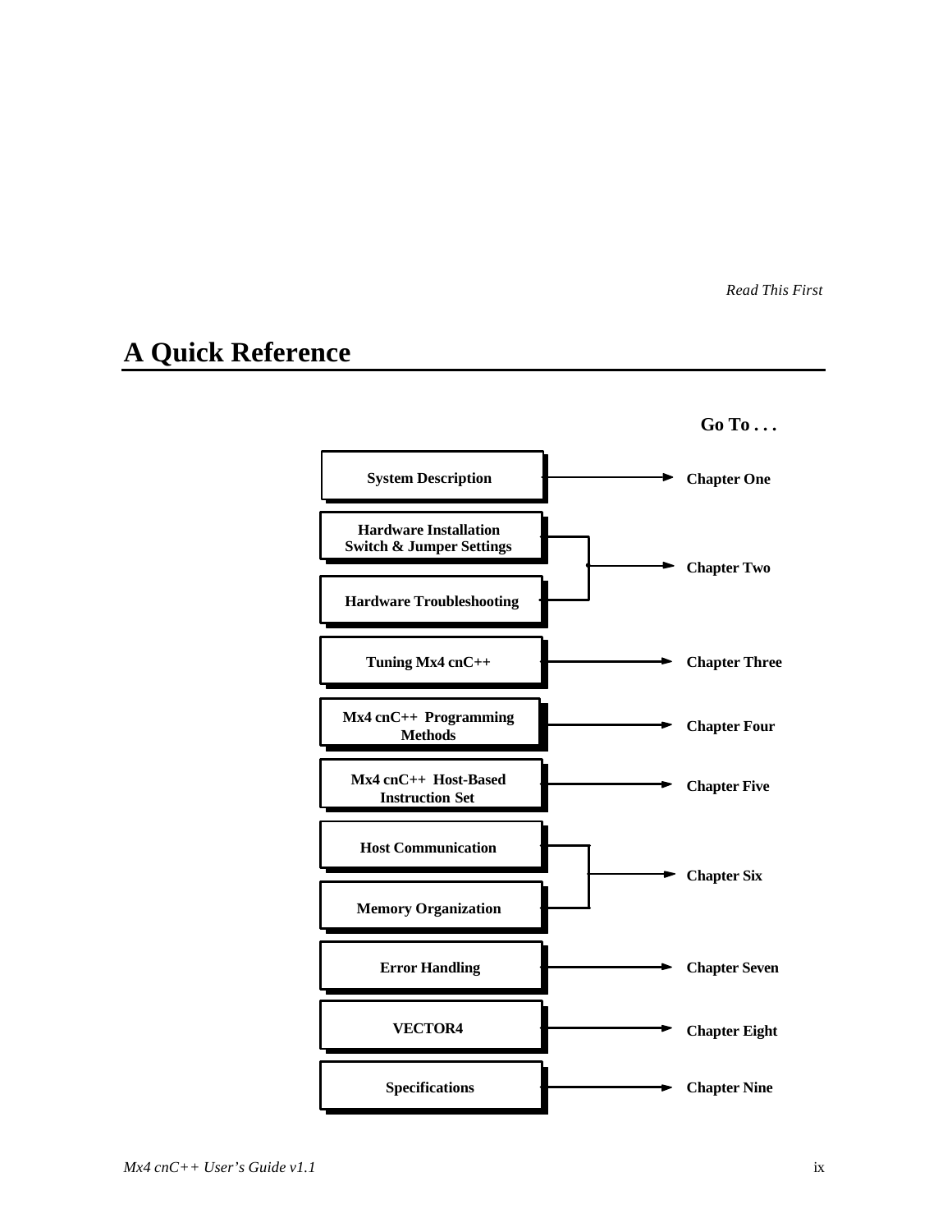## A Quick Reference

| Topic | Go To . . . |
| --- | --- |
| System Description | Chapter One |
| Hardware Installation Switch & Jumper Settings | Chapter Two |
| Hardware Troubleshooting | Chapter Two |
| Tuning Mx4 cnC++ | Chapter Three |
| Mx4 cnC++ Programming Methods | Chapter Four |
| Mx4 cnC++ Host-Based Instruction Set | Chapter Five |
| Host Communication | Chapter Six |
| Memory Organization | Chapter Six |
| Error Handling | Chapter Seven |
| VECTOR4 | Chapter Eight |
| Specifications | Chapter Nine |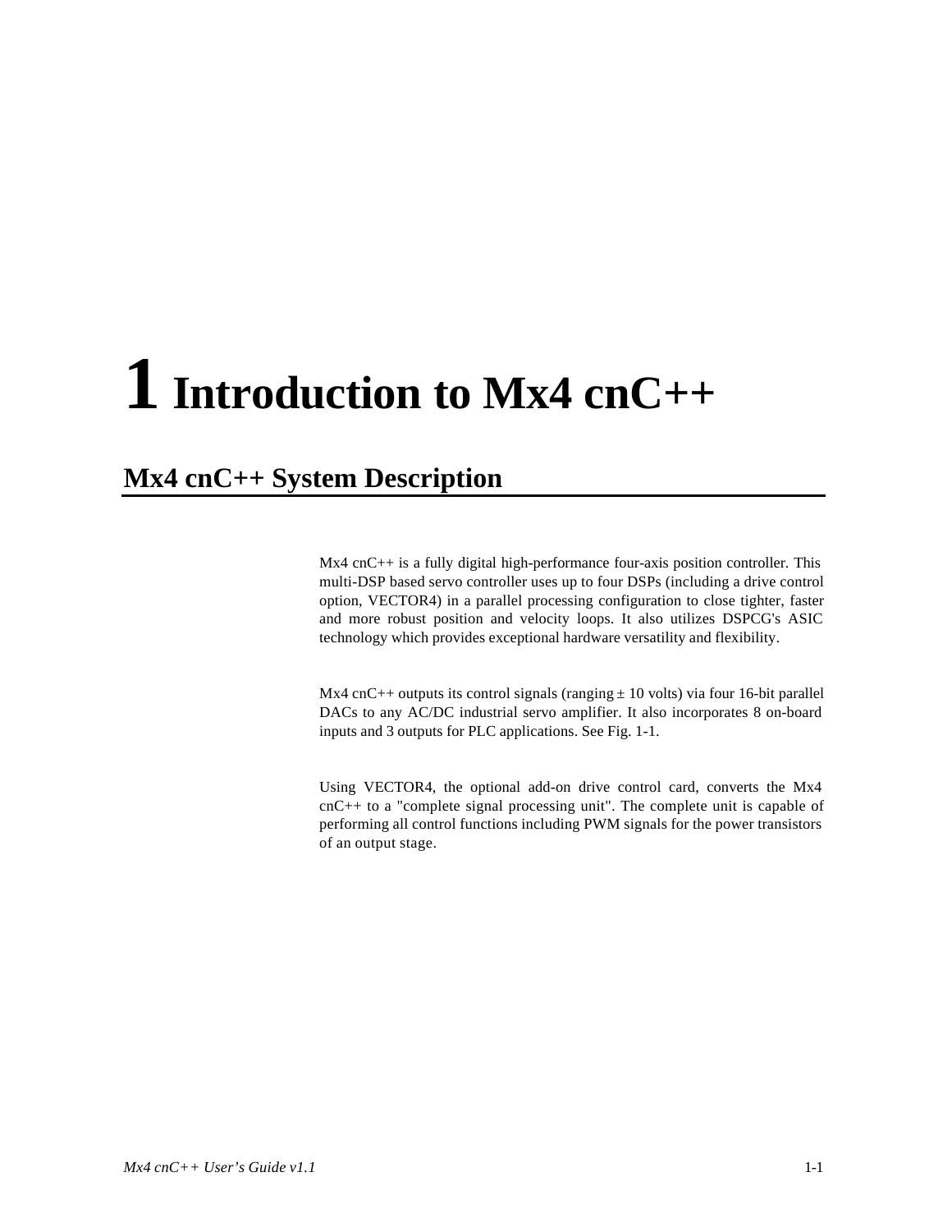# 1 Introduction to Mx4 cnC++

## Mx4 cnC++ System Description

Mx4 cnC++ is a fully digital high-performance four-axis position controller. This multi-DSP based servo controller uses up to four DSPs (including a drive control option, VECTOR4) in a parallel processing configuration to close tighter, faster and more robust position and velocity loops. It also utilizes DSPCG's ASIC technology which provides exceptional hardware versatility and flexibility.

Mx4 cnC++ outputs its control signals (ranging ± 10 volts) via four 16-bit parallel DACs to any AC/DC industrial servo amplifier. It also incorporates 8 on-board inputs and 3 outputs for PLC applications. See Fig. 1-1.

Using VECTOR4, the optional add-on drive control card, converts the Mx4 cnC++ to a "complete signal processing unit". The complete unit is capable of performing all control functions including PWM signals for the power transistors of an output stage.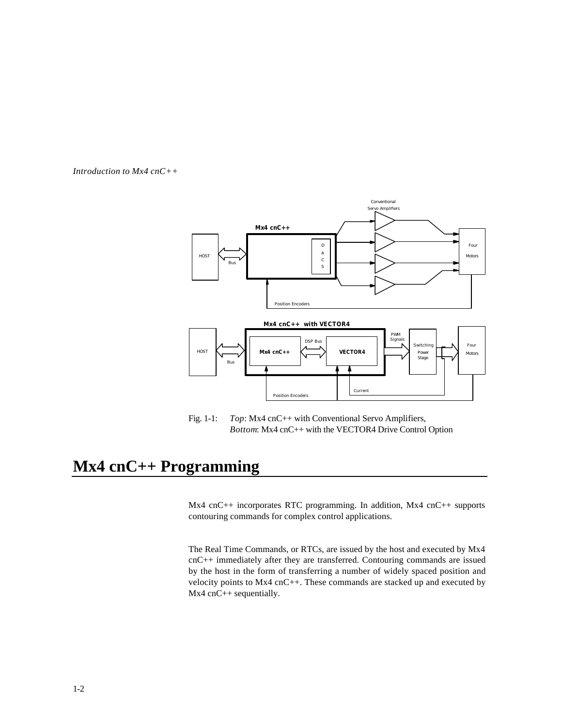Fig. 1-1: *Top*: Mx4 cnC++ with Conventional Servo Amplifiers, *Bottom*: Mx4 cnC++ with the VECTOR4 Drive Control Option

# Mx4 cnC++ Programming

Mx4 cnC++ incorporates RTC programming. In addition, Mx4 cnC++ supports contouring commands for complex control applications.

The Real Time Commands, or RTCs, are issued by the host and executed by Mx4 cnC++ immediately after they are transferred. Contouring commands are issued by the host in the form of transferring a number of widely spaced position and velocity points to Mx4 cnC++. These commands are stacked up and executed by Mx4 cnC++ sequentially.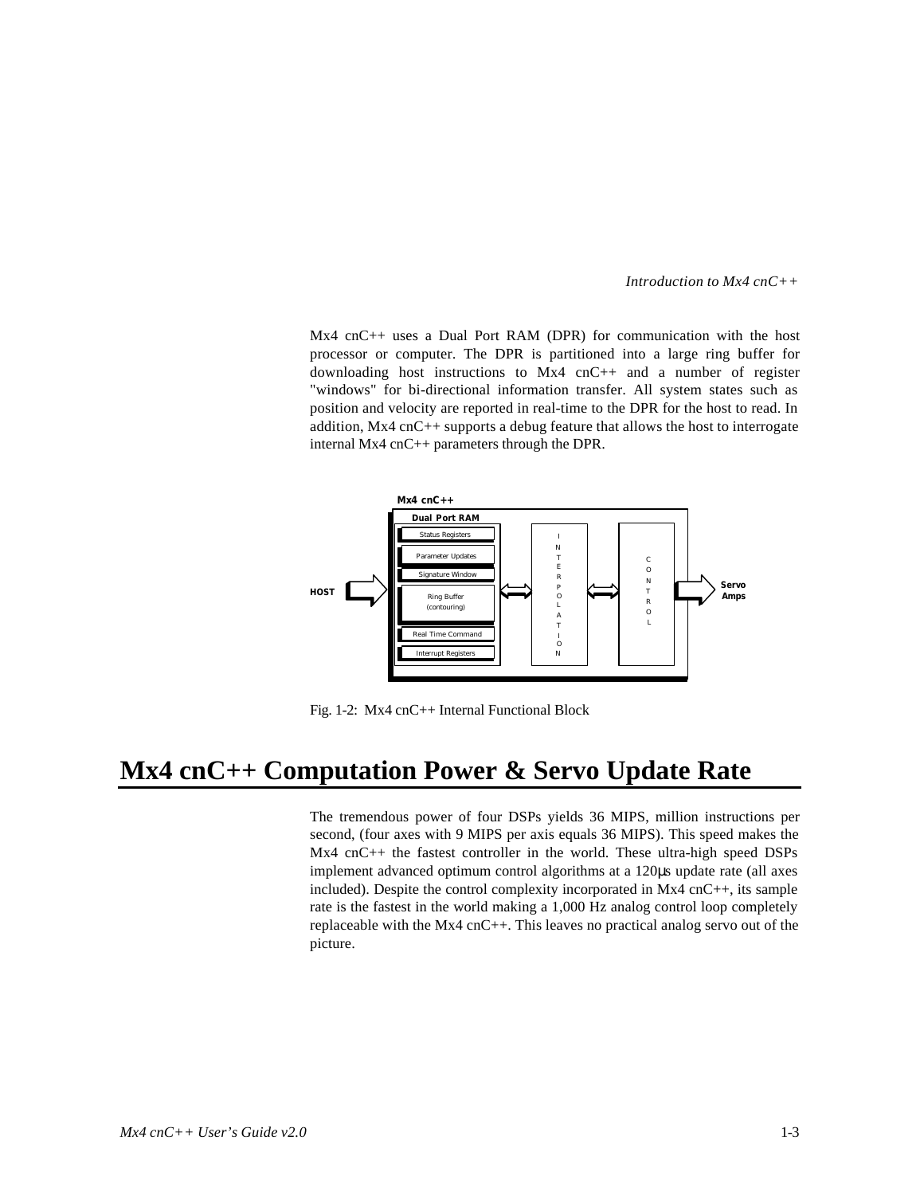Mx4 cnC++ uses a Dual Port RAM (DPR) for communication with the host processor or computer. The DPR is partitioned into a large ring buffer for downloading host instructions to Mx4 cnC++ and a number of register "windows" for bi-directional information transfer. All system states such as position and velocity are reported in real-time to the DPR for the host to read. In addition, Mx4 cnC++ supports a debug feature that allows the host to interrogate internal Mx4 cnC++ parameters through the DPR.

Mx4 cnC++

Dual Port RAM

Status Registers

Parameter Updates

Signature Window

Ring Buffer (contouring)

Real Time Command

Interrupt Registers

HOST

INTERPOLATION

CONTROL

Servo Amps

Fig. 1-2: Mx4 cnC++ Internal Functional Block

# Mx4 cnC++ Computation Power & Servo Update Rate

The tremendous power of four DSPs yields 36 MIPS, million instructions per second, (four axes with 9 MIPS per axis equals 36 MIPS). This speed makes the Mx4 cnC++ the fastest controller in the world. These ultra-high speed DSPs implement advanced optimum control algorithms at a 120μs update rate (all axes included). Despite the control complexity incorporated in Mx4 cnC++, its sample rate is the fastest in the world making a 1,000 Hz analog control loop completely replaceable with the Mx4 cnC++. This leaves no practical analog servo out of the picture.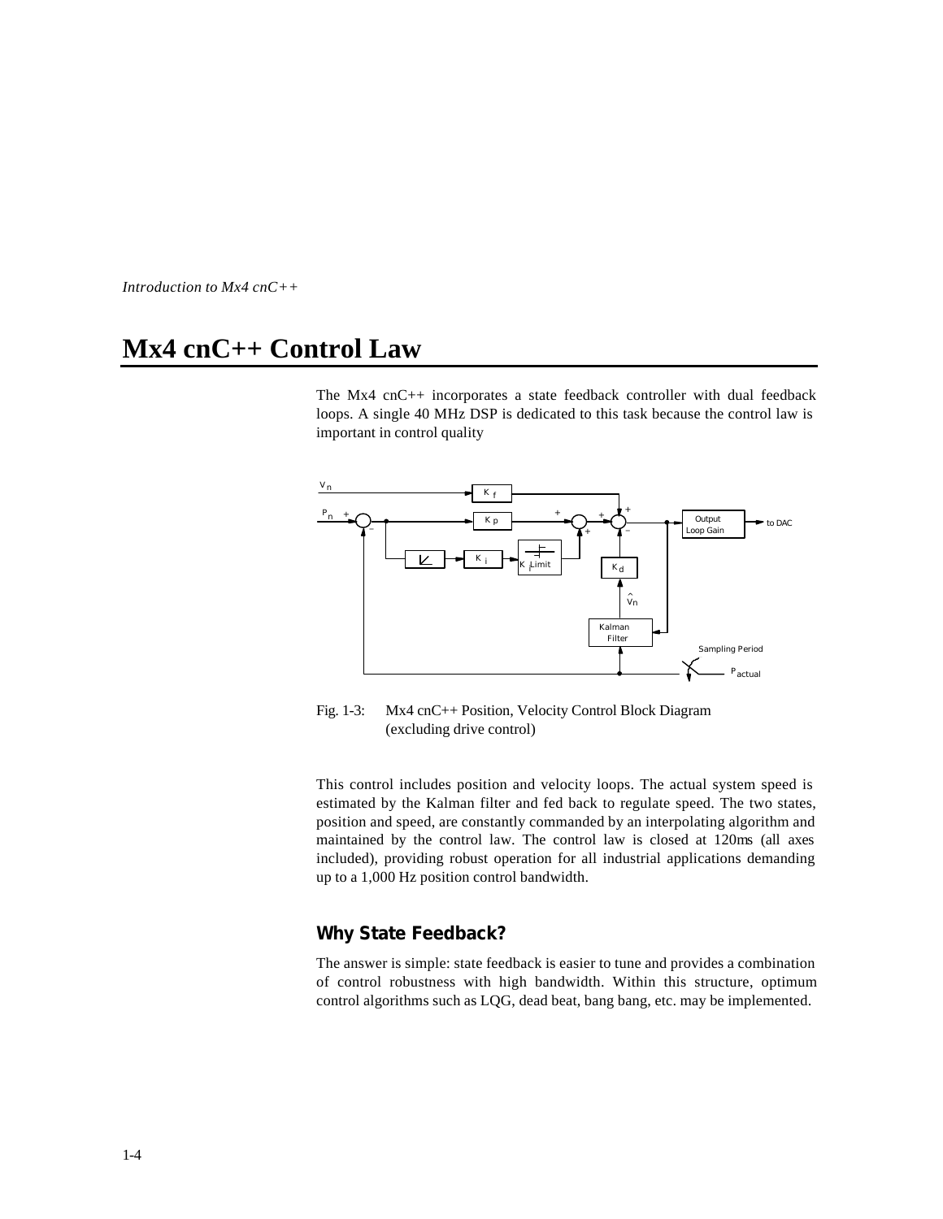## Mx4 cnC++ Control Law

The Mx4 cnC++ incorporates a state feedback controller with dual feedback loops. A single 40 MHz DSP is dedicated to this task because the control law is important in control quality

Fig. 1-3: Mx4 cnC++ Position, Velocity Control Block Diagram (excluding drive control)

This control includes position and velocity loops. The actual system speed is estimated by the Kalman filter and fed back to regulate speed. The two states, position and speed, are constantly commanded by an interpolating algorithm and maintained by the control law. The control law is closed at 120ms (all axes included), providing robust operation for all industrial applications demanding up to a 1,000 Hz position control bandwidth.

### Why State Feedback?

The answer is simple: state feedback is easier to tune and provides a combination of control robustness with high bandwidth. Within this structure, optimum control algorithms such as LQG, dead beat, bang bang, etc. may be implemented.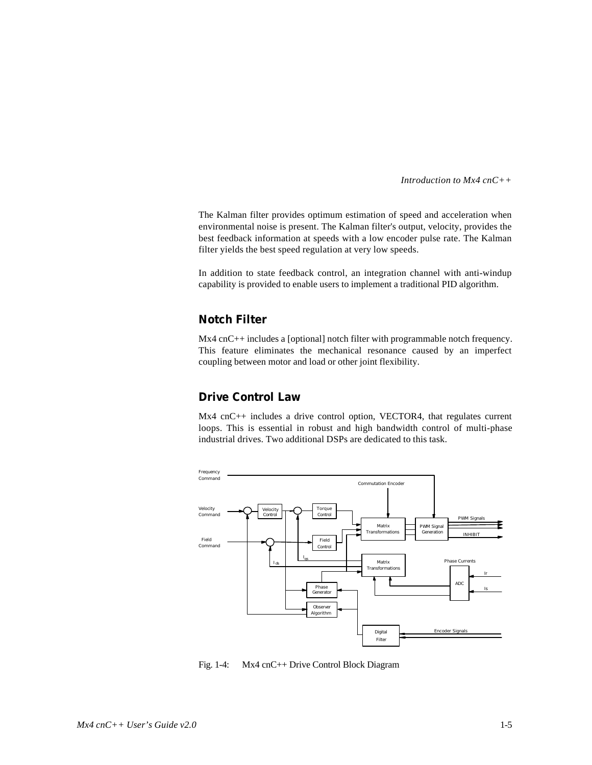The Kalman filter provides optimum estimation of speed and acceleration when environmental noise is present. The Kalman filter's output, velocity, provides the best feedback information at speeds with a low encoder pulse rate. The Kalman filter yields the best speed regulation at very low speeds.

In addition to state feedback control, an integration channel with anti-windup capability is provided to enable users to implement a traditional PID algorithm.

## Notch Filter

Mx4 cnC++ includes a [optional] notch filter with programmable notch frequency. This feature eliminates the mechanical resonance caused by an imperfect coupling between motor and load or other joint flexibility.

## Drive Control Law

Mx4 cnC++ includes a drive control option, VECTOR4, that regulates current loops. This is essential in robust and high bandwidth control of multi-phase industrial drives. Two additional DSPs are dedicated to this task.

Fig. 1-4: Mx4 cnC++ Drive Control Block Diagram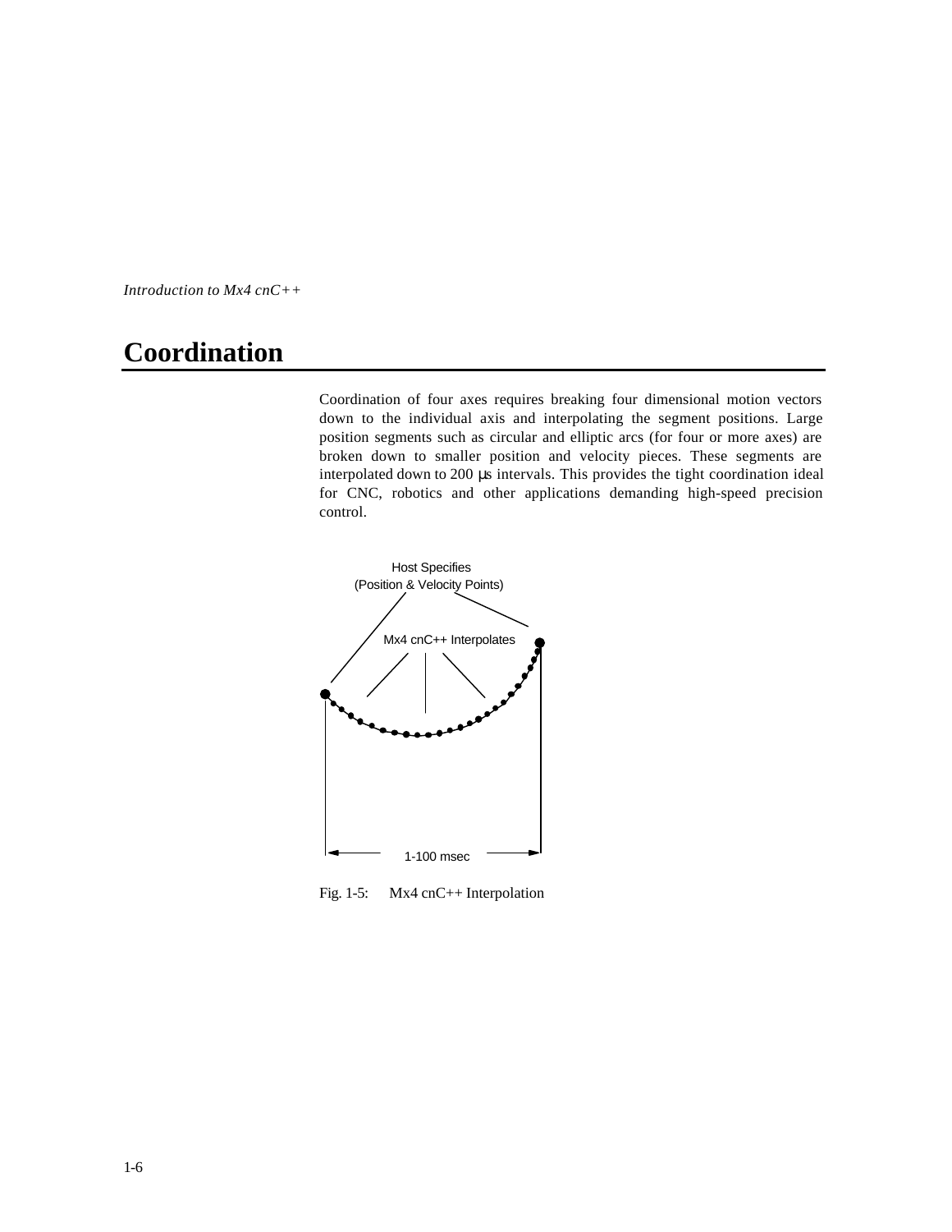# Coordination

Coordination of four axes requires breaking four dimensional motion vectors down to the individual axis and interpolating the segment positions. Large position segments such as circular and elliptic arcs (for four or more axes) are broken down to smaller position and velocity pieces. These segments are interpolated down to 200 μs intervals. This provides the tight coordination ideal for CNC, robotics and other applications demanding high-speed precision control.

Host Specifies
(Position & Velocity Points)

Mx4 cnC++ Interpolates

1-100 msec

Fig. 1-5: Mx4 cnC++ Interpolation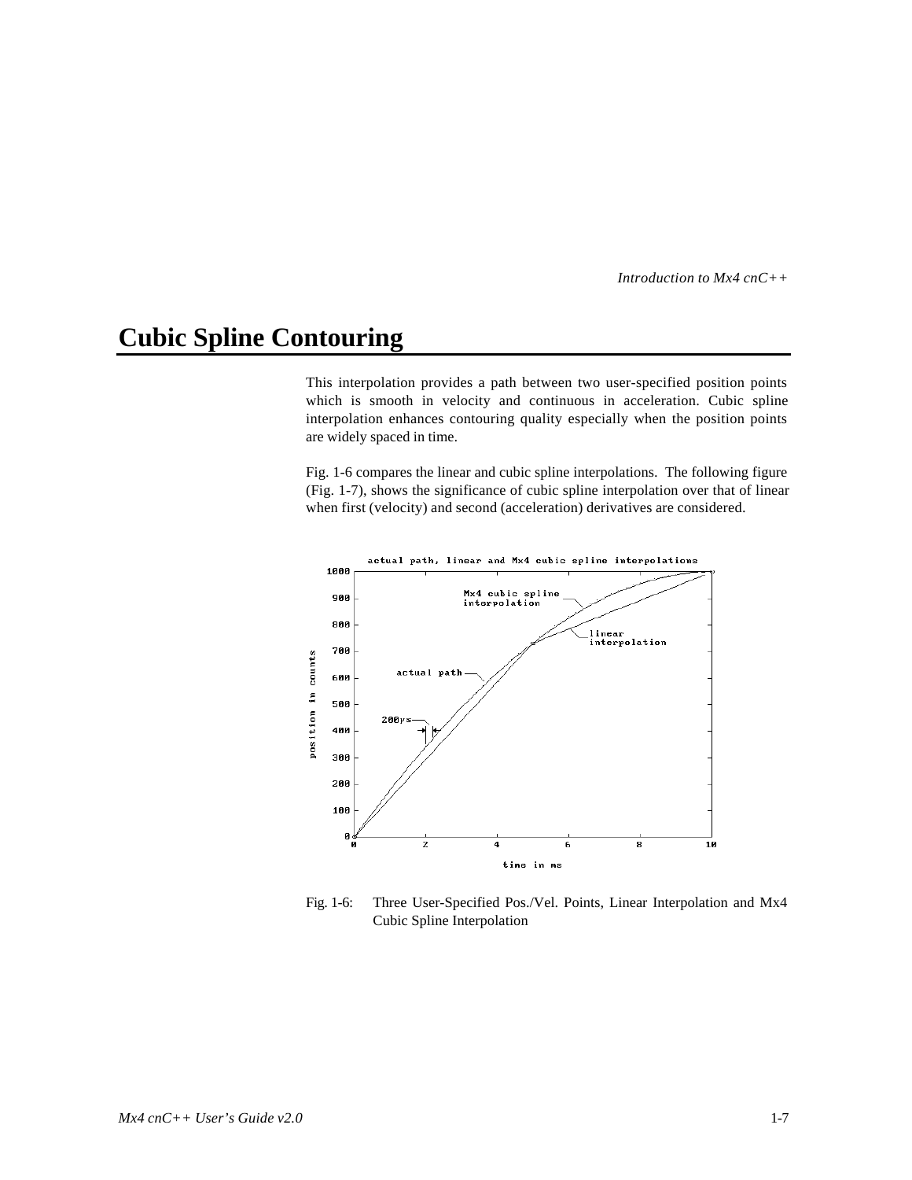# Cubic Spline Contouring

This interpolation provides a path between two user-specified position points which is smooth in velocity and continuous in acceleration. Cubic spline interpolation enhances contouring quality especially when the position points are widely spaced in time.

Fig. 1-6 compares the linear and cubic spline interpolations. The following figure (Fig. 1-7), shows the significance of cubic spline interpolation over that of linear when first (velocity) and second (acceleration) derivatives are considered.

Fig. 1-6: Three User-Specified Pos./Vel. Points, Linear Interpolation and Mx4 Cubic Spline Interpolation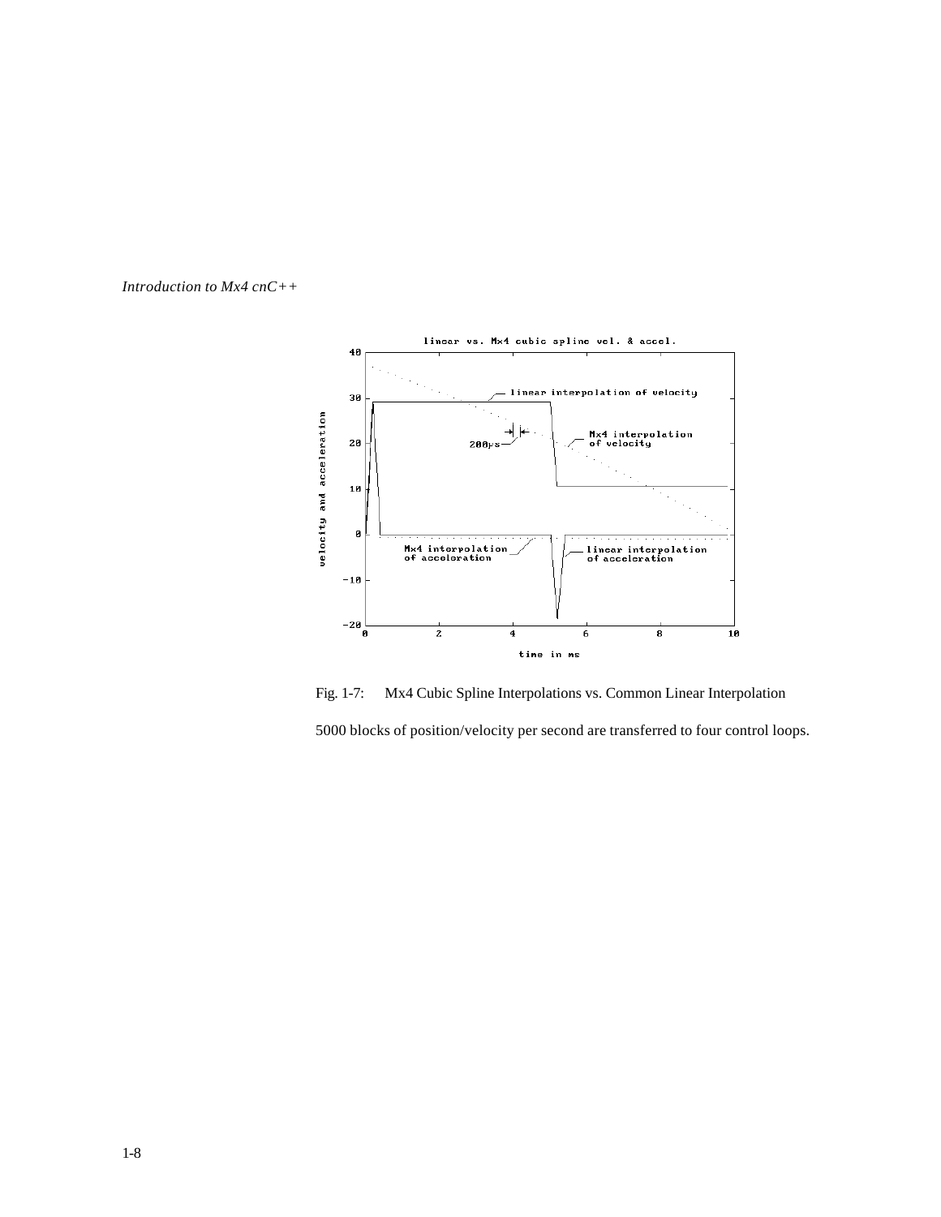Fig. 1-7: Mx4 Cubic Spline Interpolations vs. Common Linear Interpolation

5000 blocks of position/velocity per second are transferred to four control loops.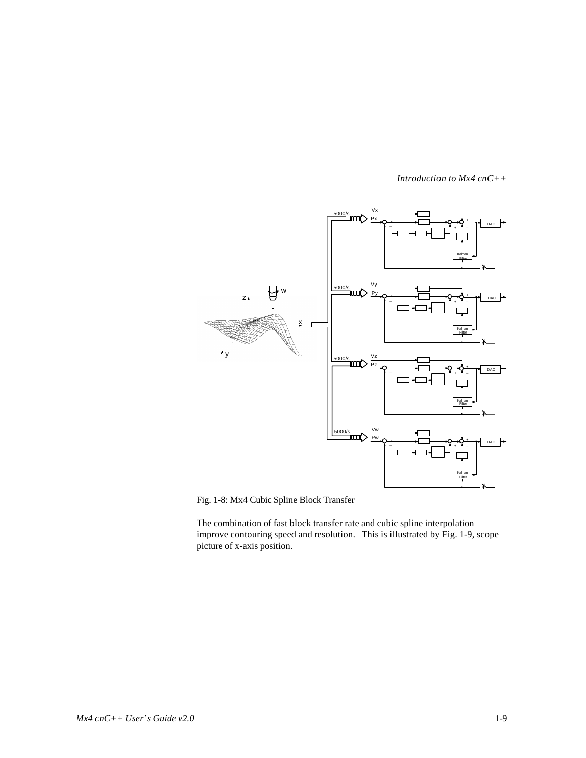Fig. 1-8: Mx4 Cubic Spline Block Transfer

The combination of fast block transfer rate and cubic spline interpolation improve contouring speed and resolution. This is illustrated by Fig. 1-9, scope picture of x-axis position.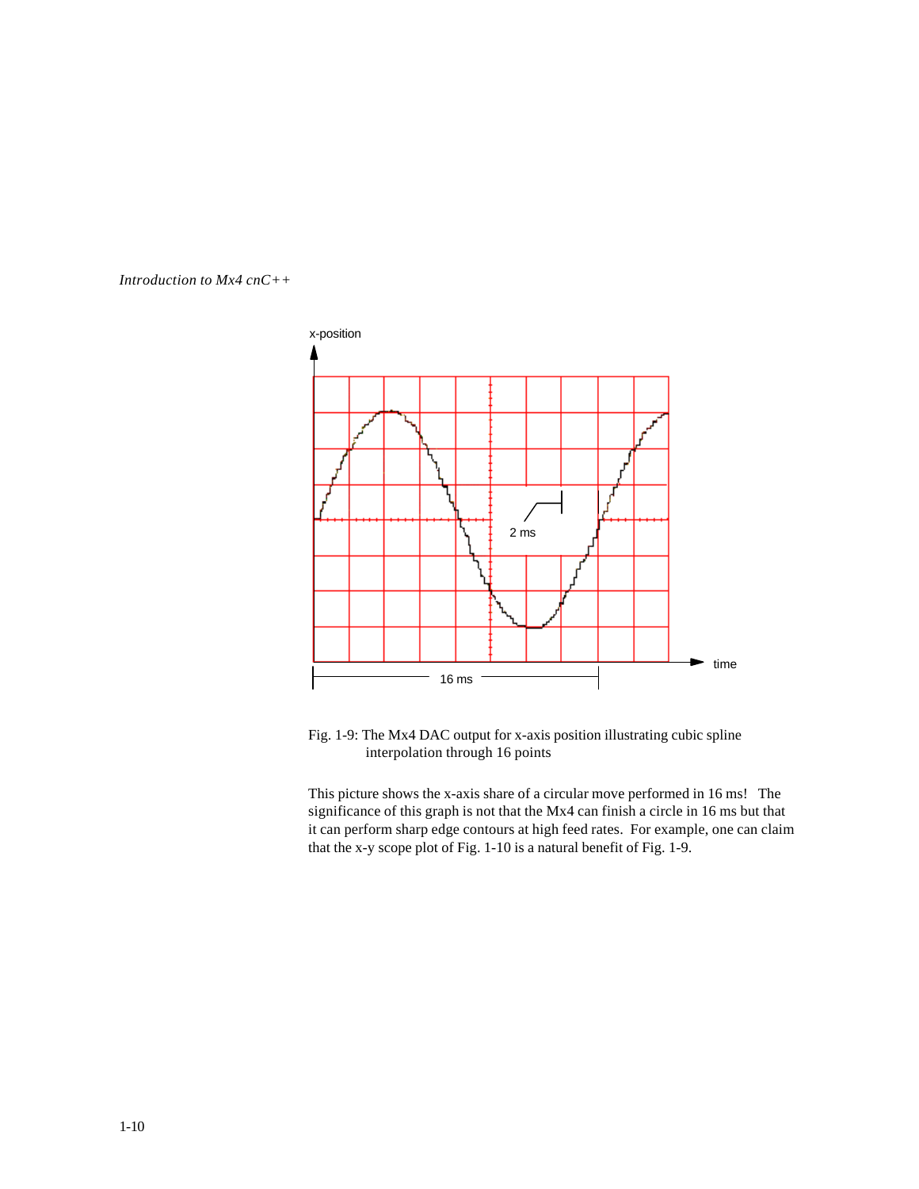Fig. 1-9: The Mx4 DAC output for x-axis position illustrating cubic spline interpolation through 16 points

This picture shows the x-axis share of a circular move performed in 16 ms! The significance of this graph is not that the Mx4 can finish a circle in 16 ms but that it can perform sharp edge contours at high feed rates. For example, one can claim that the x-y scope plot of Fig. 1-10 is a natural benefit of Fig. 1-9.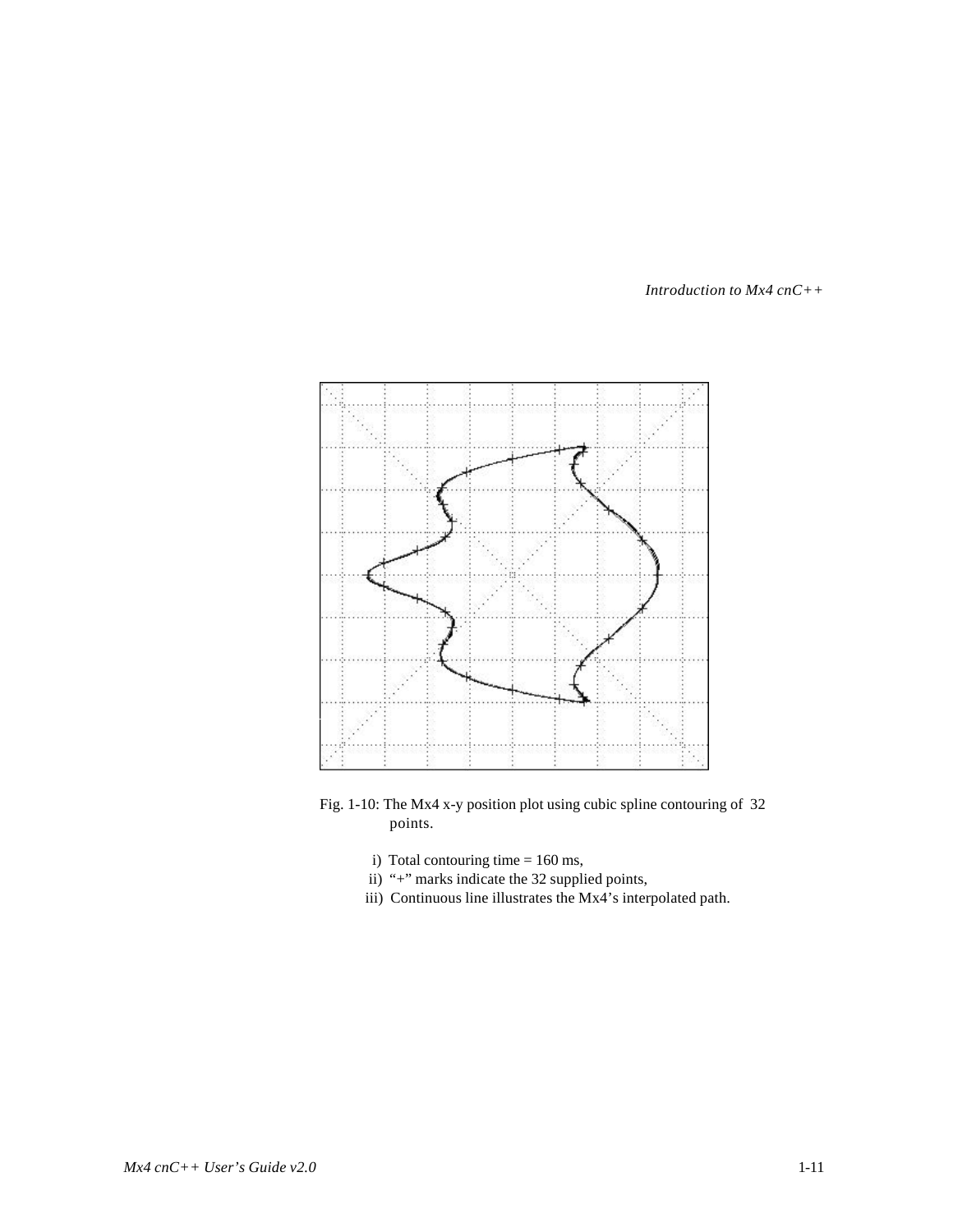Fig. 1-10: The Mx4 x-y position plot using cubic spline contouring of 32 points.

i) Total contouring time = 160 ms,
ii) "+" marks indicate the 32 supplied points,
iii) Continuous line illustrates the Mx4's interpolated path.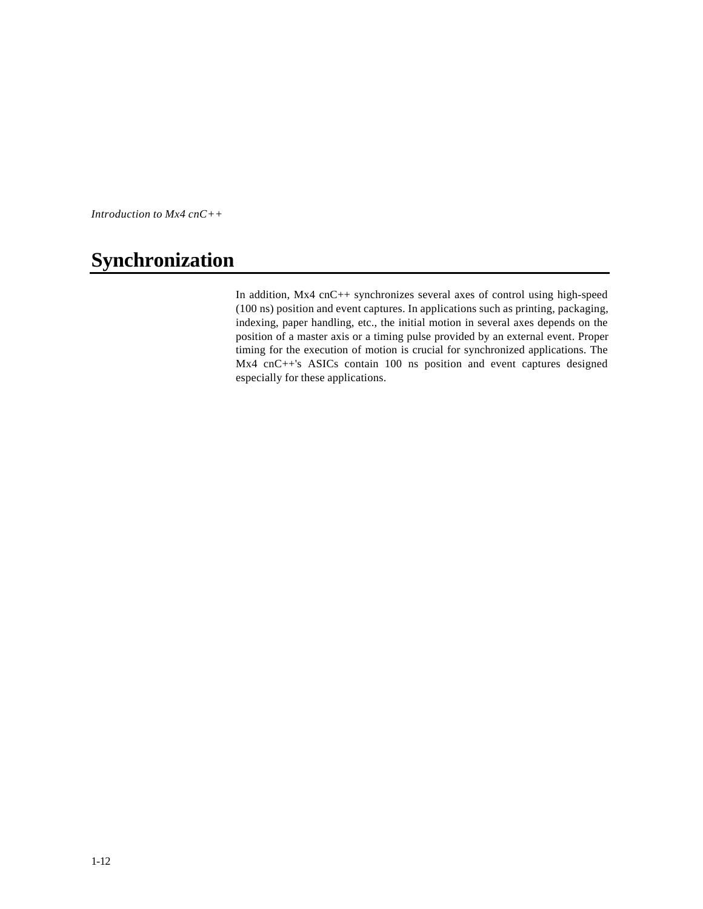# Synchronization

In addition, Mx4 cnC++ synchronizes several axes of control using high-speed (100 ns) position and event captures. In applications such as printing, packaging, indexing, paper handling, etc., the initial motion in several axes depends on the position of a master axis or a timing pulse provided by an external event. Proper timing for the execution of motion is crucial for synchronized applications. The Mx4 cnC++'s ASICs contain 100 ns position and event captures designed especially for these applications.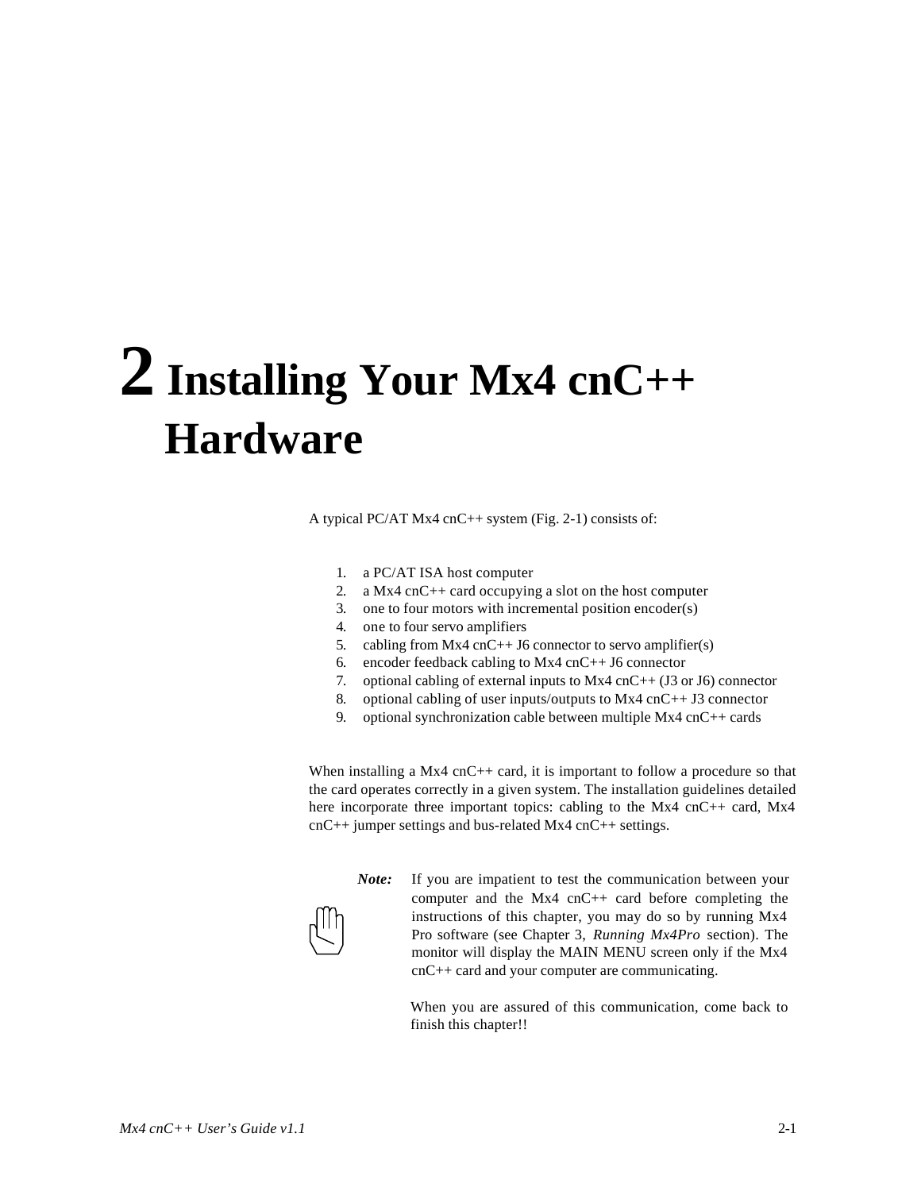# 2 Installing Your Mx4 cnC++ Hardware

A typical PC/AT Mx4 cnC++ system (Fig. 2-1) consists of:

1. a PC/AT ISA host computer
2. a Mx4 cnC++ card occupying a slot on the host computer
3. one to four motors with incremental position encoder(s)
4. one to four servo amplifiers
5. cabling from Mx4 cnC++ J6 connector to servo amplifier(s)
6. encoder feedback cabling to Mx4 cnC++ J6 connector
7. optional cabling of external inputs to Mx4 cnC++ (J3 or J6) connector
8. optional cabling of user inputs/outputs to Mx4 cnC++ J3 connector
9. optional synchronization cable between multiple Mx4 cnC++ cards

When installing a Mx4 cnC++ card, it is important to follow a procedure so that the card operates correctly in a given system. The installation guidelines detailed here incorporate three important topics: cabling to the Mx4 cnC++ card, Mx4 cnC++ jumper settings and bus-related Mx4 cnC++ settings.

***Note:*** If you are impatient to test the communication between your computer and the Mx4 cnC++ card before completing the instructions of this chapter, you may do so by running Mx4 Pro software (see Chapter 3, *Running Mx4Pro* section). The monitor will display the MAIN MENU screen only if the Mx4 cnC++ card and your computer are communicating.

When you are assured of this communication, come back to finish this chapter!!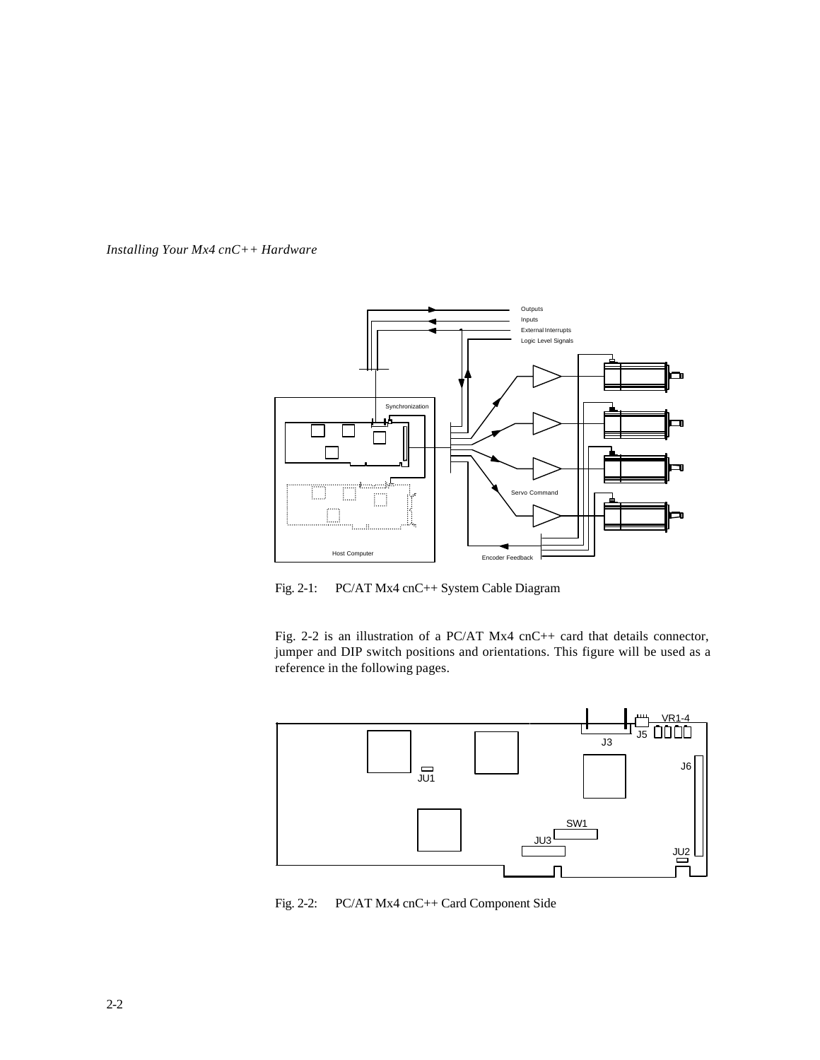Fig. 2-1: PC/AT Mx4 cnC++ System Cable Diagram

Fig. 2-2 is an illustration of a PC/AT Mx4 cnC++ card that details connector, jumper and DIP switch positions and orientations. This figure will be used as a reference in the following pages.

Fig. 2-2: PC/AT Mx4 cnC++ Card Component Side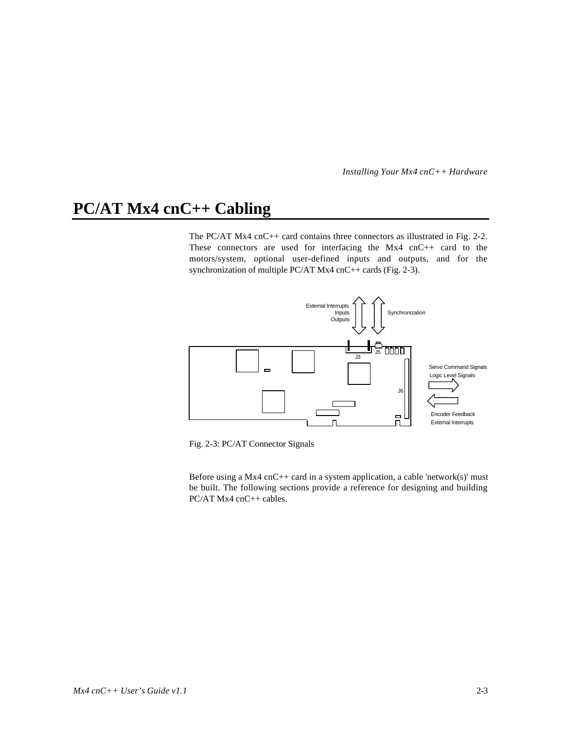# PC/AT Mx4 cnC++ Cabling

The PC/AT Mx4 cnC++ card contains three connectors as illustrated in Fig. 2-2. These connectors are used for interfacing the Mx4 cnC++ card to the motors/system, optional user-defined inputs and outputs, and for the synchronization of multiple PC/AT Mx4 cnC++ cards (Fig. 2-3).

External Interrupts
Inputs
Outputs

Synchronization

J3 J5 J6

Servo Command Signals
Logic Level Signals

Encoder Feedback
External Interrupts

Fig. 2-3: PC/AT Connector Signals

Before using a Mx4 cnC++ card in a system application, a cable 'network(s)' must be built. The following sections provide a reference for designing and building PC/AT Mx4 cnC++ cables.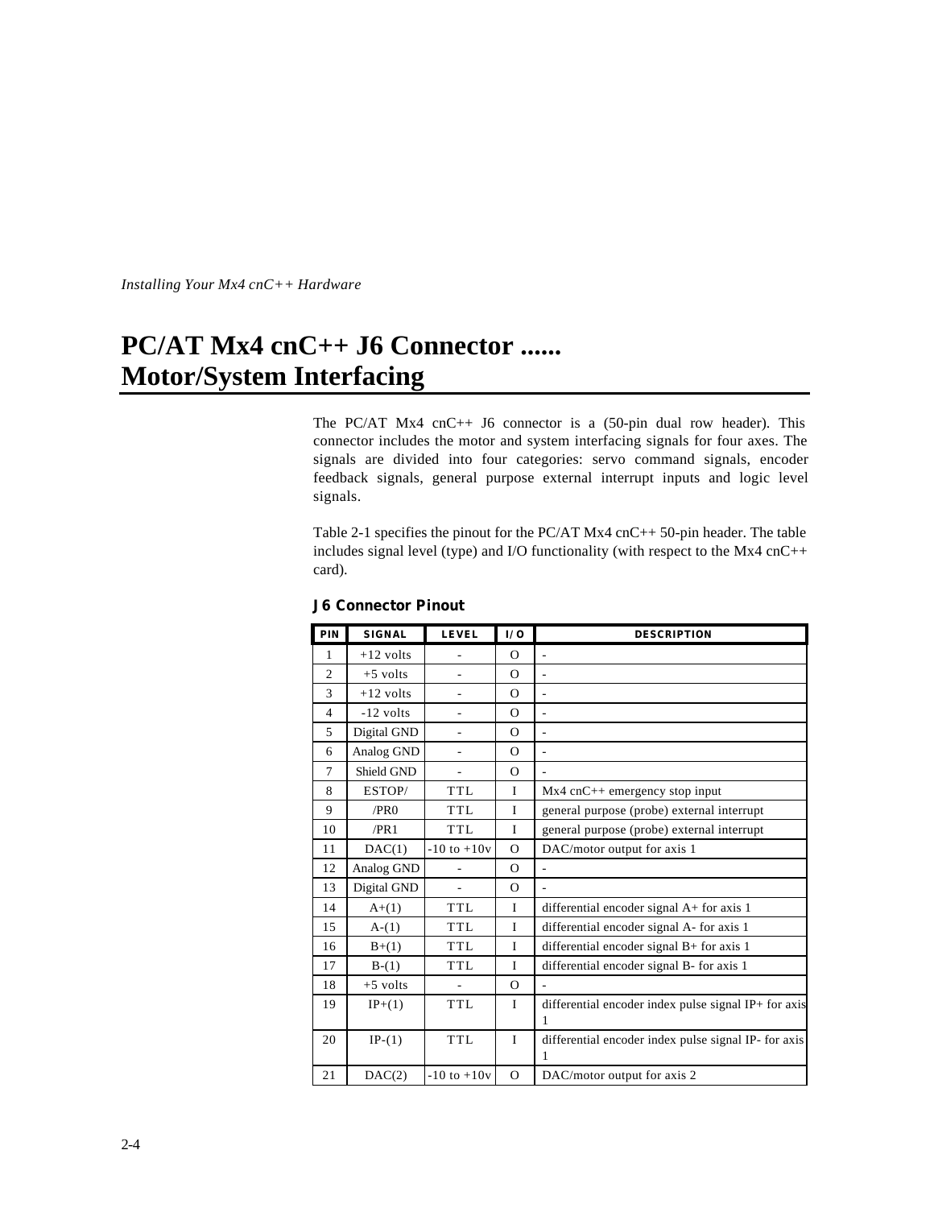# PC/AT Mx4 cnC++ J6 Connector ...... Motor/System Interfacing

The PC/AT Mx4 cnC++ J6 connector is a (50-pin dual row header). This connector includes the motor and system interfacing signals for four axes. The signals are divided into four categories: servo command signals, encoder feedback signals, general purpose external interrupt inputs and logic level signals.

Table 2-1 specifies the pinout for the PC/AT Mx4 cnC++ 50-pin header. The table includes signal level (type) and I/O functionality (with respect to the Mx4 cnC++ card).

### J6 Connector Pinout

| PIN | SIGNAL | LEVEL | I/O | DESCRIPTION |
|---|---|---|---|---|
| 1 | +12 volts | - | O | - |
| 2 | +5 volts | - | O | - |
| 3 | +12 volts | - | O | - |
| 4 | -12 volts | - | O | - |
| 5 | Digital GND | - | O | - |
| 6 | Analog GND | - | O | - |
| 7 | Shield GND | - | O | - |
| 8 | ESTOP/ | TTL | I | Mx4 cnC++ emergency stop input |
| 9 | /PR0 | TTL | I | general purpose (probe) external interrupt |
| 10 | /PR1 | TTL | I | general purpose (probe) external interrupt |
| 11 | DAC(1) | -10 to +10v | O | DAC/motor output for axis 1 |
| 12 | Analog GND | - | O | - |
| 13 | Digital GND | - | O | - |
| 14 | A+(1) | TTL | I | differential encoder signal A+ for axis 1 |
| 15 | A-(1) | TTL | I | differential encoder signal A- for axis 1 |
| 16 | B+(1) | TTL | I | differential encoder signal B+ for axis 1 |
| 17 | B-(1) | TTL | I | differential encoder signal B- for axis 1 |
| 18 | +5 volts | - | O | - |
| 19 | IP+(1) | TTL | I | differential encoder index pulse signal IP+ for axis 1 |
| 20 | IP-(1) | TTL | I | differential encoder index pulse signal IP- for axis 1 |
| 21 | DAC(2) | -10 to +10v | O | DAC/motor output for axis 2 |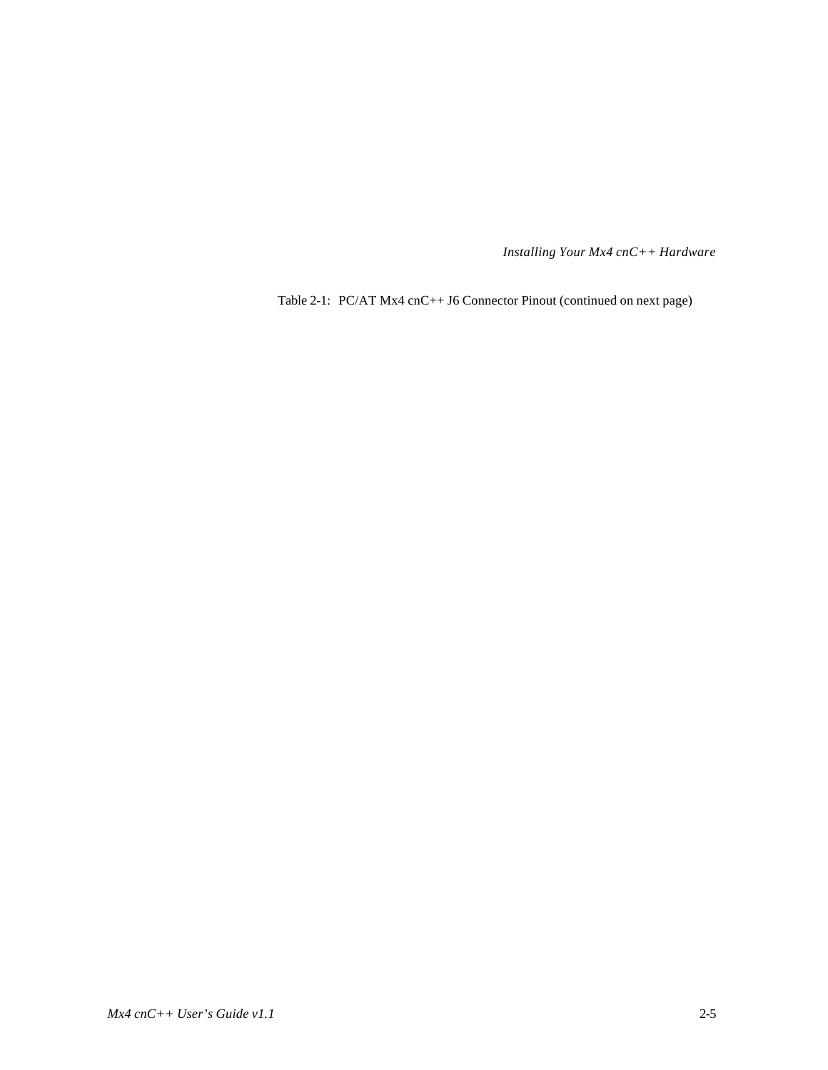Table 2-1: PC/AT Mx4 cnC++ J6 Connector Pinout (continued on next page)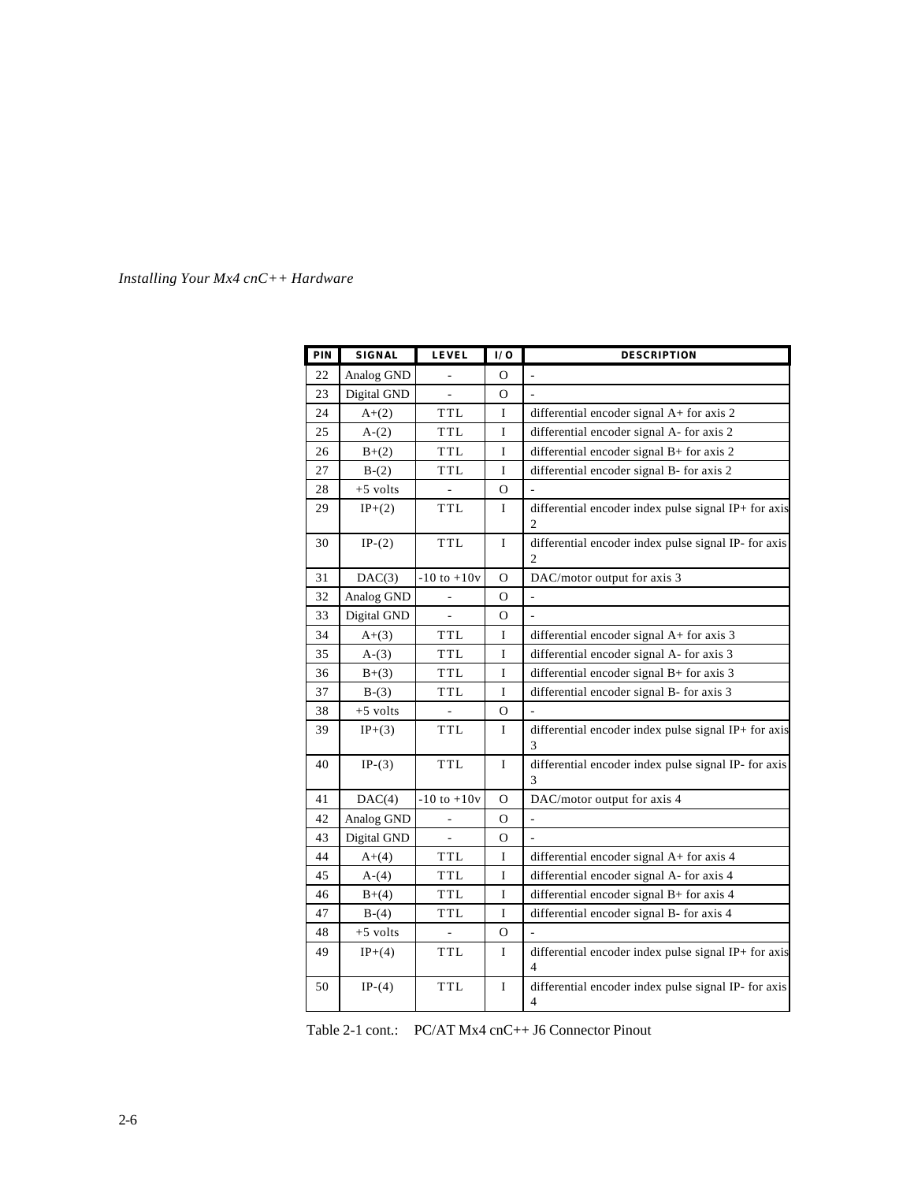| PIN | SIGNAL | LEVEL | I/O | DESCRIPTION |
|---|---|---|---|---|
| 22 | Analog GND | - | O | - |
| 23 | Digital GND | - | O | - |
| 24 | A+(2) | TTL | I | differential encoder signal A+ for axis 2 |
| 25 | A-(2) | TTL | I | differential encoder signal A- for axis 2 |
| 26 | B+(2) | TTL | I | differential encoder signal B+ for axis 2 |
| 27 | B-(2) | TTL | I | differential encoder signal B- for axis 2 |
| 28 | +5 volts | - | O | - |
| 29 | IP+(2) | TTL | I | differential encoder index pulse signal IP+ for axis 2 |
| 30 | IP-(2) | TTL | I | differential encoder index pulse signal IP- for axis 2 |
| 31 | DAC(3) | -10 to +10v | O | DAC/motor output for axis 3 |
| 32 | Analog GND | - | O | - |
| 33 | Digital GND | - | O | - |
| 34 | A+(3) | TTL | I | differential encoder signal A+ for axis 3 |
| 35 | A-(3) | TTL | I | differential encoder signal A- for axis 3 |
| 36 | B+(3) | TTL | I | differential encoder signal B+ for axis 3 |
| 37 | B-(3) | TTL | I | differential encoder signal B- for axis 3 |
| 38 | +5 volts | - | O | - |
| 39 | IP+(3) | TTL | I | differential encoder index pulse signal IP+ for axis 3 |
| 40 | IP-(3) | TTL | I | differential encoder index pulse signal IP- for axis 3 |
| 41 | DAC(4) | -10 to +10v | O | DAC/motor output for axis 4 |
| 42 | Analog GND | - | O | - |
| 43 | Digital GND | - | O | - |
| 44 | A+(4) | TTL | I | differential encoder signal A+ for axis 4 |
| 45 | A-(4) | TTL | I | differential encoder signal A- for axis 4 |
| 46 | B+(4) | TTL | I | differential encoder signal B+ for axis 4 |
| 47 | B-(4) | TTL | I | differential encoder signal B- for axis 4 |
| 48 | +5 volts | - | O | - |
| 49 | IP+(4) | TTL | I | differential encoder index pulse signal IP+ for axis 4 |
| 50 | IP-(4) | TTL | I | differential encoder index pulse signal IP- for axis 4 |

Table 2-1 cont.: PC/AT Mx4 cnC++ J6 Connector Pinout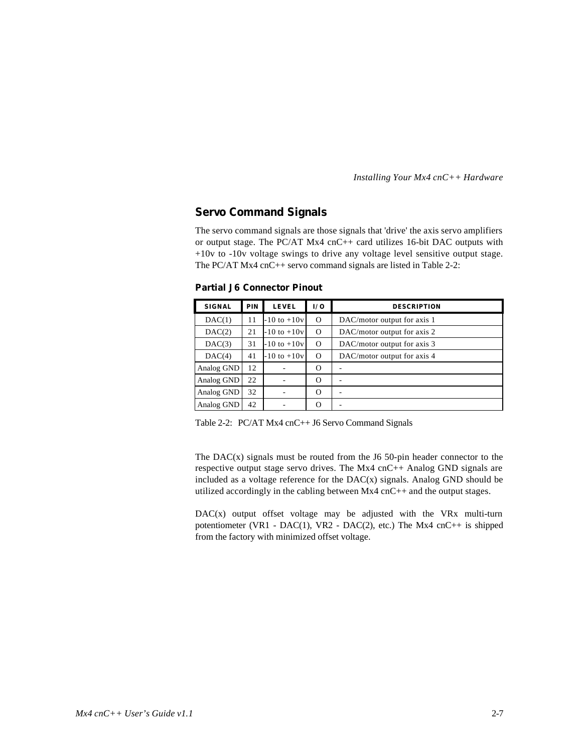## Servo Command Signals

The servo command signals are those signals that 'drive' the axis servo amplifiers or output stage. The PC/AT Mx4 cnC++ card utilizes 16-bit DAC outputs with +10v to -10v voltage swings to drive any voltage level sensitive output stage. The PC/AT Mx4 cnC++ servo command signals are listed in Table 2-2:

### Partial J6 Connector Pinout

| SIGNAL | PIN | LEVEL | I/O | DESCRIPTION |
|---|---|---|---|---|
| DAC(1) | 11 | -10 to +10v | O | DAC/motor output for axis 1 |
| DAC(2) | 21 | -10 to +10v | O | DAC/motor output for axis 2 |
| DAC(3) | 31 | -10 to +10v | O | DAC/motor output for axis 3 |
| DAC(4) | 41 | -10 to +10v | O | DAC/motor output for axis 4 |
| Analog GND | 12 | - | O | - |
| Analog GND | 22 | - | O | - |
| Analog GND | 32 | - | O | - |
| Analog GND | 42 | - | O | - |

Table 2-2: PC/AT Mx4 cnC++ J6 Servo Command Signals

The DAC(x) signals must be routed from the J6 50-pin header connector to the respective output stage servo drives. The Mx4 cnC++ Analog GND signals are included as a voltage reference for the DAC(x) signals. Analog GND should be utilized accordingly in the cabling between Mx4 cnC++ and the output stages.

DAC(x) output offset voltage may be adjusted with the VRx multi-turn potentiometer (VR1 - DAC(1), VR2 - DAC(2), etc.) The Mx4 cnC++ is shipped from the factory with minimized offset voltage.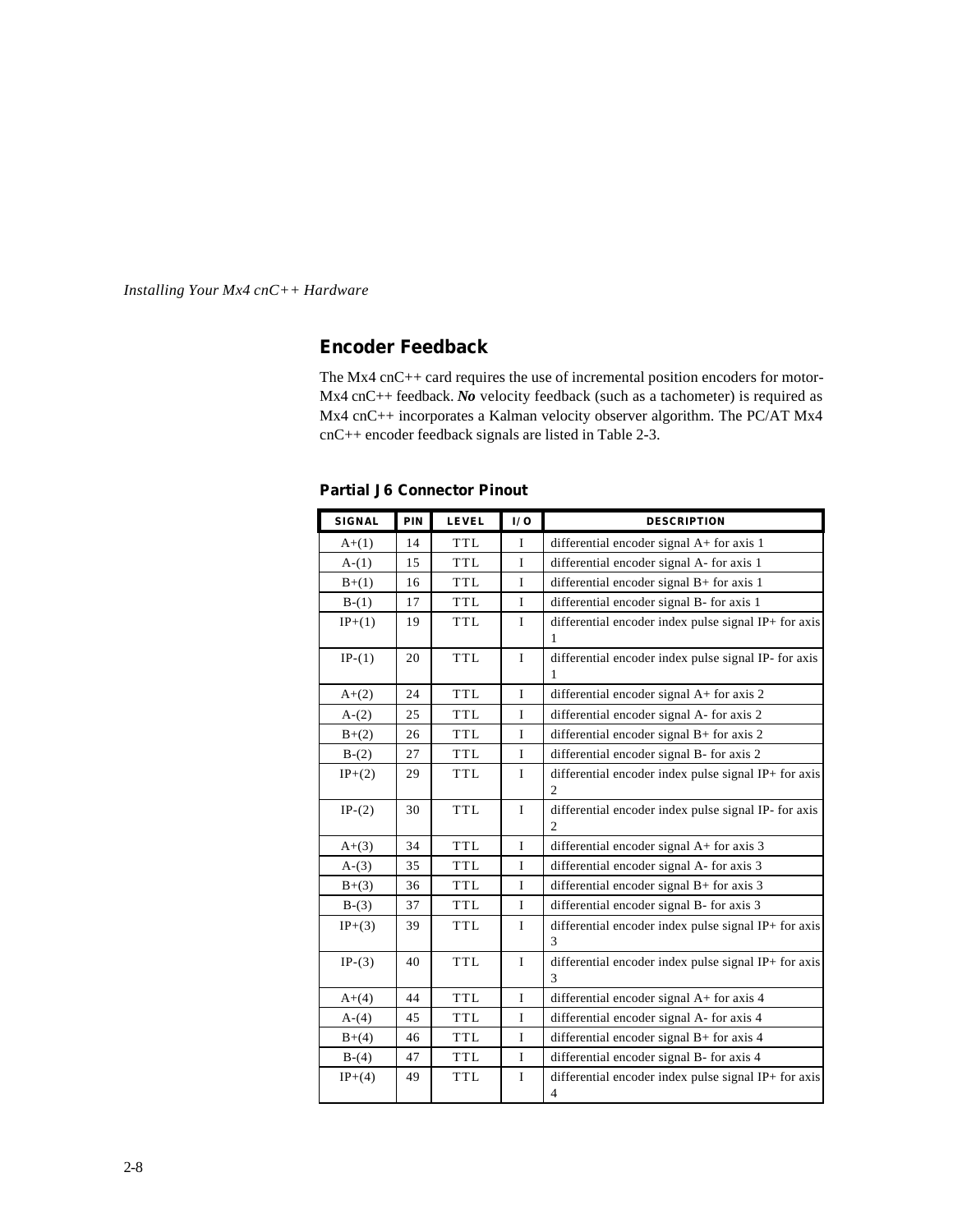## Encoder Feedback

The Mx4 cnC++ card requires the use of incremental position encoders for motor-Mx4 cnC++ feedback. ***No*** velocity feedback (such as a tachometer) is required as Mx4 cnC++ incorporates a Kalman velocity observer algorithm. The PC/AT Mx4 cnC++ encoder feedback signals are listed in Table 2-3.

### Partial J6 Connector Pinout

| SIGNAL | PIN | LEVEL | I/O | DESCRIPTION |
|---|---|---|---|---|
| A+(1) | 14 | TTL | I | differential encoder signal A+ for axis 1 |
| A-(1) | 15 | TTL | I | differential encoder signal A- for axis 1 |
| B+(1) | 16 | TTL | I | differential encoder signal B+ for axis 1 |
| B-(1) | 17 | TTL | I | differential encoder signal B- for axis 1 |
| IP+(1) | 19 | TTL | I | differential encoder index pulse signal IP+ for axis 1 |
| IP-(1) | 20 | TTL | I | differential encoder index pulse signal IP- for axis 1 |
| A+(2) | 24 | TTL | I | differential encoder signal A+ for axis 2 |
| A-(2) | 25 | TTL | I | differential encoder signal A- for axis 2 |
| B+(2) | 26 | TTL | I | differential encoder signal B+ for axis 2 |
| B-(2) | 27 | TTL | I | differential encoder signal B- for axis 2 |
| IP+(2) | 29 | TTL | I | differential encoder index pulse signal IP+ for axis 2 |
| IP-(2) | 30 | TTL | I | differential encoder index pulse signal IP- for axis 2 |
| A+(3) | 34 | TTL | I | differential encoder signal A+ for axis 3 |
| A-(3) | 35 | TTL | I | differential encoder signal A- for axis 3 |
| B+(3) | 36 | TTL | I | differential encoder signal B+ for axis 3 |
| B-(3) | 37 | TTL | I | differential encoder signal B- for axis 3 |
| IP+(3) | 39 | TTL | I | differential encoder index pulse signal IP+ for axis 3 |
| IP-(3) | 40 | TTL | I | differential encoder index pulse signal IP+ for axis 3 |
| A+(4) | 44 | TTL | I | differential encoder signal A+ for axis 4 |
| A-(4) | 45 | TTL | I | differential encoder signal A- for axis 4 |
| B+(4) | 46 | TTL | I | differential encoder signal B+ for axis 4 |
| B-(4) | 47 | TTL | I | differential encoder signal B- for axis 4 |
| IP+(4) | 49 | TTL | I | differential encoder index pulse signal IP+ for axis 4 |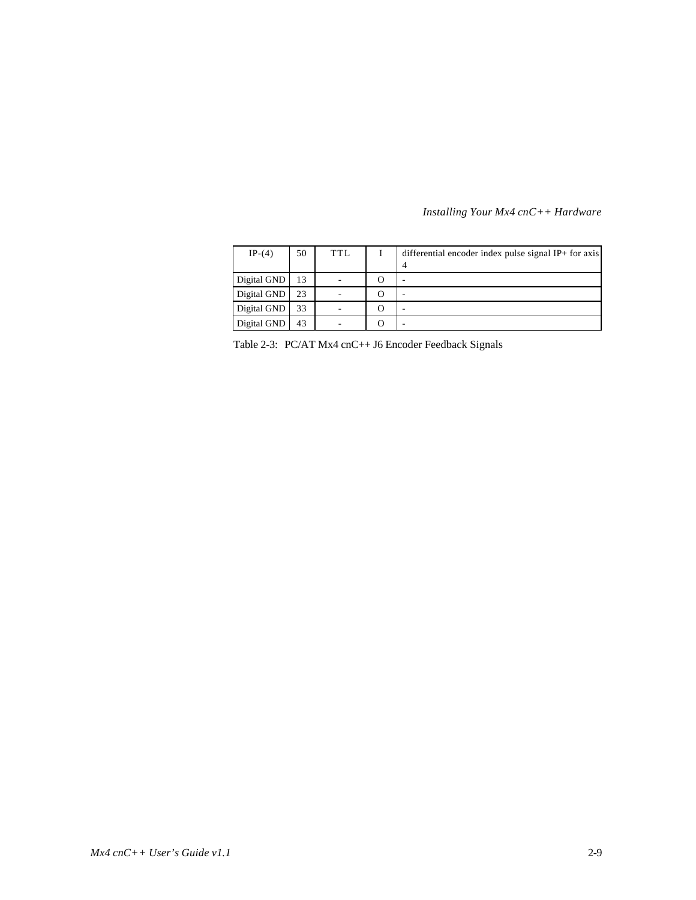| IP-(4) | 50 | TTL | I | differential encoder index pulse signal IP+ for axis 4 |
|---|---|---|---|---|
| Digital GND | 13 | - | O | - |
| Digital GND | 23 | - | O | - |
| Digital GND | 33 | - | O | - |
| Digital GND | 43 | - | O | - |

Table 2-3: PC/AT Mx4 cnC++ J6 Encoder Feedback Signals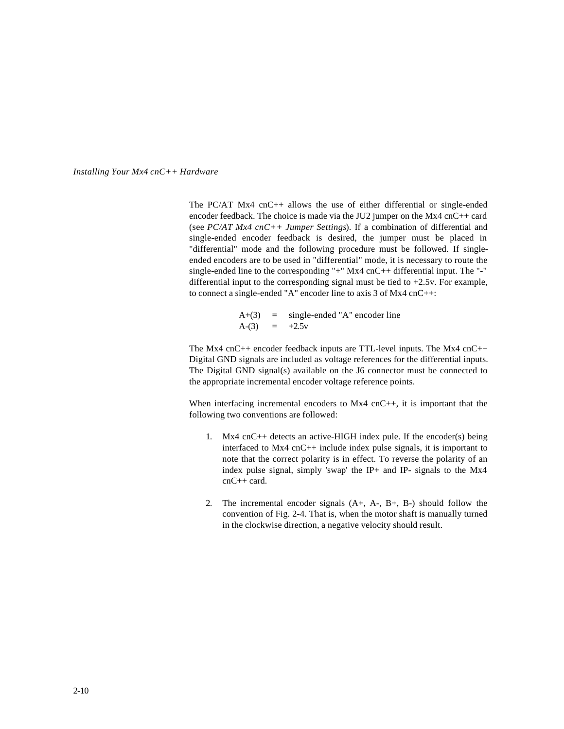The PC/AT Mx4 cnC++ allows the use of either differential or single-ended encoder feedback. The choice is made via the JU2 jumper on the Mx4 cnC++ card (see *PC/AT Mx4 cnC++ Jumper Settings*). If a combination of differential and single-ended encoder feedback is desired, the jumper must be placed in "differential" mode and the following procedure must be followed. If single-ended encoders are to be used in "differential" mode, it is necessary to route the single-ended line to the corresponding "+" Mx4 cnC++ differential input. The "-" differential input to the corresponding signal must be tied to +2.5v. For example, to connect a single-ended "A" encoder line to axis 3 of Mx4 cnC++:

A+(3) = single-ended "A" encoder line
A-(3) = +2.5v

The Mx4 cnC++ encoder feedback inputs are TTL-level inputs. The Mx4 cnC++ Digital GND signals are included as voltage references for the differential inputs. The Digital GND signal(s) available on the J6 connector must be connected to the appropriate incremental encoder voltage reference points.

When interfacing incremental encoders to Mx4 cnC++, it is important that the following two conventions are followed:

1. Mx4 cnC++ detects an active-HIGH index pule. If the encoder(s) being interfaced to Mx4 cnC++ include index pulse signals, it is important to note that the correct polarity is in effect. To reverse the polarity of an index pulse signal, simply 'swap' the IP+ and IP- signals to the Mx4 cnC++ card.

2. The incremental encoder signals (A+, A-, B+, B-) should follow the convention of Fig. 2-4. That is, when the motor shaft is manually turned in the clockwise direction, a negative velocity should result.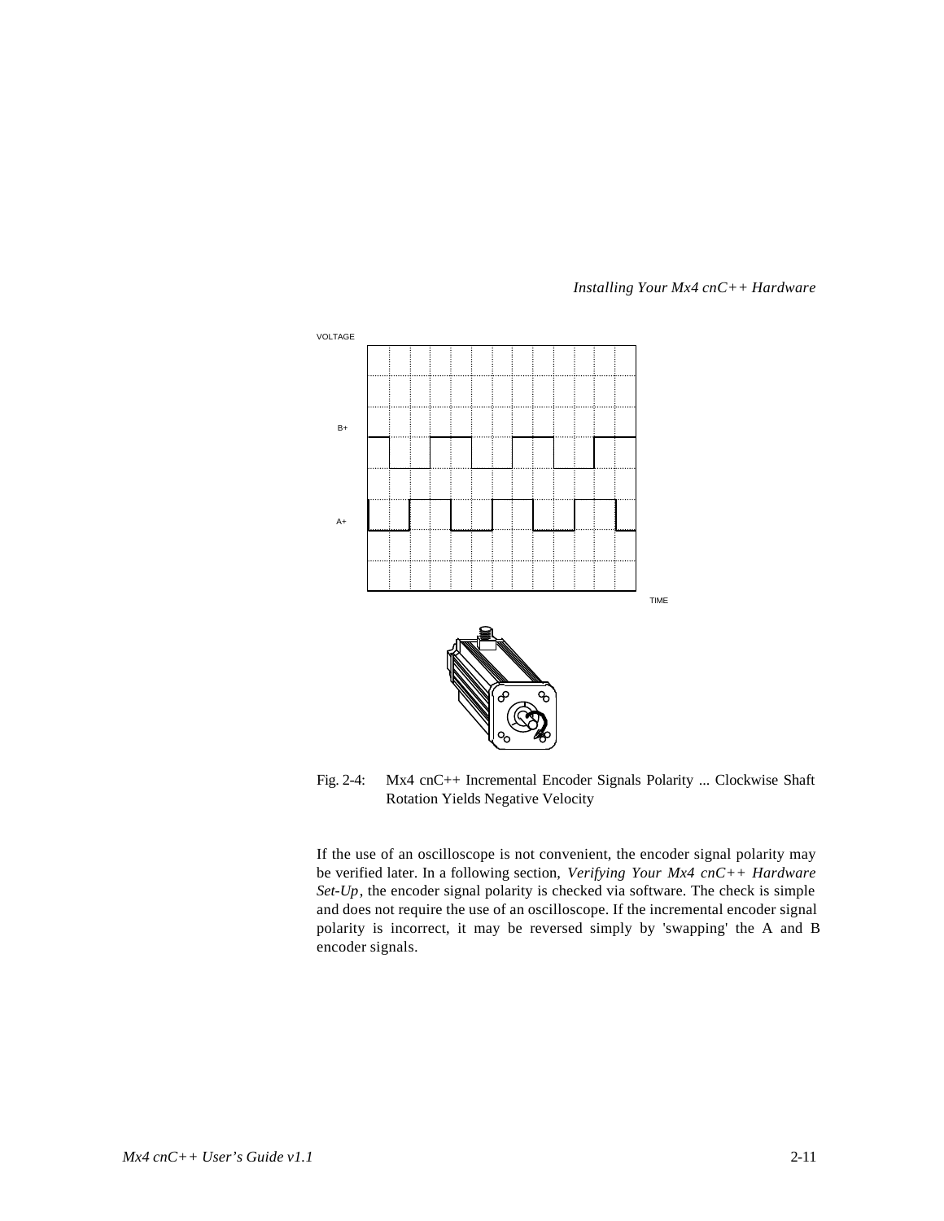Fig. 2-4: Mx4 cnC++ Incremental Encoder Signals Polarity ... Clockwise Shaft Rotation Yields Negative Velocity

If the use of an oscilloscope is not convenient, the encoder signal polarity may be verified later. In a following section, *Verifying Your Mx4 cnC++ Hardware Set-Up*, the encoder signal polarity is checked via software. The check is simple and does not require the use of an oscilloscope. If the incremental encoder signal polarity is incorrect, it may be reversed simply by 'swapping' the A and B encoder signals.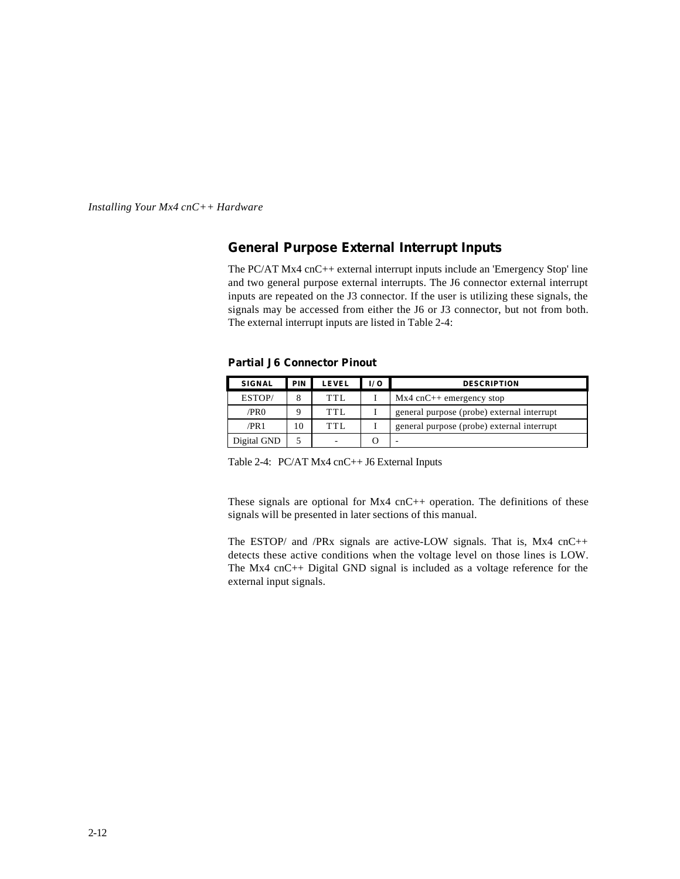## General Purpose External Interrupt Inputs

The PC/AT Mx4 cnC++ external interrupt inputs include an 'Emergency Stop' line and two general purpose external interrupts. The J6 connector external interrupt inputs are repeated on the J3 connector. If the user is utilizing these signals, the signals may be accessed from either the J6 or J3 connector, but not from both. The external interrupt inputs are listed in Table 2-4:

**Partial J6 Connector Pinout**

| SIGNAL | PIN | LEVEL | I/O | DESCRIPTION |
|---|---|---|---|---|
| ESTOP/ | 8 | TTL | I | Mx4 cnC++ emergency stop |
| /PR0 | 9 | TTL | I | general purpose (probe) external interrupt |
| /PR1 | 10 | TTL | I | general purpose (probe) external interrupt |
| Digital GND | 5 | - | O | - |

Table 2-4: PC/AT Mx4 cnC++ J6 External Inputs

These signals are optional for Mx4 cnC++ operation. The definitions of these signals will be presented in later sections of this manual.

The ESTOP/ and /PRx signals are active-LOW signals. That is, Mx4 cnC++ detects these active conditions when the voltage level on those lines is LOW. The Mx4 cnC++ Digital GND signal is included as a voltage reference for the external input signals.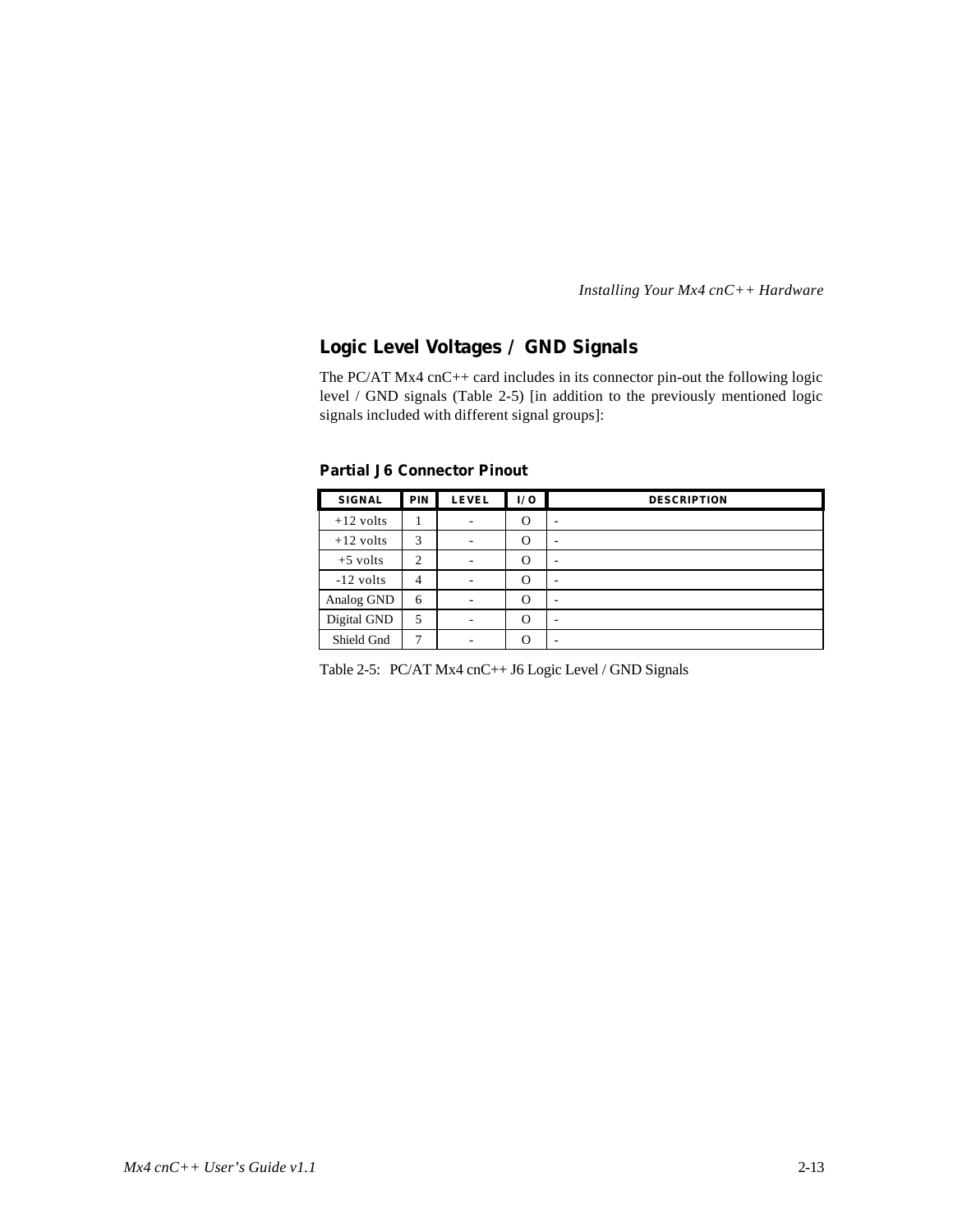## Logic Level Voltages / GND Signals

The PC/AT Mx4 cnC++ card includes in its connector pin-out the following logic level / GND signals (Table 2-5) [in addition to the previously mentioned logic signals included with different signal groups]:

### Partial J6 Connector Pinout

| SIGNAL | PIN | LEVEL | I/O | DESCRIPTION |
|---|---|---|---|---|
| +12 volts | 1 | - | O | - |
| +12 volts | 3 | - | O | - |
| +5 volts | 2 | - | O | - |
| -12 volts | 4 | - | O | - |
| Analog GND | 6 | - | O | - |
| Digital GND | 5 | - | O | - |
| Shield Gnd | 7 | - | O | - |

Table 2-5: PC/AT Mx4 cnC++ J6 Logic Level / GND Signals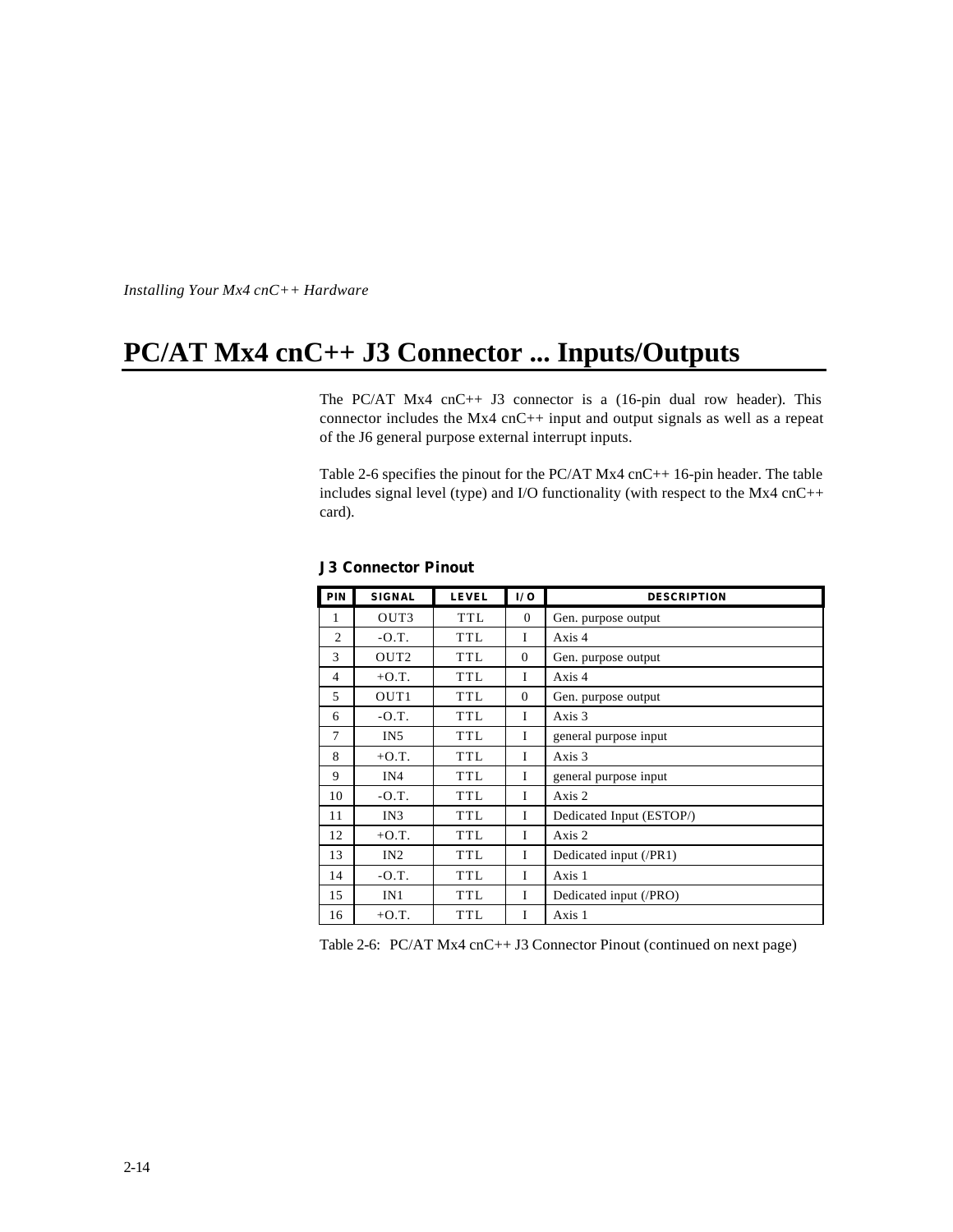# PC/AT Mx4 cnC++ J3 Connector ... Inputs/Outputs

The PC/AT Mx4 cnC++ J3 connector is a (16-pin dual row header). This connector includes the Mx4 cnC++ input and output signals as well as a repeat of the J6 general purpose external interrupt inputs.

Table 2-6 specifies the pinout for the PC/AT Mx4 cnC++ 16-pin header. The table includes signal level (type) and I/O functionality (with respect to the Mx4 cnC++ card).

### J3 Connector Pinout

| PIN | SIGNAL | LEVEL | I/O | DESCRIPTION |
|---|---|---|---|---|
| 1 | OUT3 | TTL | 0 | Gen. purpose output |
| 2 | -O.T. | TTL | I | Axis 4 |
| 3 | OUT2 | TTL | 0 | Gen. purpose output |
| 4 | +O.T. | TTL | I | Axis 4 |
| 5 | OUT1 | TTL | 0 | Gen. purpose output |
| 6 | -O.T. | TTL | I | Axis 3 |
| 7 | IN5 | TTL | I | general purpose input |
| 8 | +O.T. | TTL | I | Axis 3 |
| 9 | IN4 | TTL | I | general purpose input |
| 10 | -O.T. | TTL | I | Axis 2 |
| 11 | IN3 | TTL | I | Dedicated Input (ESTOP/) |
| 12 | +O.T. | TTL | I | Axis 2 |
| 13 | IN2 | TTL | I | Dedicated input (/PR1) |
| 14 | -O.T. | TTL | I | Axis 1 |
| 15 | IN1 | TTL | I | Dedicated input (/PRO) |
| 16 | +O.T. | TTL | I | Axis 1 |

Table 2-6: PC/AT Mx4 cnC++ J3 Connector Pinout (continued on next page)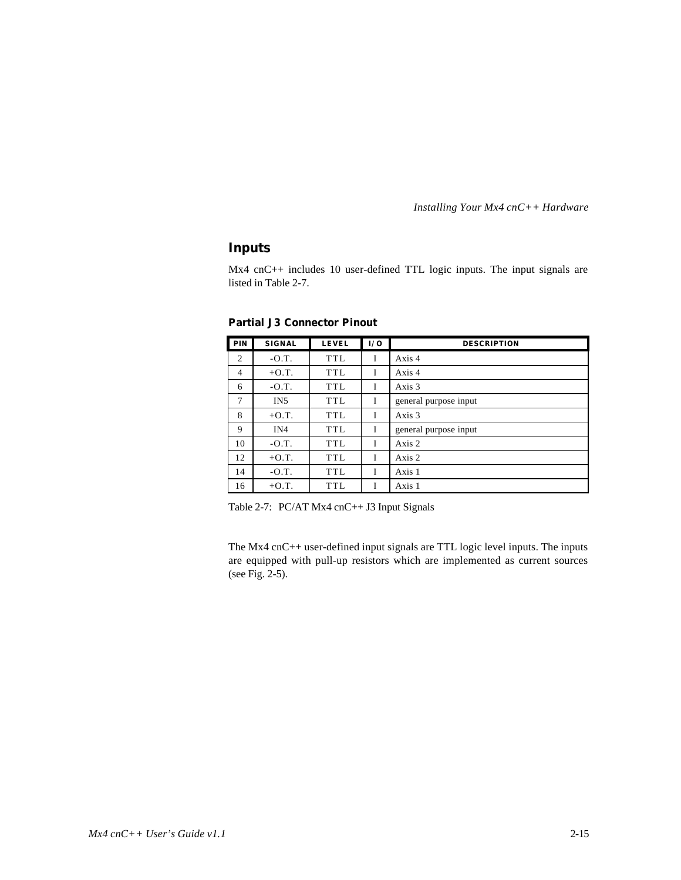## Inputs

Mx4 cnC++ includes 10 user-defined TTL logic inputs. The input signals are listed in Table 2-7.

### Partial J3 Connector Pinout

| PIN | SIGNAL | LEVEL | I/O | DESCRIPTION |
| --- | --- | --- | --- | --- |
| 2 | -O.T. | TTL | I | Axis 4 |
| 4 | +O.T. | TTL | I | Axis 4 |
| 6 | -O.T. | TTL | I | Axis 3 |
| 7 | IN5 | TTL | I | general purpose input |
| 8 | +O.T. | TTL | I | Axis 3 |
| 9 | IN4 | TTL | I | general purpose input |
| 10 | -O.T. | TTL | I | Axis 2 |
| 12 | +O.T. | TTL | I | Axis 2 |
| 14 | -O.T. | TTL | I | Axis 1 |
| 16 | +O.T. | TTL | I | Axis 1 |

Table 2-7: PC/AT Mx4 cnC++ J3 Input Signals

The Mx4 cnC++ user-defined input signals are TTL logic level inputs. The inputs are equipped with pull-up resistors which are implemented as current sources (see Fig. 2-5).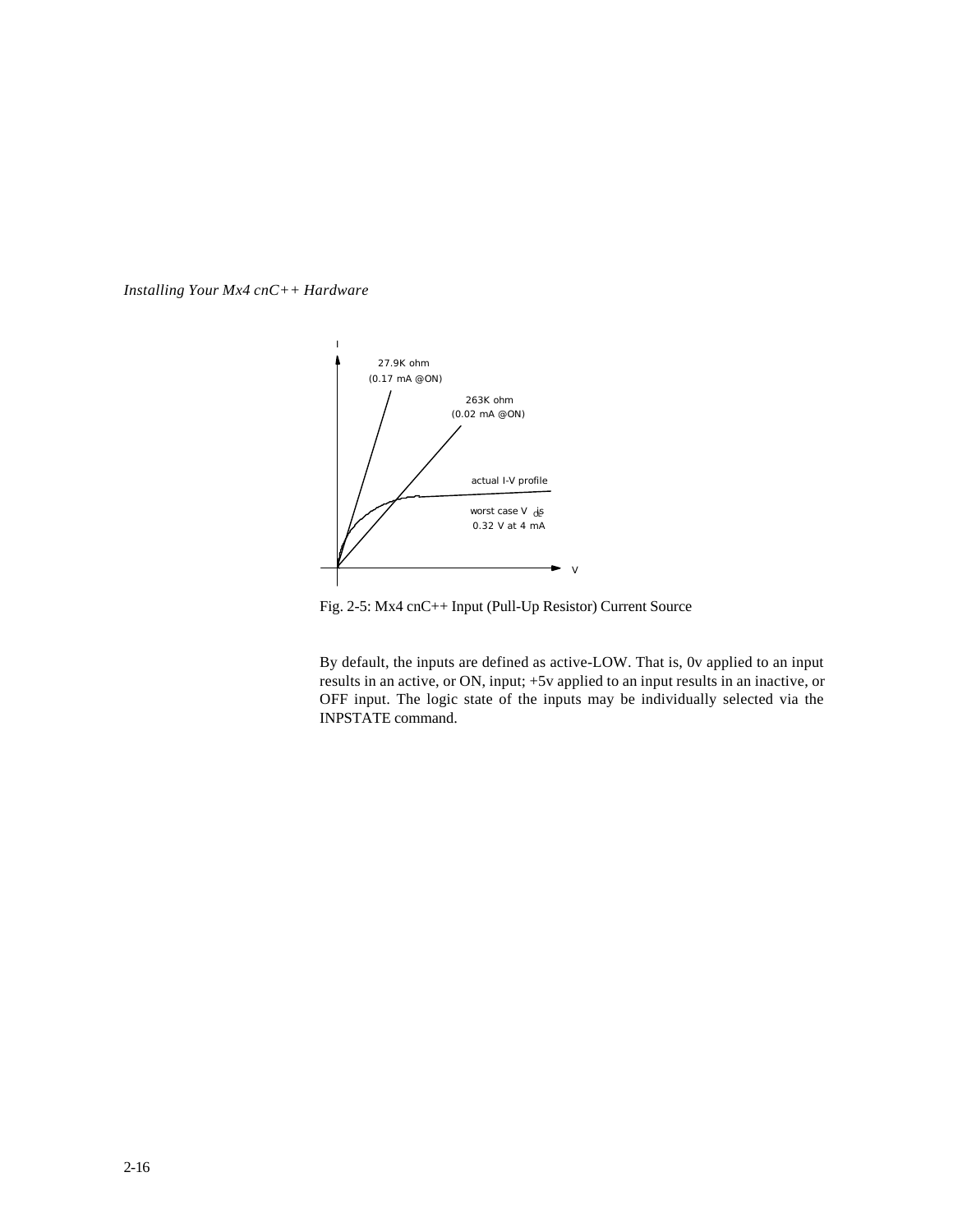Fig. 2-5: Mx4 cnC++ Input (Pull-Up Resistor) Current Source

By default, the inputs are defined as active-LOW. That is, 0v applied to an input results in an active, or ON, input; +5v applied to an input results in an inactive, or OFF input. The logic state of the inputs may be individually selected via the INPSTATE command.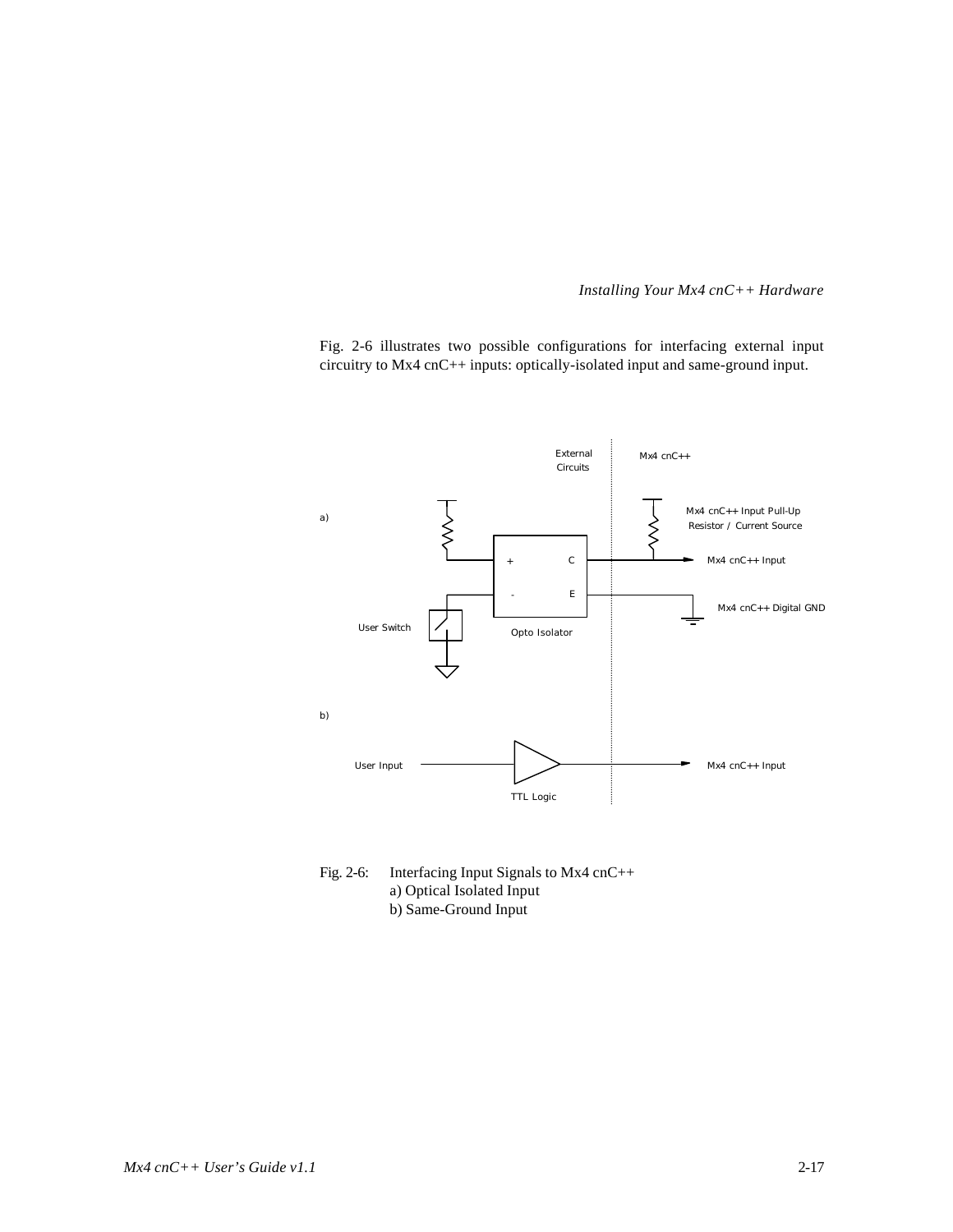Fig. 2-6 illustrates two possible configurations for interfacing external input circuitry to Mx4 cnC++ inputs: optically-isolated input and same-ground input.

Fig. 2-6: Interfacing Input Signals to Mx4 cnC++
a) Optical Isolated Input
b) Same-Ground Input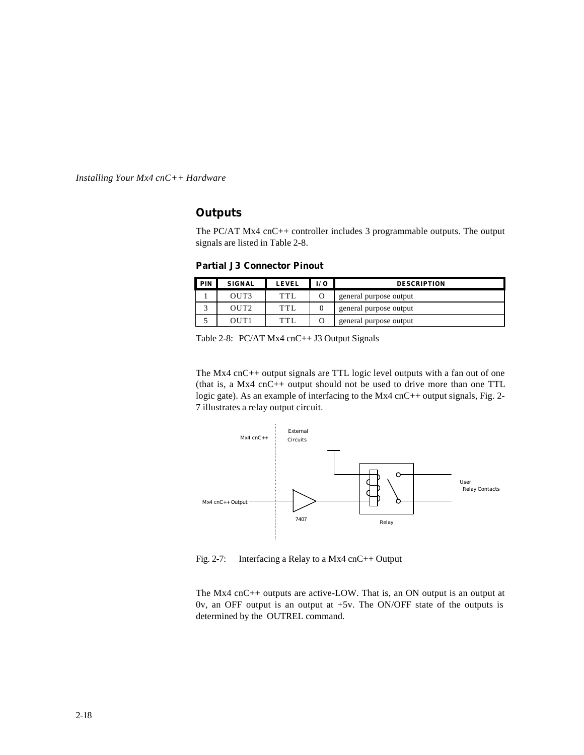## Outputs

The PC/AT Mx4 cnC++ controller includes 3 programmable outputs. The output signals are listed in Table 2-8.

**Partial J3 Connector Pinout**

| PIN | SIGNAL | LEVEL | I/O | DESCRIPTION |
|---|---|---|---|---|
| 1 | OUT3 | TTL | O | general purpose output |
| 3 | OUT2 | TTL | 0 | general purpose output |
| 5 | OUT1 | TTL | O | general purpose output |

Table 2-8: PC/AT Mx4 cnC++ J3 Output Signals

The Mx4 cnC++ output signals are TTL logic level outputs with a fan out of one (that is, a Mx4 cnC++ output should not be used to drive more than one TTL logic gate). As an example of interfacing to the Mx4 cnC++ output signals, Fig. 2-7 illustrates a relay output circuit.

Fig. 2-7: Interfacing a Relay to a Mx4 cnC++ Output

The Mx4 cnC++ outputs are active-LOW. That is, an ON output is an output at 0v, an OFF output is an output at +5v. The ON/OFF state of the outputs is determined by the OUTREL command.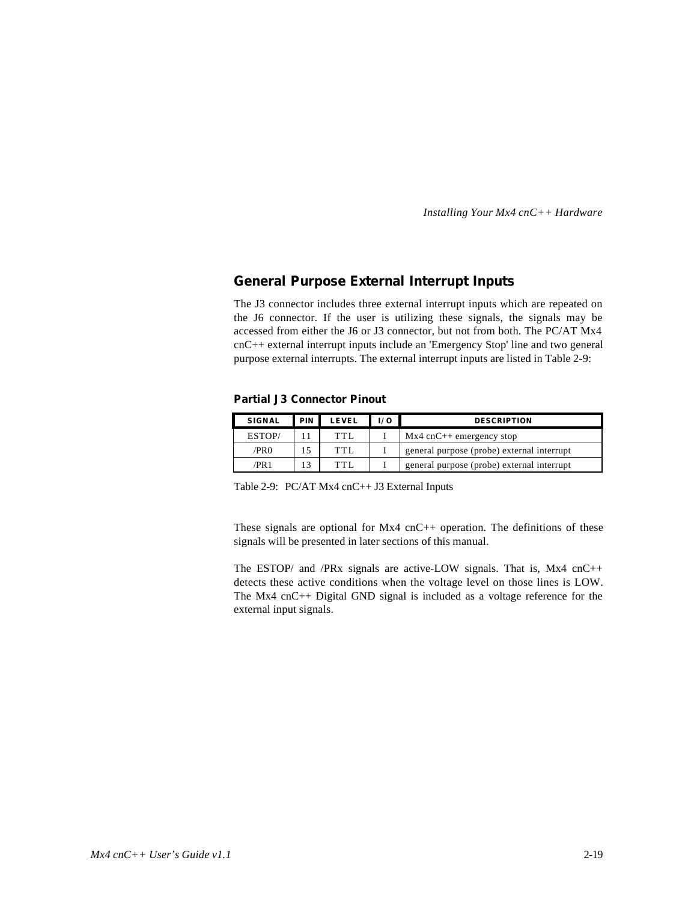## General Purpose External Interrupt Inputs

The J3 connector includes three external interrupt inputs which are repeated on the J6 connector. If the user is utilizing these signals, the signals may be accessed from either the J6 or J3 connector, but not from both. The PC/AT Mx4 cnC++ external interrupt inputs include an 'Emergency Stop' line and two general purpose external interrupts. The external interrupt inputs are listed in Table 2-9:

### Partial J3 Connector Pinout

| SIGNAL | PIN | LEVEL | I/O | DESCRIPTION |
|---|---|---|---|---|
| ESTOP/ | 11 | TTL | I | Mx4 cnC++ emergency stop |
| /PR0 | 15 | TTL | I | general purpose (probe) external interrupt |
| /PR1 | 13 | TTL | I | general purpose (probe) external interrupt |

Table 2-9: PC/AT Mx4 cnC++ J3 External Inputs

These signals are optional for Mx4 cnC++ operation. The definitions of these signals will be presented in later sections of this manual.

The ESTOP/ and /PRx signals are active-LOW signals. That is, Mx4 cnC++ detects these active conditions when the voltage level on those lines is LOW. The Mx4 cnC++ Digital GND signal is included as a voltage reference for the external input signals.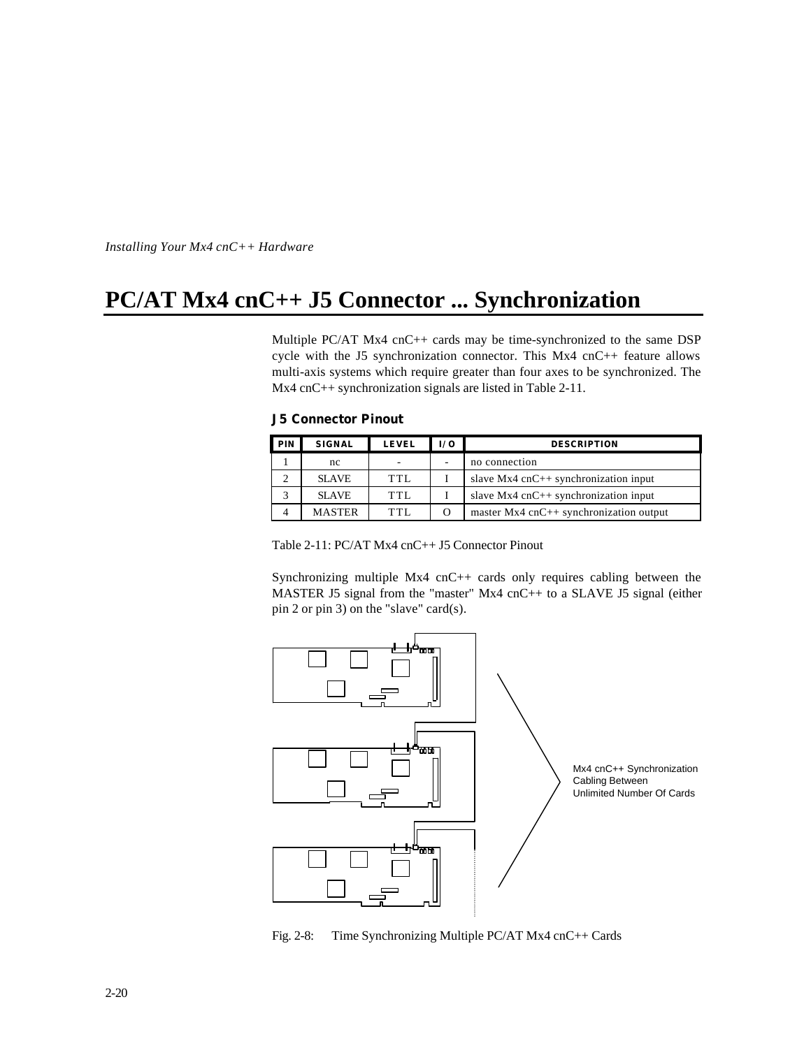# PC/AT Mx4 cnC++ J5 Connector ... Synchronization

Multiple PC/AT Mx4 cnC++ cards may be time-synchronized to the same DSP cycle with the J5 synchronization connector. This Mx4 cnC++ feature allows multi-axis systems which require greater than four axes to be synchronized. The Mx4 cnC++ synchronization signals are listed in Table 2-11.

### J5 Connector Pinout

| PIN | SIGNAL | LEVEL | I/O | DESCRIPTION |
|---|---|---|---|---|
| 1 | nc | - | - | no connection |
| 2 | SLAVE | TTL | I | slave Mx4 cnC++ synchronization input |
| 3 | SLAVE | TTL | I | slave Mx4 cnC++ synchronization input |
| 4 | MASTER | TTL | O | master Mx4 cnC++ synchronization output |

Table 2-11: PC/AT Mx4 cnC++ J5 Connector Pinout

Synchronizing multiple Mx4 cnC++ cards only requires cabling between the MASTER J5 signal from the "master" Mx4 cnC++ to a SLAVE J5 signal (either pin 2 or pin 3) on the "slave" card(s).

Mx4 cnC++ Synchronization Cabling Between Unlimited Number Of Cards

Fig. 2-8: Time Synchronizing Multiple PC/AT Mx4 cnC++ Cards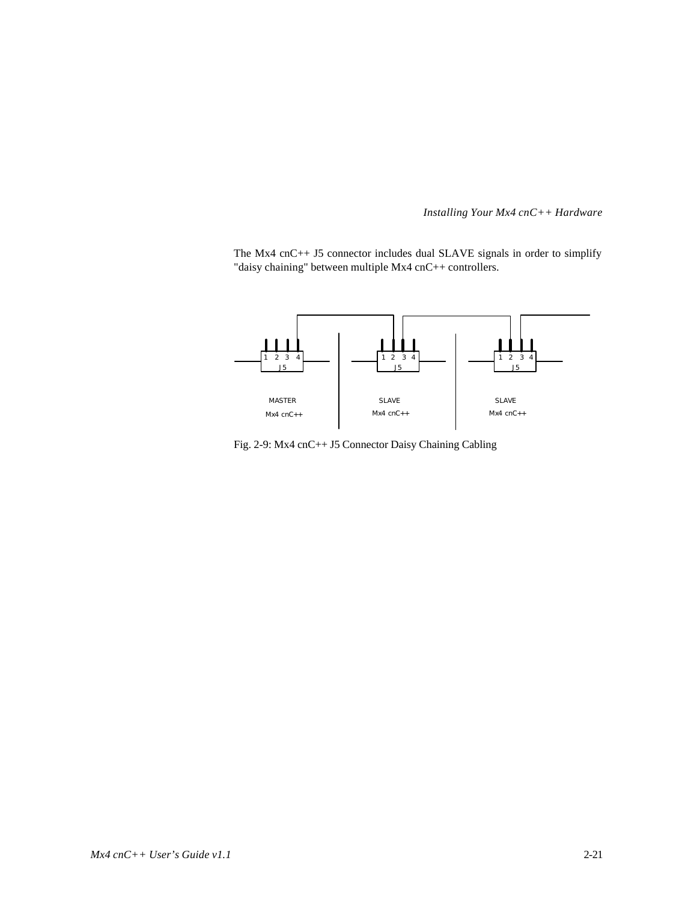The Mx4 cnC++ J5 connector includes dual SLAVE signals in order to simplify "daisy chaining" between multiple Mx4 cnC++ controllers.

Fig. 2-9: Mx4 cnC++ J5 Connector Daisy Chaining Cabling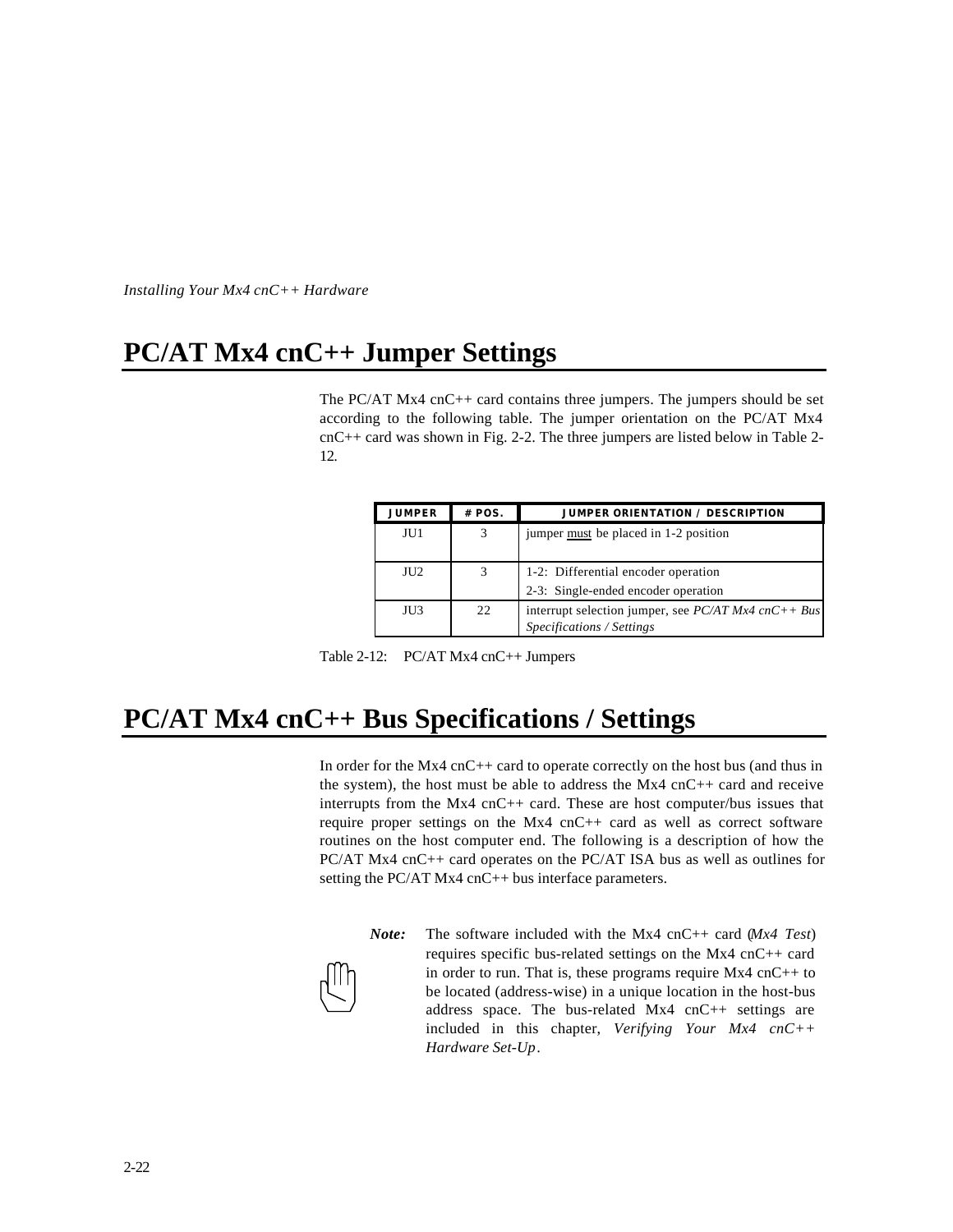# PC/AT Mx4 cnC++ Jumper Settings

The PC/AT Mx4 cnC++ card contains three jumpers. The jumpers should be set according to the following table. The jumper orientation on the PC/AT Mx4 cnC++ card was shown in Fig. 2-2. The three jumpers are listed below in Table 2-12.

| JUMPER | # POS. | JUMPER ORIENTATION / DESCRIPTION |
|---|---|---|
| JU1 | 3 | jumper must be placed in 1-2 position |
| JU2 | 3 | 1-2: Differential encoder operation<br>2-3: Single-ended encoder operation |
| JU3 | 22 | interrupt selection jumper, see *PC/AT Mx4 cnC++ Bus Specifications / Settings* |

Table 2-12: PC/AT Mx4 cnC++ Jumpers

# PC/AT Mx4 cnC++ Bus Specifications / Settings

In order for the Mx4 cnC++ card to operate correctly on the host bus (and thus in the system), the host must be able to address the Mx4 cnC++ card and receive interrupts from the Mx4 cnC++ card. These are host computer/bus issues that require proper settings on the Mx4 cnC++ card as well as correct software routines on the host computer end. The following is a description of how the PC/AT Mx4 cnC++ card operates on the PC/AT ISA bus as well as outlines for setting the PC/AT Mx4 cnC++ bus interface parameters.

***Note:*** The software included with the Mx4 cnC++ card (*Mx4 Test*) requires specific bus-related settings on the Mx4 cnC++ card in order to run. That is, these programs require Mx4 cnC++ to be located (address-wise) in a unique location in the host-bus address space. The bus-related Mx4 cnC++ settings are included in this chapter, *Verifying Your Mx4 cnC++ Hardware Set-Up*.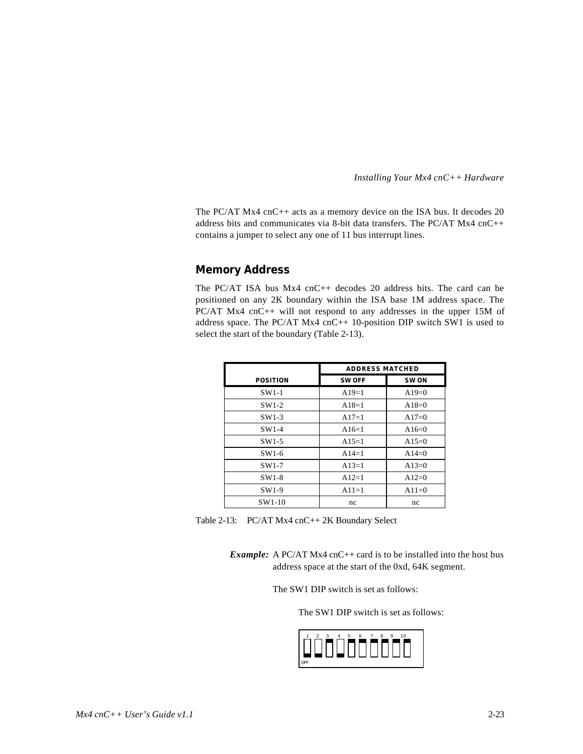The PC/AT Mx4 cnC++ acts as a memory device on the ISA bus. It decodes 20 address bits and communicates via 8-bit data transfers. The PC/AT Mx4 cnC++ contains a jumper to select any one of 11 bus interrupt lines.

## Memory Address

The PC/AT ISA bus Mx4 cnC++ decodes 20 address bits. The card can be positioned on any 2K boundary within the ISA base 1M address space. The PC/AT Mx4 cnC++ will not respond to any addresses in the upper 15M of address space. The PC/AT Mx4 cnC++ 10-position DIP switch SW1 is used to select the start of the boundary (Table 2-13).

| POSITION | ADDRESS MATCHED | |
|---|---|---|
| | SW OFF | SW ON |
| SW1-1 | A19=1 | A19=0 |
| SW1-2 | A18=1 | A18=0 |
| SW1-3 | A17=1 | A17=0 |
| SW1-4 | A16=1 | A16=0 |
| SW1-5 | A15=1 | A15=0 |
| SW1-6 | A14=1 | A14=0 |
| SW1-7 | A13=1 | A13=0 |
| SW1-8 | A12=1 | A12=0 |
| SW1-9 | A11=1 | A11=0 |
| SW1-10 | nc | nc |

Table 2-13: PC/AT Mx4 cnC++ 2K Boundary Select

***Example:*** A PC/AT Mx4 cnC++ card is to be installed into the host bus address space at the start of the 0xd, 64K segment.

The SW1 DIP switch is set as follows:

The SW1 DIP switch is set as follows:

1 2 3 4 5 6 7 8 9 10

OFF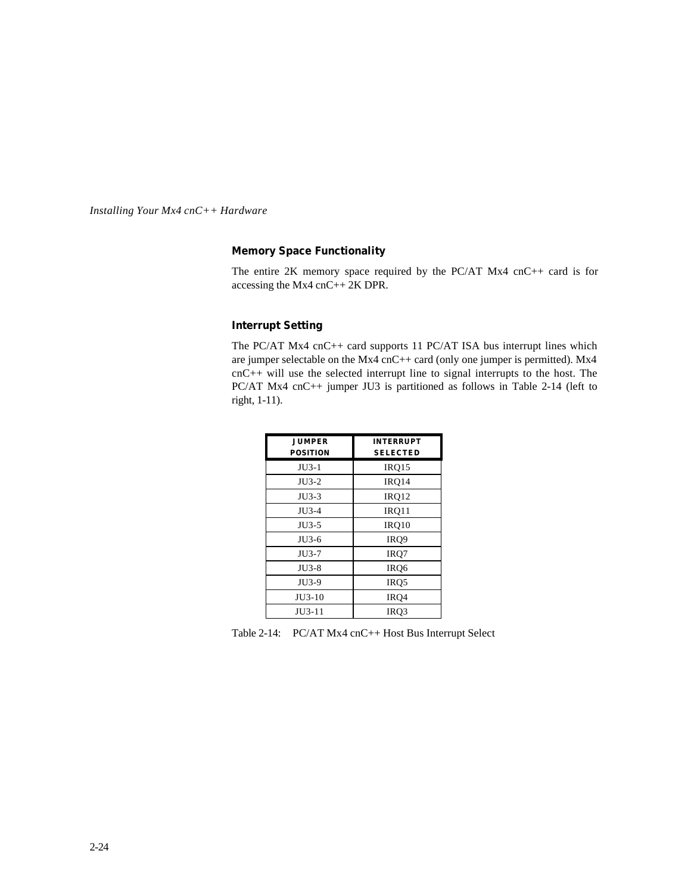### Memory Space Functionality

The entire 2K memory space required by the PC/AT Mx4 cnC++ card is for accessing the Mx4 cnC++ 2K DPR.

### Interrupt Setting

The PC/AT Mx4 cnC++ card supports 11 PC/AT ISA bus interrupt lines which are jumper selectable on the Mx4 cnC++ card (only one jumper is permitted). Mx4 cnC++ will use the selected interrupt line to signal interrupts to the host. The PC/AT Mx4 cnC++ jumper JU3 is partitioned as follows in Table 2-14 (left to right, 1-11).

| JUMPER POSITION | INTERRUPT SELECTED |
|---|---|
| JU3-1 | IRQ15 |
| JU3-2 | IRQ14 |
| JU3-3 | IRQ12 |
| JU3-4 | IRQ11 |
| JU3-5 | IRQ10 |
| JU3-6 | IRQ9 |
| JU3-7 | IRQ7 |
| JU3-8 | IRQ6 |
| JU3-9 | IRQ5 |
| JU3-10 | IRQ4 |
| JU3-11 | IRQ3 |

Table 2-14: PC/AT Mx4 cnC++ Host Bus Interrupt Select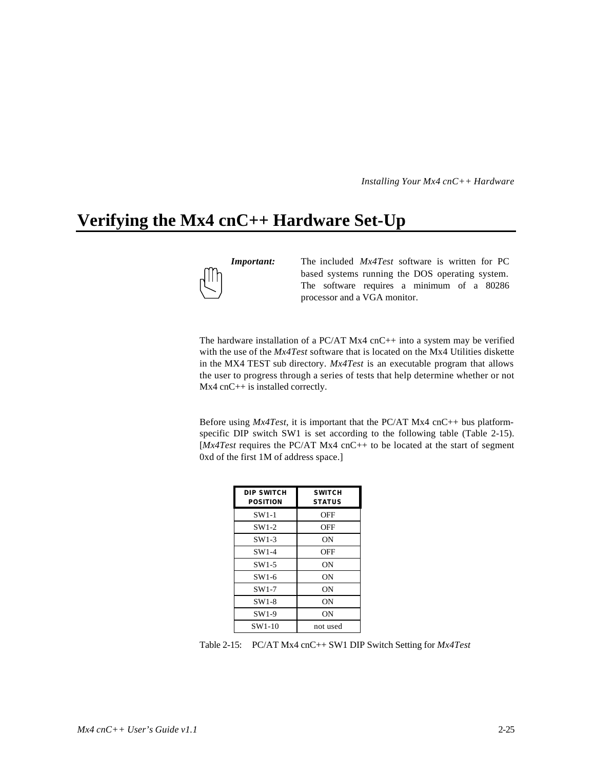## Verifying the Mx4 cnC++ Hardware Set-Up

***Important:*** The included *Mx4Test* software is written for PC based systems running the DOS operating system. The software requires a minimum of a 80286 processor and a VGA monitor.

The hardware installation of a PC/AT Mx4 cnC++ into a system may be verified with the use of the *Mx4Test* software that is located on the Mx4 Utilities diskette in the MX4 TEST sub directory. *Mx4Test* is an executable program that allows the user to progress through a series of tests that help determine whether or not Mx4 cnC++ is installed correctly.

Before using *Mx4Test*, it is important that the PC/AT Mx4 cnC++ bus platform-specific DIP switch SW1 is set according to the following table (Table 2-15). [*Mx4Test* requires the PC/AT Mx4 cnC++ to be located at the start of segment 0xd of the first 1M of address space.]

| DIP SWITCH POSITION | SWITCH STATUS |
|---|---|
| SW1-1 | OFF |
| SW1-2 | OFF |
| SW1-3 | ON |
| SW1-4 | OFF |
| SW1-5 | ON |
| SW1-6 | ON |
| SW1-7 | ON |
| SW1-8 | ON |
| SW1-9 | ON |
| SW1-10 | not used |

Table 2-15: PC/AT Mx4 cnC++ SW1 DIP Switch Setting for *Mx4Test*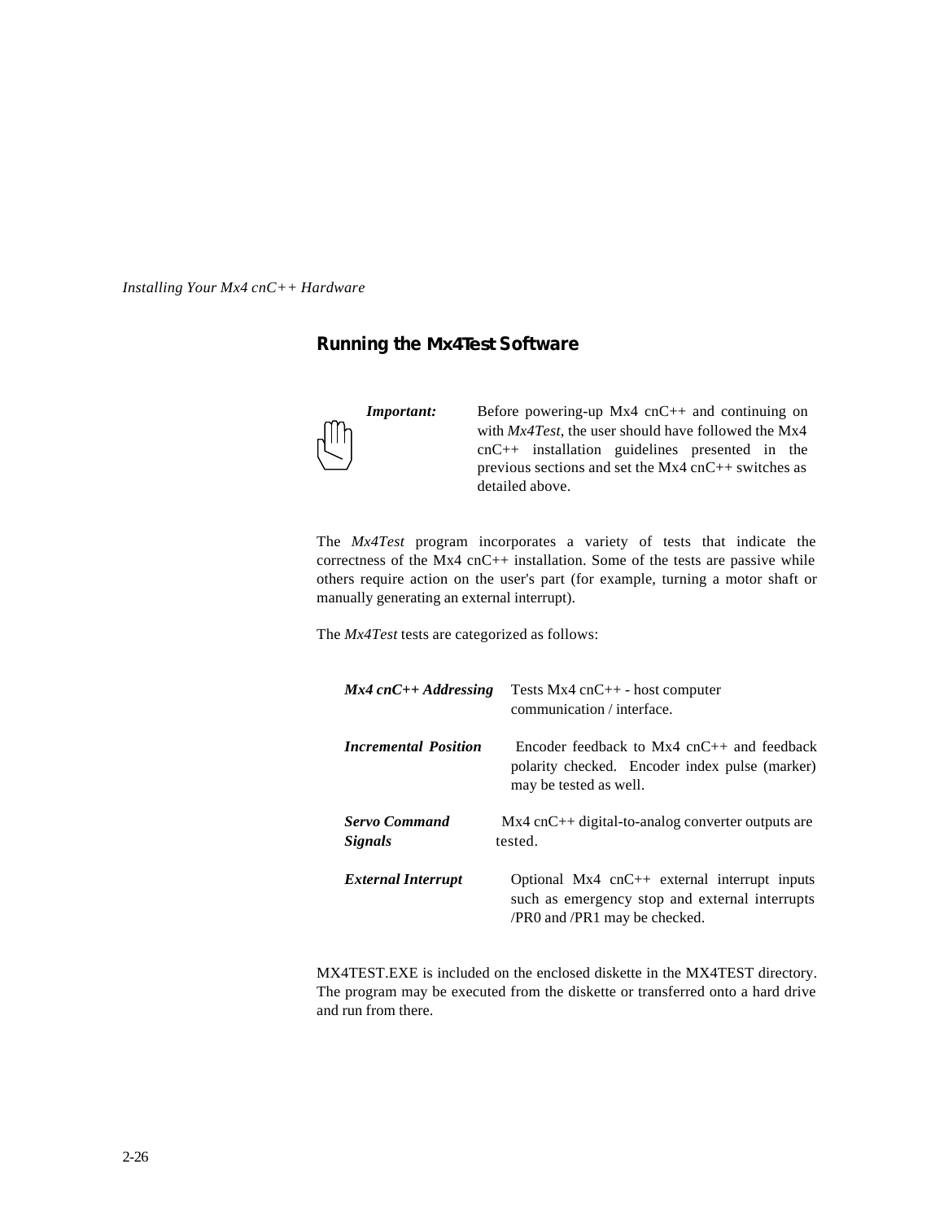## Running the Mx4Test Software

***Important:*** Before powering-up Mx4 cnC++ and continuing on with *Mx4Test*, the user should have followed the Mx4 cnC++ installation guidelines presented in the previous sections and set the Mx4 cnC++ switches as detailed above.

The *Mx4Test* program incorporates a variety of tests that indicate the correctness of the Mx4 cnC++ installation. Some of the tests are passive while others require action on the user's part (for example, turning a motor shaft or manually generating an external interrupt).

The *Mx4Test* tests are categorized as follows:

***Mx4 cnC++ Addressing*** Tests Mx4 cnC++ - host computer communication / interface.

***Incremental Position*** Encoder feedback to Mx4 cnC++ and feedback polarity checked. Encoder index pulse (marker) may be tested as well.

***Servo Command Signals*** Mx4 cnC++ digital-to-analog converter outputs are tested.

***External Interrupt*** Optional Mx4 cnC++ external interrupt inputs such as emergency stop and external interrupts /PR0 and /PR1 may be checked.

MX4TEST.EXE is included on the enclosed diskette in the MX4TEST directory. The program may be executed from the diskette or transferred onto a hard drive and run from there.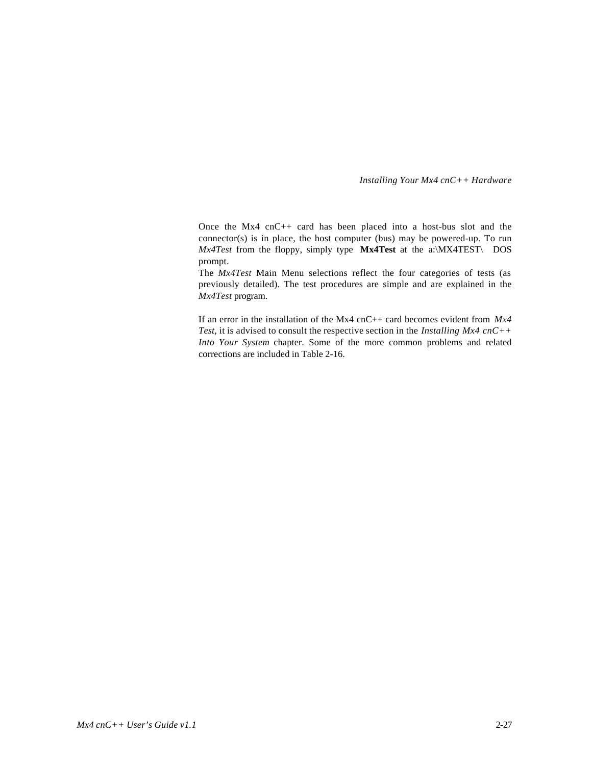Once the Mx4 cnC++ card has been placed into a host-bus slot and the connector(s) is in place, the host computer (bus) may be powered-up. To run *Mx4Test* from the floppy, simply type **Mx4Test** at the a:\MX4TEST\ DOS prompt.

The *Mx4Test* Main Menu selections reflect the four categories of tests (as previously detailed). The test procedures are simple and are explained in the *Mx4Test* program.

If an error in the installation of the Mx4 cnC++ card becomes evident from *Mx4 Test*, it is advised to consult the respective section in the *Installing Mx4 cnC++ Into Your System* chapter. Some of the more common problems and related corrections are included in Table 2-16.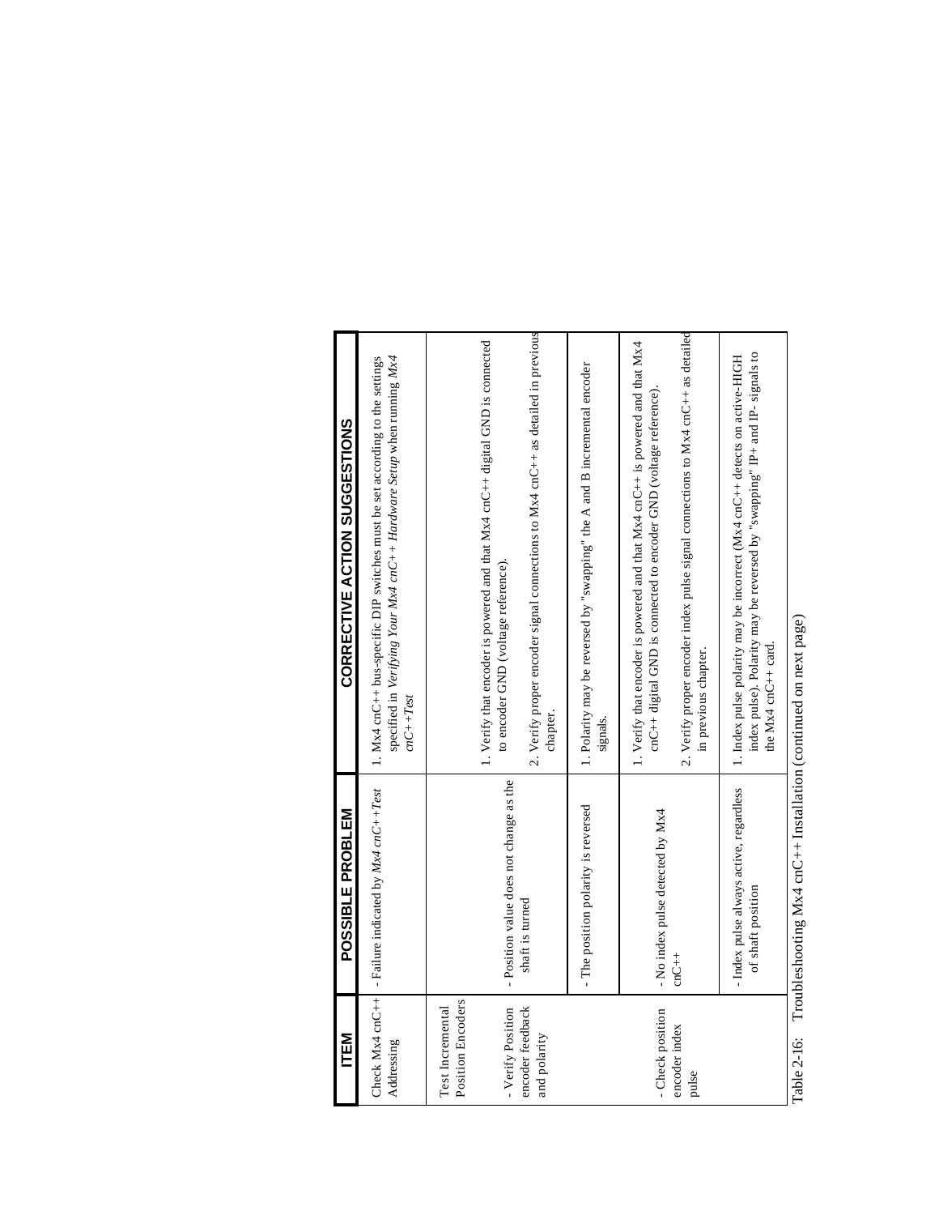| ITEM | POSSIBLE PROBLEM | CORRECTIVE ACTION SUGGESTIONS |
|---|---|---|
| Check Mx4 cnC++ Addressing | - Failure indicated by *Mx4 cnC++Test* | 1. Mx4 cnC++ bus-specific DIP switches must be set according to the settings specified in *Verifying Your Mx4 cnC++ Hardware Setup* when running *Mx4 cnC++Test* |
| Test Incremental Position Encoders<br><br>- Verify Position encoder feedback and polarity | - Position value does not change as the shaft is turned | 1. Verify that encoder is powered and that Mx4 cnC++ digital GND is connected to encoder GND (voltage reference).<br><br>2. Verify proper encoder signal connections to Mx4 cnC++ as detailed in previous chapter. |
| | - The position polarity is reversed | 1. Polarity may be reversed by "swapping" the A and B incremental encoder signals. |
| - Check position encoder index pulse | - No index pulse detected by Mx4 cnC++ | 1. Verify that encoder is powered and that Mx4 cnC++ is powered and that Mx4 cnC++ digital GND is connected to encoder GND (voltage reference).<br><br>2. Verify proper encoder index pulse signal connections to Mx4 cnC++ as detailed in previous chapter. |
| | - Index pulse always active, regardless of shaft position | 1. Index pulse polarity may be incorrect (Mx4 cnC++ detects on active-HIGH index pulse). Polarity may be reversed by "swapping" IP+ and IP- signals to the Mx4 cnC++ card. |

Table 2-16: Troubleshooting Mx4 cnC++ Installation (continued on next page)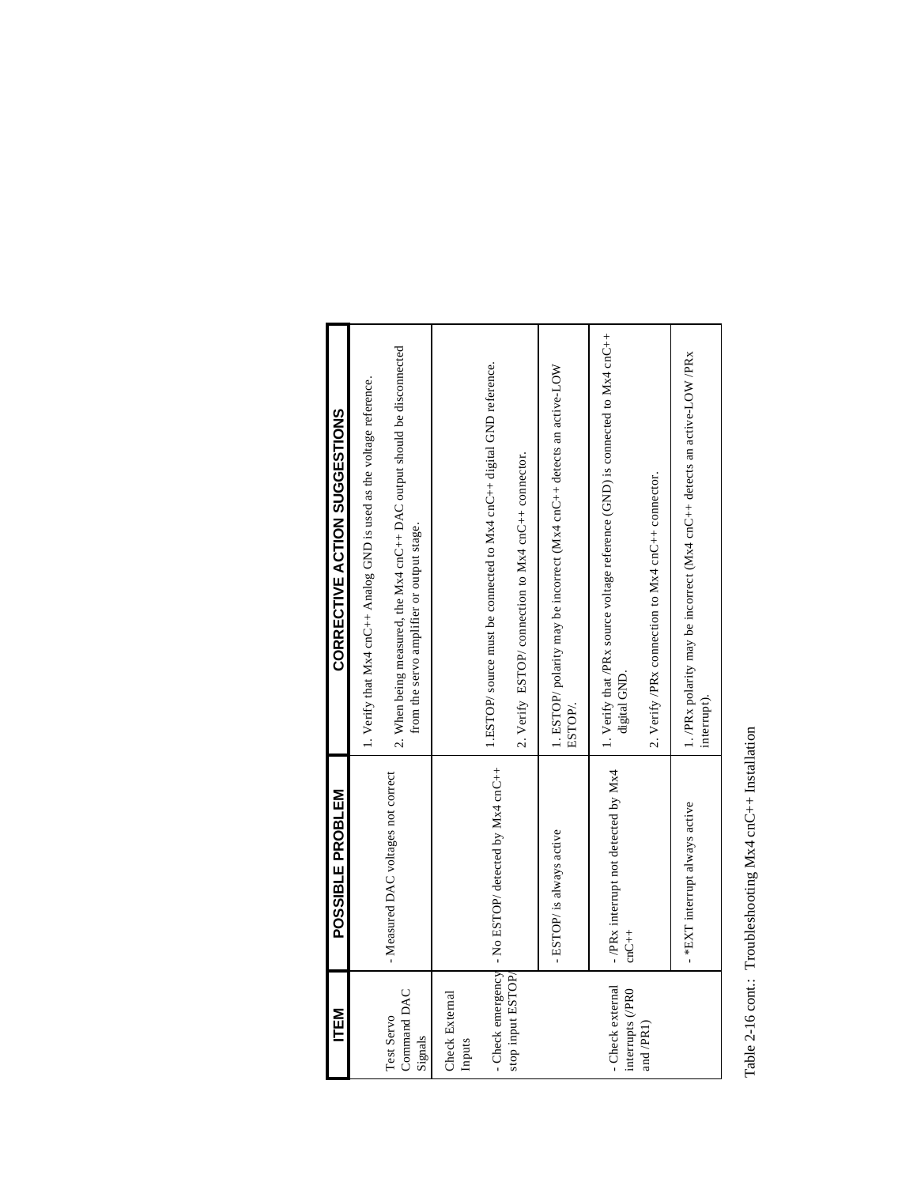| ITEM | POSSIBLE PROBLEM | CORRECTIVE ACTION SUGGESTIONS |
|---|---|---|
| Test Servo Command DAC Signals | - Measured DAC voltages not correct | 1. Verify that Mx4 cnC++ Analog GND is used as the voltage reference.<br><br>2. When being measured, the Mx4 cnC++ DAC output should be disconnected from the servo amplifier or output stage. |
| Check External Inputs<br><br>- Check emergency stop input ESTOP/ | - No ESTOP/ detected by Mx4 cnC++ | 1.ESTOP/ source must be connected to Mx4 cnC++ digital GND reference.<br><br>2. Verify ESTOP/ connection to Mx4 cnC++ connector. |
| | - ESTOP/ is always active | 1. ESTOP/ polarity may be incorrect (Mx4 cnC++ detects an active-LOW ESTOP/. |
| - Check external interrupts (/PR0 and /PR1) | - /PRx interrupt not detected by Mx4 cnC++ | 1. Verify that /PRx source voltage reference (GND) is connected to Mx4 cnC++ digital GND.<br><br>2. Verify /PRx connection to Mx4 cnC++ connector. |
| | - *EXT interrupt always active | 1. /PRx polarity may be incorrect (Mx4 cnC++ detects an active-LOW /PRx interrupt). |

Table 2-16 cont.: Troubleshooting Mx4 cnC++ Installation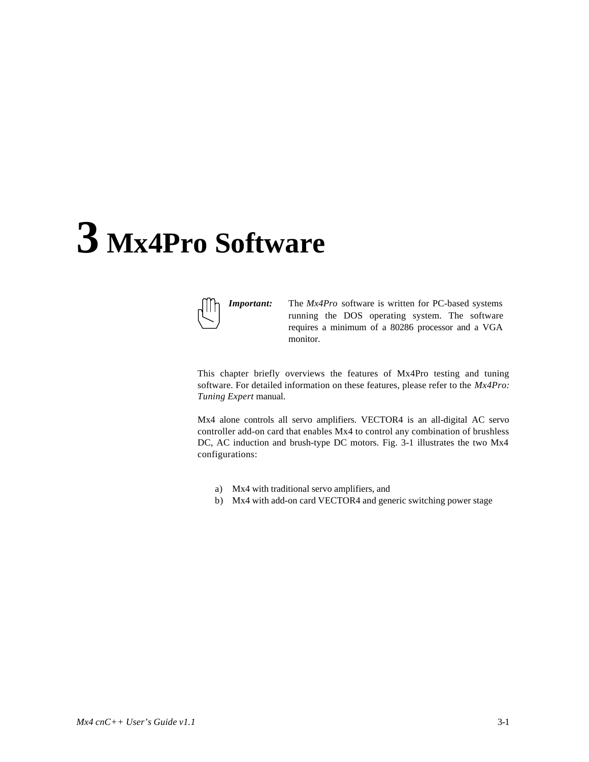# 3 Mx4Pro Software

> ***Important:*** The *Mx4Pro* software is written for PC-based systems running the DOS operating system. The software requires a minimum of a 80286 processor and a VGA monitor.

This chapter briefly overviews the features of Mx4Pro testing and tuning software. For detailed information on these features, please refer to the *Mx4Pro: Tuning Expert* manual.

Mx4 alone controls all servo amplifiers. VECTOR4 is an all-digital AC servo controller add-on card that enables Mx4 to control any combination of brushless DC, AC induction and brush-type DC motors. Fig. 3-1 illustrates the two Mx4 configurations:

a) Mx4 with traditional servo amplifiers, and
b) Mx4 with add-on card VECTOR4 and generic switching power stage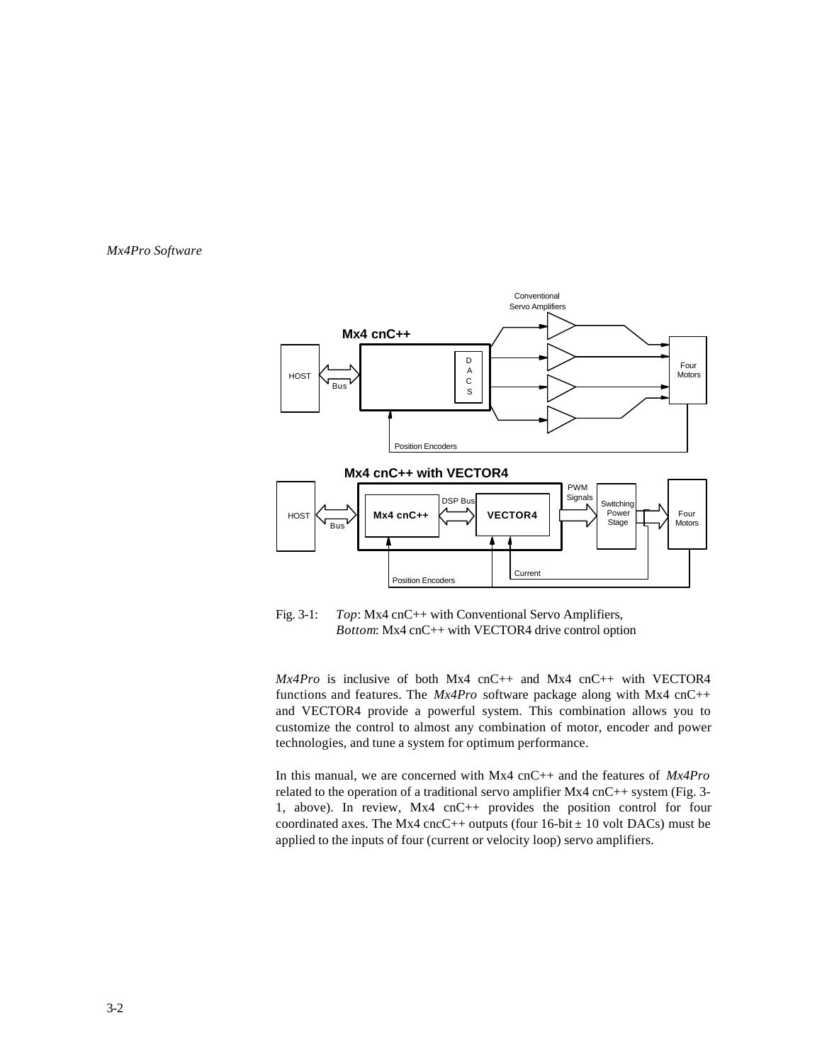Fig. 3-1: *Top*: Mx4 cnC++ with Conventional Servo Amplifiers, *Bottom*: Mx4 cnC++ with VECTOR4 drive control option

*Mx4Pro* is inclusive of both Mx4 cnC++ and Mx4 cnC++ with VECTOR4 functions and features. The *Mx4Pro* software package along with Mx4 cnC++ and VECTOR4 provide a powerful system. This combination allows you to customize the control to almost any combination of motor, encoder and power technologies, and tune a system for optimum performance.

In this manual, we are concerned with Mx4 cnC++ and the features of *Mx4Pro* related to the operation of a traditional servo amplifier Mx4 cnC++ system (Fig. 3-1, above). In review, Mx4 cnC++ provides the position control for four coordinated axes. The Mx4 cncC++ outputs (four 16-bit ± 10 volt DACs) must be applied to the inputs of four (current or velocity loop) servo amplifiers.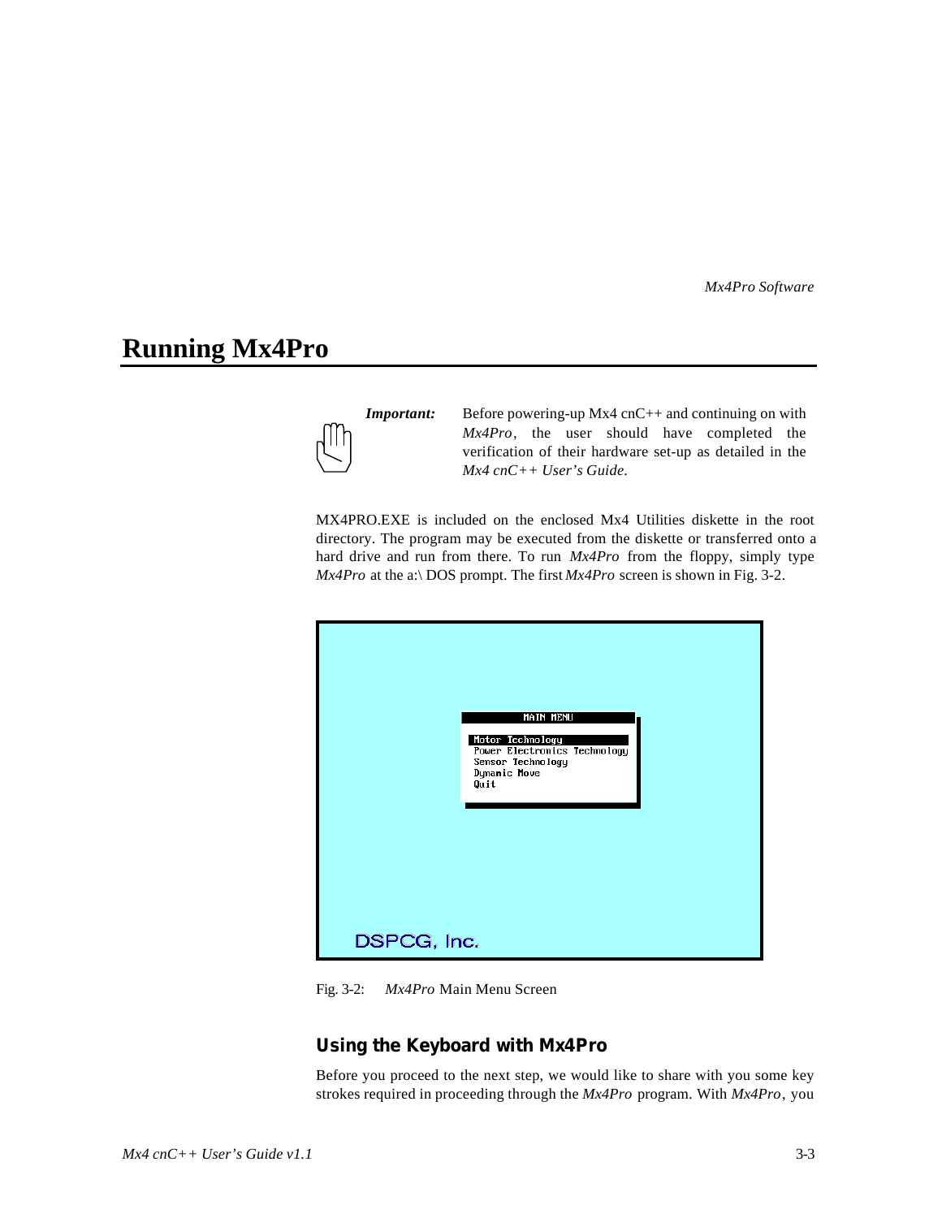# Running Mx4Pro

***Important:*** Before powering-up Mx4 cnC++ and continuing on with *Mx4Pro*, the user should have completed the verification of their hardware set-up as detailed in the *Mx4 cnC++ User's Guide*.

MX4PRO.EXE is included on the enclosed Mx4 Utilities diskette in the root directory. The program may be executed from the diskette or transferred onto a hard drive and run from there. To run *Mx4Pro* from the floppy, simply type *Mx4Pro* at the a:\ DOS prompt. The first *Mx4Pro* screen is shown in Fig. 3-2.

```
MAIN MENU

Motor Technology
Power Electronics Technology
Sensor Technology
Dynamic Move
Quit

DSPCG, Inc.
```

Fig. 3-2: *Mx4Pro* Main Menu Screen

### Using the Keyboard with Mx4Pro

Before you proceed to the next step, we would like to share with you some key strokes required in proceeding through the *Mx4Pro* program. With *Mx4Pro*, you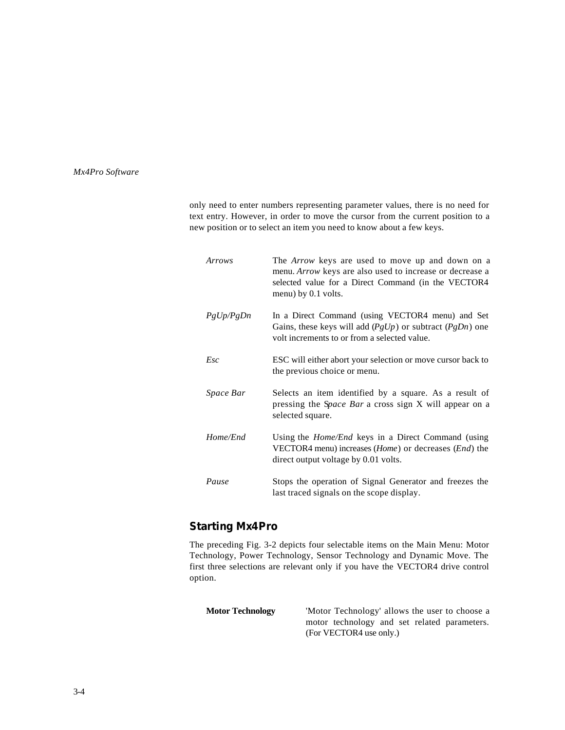only need to enter numbers representing parameter values, there is no need for text entry. However, in order to move the cursor from the current position to a new position or to select an item you need to know about a few keys.

*Arrows* — The *Arrow* keys are used to move up and down on a menu. *Arrow* keys are also used to increase or decrease a selected value for a Direct Command (in the VECTOR4 menu) by 0.1 volts.

*PgUp/PgDn* — In a Direct Command (using VECTOR4 menu) and Set Gains, these keys will add (*PgUp*) or subtract (*PgDn*) one volt increments to or from a selected value.

*Esc* — ESC will either abort your selection or move cursor back to the previous choice or menu.

*Space Bar* — Selects an item identified by a square. As a result of pressing the *Space Bar* a cross sign X will appear on a selected square.

*Home/End* — Using the *Home/End* keys in a Direct Command (using VECTOR4 menu) increases (*Home*) or decreases (*End*) the direct output voltage by 0.01 volts.

*Pause* — Stops the operation of Signal Generator and freezes the last traced signals on the scope display.

## Starting Mx4Pro

The preceding Fig. 3-2 depicts four selectable items on the Main Menu: Motor Technology, Power Technology, Sensor Technology and Dynamic Move. The first three selections are relevant only if you have the VECTOR4 drive control option.

**Motor Technology** — 'Motor Technology' allows the user to choose a motor technology and set related parameters. (For VECTOR4 use only.)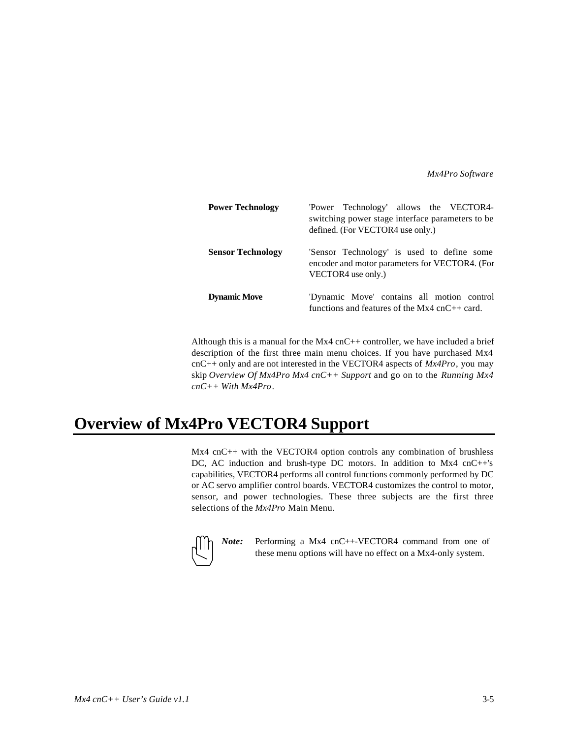| | |
|---|---|
| **Power Technology** | 'Power Technology' allows the VECTOR4-switching power stage interface parameters to be defined. (For VECTOR4 use only.) |
| **Sensor Technology** | 'Sensor Technology' is used to define some encoder and motor parameters for VECTOR4. (For VECTOR4 use only.) |
| **Dynamic Move** | 'Dynamic Move' contains all motion control functions and features of the Mx4 cnC++ card. |

Although this is a manual for the Mx4 cnC++ controller, we have included a brief description of the first three main menu choices. If you have purchased Mx4 cnC++ only and are not interested in the VECTOR4 aspects of *Mx4Pro*, you may skip *Overview Of Mx4Pro Mx4 cnC++ Support* and go on to the *Running Mx4 cnC++ With Mx4Pro*.

# Overview of Mx4Pro VECTOR4 Support

Mx4 cnC++ with the VECTOR4 option controls any combination of brushless DC, AC induction and brush-type DC motors. In addition to Mx4 cnC++'s capabilities, VECTOR4 performs all control functions commonly performed by DC or AC servo amplifier control boards. VECTOR4 customizes the control to motor, sensor, and power technologies. These three subjects are the first three selections of the *Mx4Pro* Main Menu.

***Note:*** Performing a Mx4 cnC++-VECTOR4 command from one of these menu options will have no effect on a Mx4-only system.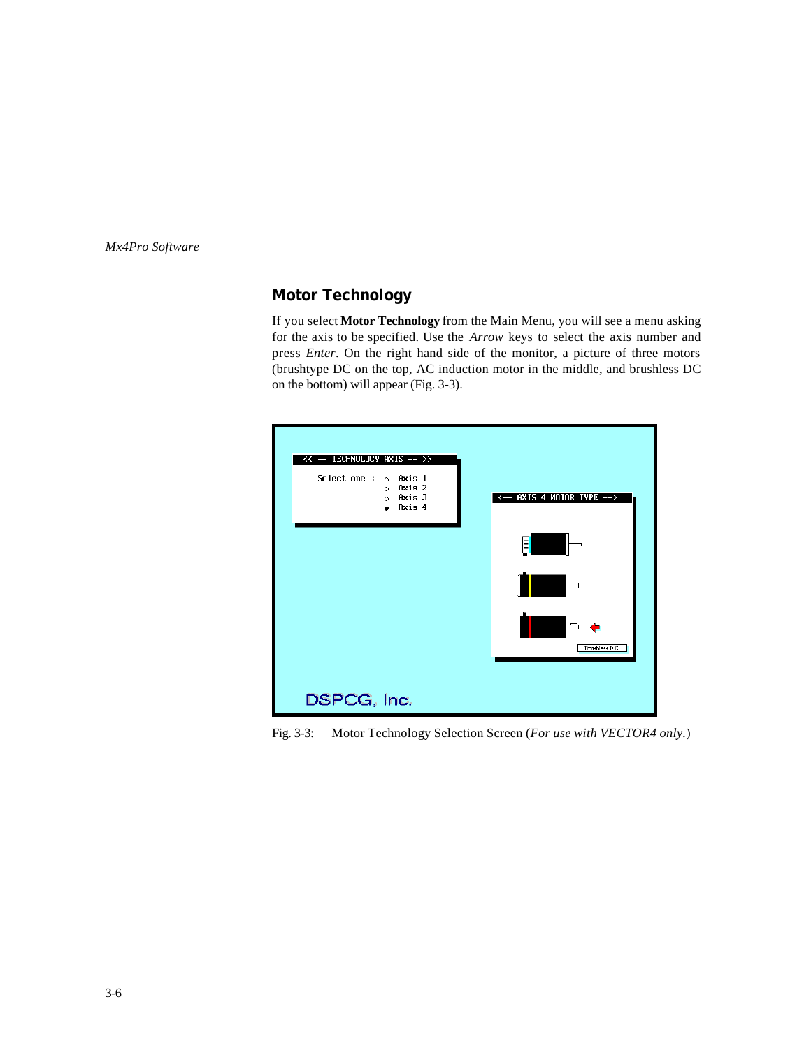## Motor Technology

If you select **Motor Technology** from the Main Menu, you will see a menu asking for the axis to be specified. Use the *Arrow* keys to select the axis number and press *Enter*. On the right hand side of the monitor, a picture of three motors (brushtype DC on the top, AC induction motor in the middle, and brushless DC on the bottom) will appear (Fig. 3-3).

Fig. 3-3: Motor Technology Selection Screen (*For use with VECTOR4 only.*)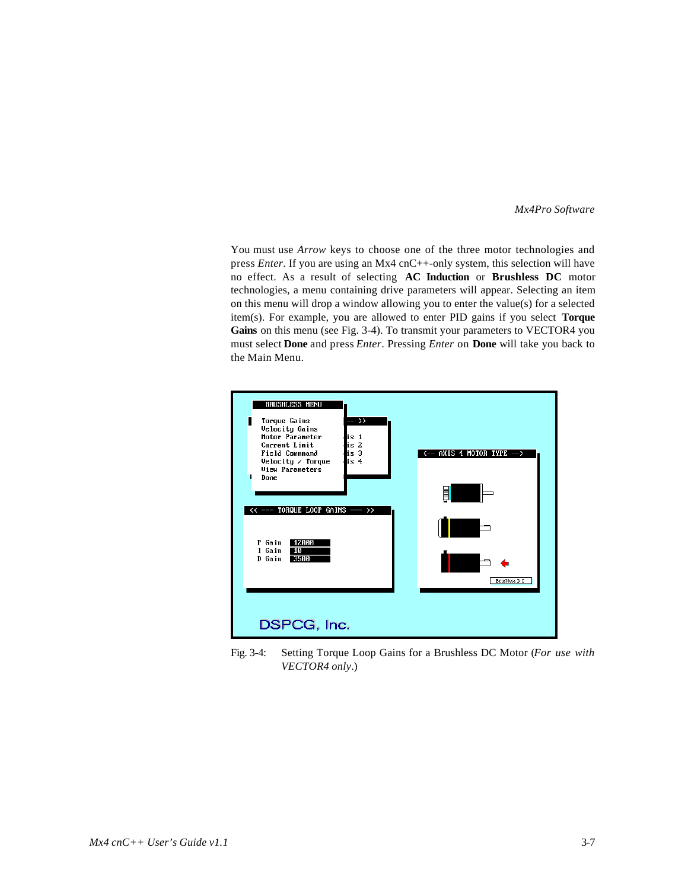You must use *Arrow* keys to choose one of the three motor technologies and press *Enter*. If you are using an Mx4 cnC++-only system, this selection will have no effect. As a result of selecting **AC Induction** or **Brushless DC** motor technologies, a menu containing drive parameters will appear. Selecting an item on this menu will drop a window allowing you to enter the value(s) for a selected item(s). For example, you are allowed to enter PID gains if you select **Torque Gains** on this menu (see Fig. 3-4). To transmit your parameters to VECTOR4 you must select **Done** and press *Enter*. Pressing *Enter* on **Done** will take you back to the Main Menu.

Fig. 3-4: Setting Torque Loop Gains for a Brushless DC Motor (*For use with VECTOR4 only*.)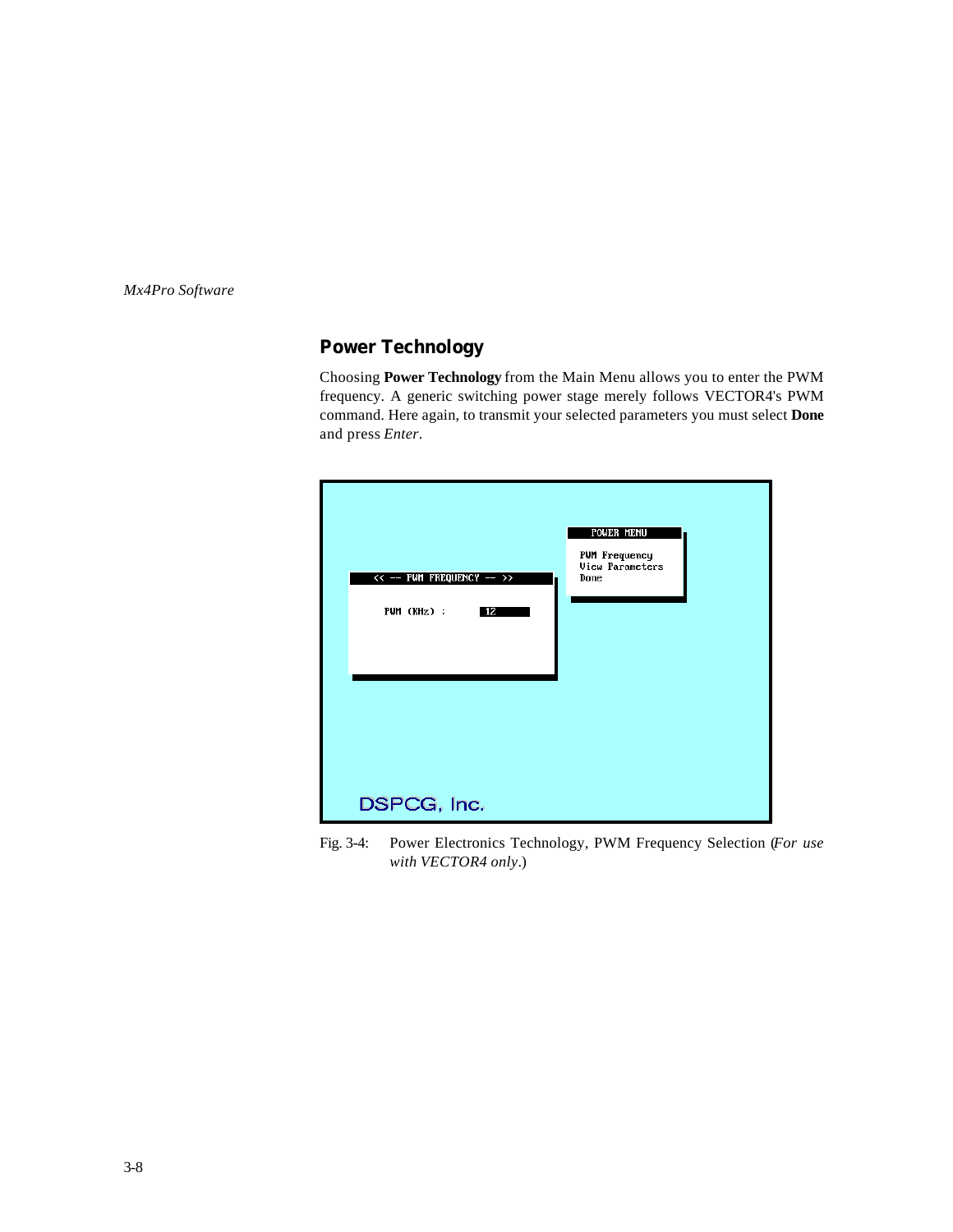## Power Technology

Choosing **Power Technology** from the Main Menu allows you to enter the PWM frequency. A generic switching power stage merely follows VECTOR4's PWM command. Here again, to transmit your selected parameters you must select **Done** and press *Enter*.

Fig. 3-4: Power Electronics Technology, PWM Frequency Selection (*For use with VECTOR4 only*.)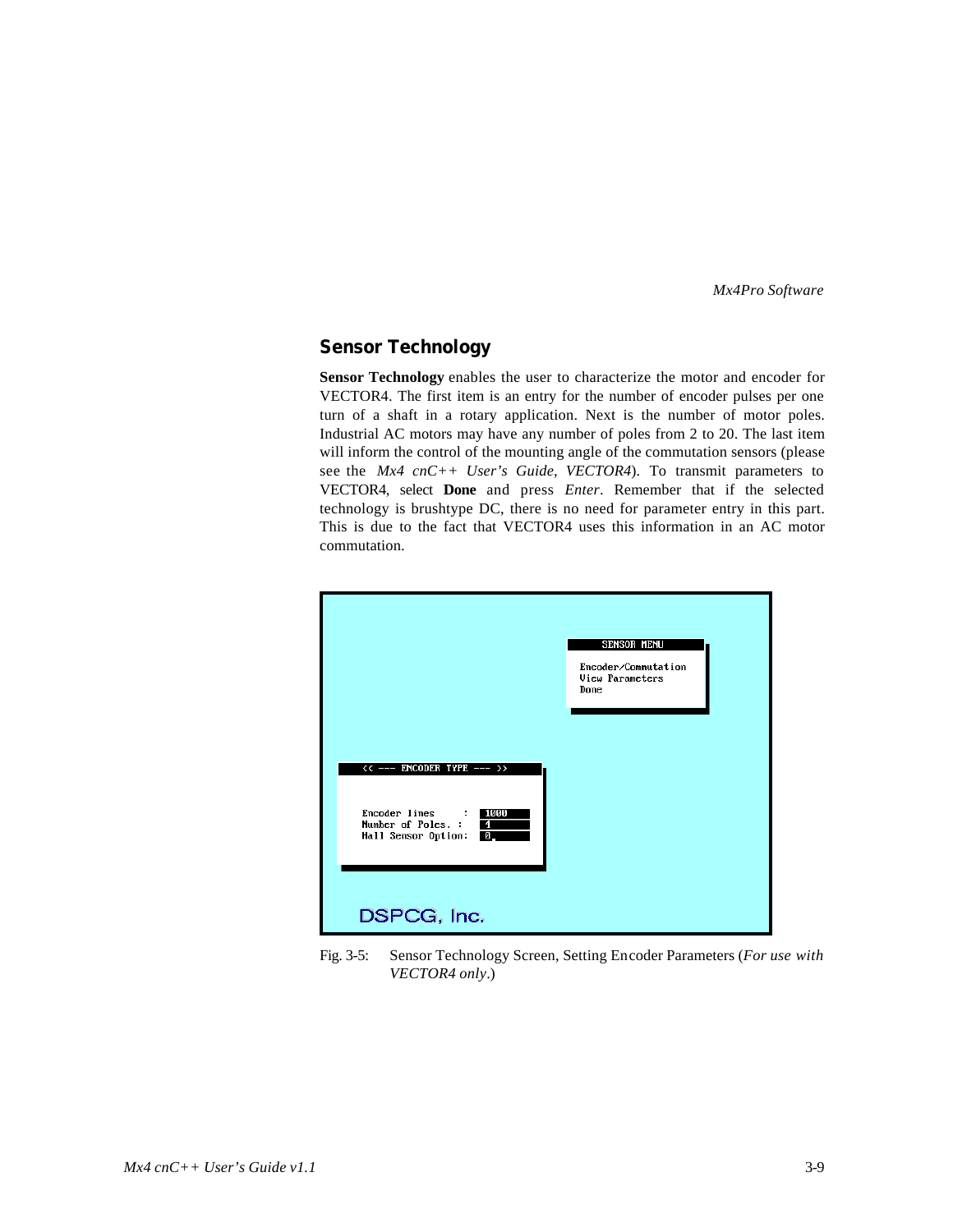## Sensor Technology

**Sensor Technology** enables the user to characterize the motor and encoder for VECTOR4. The first item is an entry for the number of encoder pulses per one turn of a shaft in a rotary application. Next is the number of motor poles. Industrial AC motors may have any number of poles from 2 to 20. The last item will inform the control of the mounting angle of the commutation sensors (please see the *Mx4 cnC++ User's Guide, VECTOR4*). To transmit parameters to VECTOR4, select **Done** and press *Enter*. Remember that if the selected technology is brushtype DC, there is no need for parameter entry in this part. This is due to the fact that VECTOR4 uses this information in an AC motor commutation.

Fig. 3-5: Sensor Technology Screen, Setting Encoder Parameters (*For use with VECTOR4 only*.)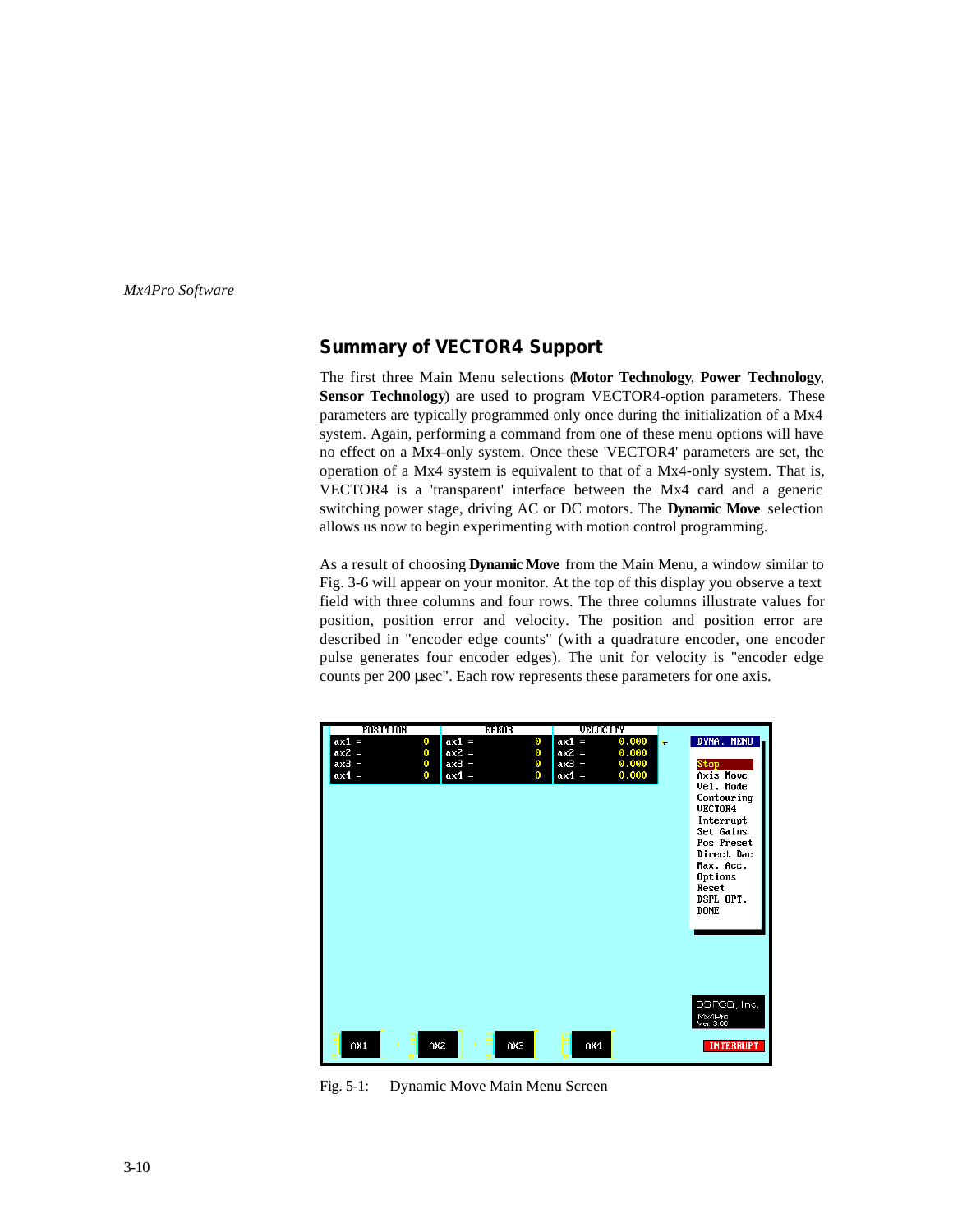## Summary of VECTOR4 Support

The first three Main Menu selections (**Motor Technology**, **Power Technology**, **Sensor Technology**) are used to program VECTOR4-option parameters. These parameters are typically programmed only once during the initialization of a Mx4 system. Again, performing a command from one of these menu options will have no effect on a Mx4-only system. Once these 'VECTOR4' parameters are set, the operation of a Mx4 system is equivalent to that of a Mx4-only system. That is, VECTOR4 is a 'transparent' interface between the Mx4 card and a generic switching power stage, driving AC or DC motors. The **Dynamic Move** selection allows us now to begin experimenting with motion control programming.

As a result of choosing **Dynamic Move** from the Main Menu, a window similar to Fig. 3-6 will appear on your monitor. At the top of this display you observe a text field with three columns and four rows. The three columns illustrate values for position, position error and velocity. The position and position error are described in "encoder edge counts" (with a quadrature encoder, one encoder pulse generates four encoder edges). The unit for velocity is "encoder edge counts per 200 µsec". Each row represents these parameters for one axis.

Fig. 5-1: Dynamic Move Main Menu Screen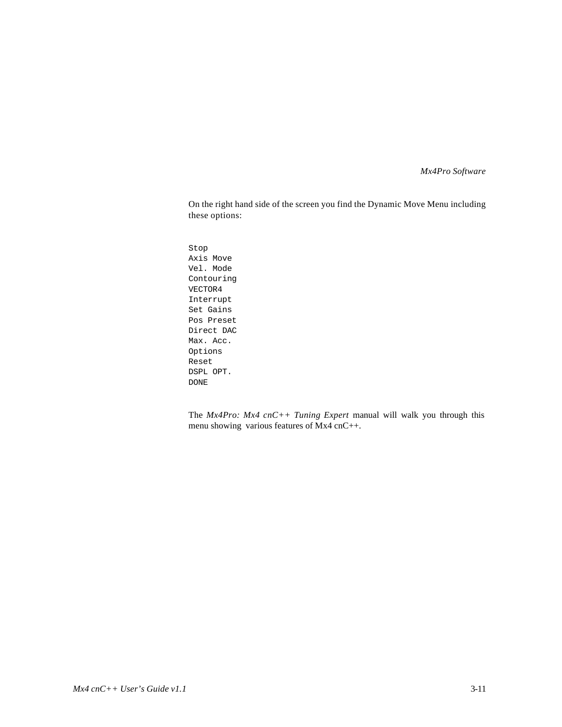On the right hand side of the screen you find the Dynamic Move Menu including these options:

```
Stop
Axis Move
Vel. Mode
Contouring
VECTOR4
Interrupt
Set Gains
Pos Preset
Direct DAC
Max. Acc.
Options
Reset
DSPL OPT.
DONE
```

The *Mx4Pro: Mx4 cnC++ Tuning Expert* manual will walk you through this menu showing various features of Mx4 cnC++.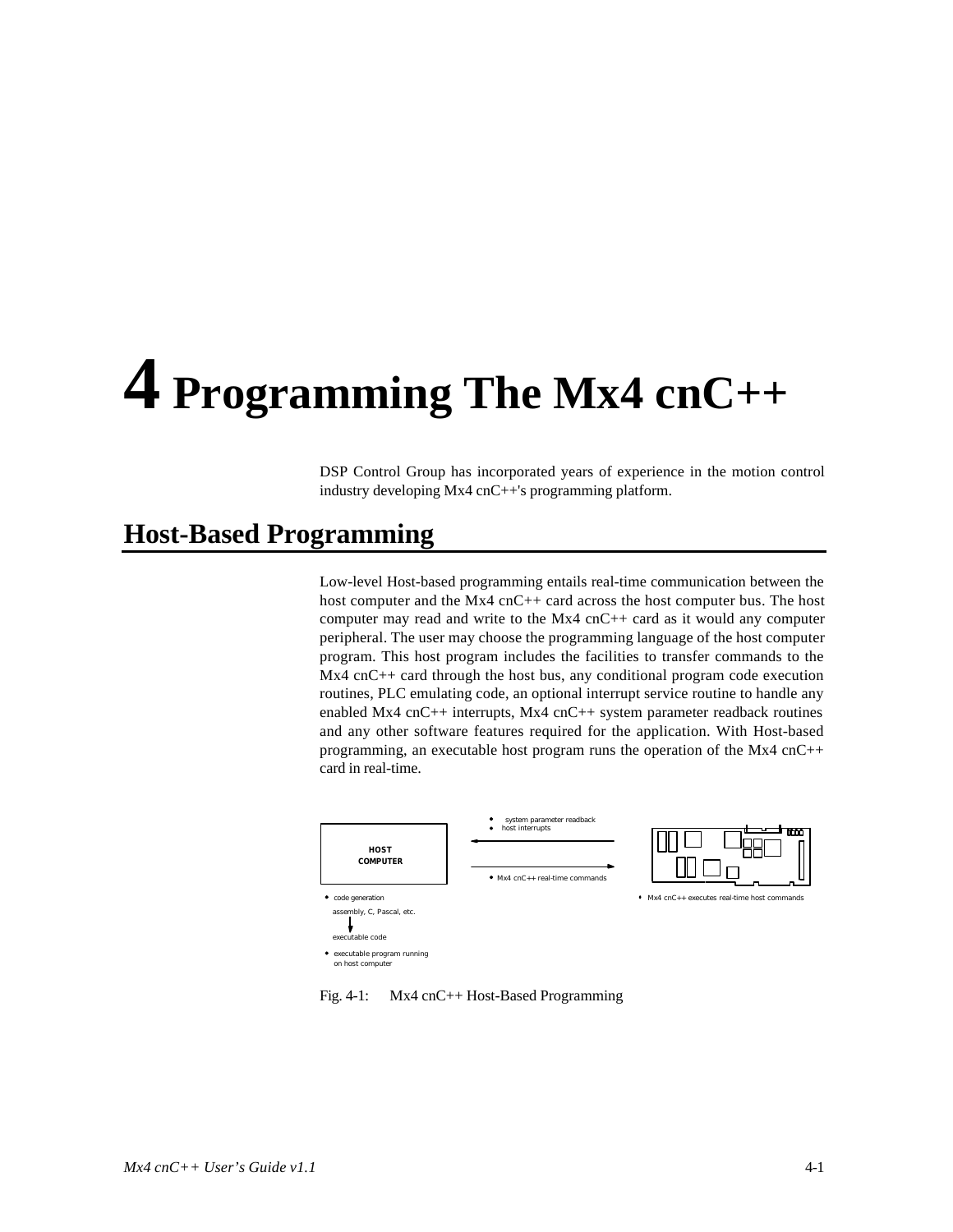# 4 Programming The Mx4 cnC++

DSP Control Group has incorporated years of experience in the motion control industry developing Mx4 cnC++'s programming platform.

## Host-Based Programming

Low-level Host-based programming entails real-time communication between the host computer and the Mx4 cnC++ card across the host computer bus. The host computer may read and write to the Mx4 cnC++ card as it would any computer peripheral. The user may choose the programming language of the host computer program. This host program includes the facilities to transfer commands to the Mx4 cnC++ card through the host bus, any conditional program code execution routines, PLC emulating code, an optional interrupt service routine to handle any enabled Mx4 cnC++ interrupts, Mx4 cnC++ system parameter readback routines and any other software features required for the application. With Host-based programming, an executable host program runs the operation of the Mx4 cnC++ card in real-time.

- system parameter readback
- host interrupts

HOST COMPUTER

- Mx4 cnC++ real-time commands

- code generation
  assembly, C, Pascal, etc.
  executable code
- executable program running on host computer

- Mx4 cnC++ executes real-time host commands

Fig. 4-1: Mx4 cnC++ Host-Based Programming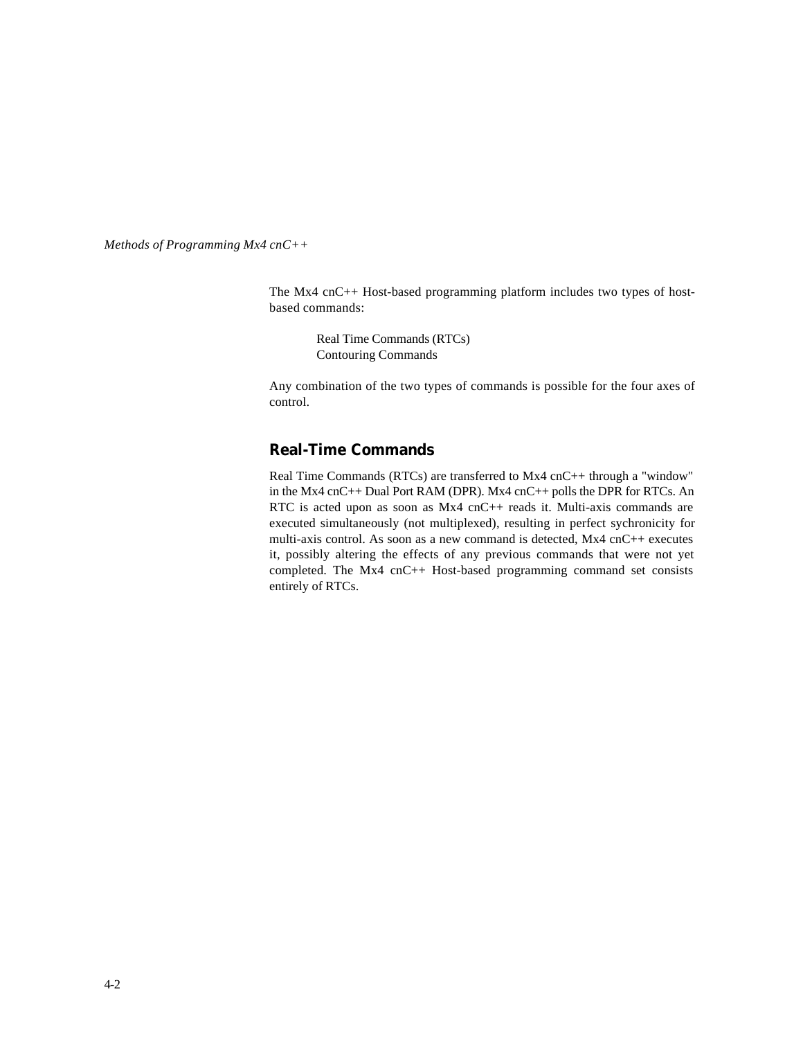The Mx4 cnC++ Host-based programming platform includes two types of host-based commands:

Real Time Commands (RTCs)
Contouring Commands

Any combination of the two types of commands is possible for the four axes of control.

## Real-Time Commands

Real Time Commands (RTCs) are transferred to Mx4 cnC++ through a "window" in the Mx4 cnC++ Dual Port RAM (DPR). Mx4 cnC++ polls the DPR for RTCs. An RTC is acted upon as soon as Mx4 cnC++ reads it. Multi-axis commands are executed simultaneously (not multiplexed), resulting in perfect sychronicity for multi-axis control. As soon as a new command is detected, Mx4 cnC++ executes it, possibly altering the effects of any previous commands that were not yet completed. The Mx4 cnC++ Host-based programming command set consists entirely of RTCs.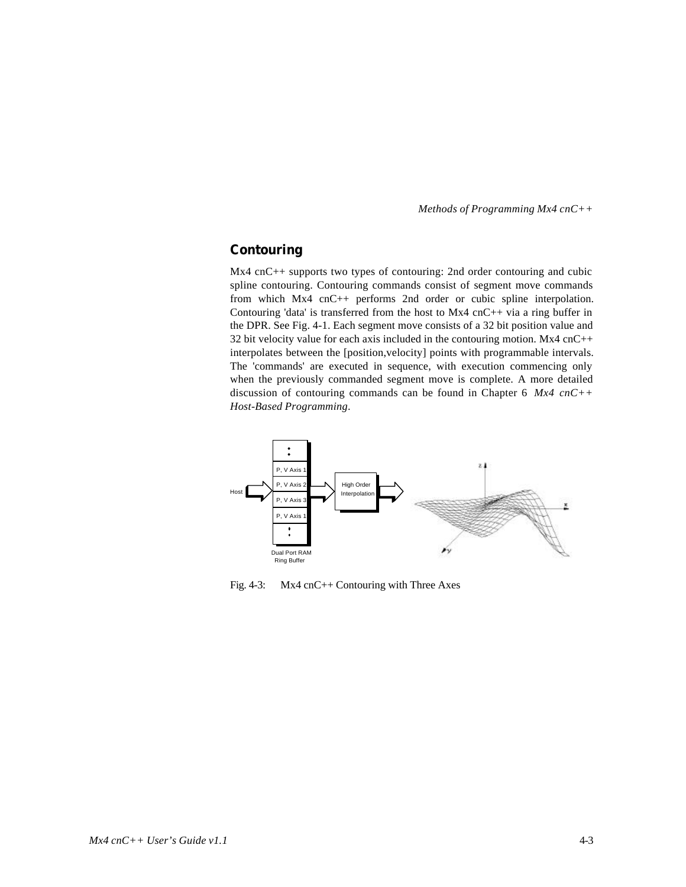## Contouring

Mx4 cnC++ supports two types of contouring: 2nd order contouring and cubic spline contouring. Contouring commands consist of segment move commands from which Mx4 cnC++ performs 2nd order or cubic spline interpolation. Contouring 'data' is transferred from the host to Mx4 cnC++ via a ring buffer in the DPR. See Fig. 4-1. Each segment move consists of a 32 bit position value and 32 bit velocity value for each axis included in the contouring motion. Mx4 cnC++ interpolates between the [position,velocity] points with programmable intervals. The 'commands' are executed in sequence, with execution commencing only when the previously commanded segment move is complete. A more detailed discussion of contouring commands can be found in Chapter 6 *Mx4 cnC++ Host-Based Programming*.

Fig. 4-3: Mx4 cnC++ Contouring with Three Axes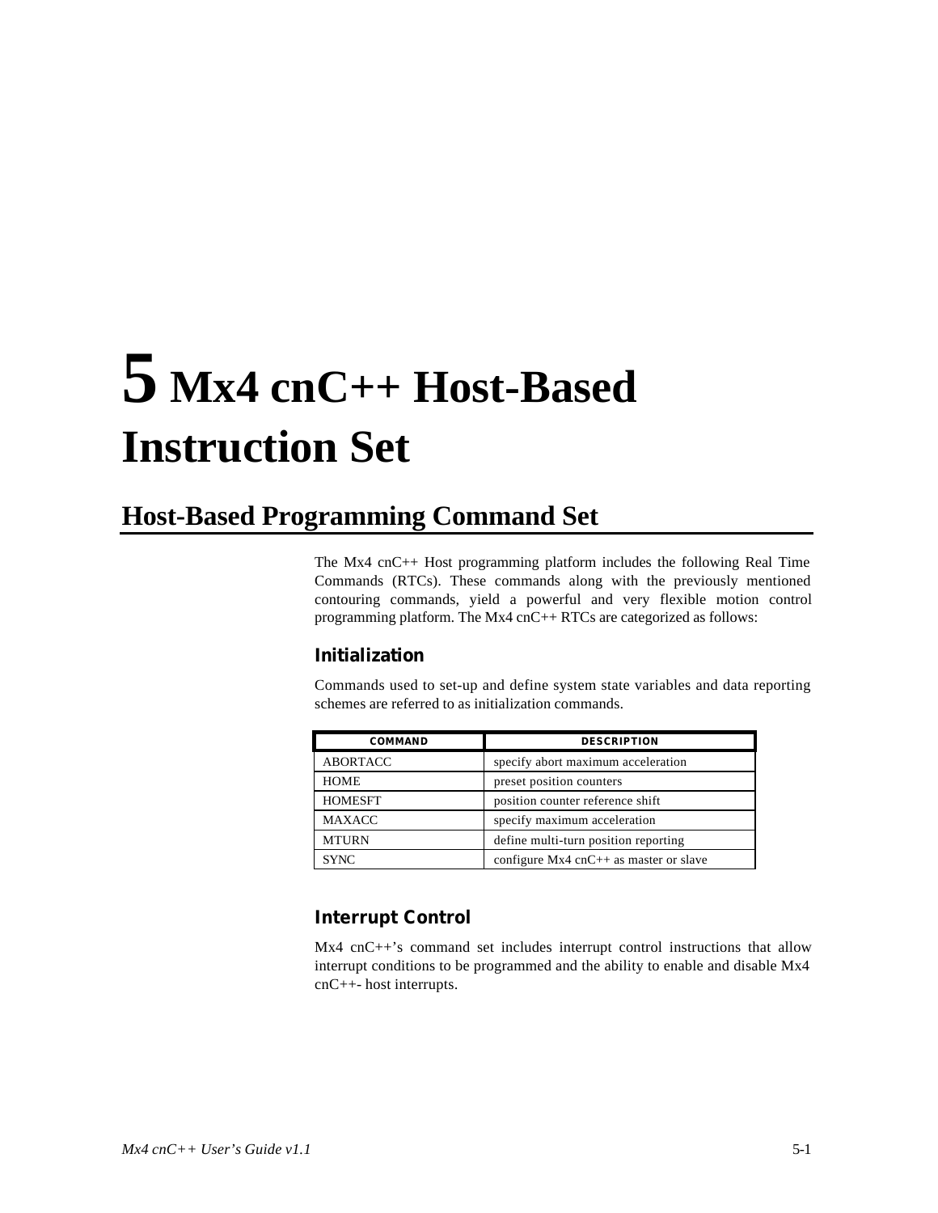# 5 Mx4 cnC++ Host-Based Instruction Set

## Host-Based Programming Command Set

The Mx4 cnC++ Host programming platform includes the following Real Time Commands (RTCs). These commands along with the previously mentioned contouring commands, yield a powerful and very flexible motion control programming platform. The Mx4 cnC++ RTCs are categorized as follows:

### Initialization

Commands used to set-up and define system state variables and data reporting schemes are referred to as initialization commands.

| COMMAND | DESCRIPTION |
|---|---|
| ABORTACC | specify abort maximum acceleration |
| HOME | preset position counters |
| HOMESFT | position counter reference shift |
| MAXACC | specify maximum acceleration |
| MTURN | define multi-turn position reporting |
| SYNC | configure Mx4 cnC++ as master or slave |

### Interrupt Control

Mx4 cnC++'s command set includes interrupt control instructions that allow interrupt conditions to be programmed and the ability to enable and disable Mx4 cnC++- host interrupts.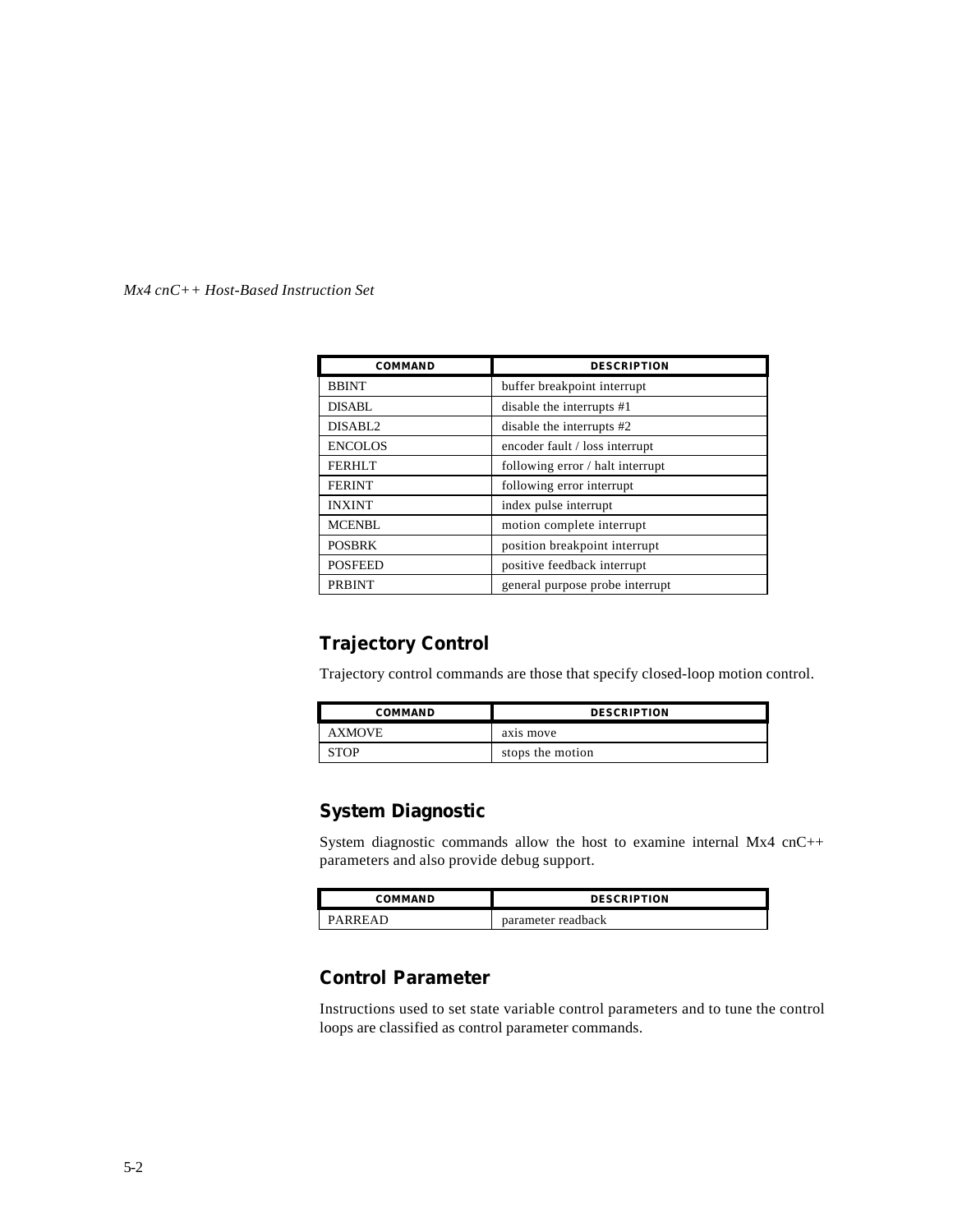| COMMAND | DESCRIPTION |
|---|---|
| BBINT | buffer breakpoint interrupt |
| DISABL | disable the interrupts #1 |
| DISABL2 | disable the interrupts #2 |
| ENCOLOS | encoder fault / loss interrupt |
| FERHLT | following error / halt interrupt |
| FERINT | following error interrupt |
| INXINT | index pulse interrupt |
| MCENBL | motion complete interrupt |
| POSBRK | position breakpoint interrupt |
| POSFEED | positive feedback interrupt |
| PRBINT | general purpose probe interrupt |

## Trajectory Control

Trajectory control commands are those that specify closed-loop motion control.

| COMMAND | DESCRIPTION |
|---|---|
| AXMOVE | axis move |
| STOP | stops the motion |

## System Diagnostic

System diagnostic commands allow the host to examine internal Mx4 cnC++ parameters and also provide debug support.

| COMMAND | DESCRIPTION |
|---|---|
| PARREAD | parameter readback |

## Control Parameter

Instructions used to set state variable control parameters and to tune the control loops are classified as control parameter commands.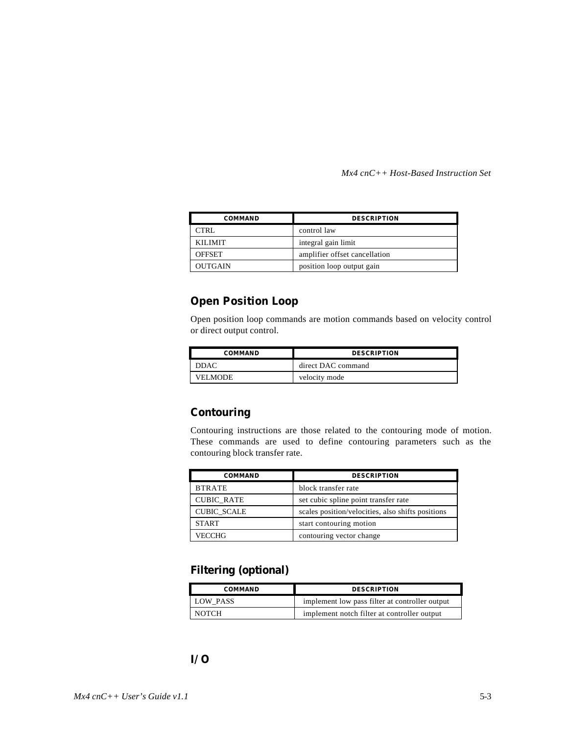| COMMAND | DESCRIPTION |
|---|---|
| CTRL | control law |
| KILIMIT | integral gain limit |
| OFFSET | amplifier offset cancellation |
| OUTGAIN | position loop output gain |

### Open Position Loop

Open position loop commands are motion commands based on velocity control or direct output control.

| COMMAND | DESCRIPTION |
|---|---|
| DDAC | direct DAC command |
| VELMODE | velocity mode |

### Contouring

Contouring instructions are those related to the contouring mode of motion. These commands are used to define contouring parameters such as the contouring block transfer rate.

| COMMAND | DESCRIPTION |
|---|---|
| BTRATE | block transfer rate |
| CUBIC_RATE | set cubic spline point transfer rate |
| CUBIC_SCALE | scales position/velocities, also shifts positions |
| START | start contouring motion |
| VECCHG | contouring vector change |

### Filtering (optional)

| COMMAND | DESCRIPTION |
|---|---|
| LOW_PASS | implement low pass filter at controller output |
| NOTCH | implement notch filter at controller output |

### I/O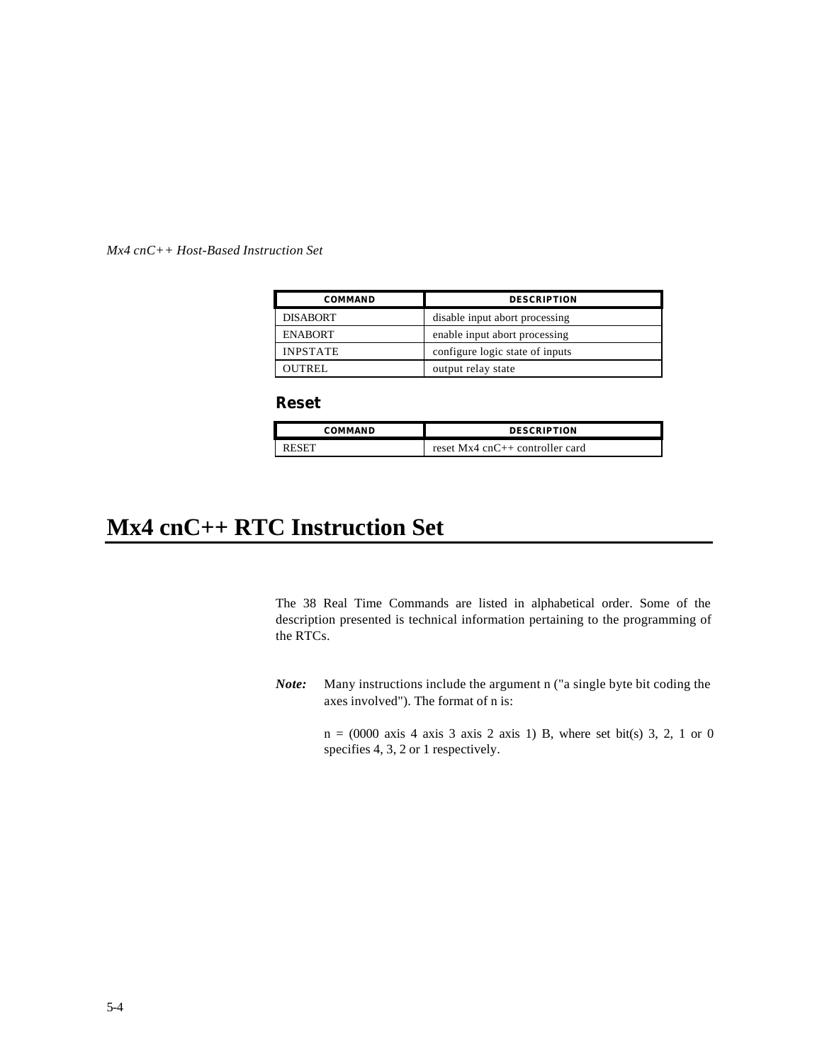| COMMAND | DESCRIPTION |
| --- | --- |
| DISABORT | disable input abort processing |
| ENABORT | enable input abort processing |
| INPSTATE | configure logic state of inputs |
| OUTREL | output relay state |

### Reset

| COMMAND | DESCRIPTION |
| --- | --- |
| RESET | reset Mx4 cnC++ controller card |

# Mx4 cnC++ RTC Instruction Set

The 38 Real Time Commands are listed in alphabetical order. Some of the description presented is technical information pertaining to the programming of the RTCs.

***Note:*** Many instructions include the argument n ("a single byte bit coding the axes involved"). The format of n is:

n = (0000 axis 4 axis 3 axis 2 axis 1) B, where set bit(s) 3, 2, 1 or 0 specifies 4, 3, 2 or 1 respectively.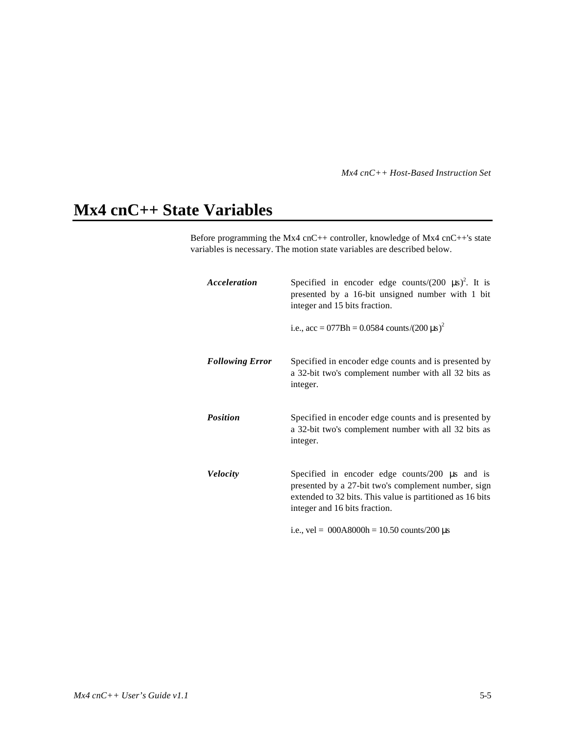# Mx4 cnC++ State Variables

Before programming the Mx4 cnC++ controller, knowledge of Mx4 cnC++'s state variables is necessary. The motion state variables are described below.

***Acceleration***

Specified in encoder edge counts/(200 µs)$^2$. It is presented by a 16-bit unsigned number with 1 bit integer and 15 bits fraction.

i.e., acc = 077Bh = 0.0584 counts/(200 µs)$^2$

***Following Error***

Specified in encoder edge counts and is presented by a 32-bit two's complement number with all 32 bits as integer.

***Position***

Specified in encoder edge counts and is presented by a 32-bit two's complement number with all 32 bits as integer.

***Velocity***

Specified in encoder edge counts/200 µs and is presented by a 27-bit two's complement number, sign extended to 32 bits. This value is partitioned as 16 bits integer and 16 bits fraction.

i.e., vel = 000A8000h = 10.50 counts/200 µs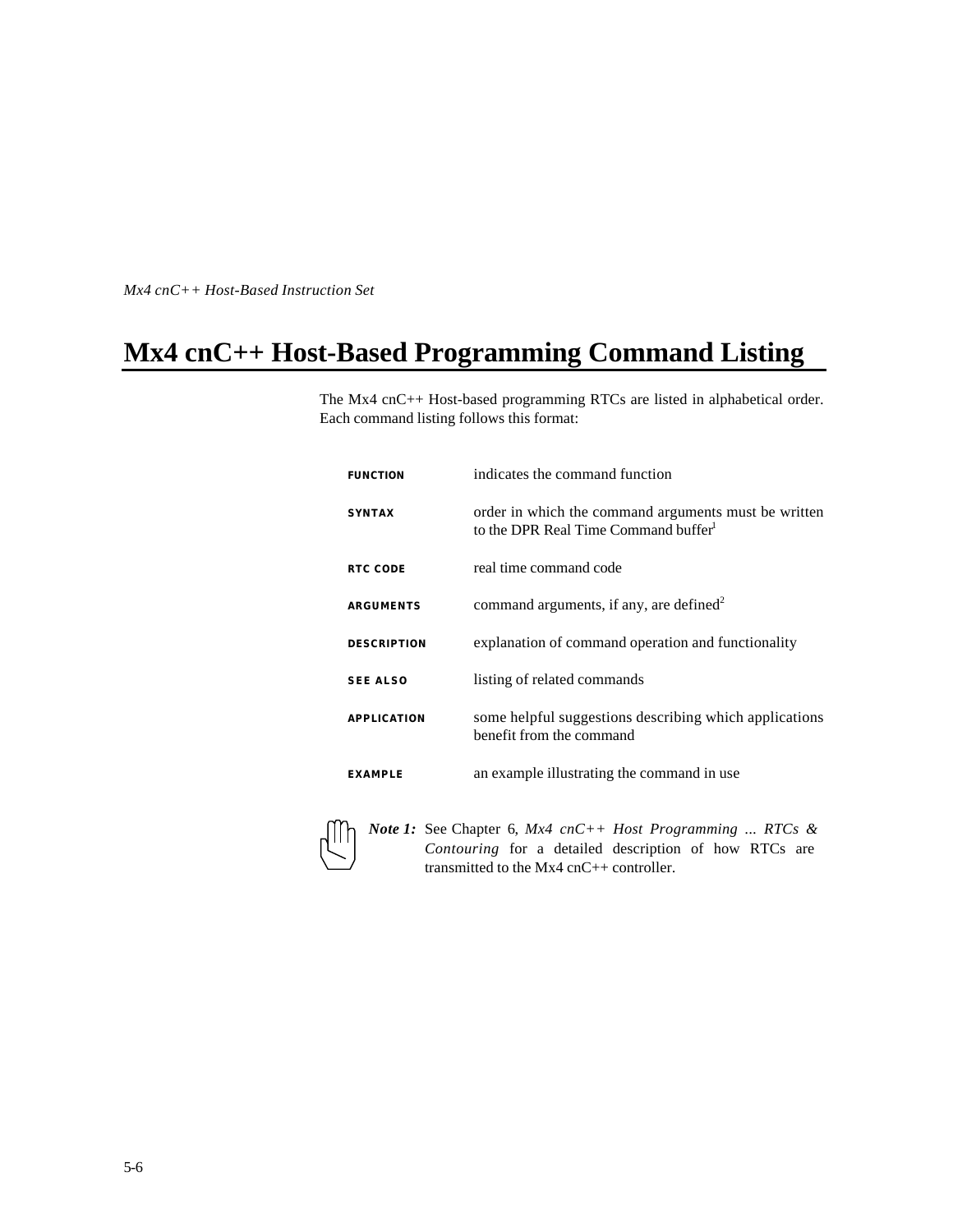# Mx4 cnC++ Host-Based Programming Command Listing

The Mx4 cnC++ Host-based programming RTCs are listed in alphabetical order. Each command listing follows this format:

| | |
|---|---|
| **FUNCTION** | indicates the command function |
| **SYNTAX** | order in which the command arguments must be written to the DPR Real Time Command buffer[1] |
| **RTC CODE** | real time command code |
| **ARGUMENTS** | command arguments, if any, are defined[2] |
| **DESCRIPTION** | explanation of command operation and functionality |
| **SEE ALSO** | listing of related commands |
| **APPLICATION** | some helpful suggestions describing which applications benefit from the command |
| **EXAMPLE** | an example illustrating the command in use |

***Note 1:*** See Chapter 6, *Mx4 cnC++ Host Programming ... RTCs & Contouring* for a detailed description of how RTCs are transmitted to the Mx4 cnC++ controller.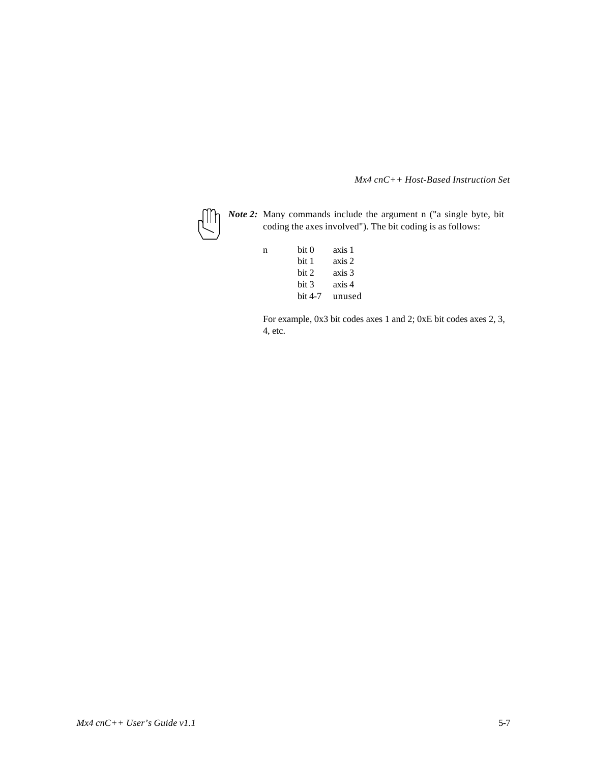***Note 2:*** Many commands include the argument n ("a single byte, bit coding the axes involved"). The bit coding is as follows:

| n | bit 0 | axis 1 |
|---|---|---|
| | bit 1 | axis 2 |
| | bit 2 | axis 3 |
| | bit 3 | axis 4 |
| | bit 4-7 | unused |

For example, 0x3 bit codes axes 1 and 2; 0xE bit codes axes 2, 3, 4, etc.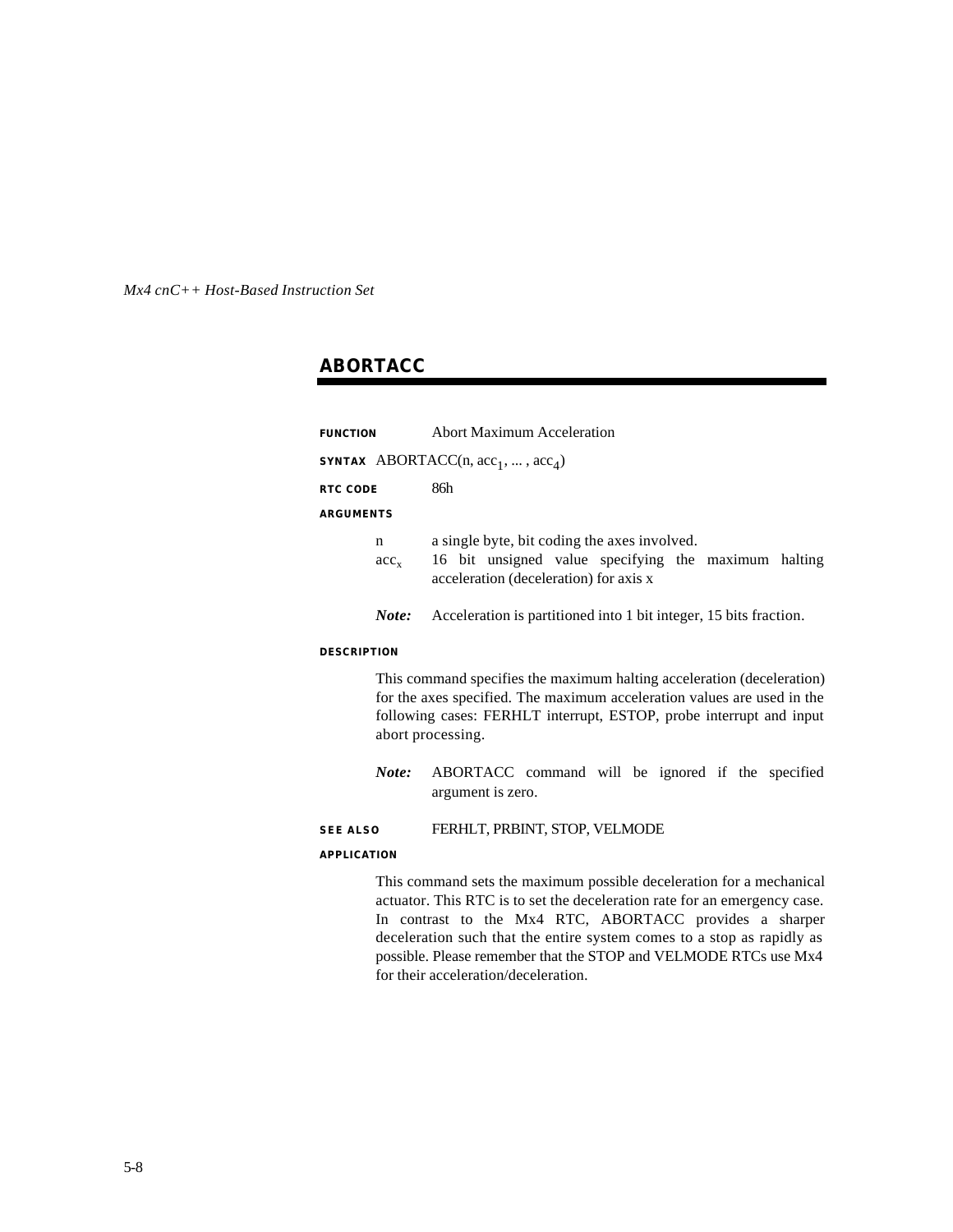## ABORTACC

**FUNCTION** Abort Maximum Acceleration

**SYNTAX** ABORTACC(n, $acc_1$, ... , $acc_4$)

**RTC CODE** 86h

**ARGUMENTS**

n a single byte, bit coding the axes involved.

$acc_x$ 16 bit unsigned value specifying the maximum halting acceleration (deceleration) for axis x

*Note:* Acceleration is partitioned into 1 bit integer, 15 bits fraction.

**DESCRIPTION**

This command specifies the maximum halting acceleration (deceleration) for the axes specified. The maximum acceleration values are used in the following cases: FERHLT interrupt, ESTOP, probe interrupt and input abort processing.

*Note:* ABORTACC command will be ignored if the specified argument is zero.

**SEE ALSO** FERHLT, PRBINT, STOP, VELMODE

**APPLICATION**

This command sets the maximum possible deceleration for a mechanical actuator. This RTC is to set the deceleration rate for an emergency case. In contrast to the Mx4 RTC, ABORTACC provides a sharper deceleration such that the entire system comes to a stop as rapidly as possible. Please remember that the STOP and VELMODE RTCs use Mx4 for their acceleration/deceleration.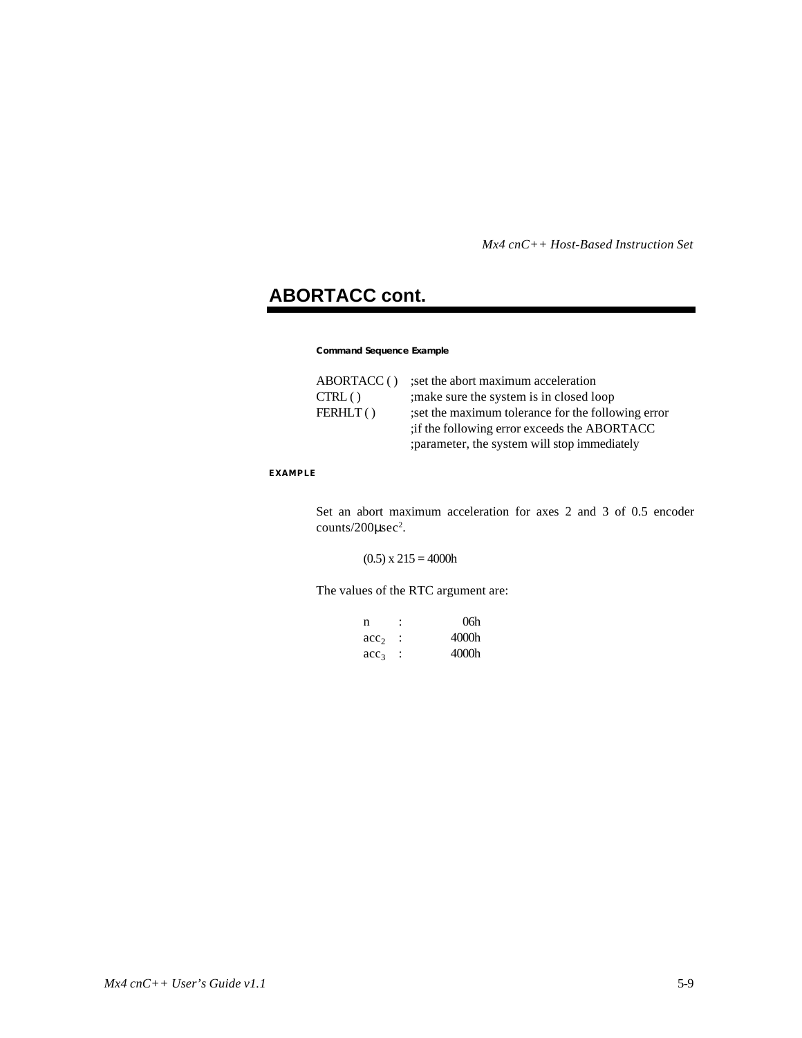## ABORTACC cont.

**Command Sequence Example**

```
ABORTACC ( )   ;set the abort maximum acceleration
CTRL ( )       ;make sure the system is in closed loop
FERHLT ( )     ;set the maximum tolerance for the following error
               ;if the following error exceeds the ABORTACC
               ;parameter, the system will stop immediately
```

**EXAMPLE**

Set an abort maximum acceleration for axes 2 and 3 of 0.5 encoder counts/200μsec².

(0.5) x 215 = 4000h

The values of the RTC argument are:

| | | |
|---|---|---|
| n | : | 06h |
| $acc_2$ | : | 4000h |
| $acc_3$ | : | 4000h |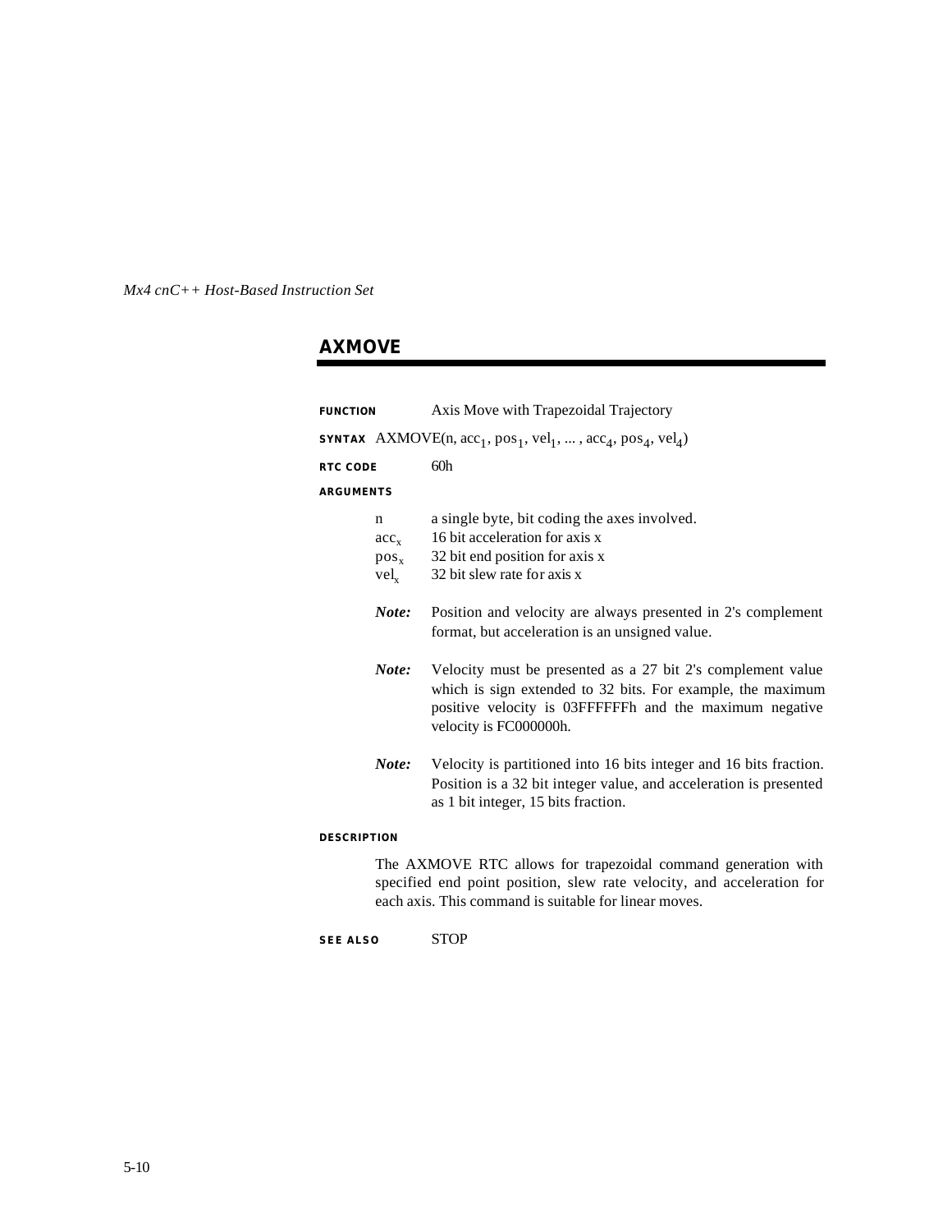## AXMOVE

**FUNCTION** Axis Move with Trapezoidal Trajectory

**SYNTAX** AXMOVE(n, $acc_1$, $pos_1$, $vel_1$, ... , $acc_4$, $pos_4$, $vel_4$)

**RTC CODE** 60h

**ARGUMENTS**

| | |
|---|---|
| n | a single byte, bit coding the axes involved. |
| $acc_x$ | 16 bit acceleration for axis x |
| $pos_x$ | 32 bit end position for axis x |
| $vel_x$ | 32 bit slew rate for axis x |

***Note:*** Position and velocity are always presented in 2's complement format, but acceleration is an unsigned value.

***Note:*** Velocity must be presented as a 27 bit 2's complement value which is sign extended to 32 bits. For example, the maximum positive velocity is 03FFFFFFh and the maximum negative velocity is FC000000h.

***Note:*** Velocity is partitioned into 16 bits integer and 16 bits fraction. Position is a 32 bit integer value, and acceleration is presented as 1 bit integer, 15 bits fraction.

**DESCRIPTION**

The AXMOVE RTC allows for trapezoidal command generation with specified end point position, slew rate velocity, and acceleration for each axis. This command is suitable for linear moves.

**SEE ALSO** STOP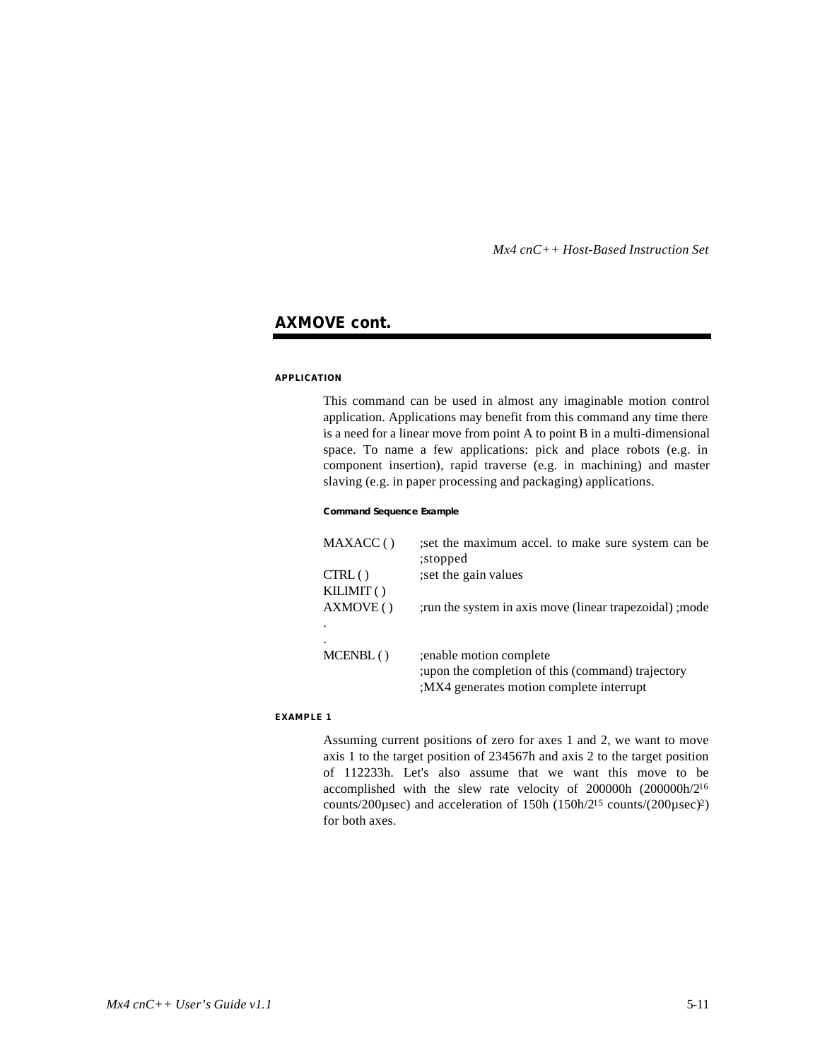## AXMOVE cont.

#### APPLICATION

This command can be used in almost any imaginable motion control application. Applications may benefit from this command any time there is a need for a linear move from point A to point B in a multi-dimensional space. To name a few applications: pick and place robots (e.g. in component insertion), rapid traverse (e.g. in machining) and master slaving (e.g. in paper processing and packaging) applications.

##### Command Sequence Example

```
MAXACC ( )    ;set the maximum accel. to make sure system can be
              ;stopped
CTRL ( )      ;set the gain values
KILIMIT ( )
AXMOVE ( )    ;run the system in axis move (linear trapezoidal) ;mode
.
.
MCENBL ( )    ;enable motion complete
              ;upon the completion of this (command) trajectory
              ;MX4 generates motion complete interrupt
```

#### EXAMPLE 1

Assuming current positions of zero for axes 1 and 2, we want to move axis 1 to the target position of 234567h and axis 2 to the target position of 112233h. Let's also assume that we want this move to be accomplished with the slew rate velocity of 200000h (200000h/$2^{16}$ counts/200µsec) and acceleration of 150h (150h/$2^{15}$ counts/(200µsec)$^2$) for both axes.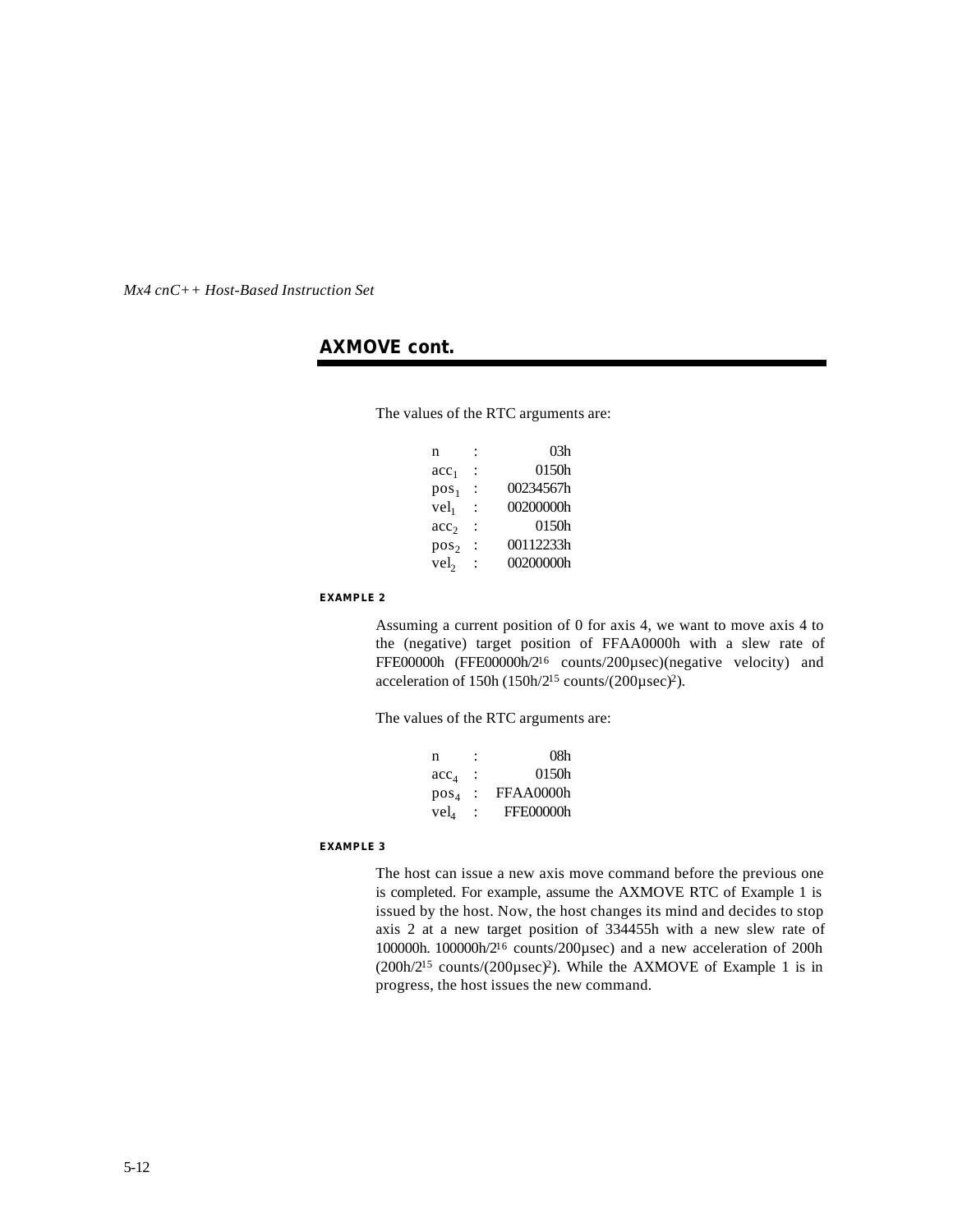## AXMOVE cont.

The values of the RTC arguments are:

| | | |
|---|---|---|
| n | : | 03h |
| $acc_1$ | : | 0150h |
| $pos_1$ | : | 00234567h |
| $vel_1$ | : | 00200000h |
| $acc_2$ | : | 0150h |
| $pos_2$ | : | 00112233h |
| $vel_2$ | : | 00200000h |

**EXAMPLE 2**

Assuming a current position of 0 for axis 4, we want to move axis 4 to the (negative) target position of FFAA0000h with a slew rate of FFE00000h (FFE00000h/$2^{16}$ counts/200µsec)(negative velocity) and acceleration of 150h (150h/$2^{15}$ counts/(200µsec)$^2$).

The values of the RTC arguments are:

| | | |
|---|---|---|
| n | : | 08h |
| $acc_4$ | : | 0150h |
| $pos_4$ | : | FFAA0000h |
| $vel_4$ | : | FFE00000h |

**EXAMPLE 3**

The host can issue a new axis move command before the previous one is completed. For example, assume the AXMOVE RTC of Example 1 is issued by the host. Now, the host changes its mind and decides to stop axis 2 at a new target position of 334455h with a new slew rate of 100000h. 100000h/$2^{16}$ counts/200µsec) and a new acceleration of 200h (200h/$2^{15}$ counts/(200µsec)$^2$). While the AXMOVE of Example 1 is in progress, the host issues the new command.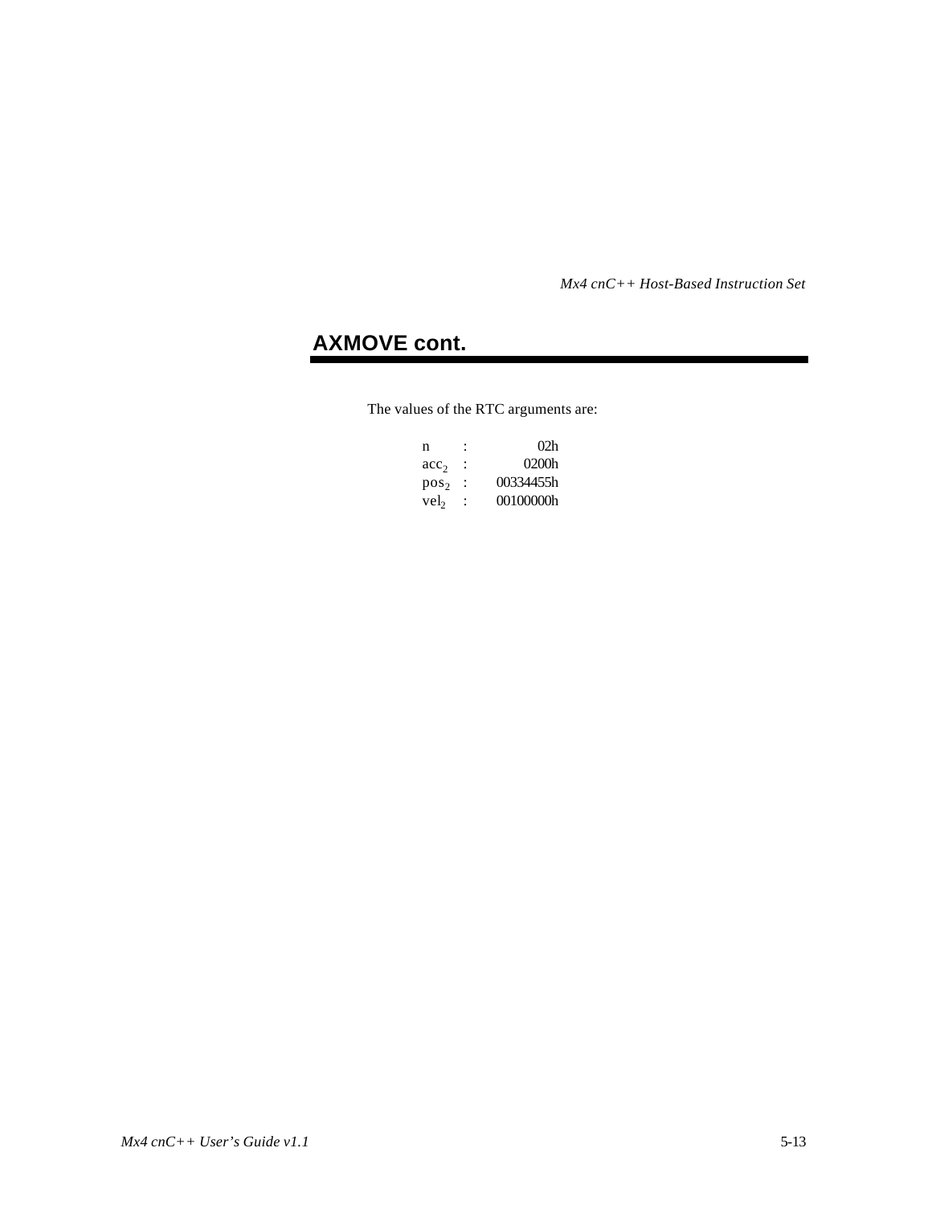## AXMOVE cont.

The values of the RTC arguments are:

| | | |
|---|---|---|
| n | : | 02h |
| $acc_2$ | : | 0200h |
| $pos_2$ | : | 00334455h |
| $vel_2$ | : | 00100000h |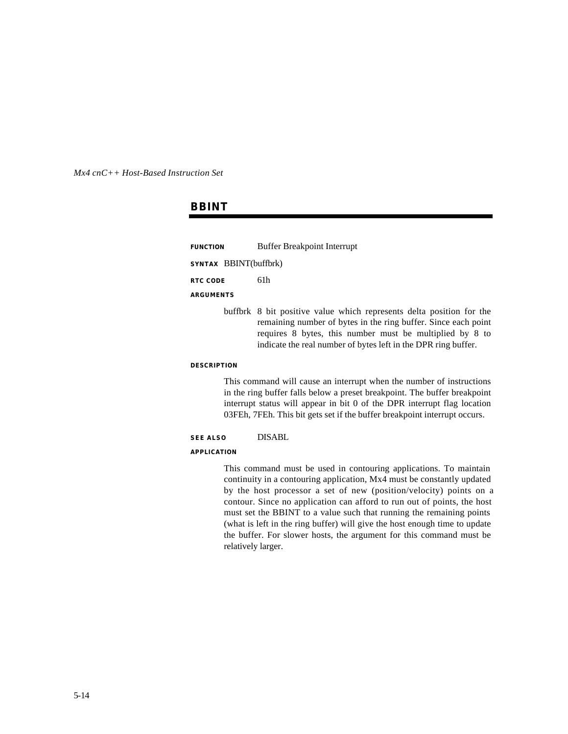## BBINT

**FUNCTION** Buffer Breakpoint Interrupt

**SYNTAX** BBINT(buffbrk)

**RTC CODE** 61h

**ARGUMENTS**

buffbrk 8 bit positive value which represents delta position for the remaining number of bytes in the ring buffer. Since each point requires 8 bytes, this number must be multiplied by 8 to indicate the real number of bytes left in the DPR ring buffer.

**DESCRIPTION**

This command will cause an interrupt when the number of instructions in the ring buffer falls below a preset breakpoint. The buffer breakpoint interrupt status will appear in bit 0 of the DPR interrupt flag location 03FEh, 7FEh. This bit gets set if the buffer breakpoint interrupt occurs.

**SEE ALSO** DISABL

**APPLICATION**

This command must be used in contouring applications. To maintain continuity in a contouring application, Mx4 must be constantly updated by the host processor a set of new (position/velocity) points on a contour. Since no application can afford to run out of points, the host must set the BBINT to a value such that running the remaining points (what is left in the ring buffer) will give the host enough time to update the buffer. For slower hosts, the argument for this command must be relatively larger.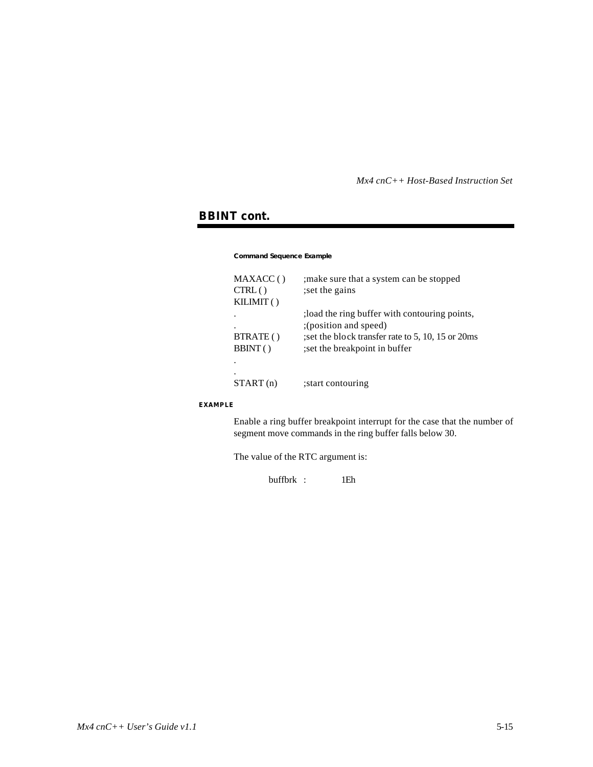## BBINT cont.

**Command Sequence Example**

```
MAXACC ( )     ;make sure that a system can be stopped
CTRL ( )       ;set the gains
KILIMIT ( )
.              ;load the ring buffer with contouring points,
.              ;(position and speed)
BTRATE ( )     ;set the block transfer rate to 5, 10, 15 or 20ms
BBINT ( )      ;set the breakpoint in buffer
.
.
START (n)      ;start contouring
```

**EXAMPLE**

Enable a ring buffer breakpoint interrupt for the case that the number of segment move commands in the ring buffer falls below 30.

The value of the RTC argument is:

buffbrk : 1Eh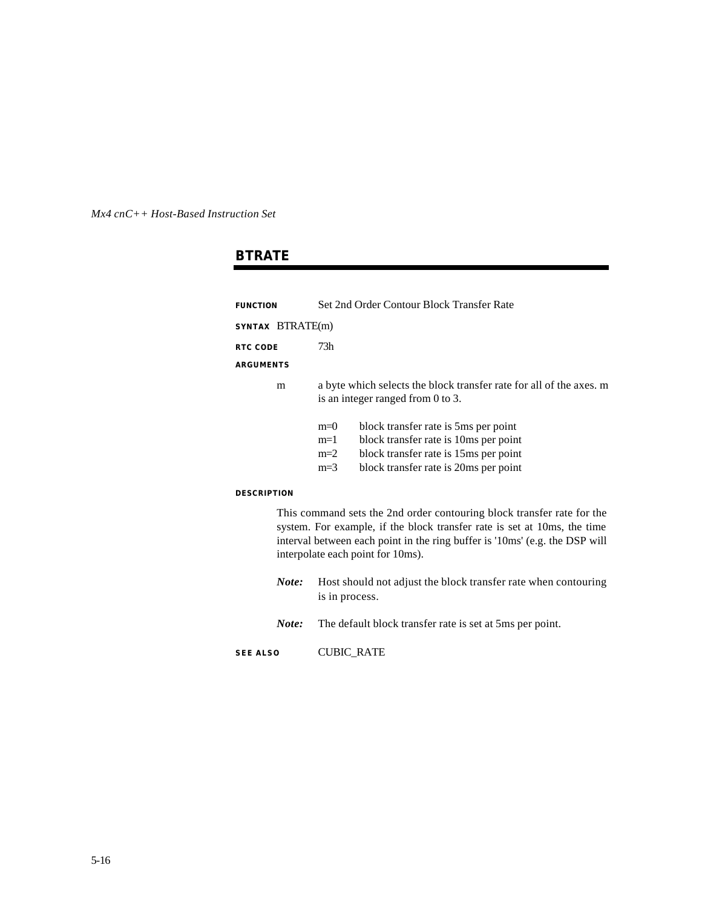## BTRATE

**FUNCTION** Set 2nd Order Contour Block Transfer Rate

**SYNTAX** BTRATE(m)

**RTC CODE** 73h

**ARGUMENTS**

m — a byte which selects the block transfer rate for all of the axes. m is an integer ranged from 0 to 3.

| | |
|---|---|
| m=0 | block transfer rate is 5ms per point |
| m=1 | block transfer rate is 10ms per point |
| m=2 | block transfer rate is 15ms per point |
| m=3 | block transfer rate is 20ms per point |

**DESCRIPTION**

This command sets the 2nd order contouring block transfer rate for the system. For example, if the block transfer rate is set at 10ms, the time interval between each point in the ring buffer is '10ms' (e.g. the DSP will interpolate each point for 10ms).

***Note:*** Host should not adjust the block transfer rate when contouring is in process.

***Note:*** The default block transfer rate is set at 5ms per point.

**SEE ALSO** CUBIC_RATE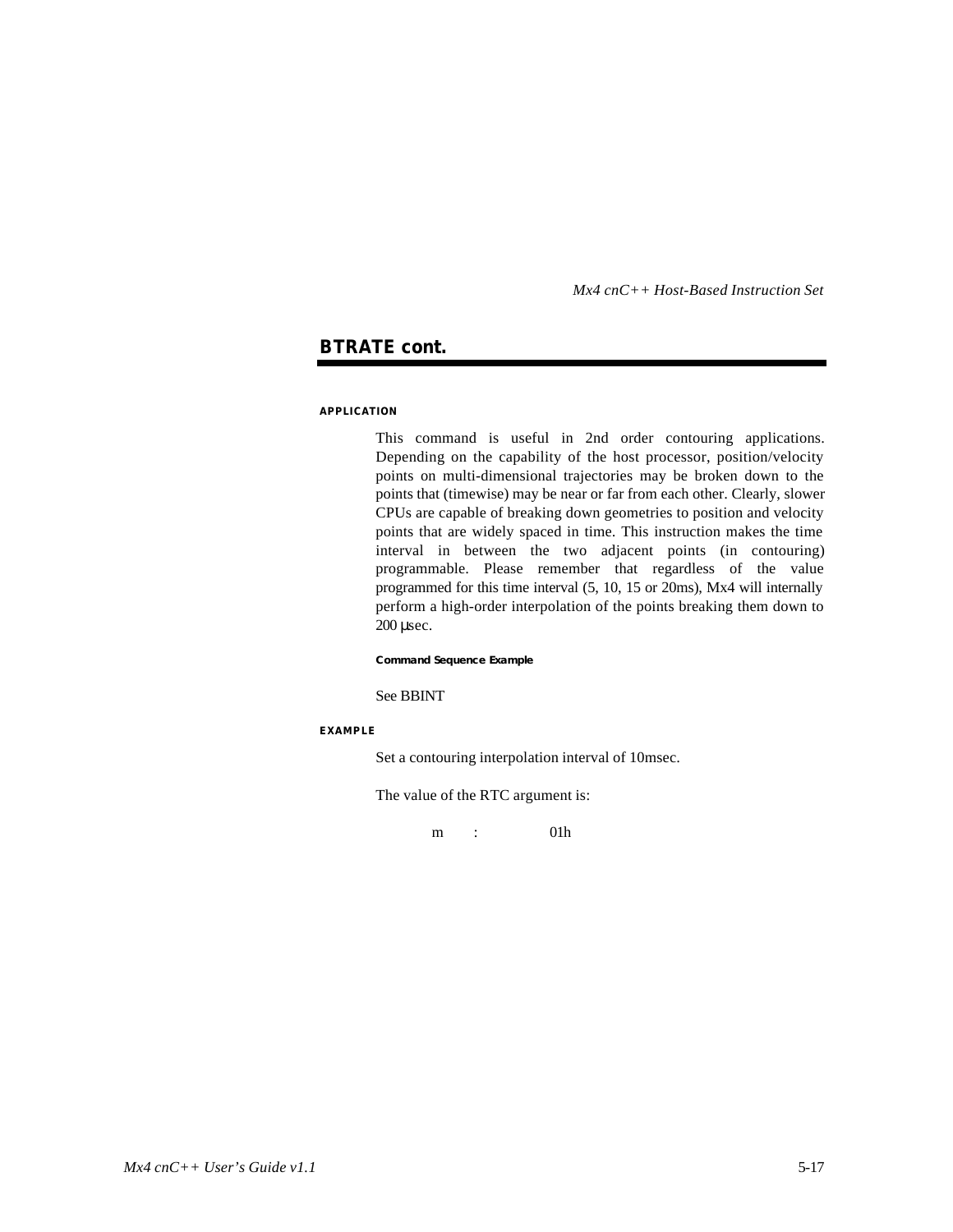## BTRATE cont.

#### APPLICATION

This command is useful in 2nd order contouring applications. Depending on the capability of the host processor, position/velocity points on multi-dimensional trajectories may be broken down to the points that (timewise) may be near or far from each other. Clearly, slower CPUs are capable of breaking down geometries to position and velocity points that are widely spaced in time. This instruction makes the time interval in between the two adjacent points (in contouring) programmable. Please remember that regardless of the value programmed for this time interval (5, 10, 15 or 20ms), Mx4 will internally perform a high-order interpolation of the points breaking them down to 200 µsec.

##### Command Sequence Example

See BBINT

#### EXAMPLE

Set a contouring interpolation interval of 10msec.

The value of the RTC argument is:

m : 01h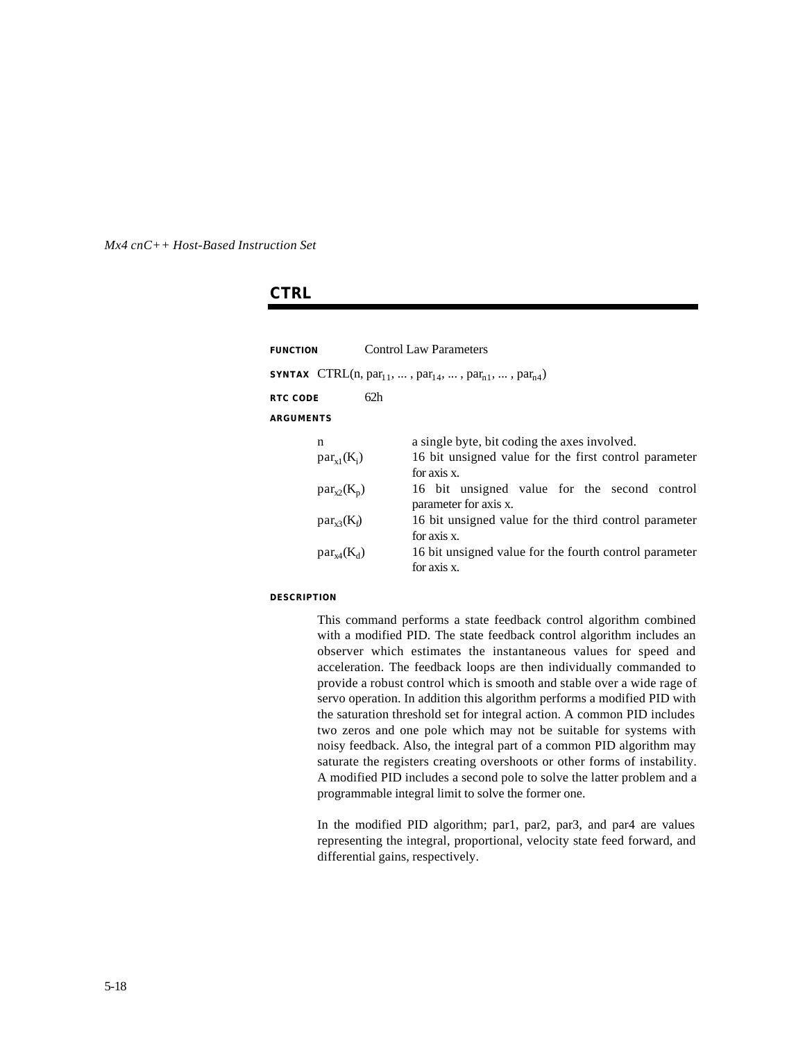## CTRL

**FUNCTION** Control Law Parameters

**SYNTAX** CTRL(n, $par_{11}$, ... , $par_{14}$, ... , $par_{n1}$, ... , $par_{n4}$)

**RTC CODE** 62h

**ARGUMENTS**

| | |
|---|---|
| n | a single byte, bit coding the axes involved. |
| $par_{x1}(K_i)$ | 16 bit unsigned value for the first control parameter for axis x. |
| $par_{x2}(K_p)$ | 16 bit unsigned value for the second control parameter for axis x. |
| $par_{x3}(K_f)$ | 16 bit unsigned value for the third control parameter for axis x. |
| $par_{x4}(K_d)$ | 16 bit unsigned value for the fourth control parameter for axis x. |

**DESCRIPTION**

This command performs a state feedback control algorithm combined with a modified PID. The state feedback control algorithm includes an observer which estimates the instantaneous values for speed and acceleration. The feedback loops are then individually commanded to provide a robust control which is smooth and stable over a wide rage of servo operation. In addition this algorithm performs a modified PID with the saturation threshold set for integral action. A common PID includes two zeros and one pole which may not be suitable for systems with noisy feedback. Also, the integral part of a common PID algorithm may saturate the registers creating overshoots or other forms of instability. A modified PID includes a second pole to solve the latter problem and a programmable integral limit to solve the former one.

In the modified PID algorithm; par1, par2, par3, and par4 are values representing the integral, proportional, velocity state feed forward, and differential gains, respectively.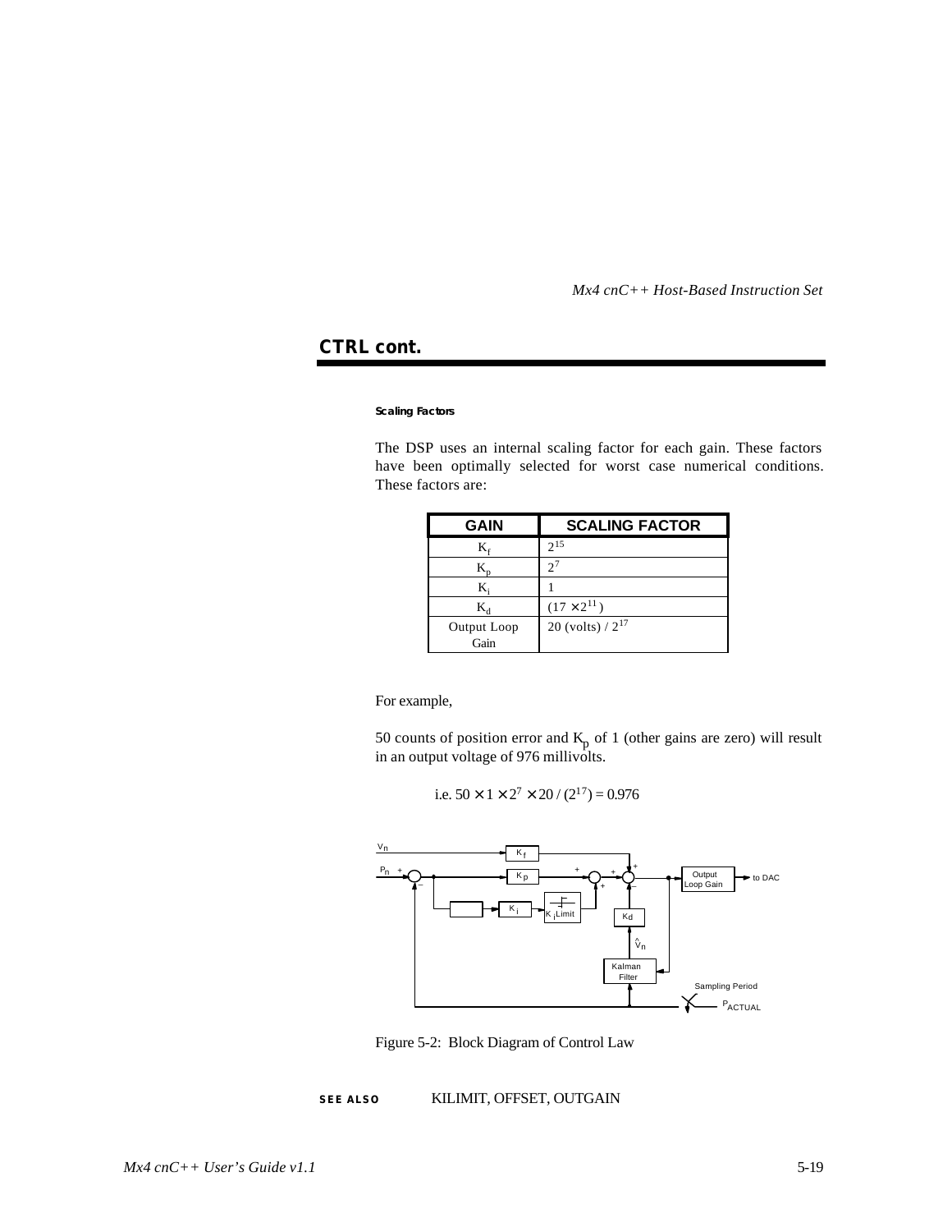## CTRL cont.

#### Scaling Factors

The DSP uses an internal scaling factor for each gain. These factors have been optimally selected for worst case numerical conditions. These factors are:

| GAIN | SCALING FACTOR |
|---|---|
| $K_f$ | $2^{15}$ |
| $K_p$ | $2^{7}$ |
| $K_i$ | 1 |
| $K_d$ | $(17 \times 2^{11})$ |
| Output Loop Gain | 20 (volts) / $2^{17}$ |

For example,

50 counts of position error and $K_p$ of 1 (other gains are zero) will result in an output voltage of 976 millivolts.

i.e. $50 \times 1 \times 2^7 \times 20 / (2^{17}) = 0.976$

Figure 5-2: Block Diagram of Control Law

**SEE ALSO** KILIMIT, OFFSET, OUTGAIN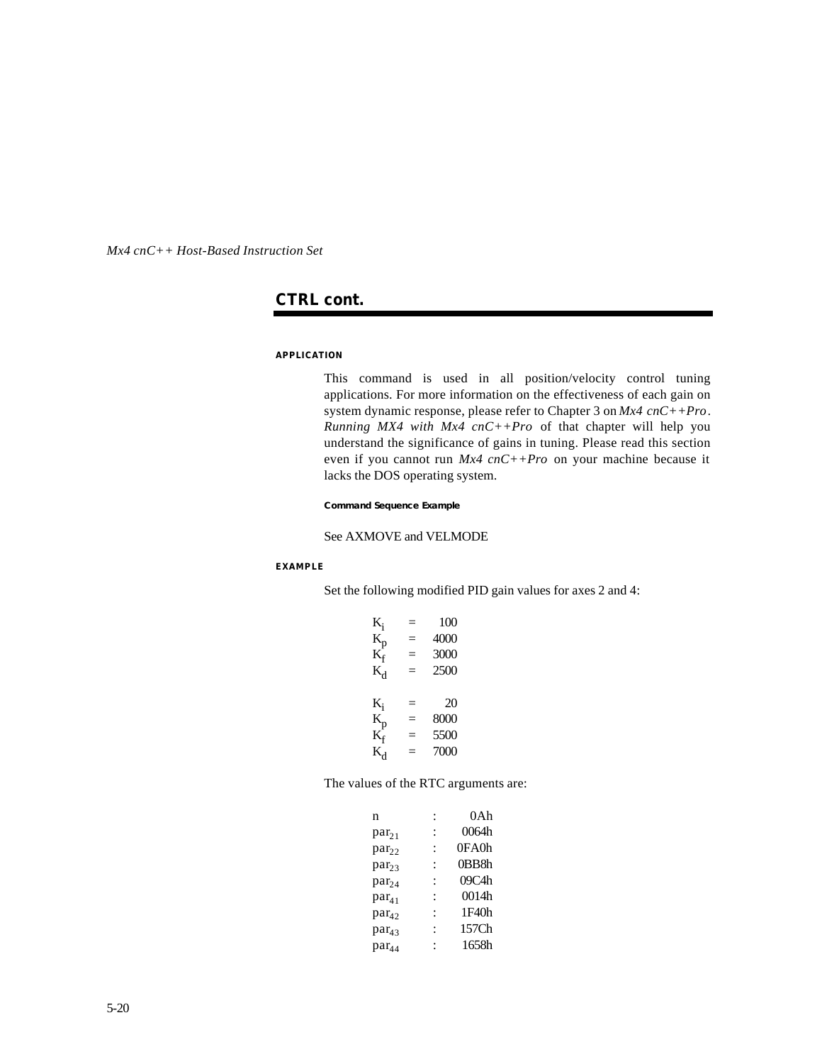## CTRL cont.

#### APPLICATION

This command is used in all position/velocity control tuning applications. For more information on the effectiveness of each gain on system dynamic response, please refer to Chapter 3 on *Mx4 cnC++Pro*. *Running MX4 with Mx4 cnC++Pro* of that chapter will help you understand the significance of gains in tuning. Please read this section even if you cannot run *Mx4 cnC++Pro* on your machine because it lacks the DOS operating system.

##### Command Sequence Example

See AXMOVE and VELMODE

#### EXAMPLE

Set the following modified PID gain values for axes 2 and 4:

| | | |
|---|---|---|
| $K_i$ | = | 100 |
| $K_p$ | = | 4000 |
| $K_f$ | = | 3000 |
| $K_d$ | = | 2500 |
| | | |
| $K_i$ | = | 20 |
| $K_p$ | = | 8000 |
| $K_f$ | = | 5500 |
| $K_d$ | = | 7000 |

The values of the RTC arguments are:

| | | |
|---|---|---|
| n | : | 0Ah |
| $par_{21}$ | : | 0064h |
| $par_{22}$ | : | 0FA0h |
| $par_{23}$ | : | 0BB8h |
| $par_{24}$ | : | 09C4h |
| $par_{41}$ | : | 0014h |
| $par_{42}$ | : | 1F40h |
| $par_{43}$ | : | 157Ch |
| $par_{44}$ | : | 1658h |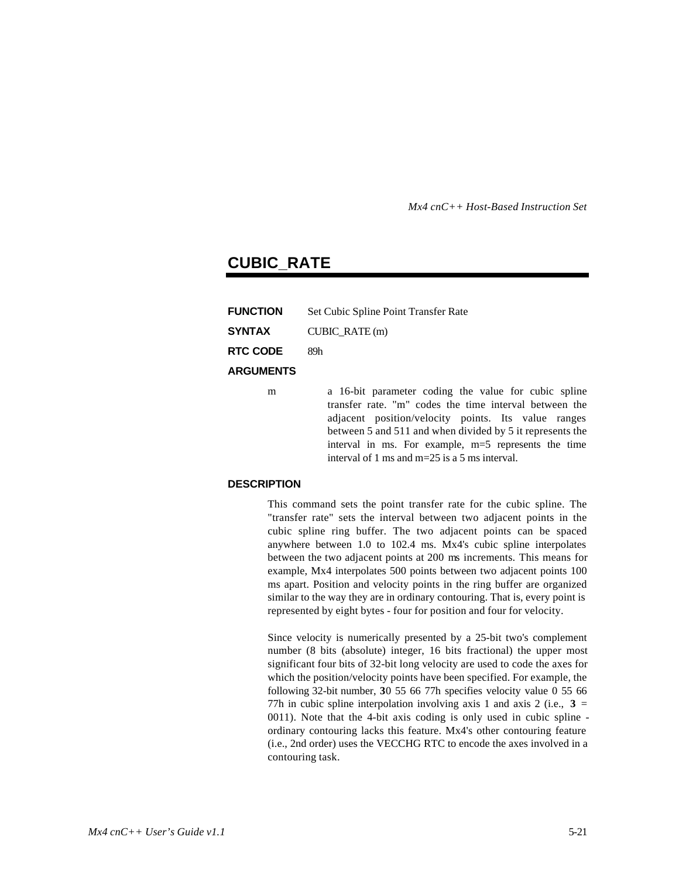# CUBIC_RATE

**FUNCTION** Set Cubic Spline Point Transfer Rate

**SYNTAX** CUBIC_RATE (m)

**RTC CODE** 89h

**ARGUMENTS**

m — a 16-bit parameter coding the value for cubic spline transfer rate. "m" codes the time interval between the adjacent position/velocity points. Its value ranges between 5 and 511 and when divided by 5 it represents the interval in ms. For example, m=5 represents the time interval of 1 ms and m=25 is a 5 ms interval.

**DESCRIPTION**

This command sets the point transfer rate for the cubic spline. The "transfer rate" sets the interval between two adjacent points in the cubic spline ring buffer. The two adjacent points can be spaced anywhere between 1.0 to 102.4 ms. Mx4's cubic spline interpolates between the two adjacent points at 200 ms increments. This means for example, Mx4 interpolates 500 points between two adjacent points 100 ms apart. Position and velocity points in the ring buffer are organized similar to the way they are in ordinary contouring. That is, every point is represented by eight bytes - four for position and four for velocity.

Since velocity is numerically presented by a 25-bit two's complement number (8 bits (absolute) integer, 16 bits fractional) the upper most significant four bits of 32-bit long velocity are used to code the axes for which the position/velocity points have been specified. For example, the following 32-bit number, **3**0 55 66 77h specifies velocity value 0 55 66 77h in cubic spline interpolation involving axis 1 and axis 2 (i.e., **3** = 0011). Note that the 4-bit axis coding is only used in cubic spline - ordinary contouring lacks this feature. Mx4's other contouring feature (i.e., 2nd order) uses the VECCHG RTC to encode the axes involved in a contouring task.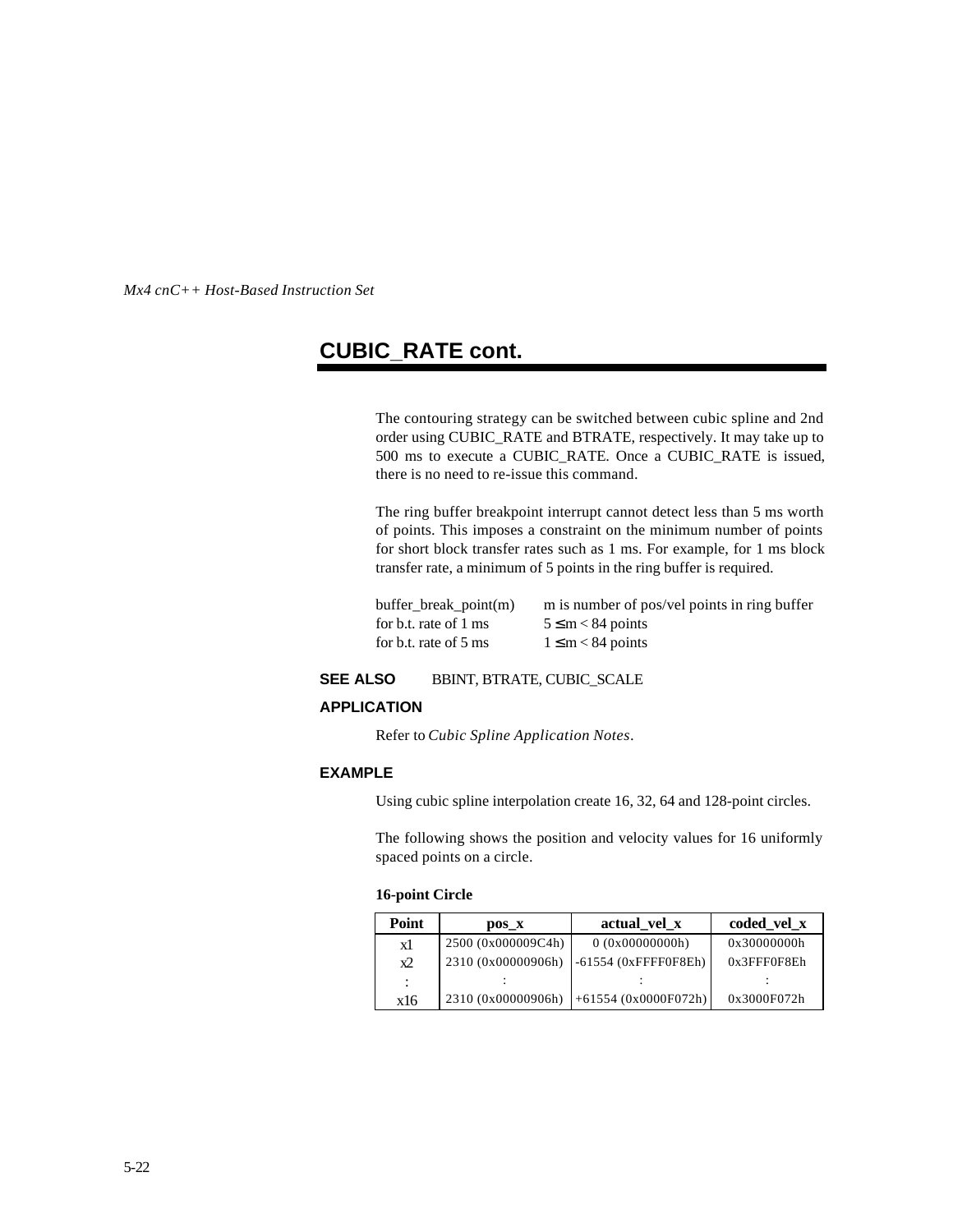## CUBIC_RATE cont.

The contouring strategy can be switched between cubic spline and 2nd order using CUBIC_RATE and BTRATE, respectively. It may take up to 500 ms to execute a CUBIC_RATE. Once a CUBIC_RATE is issued, there is no need to re-issue this command.

The ring buffer breakpoint interrupt cannot detect less than 5 ms worth of points. This imposes a constraint on the minimum number of points for short block transfer rates such as 1 ms. For example, for 1 ms block transfer rate, a minimum of 5 points in the ring buffer is required.

| | |
|---|---|
| buffer_break_point(m) | m is number of pos/vel points in ring buffer |
| for b.t. rate of 1 ms | $5 \le m < 84$ points |
| for b.t. rate of 5 ms | $1 \le m < 84$ points |

**SEE ALSO** BBINT, BTRATE, CUBIC_SCALE

**APPLICATION**

Refer to *Cubic Spline Application Notes*.

**EXAMPLE**

Using cubic spline interpolation create 16, 32, 64 and 128-point circles.

The following shows the position and velocity values for 16 uniformly spaced points on a circle.

**16-point Circle**

| Point | pos_x | actual_vel_x | coded_vel_x |
|---|---|---|---|
| x1 | 2500 (0x000009C4h) | 0 (0x00000000h) | 0x30000000h |
| x2 | 2310 (0x00000906h) | -61554 (0xFFFF0F8Eh) | 0x3FFF0F8Eh |
| : | : | : | : |
| x16 | 2310 (0x00000906h) | +61554 (0x0000F072h) | 0x3000F072h |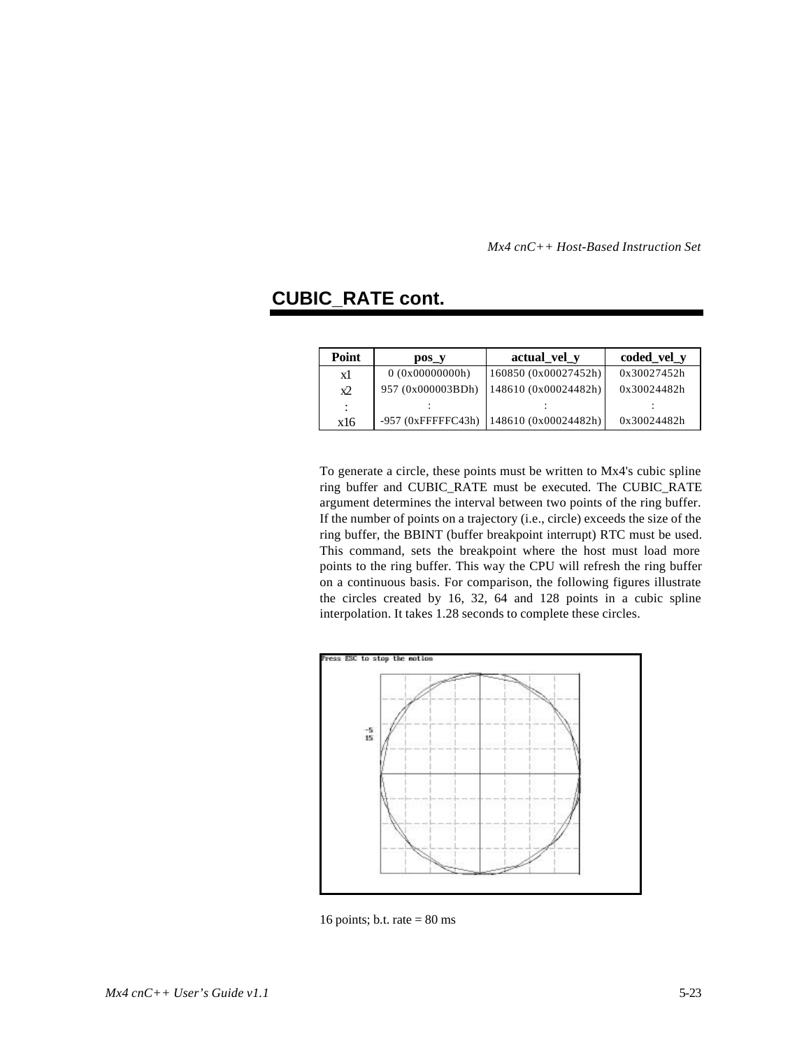## CUBIC_RATE cont.

| Point | pos_y | actual_vel_y | coded_vel_y |
|---|---|---|---|
| x1 | 0 (0x00000000h) | 160850 (0x00027452h) | 0x30027452h |
| x2 | 957 (0x000003BDh) | 148610 (0x00024482h) | 0x30024482h |
| : | : | : | : |
| x16 | -957 (0xFFFFFC43h) | 148610 (0x00024482h) | 0x30024482h |

To generate a circle, these points must be written to Mx4's cubic spline ring buffer and CUBIC_RATE must be executed. The CUBIC_RATE argument determines the interval between two points of the ring buffer. If the number of points on a trajectory (i.e., circle) exceeds the size of the ring buffer, the BBINT (buffer breakpoint interrupt) RTC must be used. This command, sets the breakpoint where the host must load more points to the ring buffer. This way the CPU will refresh the ring buffer on a continuous basis. For comparison, the following figures illustrate the circles created by 16, 32, 64 and 128 points in a cubic spline interpolation. It takes 1.28 seconds to complete these circles.

16 points; b.t. rate = 80 ms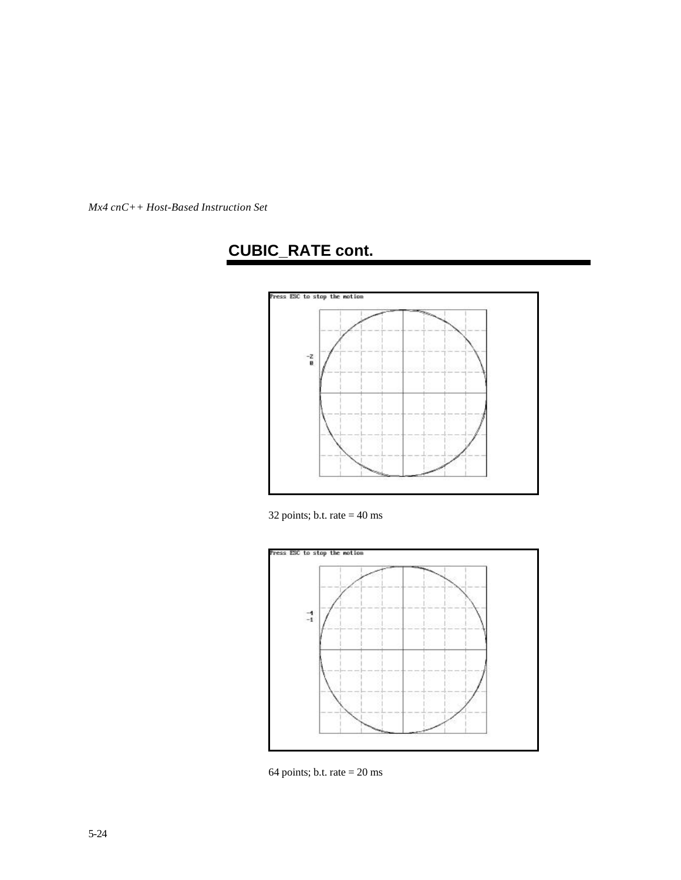## CUBIC_RATE cont.

32 points; b.t. rate = 40 ms

64 points; b.t. rate = 20 ms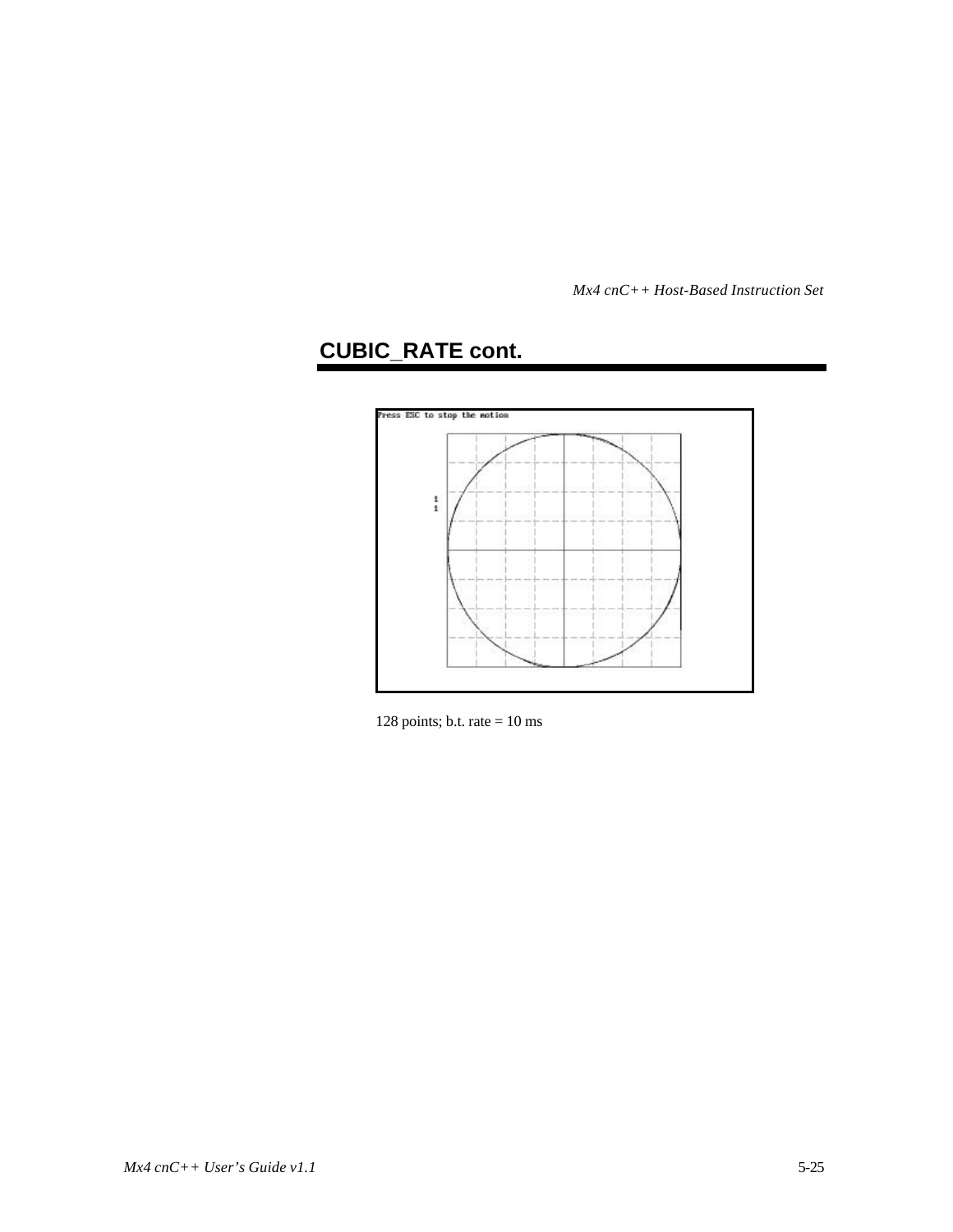## CUBIC_RATE cont.

128 points; b.t. rate = 10 ms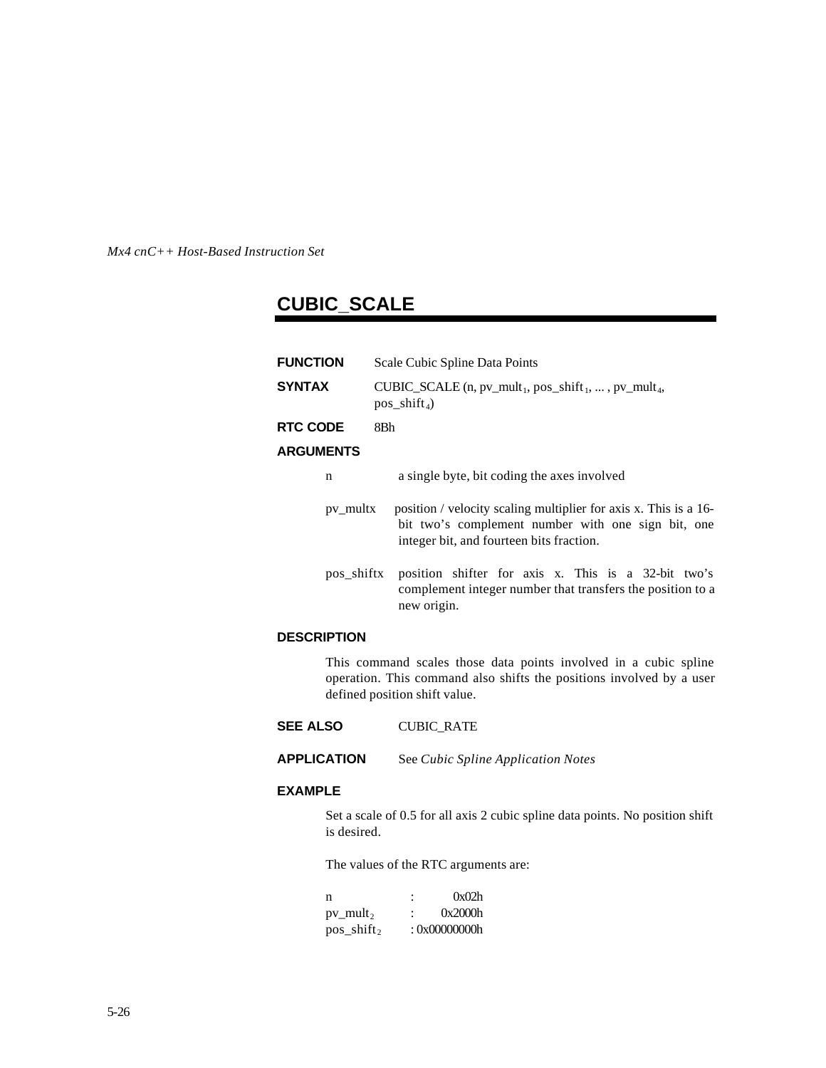# CUBIC_SCALE

**FUNCTION** Scale Cubic Spline Data Points

**SYNTAX** CUBIC_SCALE (n, $pv\_mult_1$, $pos\_shift_1$, ... , $pv\_mult_4$, $pos\_shift_4$)

**RTC CODE** 8Bh

**ARGUMENTS**

n a single byte, bit coding the axes involved

pv_multx position / velocity scaling multiplier for axis x. This is a 16-bit two's complement number with one sign bit, one integer bit, and fourteen bits fraction.

pos_shiftx position shifter for axis x. This is a 32-bit two's complement integer number that transfers the position to a new origin.

**DESCRIPTION**

This command scales those data points involved in a cubic spline operation. This command also shifts the positions involved by a user defined position shift value.

**SEE ALSO** CUBIC_RATE

**APPLICATION** See *Cubic Spline Application Notes*

**EXAMPLE**

Set a scale of 0.5 for all axis 2 cubic spline data points. No position shift is desired.

The values of the RTC arguments are:

| | | |
|---|---|---|
| n | : | 0x02h |
| $pv\_mult_2$ | : | 0x2000h |
| $pos\_shift_2$ | : | 0x00000000h |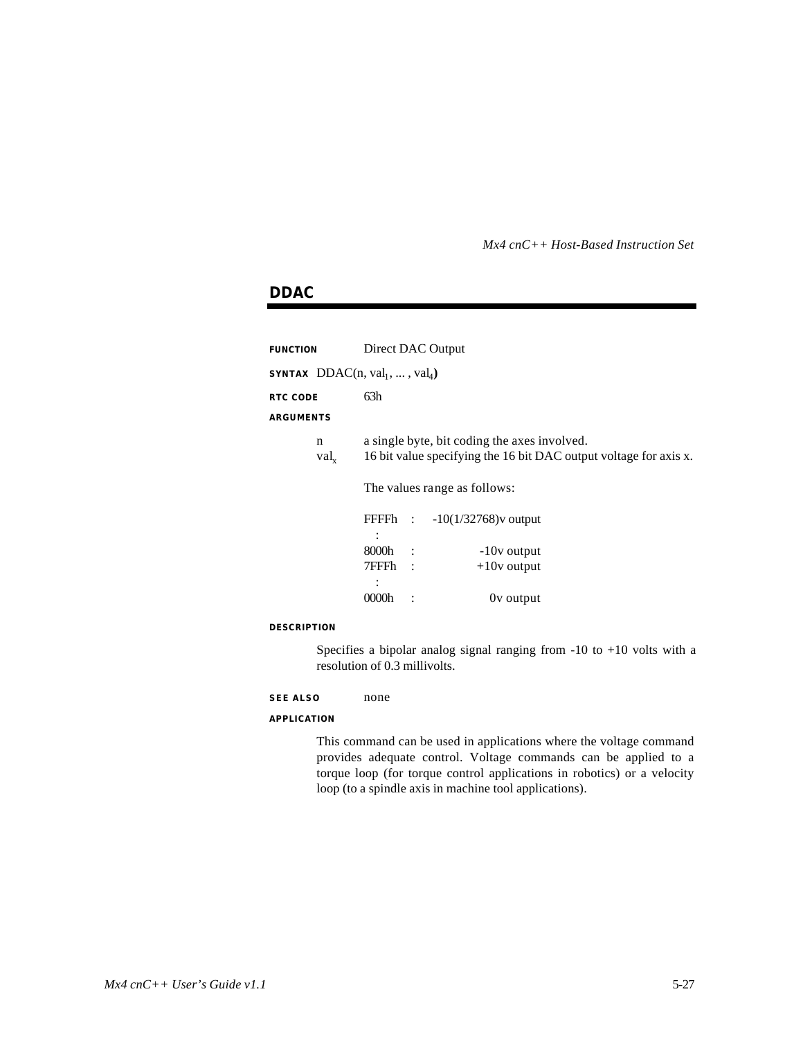## DDAC

**FUNCTION** Direct DAC Output

**SYNTAX** DDAC(n, $val_1$, ... , $val_4$**)**

**RTC CODE** 63h

**ARGUMENTS**

n a single byte, bit coding the axes involved.

$val_x$ 16 bit value specifying the 16 bit DAC output voltage for axis x.

The values range as follows:

| | | |
|---|---|---|
| FFFFh | : | -10(1/32768)v output |
| : | | |
| 8000h | : | -10v output |
| 7FFFh | : | +10v output |
| : | | |
| 0000h | : | 0v output |

**DESCRIPTION**

Specifies a bipolar analog signal ranging from -10 to +10 volts with a resolution of 0.3 millivolts.

**SEE ALSO** none

**APPLICATION**

This command can be used in applications where the voltage command provides adequate control. Voltage commands can be applied to a torque loop (for torque control applications in robotics) or a velocity loop (to a spindle axis in machine tool applications).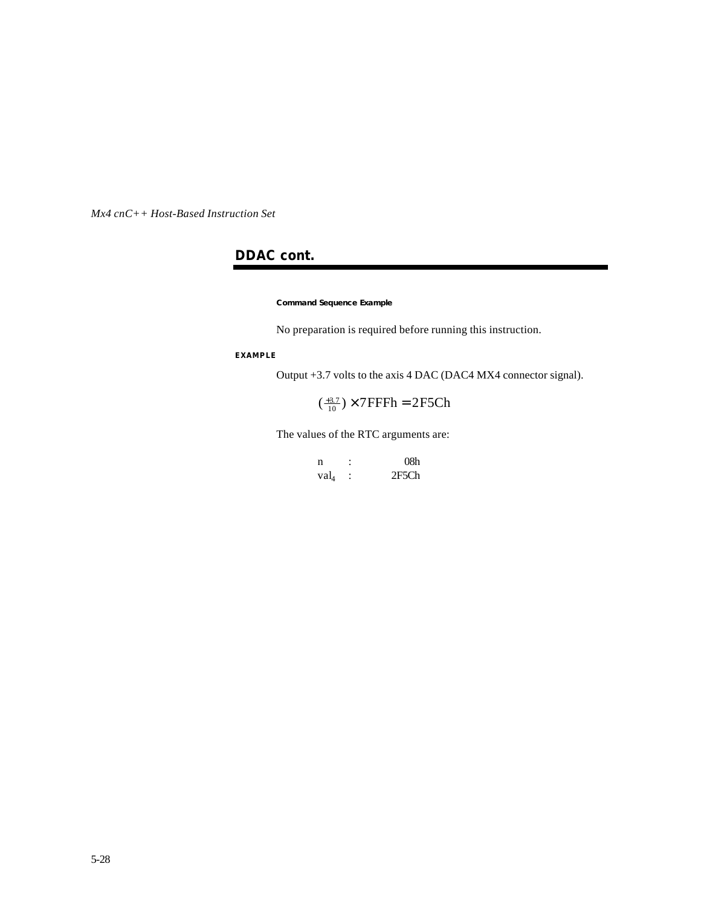## DDAC cont.

#### Command Sequence Example

No preparation is required before running this instruction.

**EXAMPLE**

Output +3.7 volts to the axis 4 DAC (DAC4 MX4 connector signal).

$$\left(\frac{+3.7}{10}\right) \times 7FFFh = 2F5Ch$$

The values of the RTC arguments are:

| | | |
|---|---|---|
| n | : | 08h |
| $val_4$ | : | 2F5Ch |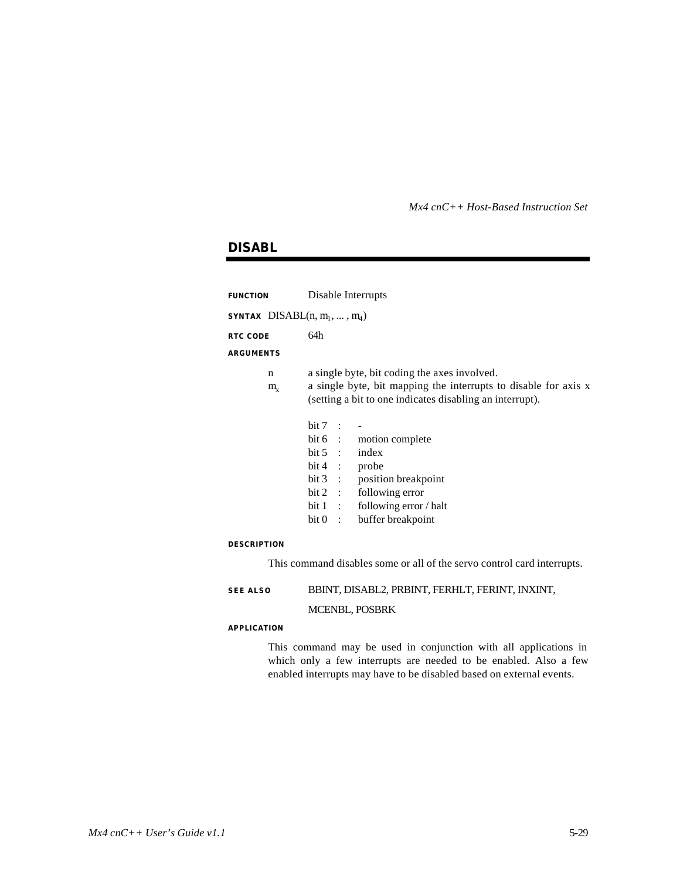## DISABL

**FUNCTION** Disable Interrupts

**SYNTAX** DISABL(n, $m_1$, ... , $m_4$)

**RTC CODE** 64h

**ARGUMENTS**

n a single byte, bit coding the axes involved.

$m_x$ a single byte, bit mapping the interrupts to disable for axis x (setting a bit to one indicates disabling an interrupt).

| | | |
|---|---|---|
| bit 7 | : | - |
| bit 6 | : | motion complete |
| bit 5 | : | index |
| bit 4 | : | probe |
| bit 3 | : | position breakpoint |
| bit 2 | : | following error |
| bit 1 | : | following error / halt |
| bit 0 | : | buffer breakpoint |

**DESCRIPTION**

This command disables some or all of the servo control card interrupts.

**SEE ALSO** BBINT, DISABL2, PRBINT, FERHLT, FERINT, INXINT, MCENBL, POSBRK

**APPLICATION**

This command may be used in conjunction with all applications in which only a few interrupts are needed to be enabled. Also a few enabled interrupts may have to be disabled based on external events.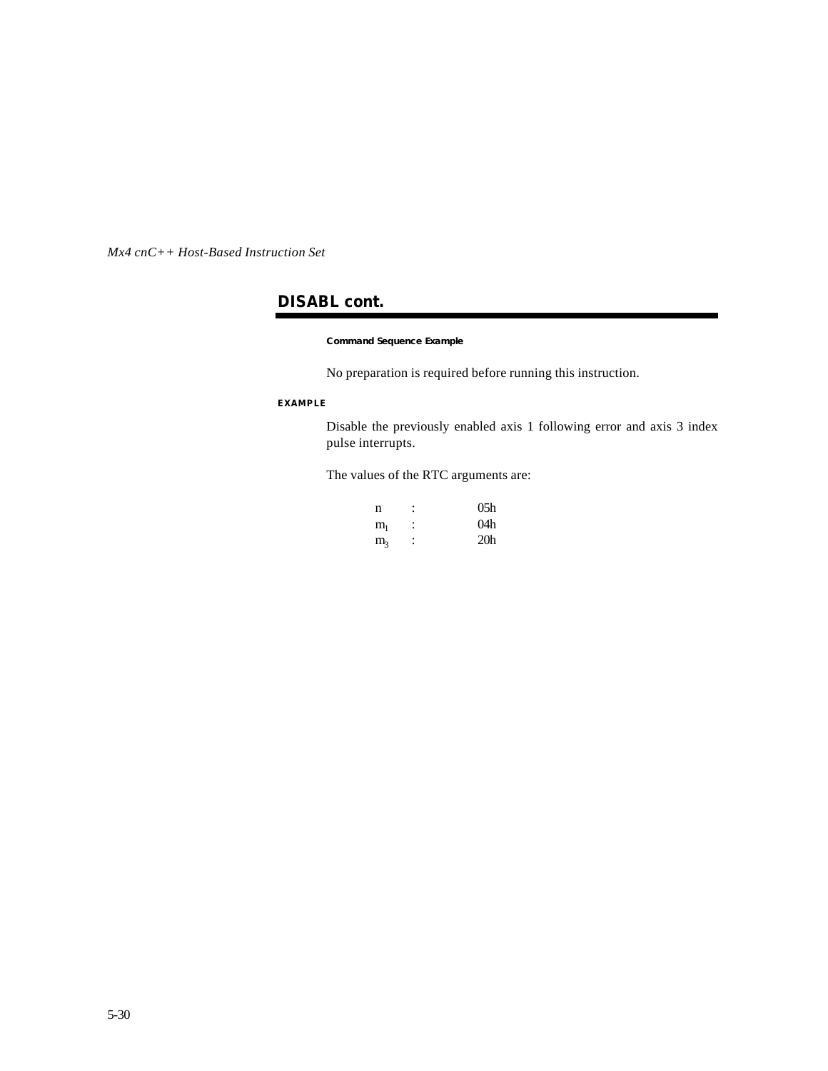## DISABL cont.

**Command Sequence Example**

No preparation is required before running this instruction.

**EXAMPLE**

Disable the previously enabled axis 1 following error and axis 3 index pulse interrupts.

The values of the RTC arguments are:

| | | |
|---|---|---|
| n | : | 05h |
| $m_1$ | : | 04h |
| $m_3$ | : | 20h |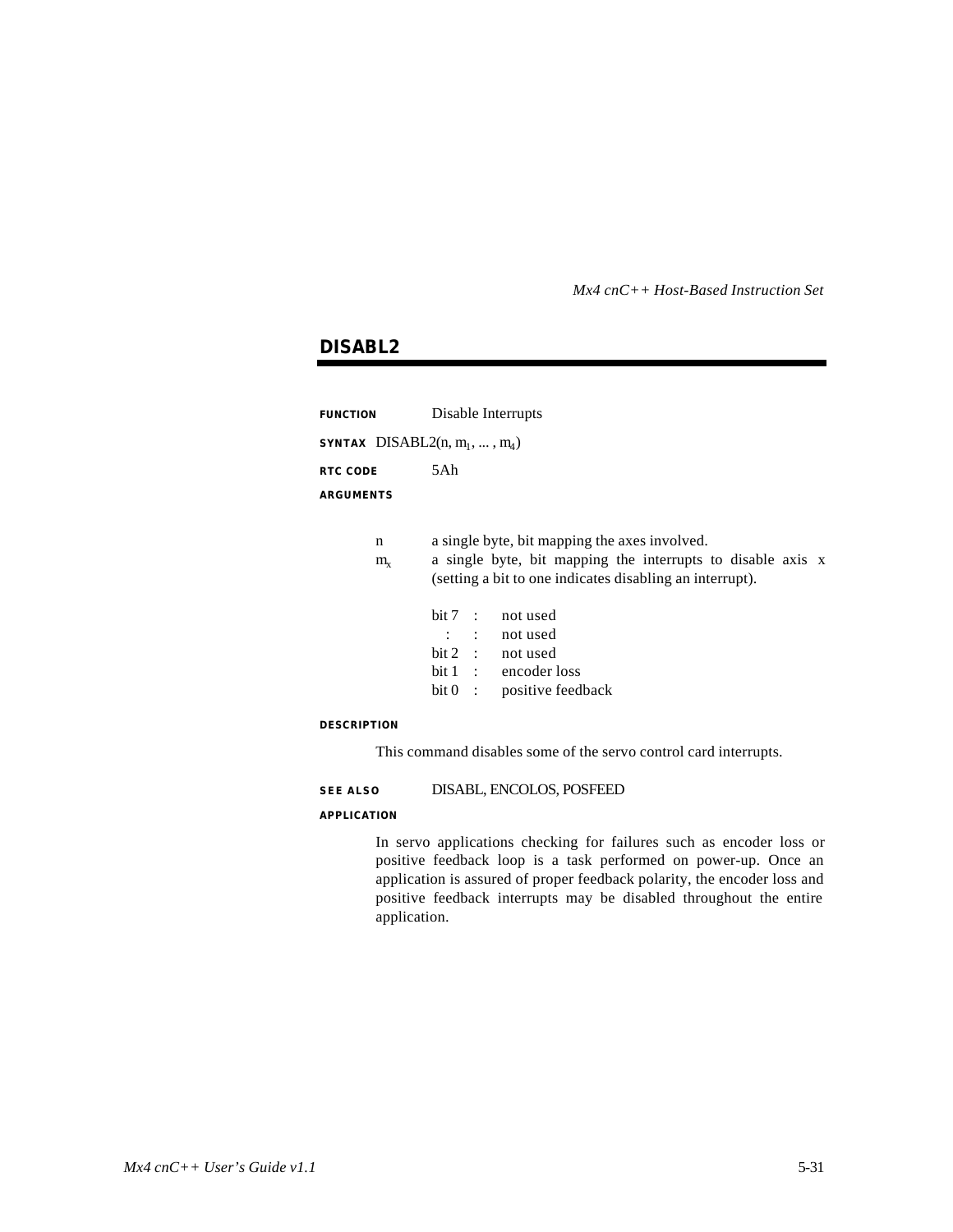## DISABL2

**FUNCTION** Disable Interrupts

**SYNTAX** DISABL2(n, $m_1$, ... , $m_4$)

**RTC CODE** 5Ah

**ARGUMENTS**

n a single byte, bit mapping the axes involved.

$m_x$ a single byte, bit mapping the interrupts to disable axis x (setting a bit to one indicates disabling an interrupt).

| | | |
|---|---|---|
| bit 7 | : | not used |
| : | : | not used |
| bit 2 | : | not used |
| bit 1 | : | encoder loss |
| bit 0 | : | positive feedback |

**DESCRIPTION**

This command disables some of the servo control card interrupts.

**SEE ALSO** DISABL, ENCOLOS, POSFEED

**APPLICATION**

In servo applications checking for failures such as encoder loss or positive feedback loop is a task performed on power-up. Once an application is assured of proper feedback polarity, the encoder loss and positive feedback interrupts may be disabled throughout the entire application.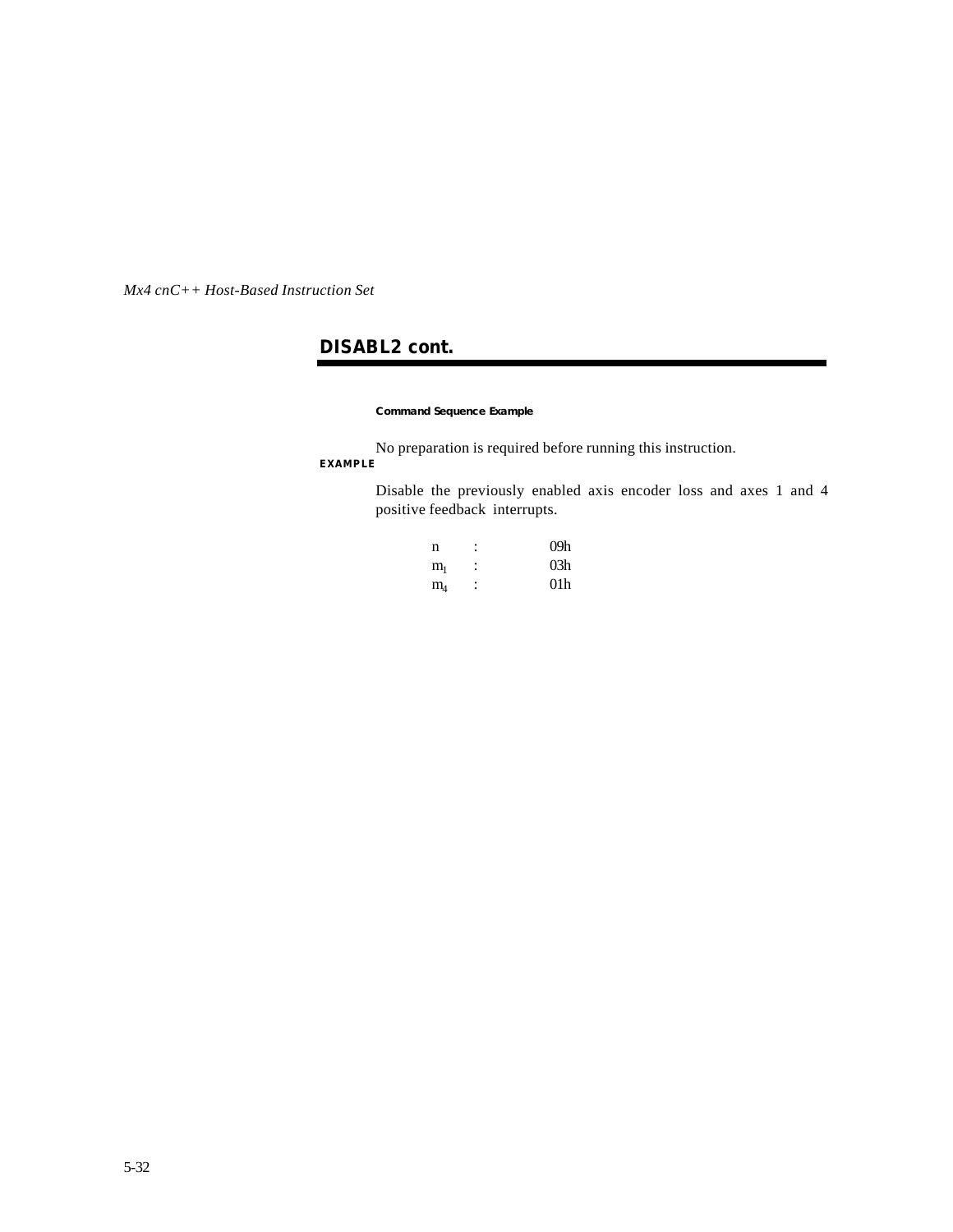## DISABL2 cont.

**Command Sequence Example**

No preparation is required before running this instruction.

**EXAMPLE**

Disable the previously enabled axis encoder loss and axes 1 and 4 positive feedback interrupts.

| | | |
|---|---|---|
| n | : | 09h |
| $m_1$ | : | 03h |
| $m_4$ | : | 01h |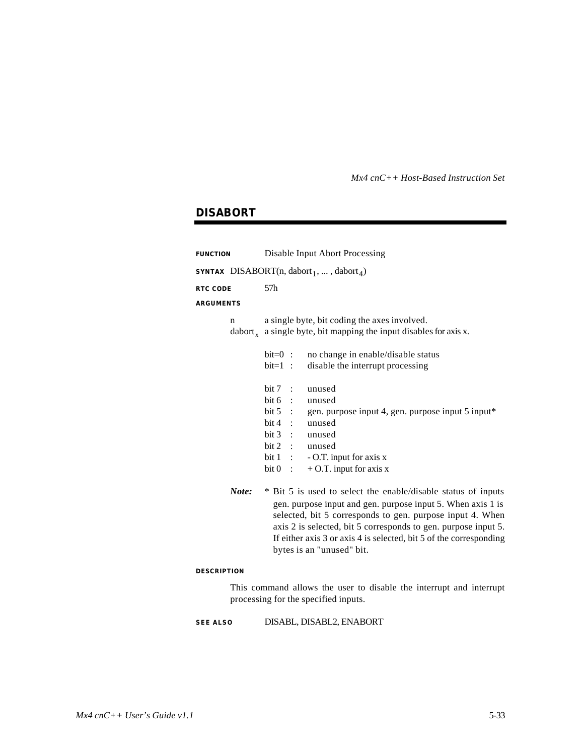## DISABORT

**FUNCTION** Disable Input Abort Processing

**SYNTAX** DISABORT(n, $dabort_1$, ... , $dabort_4$)

**RTC CODE** 57h

**ARGUMENTS**

n a single byte, bit coding the axes involved.

$dabort_x$ a single byte, bit mapping the input disables for axis x.

bit=0 : no change in enable/disable status
bit=1 : disable the interrupt processing

bit 7 : unused
bit 6 : unused
bit 5 : gen. purpose input 4, gen. purpose input 5 input*
bit 4 : unused
bit 3 : unused
bit 2 : unused
bit 1 : - O.T. input for axis x
bit 0 : + O.T. input for axis x

***Note:*** * Bit 5 is used to select the enable/disable status of inputs gen. purpose input and gen. purpose input 5. When axis 1 is selected, bit 5 corresponds to gen. purpose input 4. When axis 2 is selected, bit 5 corresponds to gen. purpose input 5. If either axis 3 or axis 4 is selected, bit 5 of the corresponding bytes is an "unused" bit.

**DESCRIPTION**

This command allows the user to disable the interrupt and interrupt processing for the specified inputs.

**SEE ALSO** DISABL, DISABL2, ENABORT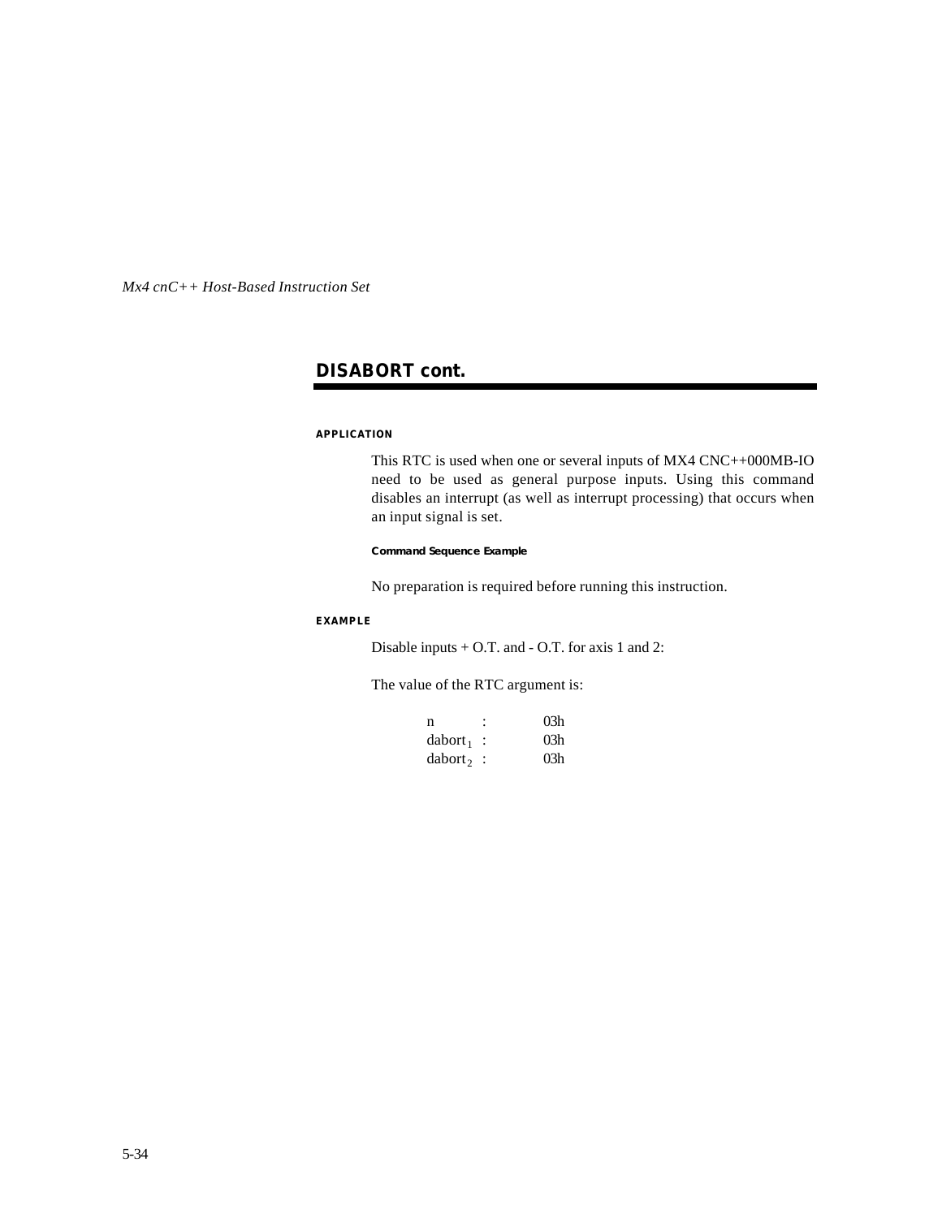## DISABORT cont.

#### APPLICATION

This RTC is used when one or several inputs of MX4 CNC++000MB-IO need to be used as general purpose inputs. Using this command disables an interrupt (as well as interrupt processing) that occurs when an input signal is set.

##### Command Sequence Example

No preparation is required before running this instruction.

#### EXAMPLE

Disable inputs + O.T. and - O.T. for axis 1 and 2:

The value of the RTC argument is:

| | | |
|---|---|---|
| n | : | 03h |
| $dabort_1$ | : | 03h |
| $dabort_2$ | : | 03h |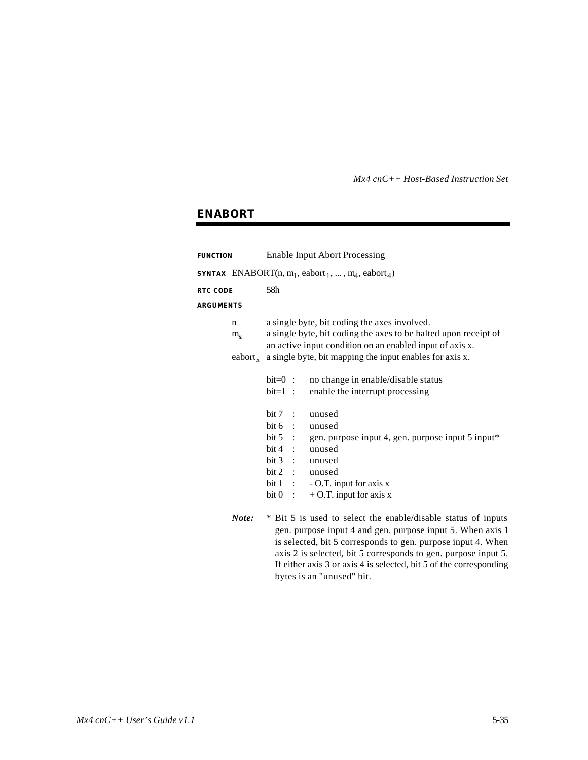## ENABORT

**FUNCTION** Enable Input Abort Processing

**SYNTAX** ENABORT(n, $m_1$, $eabort_1$, ... , $m_4$, $eabort_4$)

**RTC CODE** 58h

**ARGUMENTS**

n a single byte, bit coding the axes involved.

$m_x$ a single byte, bit coding the axes to be halted upon receipt of an active input condition on an enabled input of axis x.

$eabort_x$ a single byte, bit mapping the input enables for axis x.

bit=0 : no change in enable/disable status
bit=1 : enable the interrupt processing

bit 7 : unused
bit 6 : unused
bit 5 : gen. purpose input 4, gen. purpose input 5 input*
bit 4 : unused
bit 3 : unused
bit 2 : unused
bit 1 : - O.T. input for axis x
bit 0 : + O.T. input for axis x

***Note:*** * Bit 5 is used to select the enable/disable status of inputs gen. purpose input 4 and gen. purpose input 5. When axis 1 is selected, bit 5 corresponds to gen. purpose input 4. When axis 2 is selected, bit 5 corresponds to gen. purpose input 5. If either axis 3 or axis 4 is selected, bit 5 of the corresponding bytes is an "unused" bit.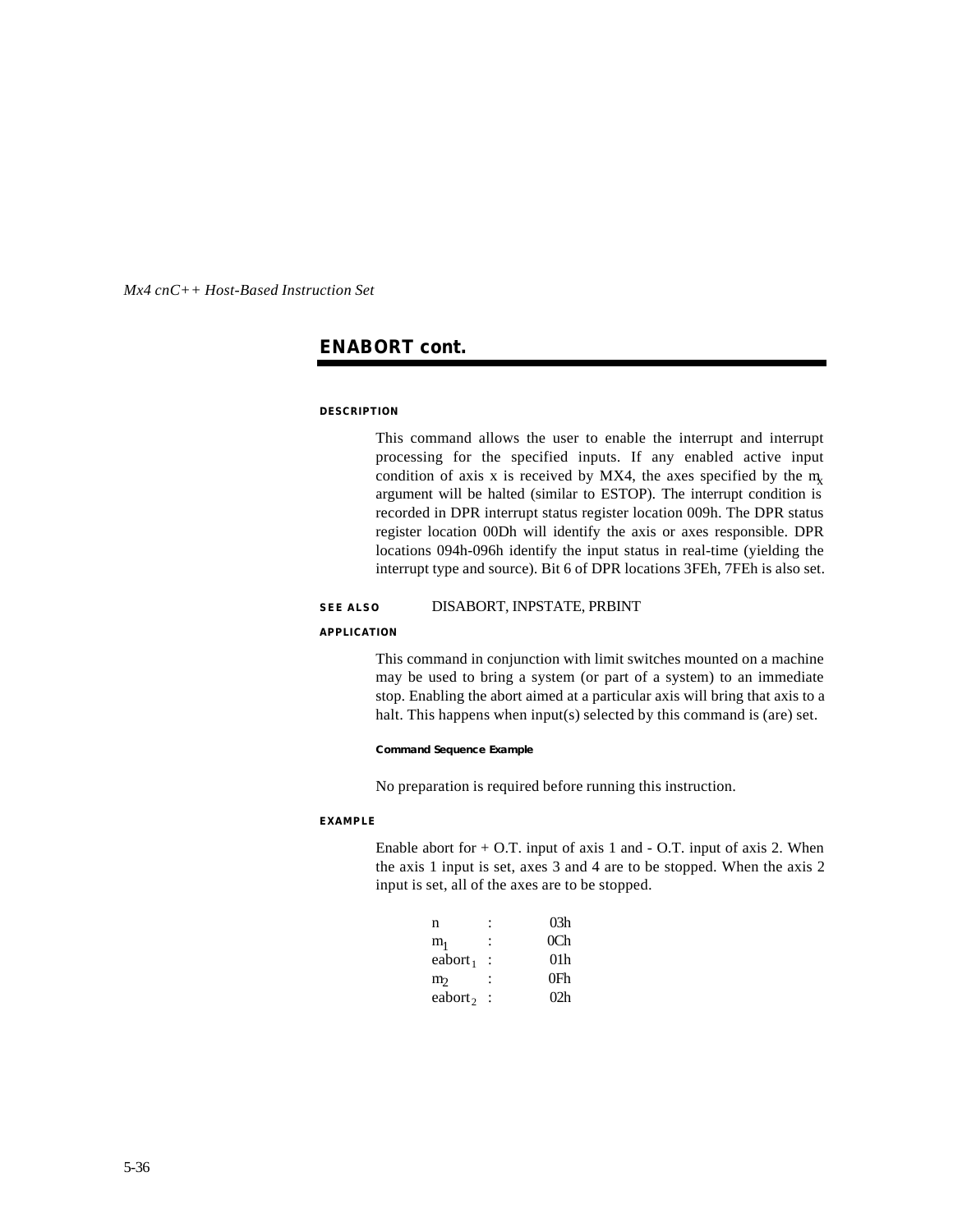## ENABORT cont.

#### DESCRIPTION

This command allows the user to enable the interrupt and interrupt processing for the specified inputs. If any enabled active input condition of axis x is received by MX4, the axes specified by the $m_x$ argument will be halted (similar to ESTOP). The interrupt condition is recorded in DPR interrupt status register location 009h. The DPR status register location 00Dh will identify the axis or axes responsible. DPR locations 094h-096h identify the input status in real-time (yielding the interrupt type and source). Bit 6 of DPR locations 3FEh, 7FEh is also set.

**SEE ALSO** DISABORT, INPSTATE, PRBINT

#### APPLICATION

This command in conjunction with limit switches mounted on a machine may be used to bring a system (or part of a system) to an immediate stop. Enabling the abort aimed at a particular axis will bring that axis to a halt. This happens when input(s) selected by this command is (are) set.

##### Command Sequence Example

No preparation is required before running this instruction.

#### EXAMPLE

Enable abort for + O.T. input of axis 1 and - O.T. input of axis 2. When the axis 1 input is set, axes 3 and 4 are to be stopped. When the axis 2 input is set, all of the axes are to be stopped.

| | | |
|---|---|---|
| n | : | 03h |
| $m_1$ | : | 0Ch |
| $eabort_1$ | : | 01h |
| $m_2$ | : | 0Fh |
| $eabort_2$ | : | 02h |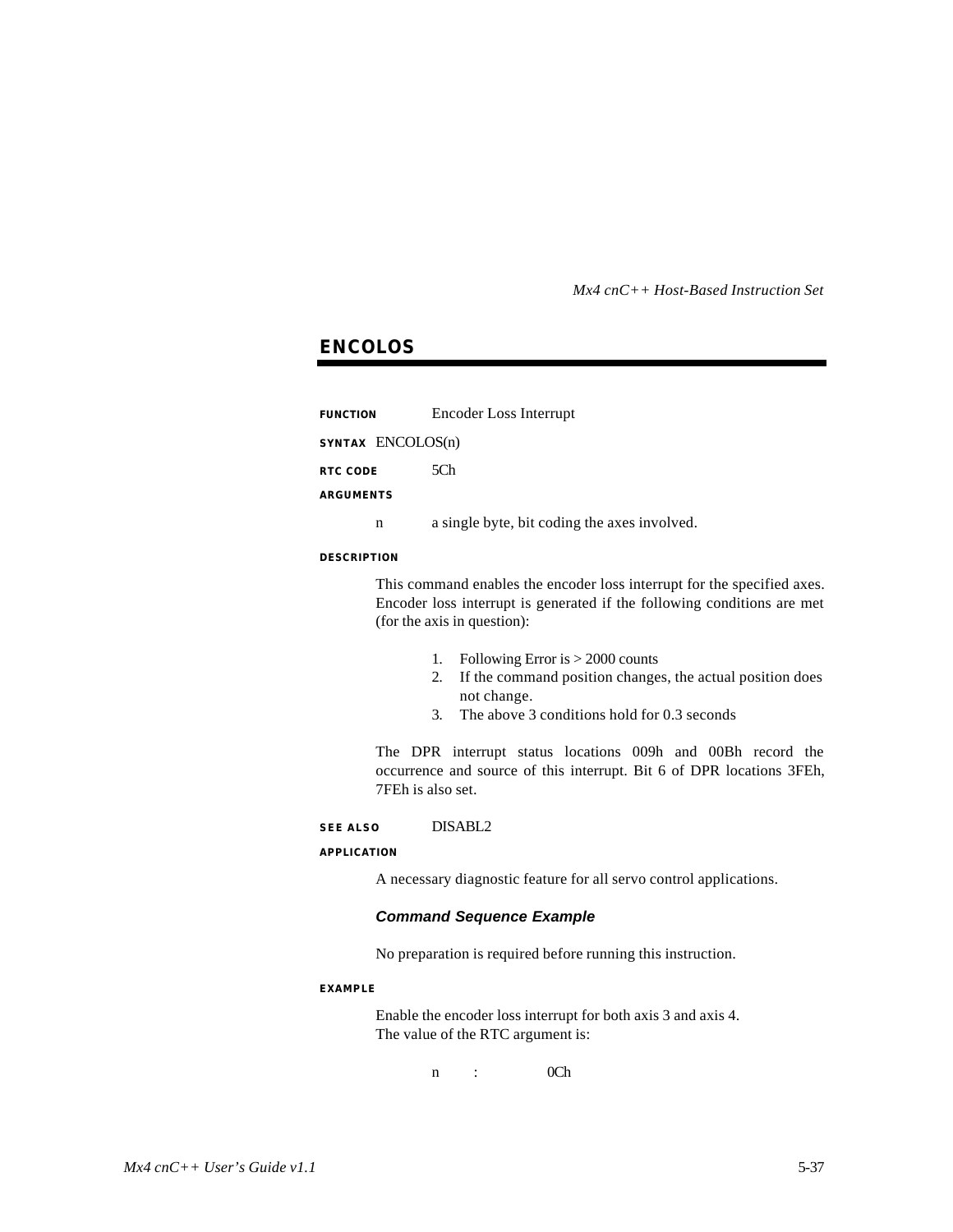## ENCOLOS

**FUNCTION** Encoder Loss Interrupt

**SYNTAX** ENCOLOS(n)

**RTC CODE** 5Ch

**ARGUMENTS**

n a single byte, bit coding the axes involved.

**DESCRIPTION**

This command enables the encoder loss interrupt for the specified axes. Encoder loss interrupt is generated if the following conditions are met (for the axis in question):

1. Following Error is > 2000 counts
2. If the command position changes, the actual position does not change.
3. The above 3 conditions hold for 0.3 seconds

The DPR interrupt status locations 009h and 00Bh record the occurrence and source of this interrupt. Bit 6 of DPR locations 3FEh, 7FEh is also set.

**SEE ALSO** DISABL2

**APPLICATION**

A necessary diagnostic feature for all servo control applications.

***Command Sequence Example***

No preparation is required before running this instruction.

**EXAMPLE**

Enable the encoder loss interrupt for both axis 3 and axis 4.
The value of the RTC argument is:

n : 0Ch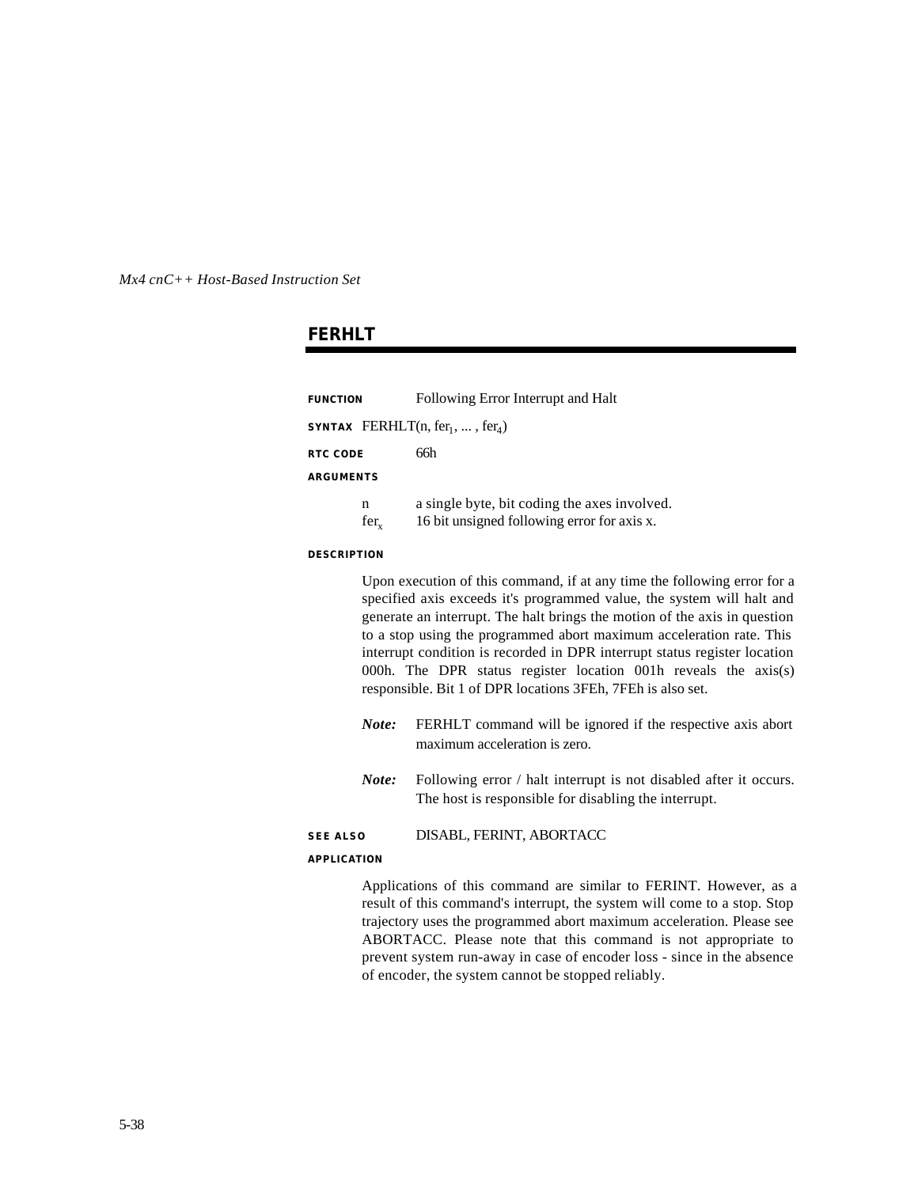## FERHLT

**FUNCTION** Following Error Interrupt and Halt

**SYNTAX** FERHLT(n, $fer_1$, ... , $fer_4$)

**RTC CODE** 66h

**ARGUMENTS**

| | |
|---|---|
| n | a single byte, bit coding the axes involved. |
| $fer_x$ | 16 bit unsigned following error for axis x. |

**DESCRIPTION**

Upon execution of this command, if at any time the following error for a specified axis exceeds it's programmed value, the system will halt and generate an interrupt. The halt brings the motion of the axis in question to a stop using the programmed abort maximum acceleration rate. This interrupt condition is recorded in DPR interrupt status register location 000h. The DPR status register location 001h reveals the axis(s) responsible. Bit 1 of DPR locations 3FEh, 7FEh is also set.

***Note:*** FERHLT command will be ignored if the respective axis abort maximum acceleration is zero.

***Note:*** Following error / halt interrupt is not disabled after it occurs. The host is responsible for disabling the interrupt.

**SEE ALSO** DISABL, FERINT, ABORTACC

**APPLICATION**

Applications of this command are similar to FERINT. However, as a result of this command's interrupt, the system will come to a stop. Stop trajectory uses the programmed abort maximum acceleration. Please see ABORTACC. Please note that this command is not appropriate to prevent system run-away in case of encoder loss - since in the absence of encoder, the system cannot be stopped reliably.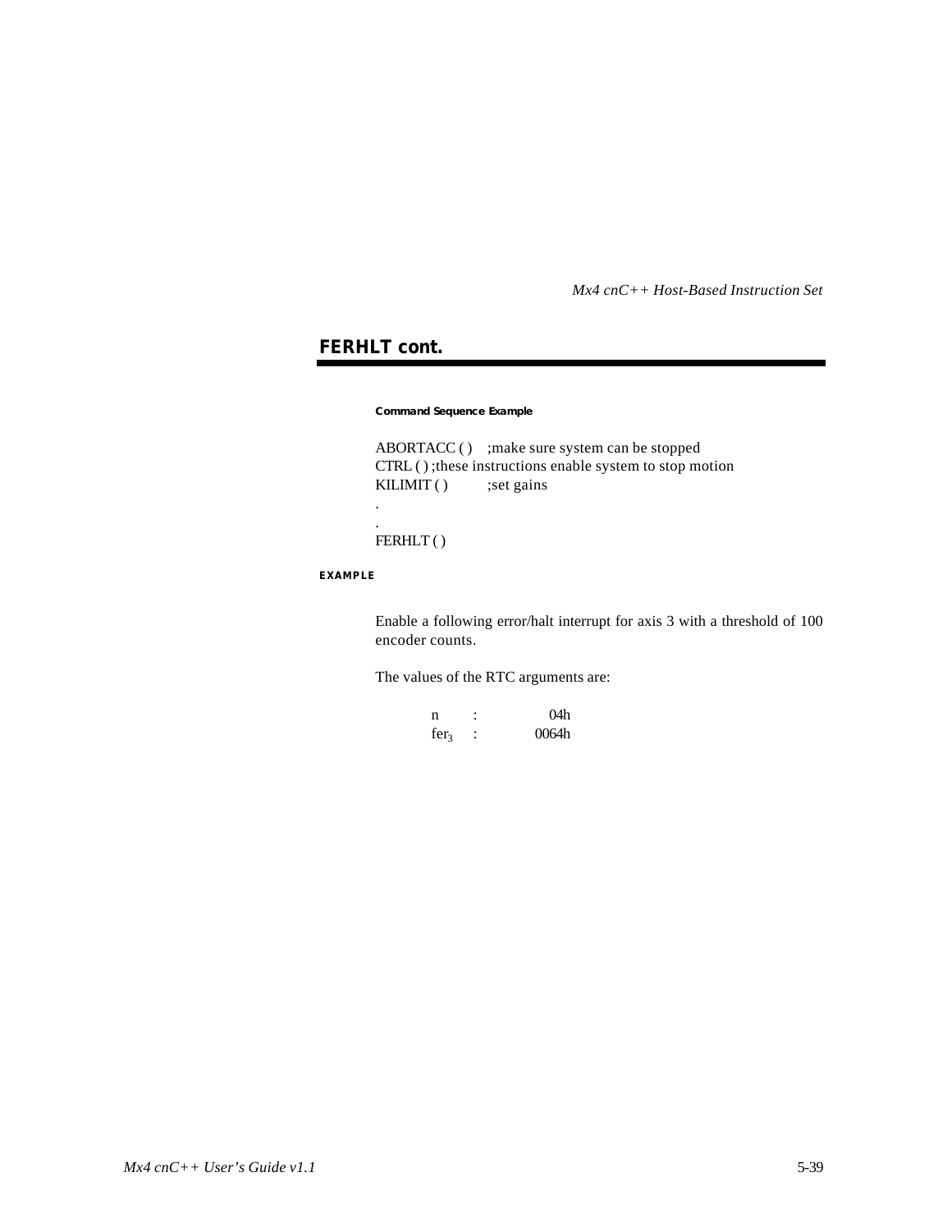## FERHLT cont.

**Command Sequence Example**

```
ABORTACC ( )    ;make sure system can be stopped
CTRL ( ) ;these instructions enable system to stop motion
KILIMIT ( )         ;set gains
.
.
FERHLT ( )
```

**EXAMPLE**

Enable a following error/halt interrupt for axis 3 with a threshold of 100 encoder counts.

The values of the RTC arguments are:

| | | |
|---|---|---|
| n | : | 04h |
| $fer_3$ | : | 0064h |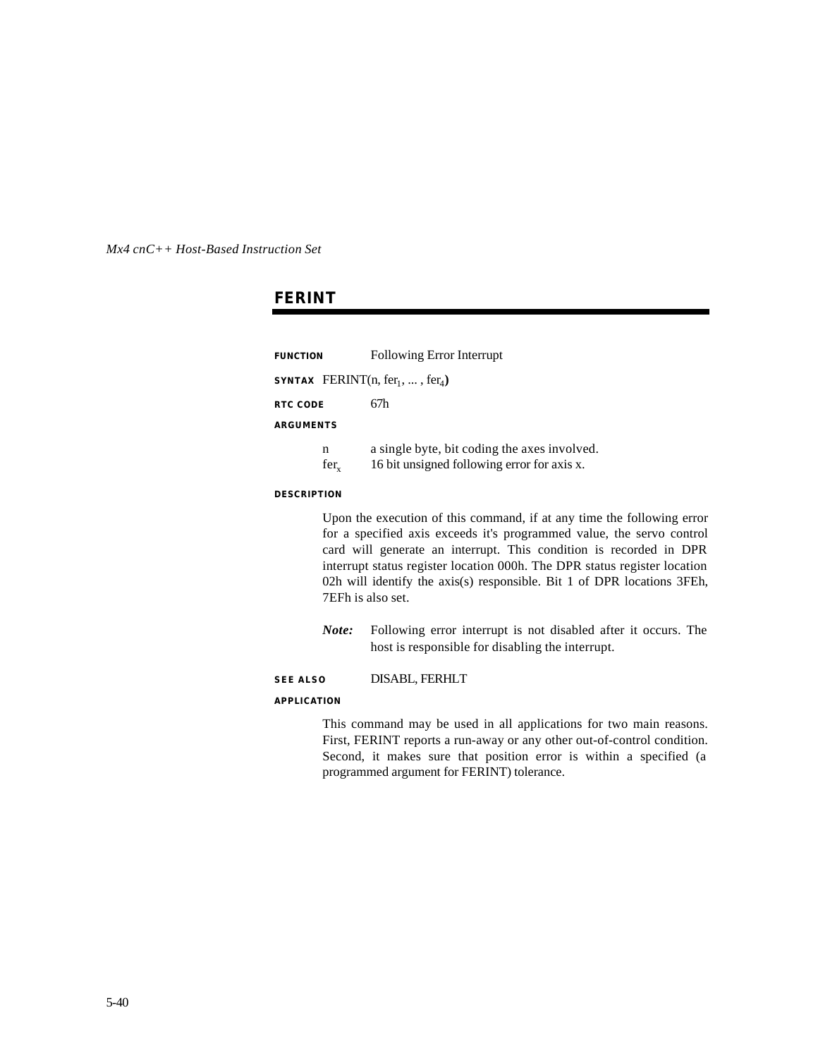## FERINT

**FUNCTION** Following Error Interrupt

**SYNTAX** FERINT(n, $fer_1$, ... , $fer_4$)

**RTC CODE** 67h

**ARGUMENTS**

| | |
|---|---|
| n | a single byte, bit coding the axes involved. |
| $fer_x$ | 16 bit unsigned following error for axis x. |

**DESCRIPTION**

Upon the execution of this command, if at any time the following error for a specified axis exceeds it's programmed value, the servo control card will generate an interrupt. This condition is recorded in DPR interrupt status register location 000h. The DPR status register location 02h will identify the axis(s) responsible. Bit 1 of DPR locations 3FEh, 7EFh is also set.

***Note:*** Following error interrupt is not disabled after it occurs. The host is responsible for disabling the interrupt.

**SEE ALSO** DISABL, FERHLT

**APPLICATION**

This command may be used in all applications for two main reasons. First, FERINT reports a run-away or any other out-of-control condition. Second, it makes sure that position error is within a specified (a programmed argument for FERINT) tolerance.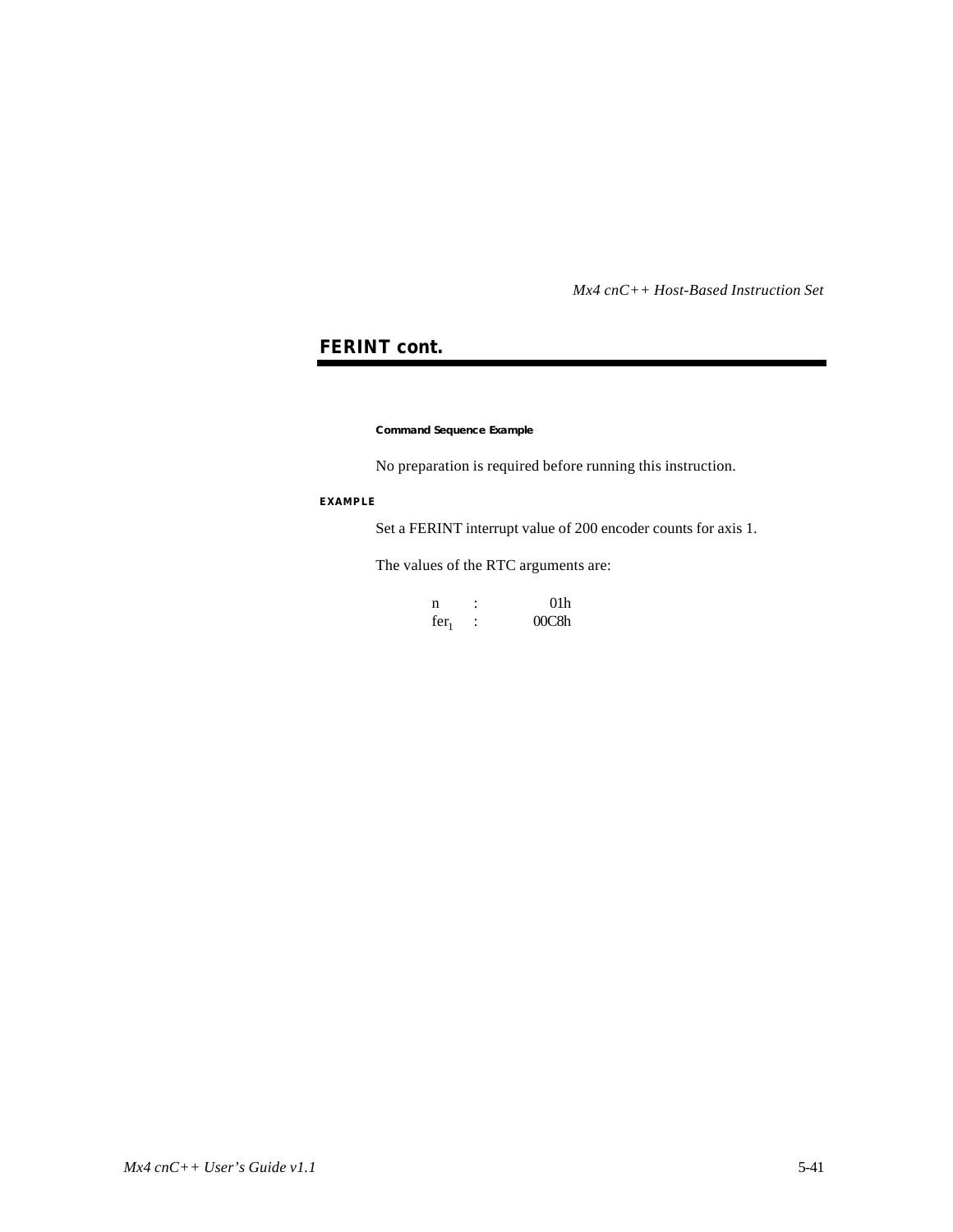## FERINT cont.

#### Command Sequence Example

No preparation is required before running this instruction.

**EXAMPLE**

Set a FERINT interrupt value of 200 encoder counts for axis 1.

The values of the RTC arguments are:

| | | |
|---|---|---|
| n | : | 01h |
| $fer_1$ | : | 00C8h |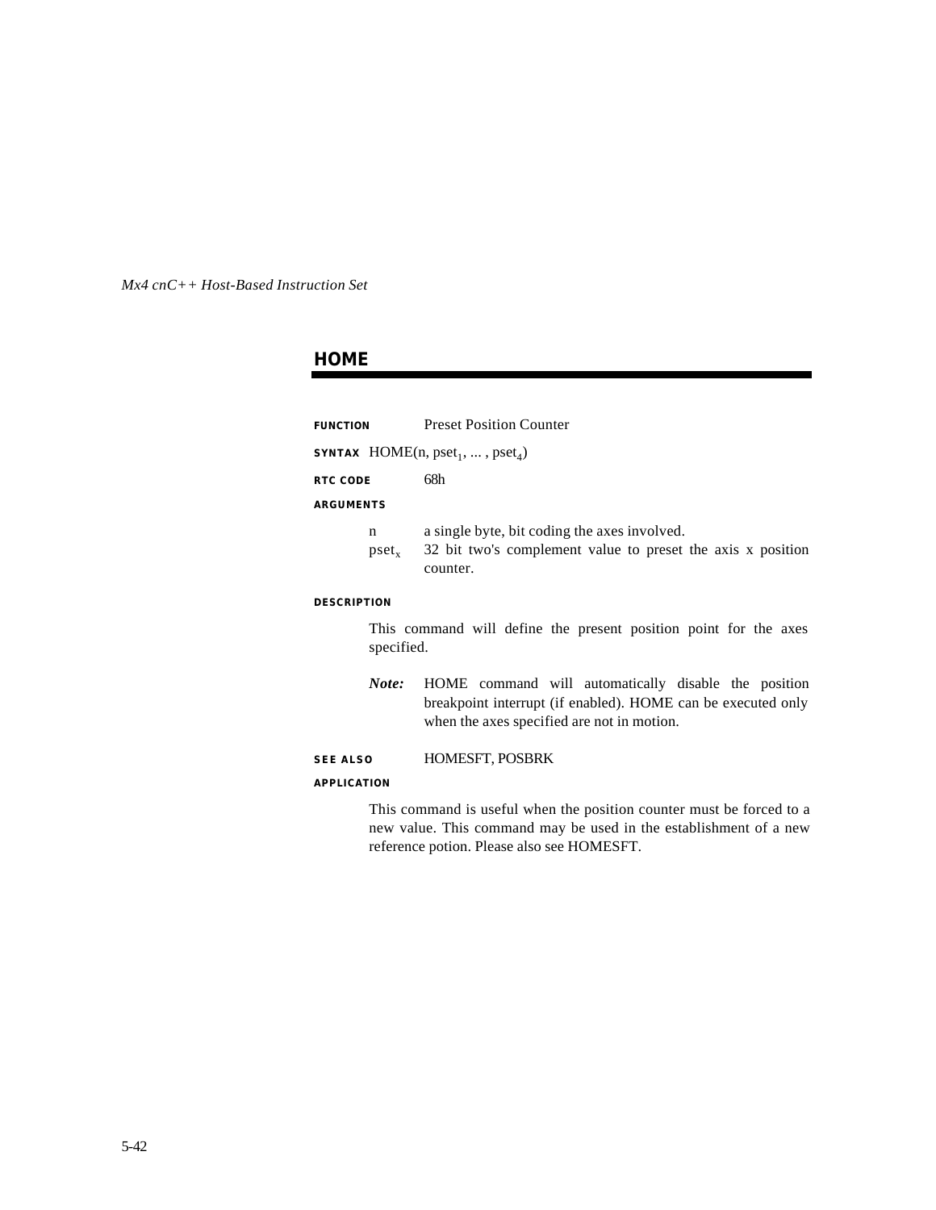## HOME

**FUNCTION** Preset Position Counter

**SYNTAX** HOME(n, $pset_1$, ... , $pset_4$)

**RTC CODE** 68h

**ARGUMENTS**

| | |
|---|---|
| n | a single byte, bit coding the axes involved. |
| $pset_x$ | 32 bit two's complement value to preset the axis x position counter. |

**DESCRIPTION**

This command will define the present position point for the axes specified.

***Note:*** HOME command will automatically disable the position breakpoint interrupt (if enabled). HOME can be executed only when the axes specified are not in motion.

**SEE ALSO** HOMESFT, POSBRK

**APPLICATION**

This command is useful when the position counter must be forced to a new value. This command may be used in the establishment of a new reference potion. Please also see HOMESFT.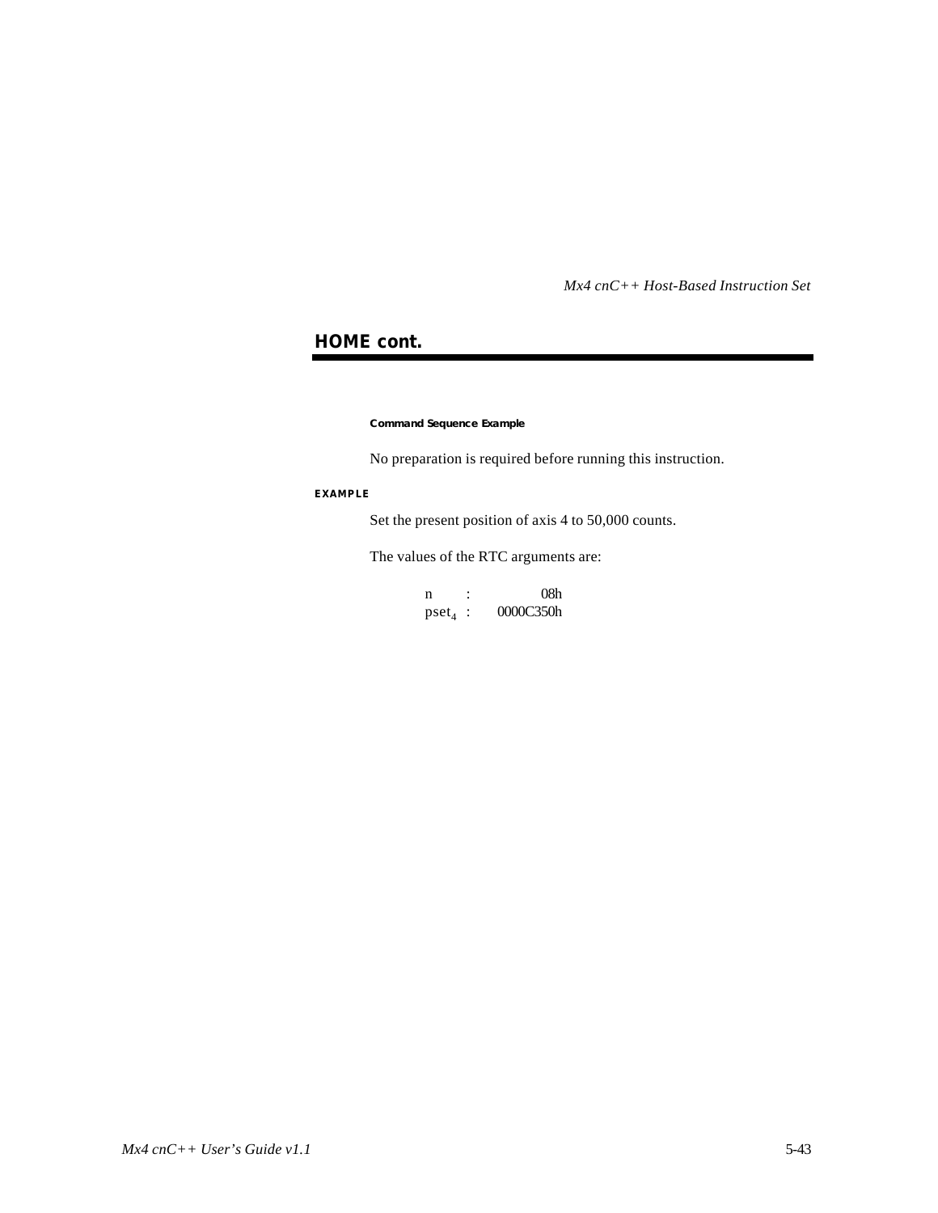## HOME cont.

##### Command Sequence Example

No preparation is required before running this instruction.

###### EXAMPLE

Set the present position of axis 4 to 50,000 counts.

The values of the RTC arguments are:

| | | |
|---|---|---|
| n | : | 08h |
| $pset_4$ | : | 0000C350h |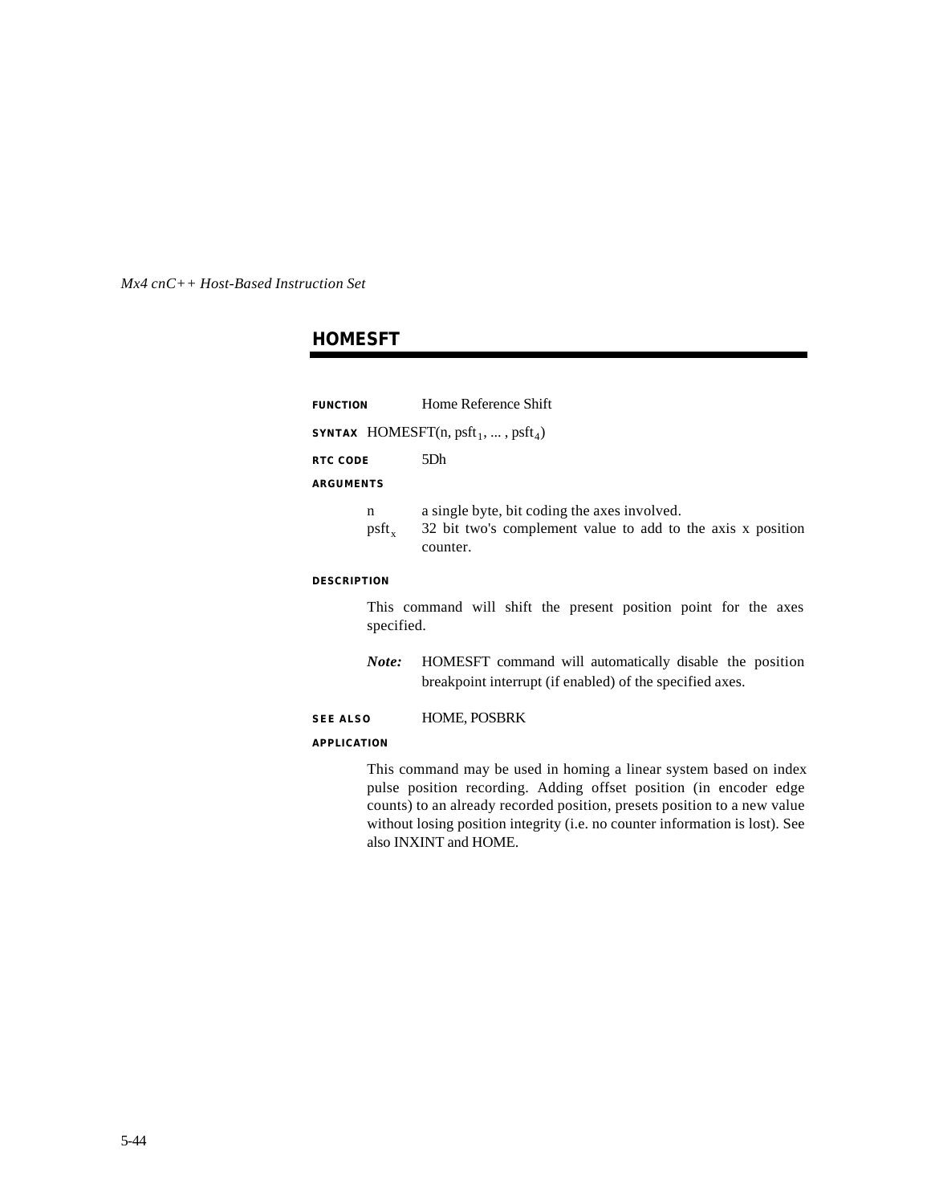## HOMESFT

**FUNCTION** Home Reference Shift

**SYNTAX** HOMESFT(n, $psft_1$, ... , $psft_4$)

**RTC CODE** 5Dh

**ARGUMENTS**

| | |
|---|---|
| n | a single byte, bit coding the axes involved. |
| $psft_x$ | 32 bit two's complement value to add to the axis x position counter. |

**DESCRIPTION**

This command will shift the present position point for the axes specified.

***Note:*** HOMESFT command will automatically disable the position breakpoint interrupt (if enabled) of the specified axes.

**SEE ALSO** HOME, POSBRK

**APPLICATION**

This command may be used in homing a linear system based on index pulse position recording. Adding offset position (in encoder edge counts) to an already recorded position, presets position to a new value without losing position integrity (i.e. no counter information is lost). See also INXINT and HOME.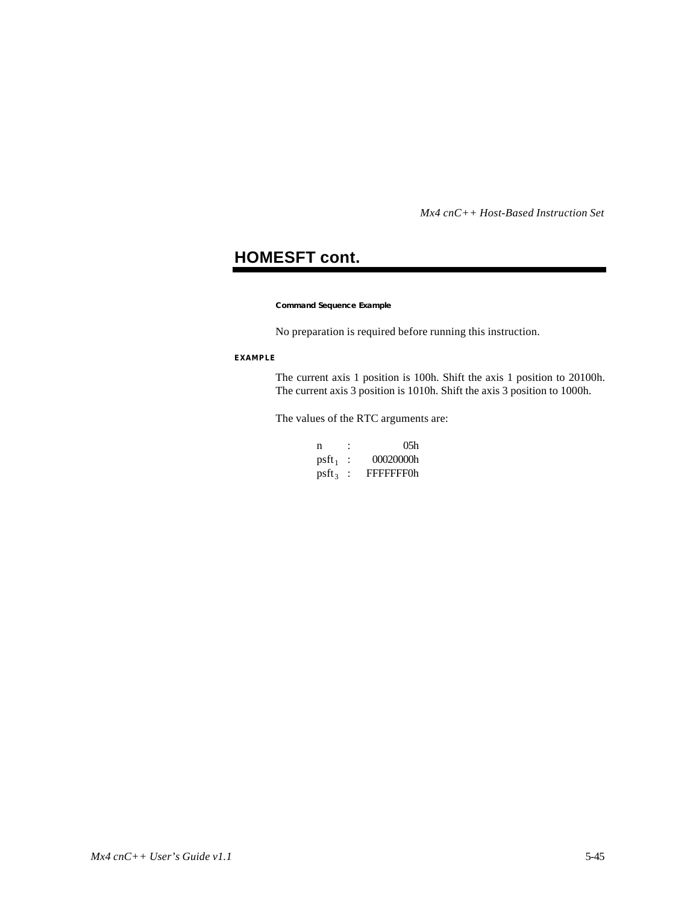## HOMESFT cont.

**Command Sequence Example**

No preparation is required before running this instruction.

**EXAMPLE**

The current axis 1 position is 100h. Shift the axis 1 position to 20100h. The current axis 3 position is 1010h. Shift the axis 3 position to 1000h.

The values of the RTC arguments are:

| | | |
|---|---|---|
| n | : | 05h |
| $psft_1$ | : | 00020000h |
| $psft_3$ | : | FFFFFFF0h |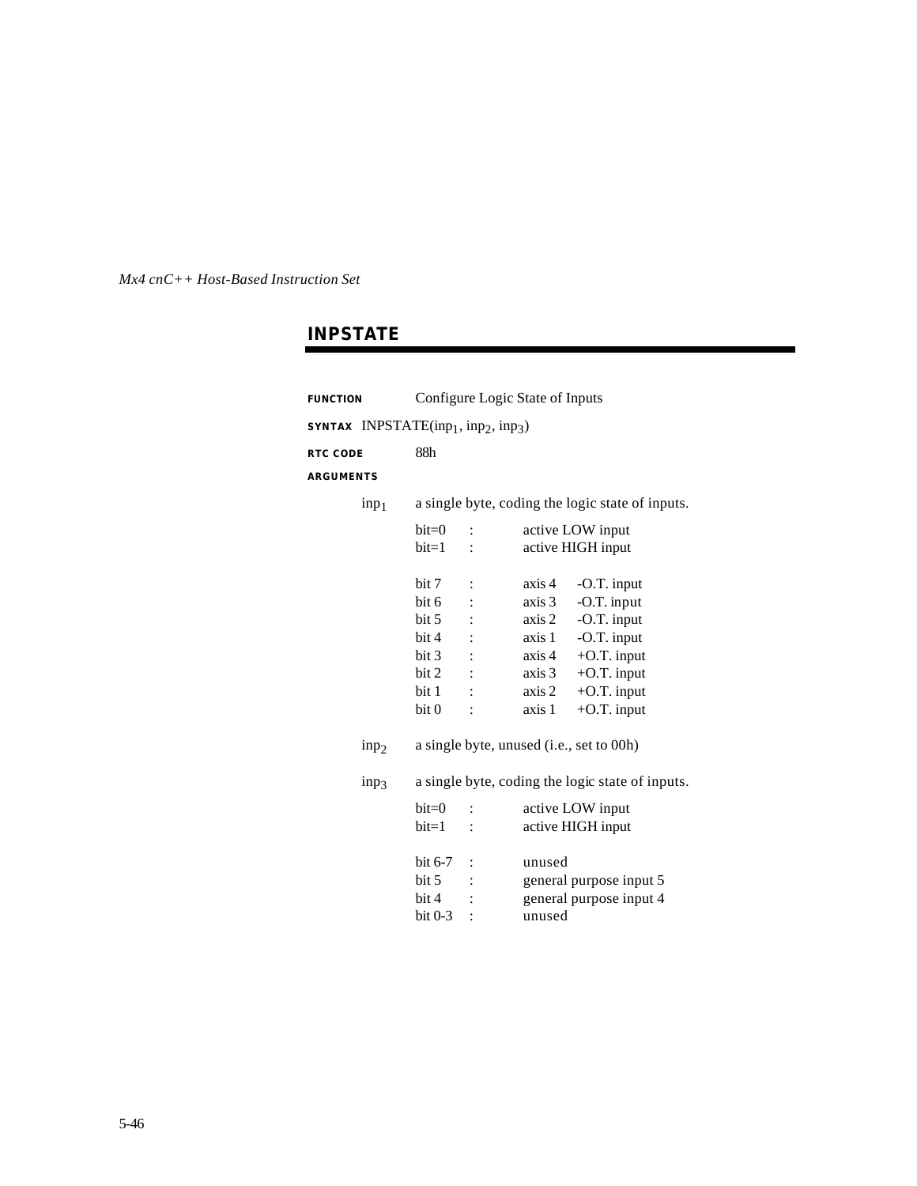## INPSTATE

**FUNCTION** Configure Logic State of Inputs

**SYNTAX** INPSTATE($inp_1$, $inp_2$, $inp_3$)

**RTC CODE** 88h

**ARGUMENTS**

$inp_1$ a single byte, coding the logic state of inputs.

| | | | |
|---|---|---|---|
| bit=0 | : | active LOW input | |
| bit=1 | : | active HIGH input | |
| | | | |
| bit 7 | : | axis 4 | -O.T. input |
| bit 6 | : | axis 3 | -O.T. input |
| bit 5 | : | axis 2 | -O.T. input |
| bit 4 | : | axis 1 | -O.T. input |
| bit 3 | : | axis 4 | +O.T. input |
| bit 2 | : | axis 3 | +O.T. input |
| bit 1 | : | axis 2 | +O.T. input |
| bit 0 | : | axis 1 | +O.T. input |

$inp_2$ a single byte, unused (i.e., set to 00h)

$inp_3$ a single byte, coding the logic state of inputs.

| | | |
|---|---|---|
| bit=0 | : | active LOW input |
| bit=1 | : | active HIGH input |
| | | |
| bit 6-7 | : | unused |
| bit 5 | : | general purpose input 5 |
| bit 4 | : | general purpose input 4 |
| bit 0-3 | : | unused |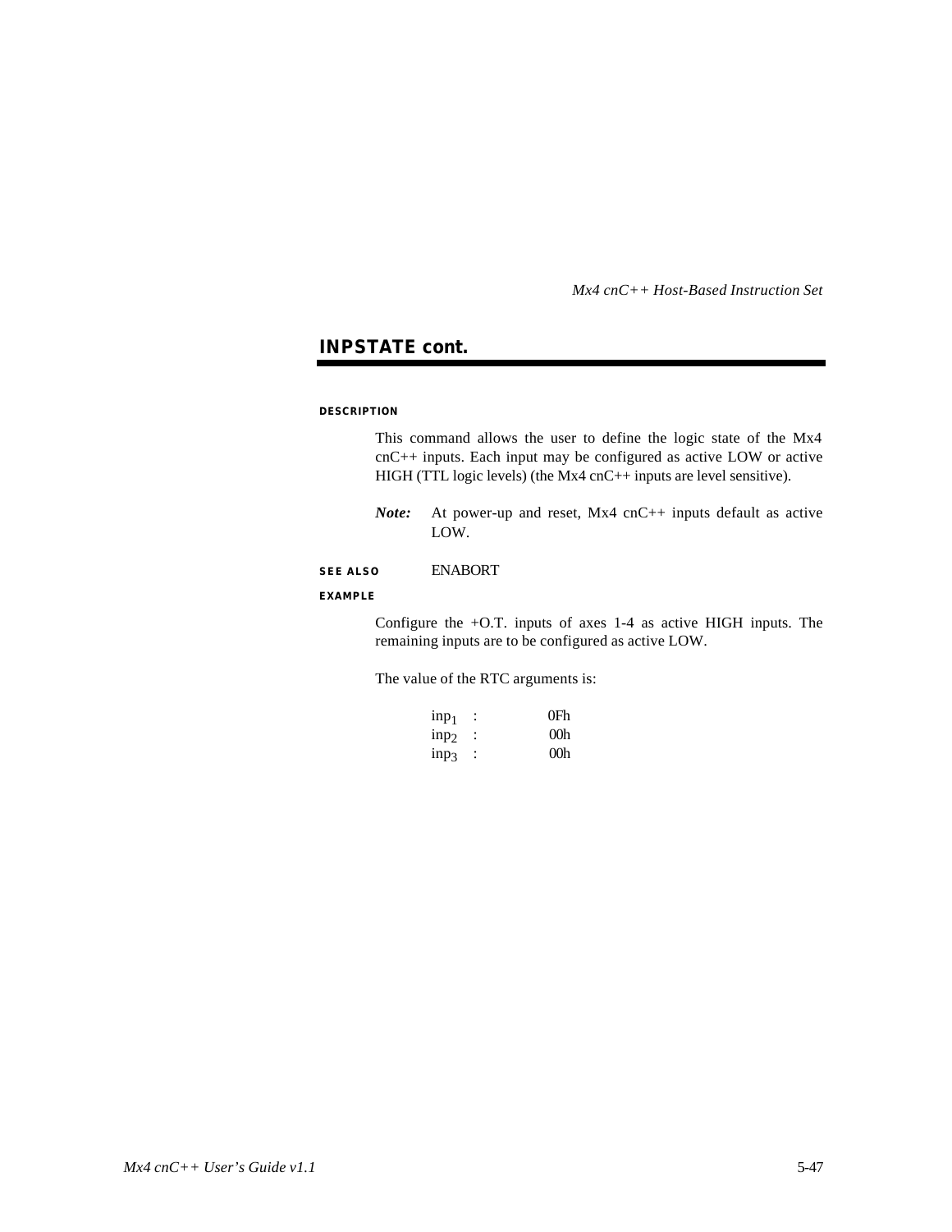## INPSTATE cont.

**DESCRIPTION**

This command allows the user to define the logic state of the Mx4 cnC++ inputs. Each input may be configured as active LOW or active HIGH (TTL logic levels) (the Mx4 cnC++ inputs are level sensitive).

***Note:*** At power-up and reset, Mx4 cnC++ inputs default as active LOW.

**SEE ALSO** ENABORT

**EXAMPLE**

Configure the +O.T. inputs of axes 1-4 as active HIGH inputs. The remaining inputs are to be configured as active LOW.

The value of the RTC arguments is:

| | | |
|---|---|---|
| $inp_1$ | : | 0Fh |
| $inp_2$ | : | 00h |
| $inp_3$ | : | 00h |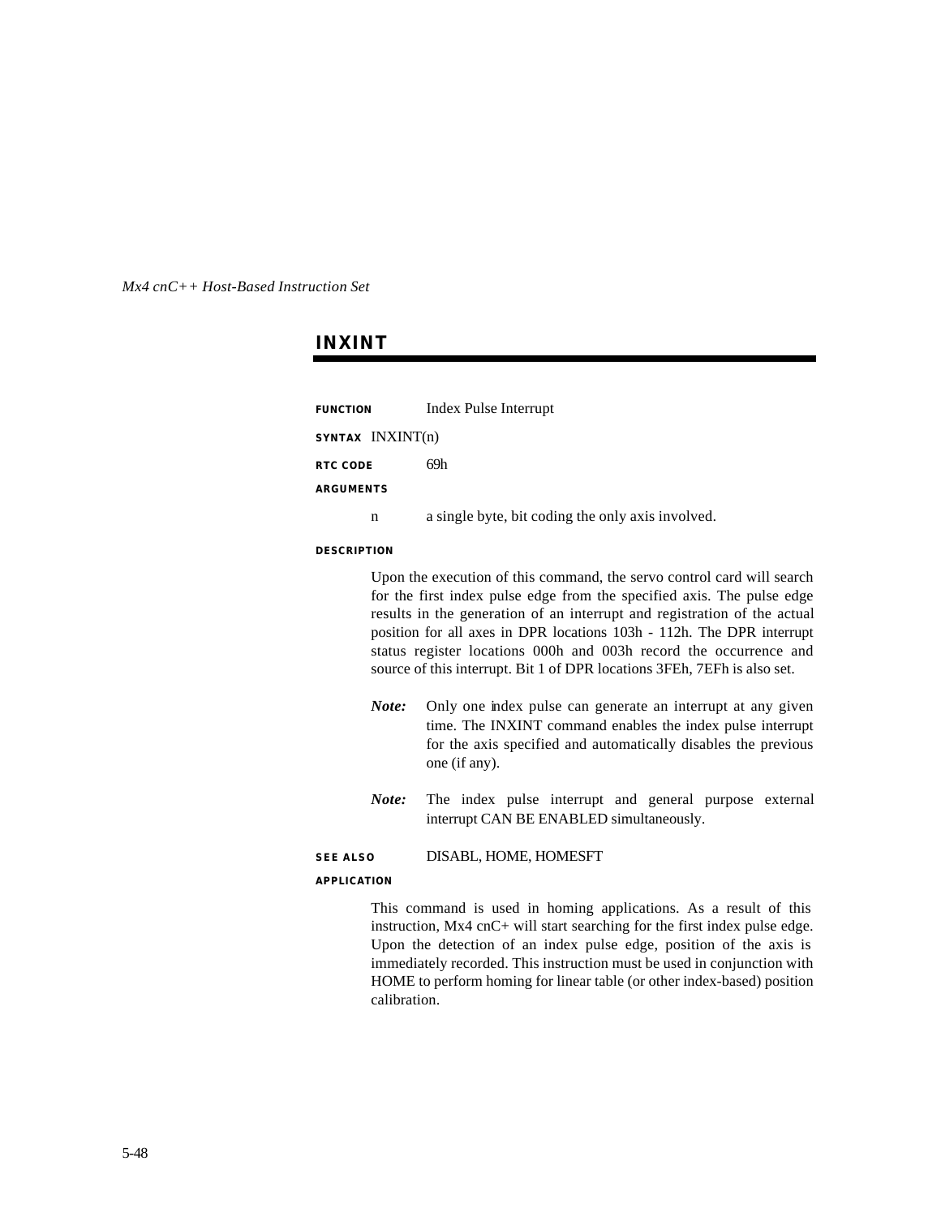## INXINT

**FUNCTION** Index Pulse Interrupt

**SYNTAX** INXINT(n)

**RTC CODE** 69h

**ARGUMENTS**

n a single byte, bit coding the only axis involved.

**DESCRIPTION**

Upon the execution of this command, the servo control card will search for the first index pulse edge from the specified axis. The pulse edge results in the generation of an interrupt and registration of the actual position for all axes in DPR locations 103h - 112h. The DPR interrupt status register locations 000h and 003h record the occurrence and source of this interrupt. Bit 1 of DPR locations 3FEh, 7EFh is also set.

*Note:* Only one index pulse can generate an interrupt at any given time. The INXINT command enables the index pulse interrupt for the axis specified and automatically disables the previous one (if any).

*Note:* The index pulse interrupt and general purpose external interrupt CAN BE ENABLED simultaneously.

**SEE ALSO** DISABL, HOME, HOMESFT

**APPLICATION**

This command is used in homing applications. As a result of this instruction, Mx4 cnC+ will start searching for the first index pulse edge. Upon the detection of an index pulse edge, position of the axis is immediately recorded. This instruction must be used in conjunction with HOME to perform homing for linear table (or other index-based) position calibration.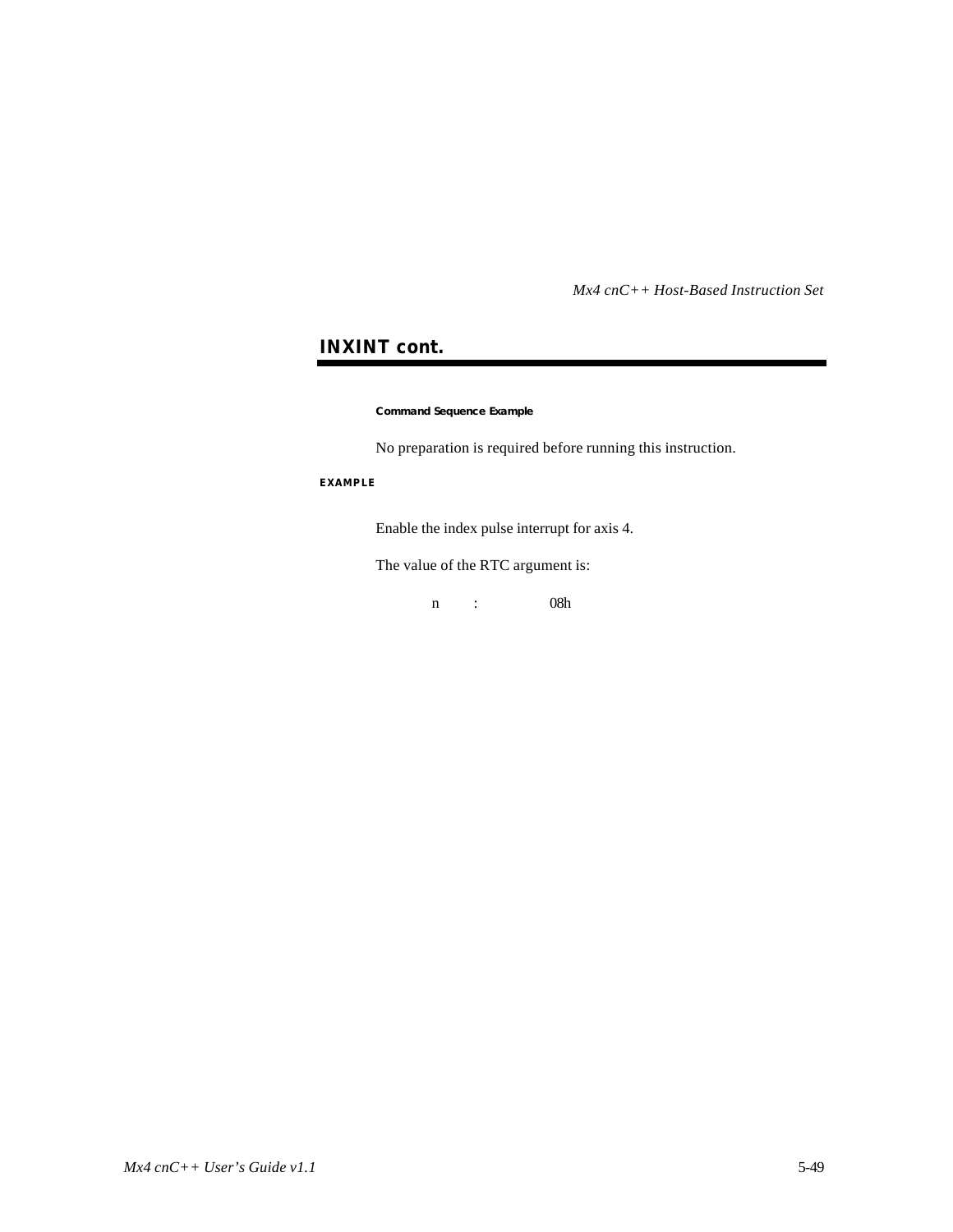## INXINT cont.

#### Command Sequence Example

No preparation is required before running this instruction.

**EXAMPLE**

Enable the index pulse interrupt for axis 4.

The value of the RTC argument is:

| n | : | 08h |
|---|---|---|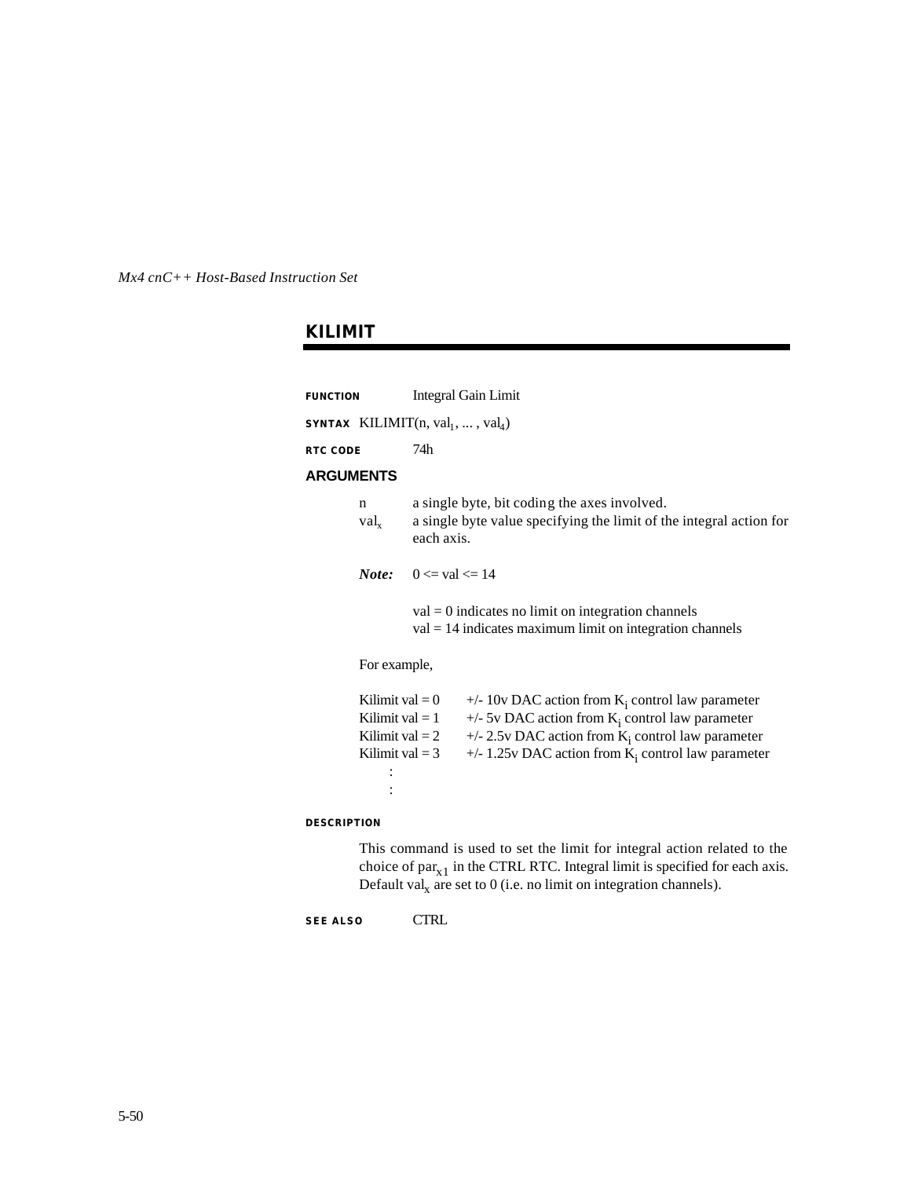## KILIMIT

**FUNCTION** Integral Gain Limit

**SYNTAX** KILIMIT(n, $val_1$, ... , $val_4$)

**RTC CODE** 74h

### ARGUMENTS

n a single byte, bit coding the axes involved.

$val_x$ a single byte value specifying the limit of the integral action for each axis.

***Note:*** 0 <= val <= 14

val = 0 indicates no limit on integration channels
val = 14 indicates maximum limit on integration channels

For example,

| | |
|---|---|
| Kilimit val = 0 | +/- 10v DAC action from $K_i$ control law parameter |
| Kilimit val = 1 | +/- 5v DAC action from $K_i$ control law parameter |
| Kilimit val = 2 | +/- 2.5v DAC action from $K_i$ control law parameter |
| Kilimit val = 3 | +/- 1.25v DAC action from $K_i$ control law parameter |
| : | |
| : | |

**DESCRIPTION**

This command is used to set the limit for integral action related to the choice of $par_{x1}$ in the CTRL RTC. Integral limit is specified for each axis. Default $val_x$ are set to 0 (i.e. no limit on integration channels).

**SEE ALSO** CTRL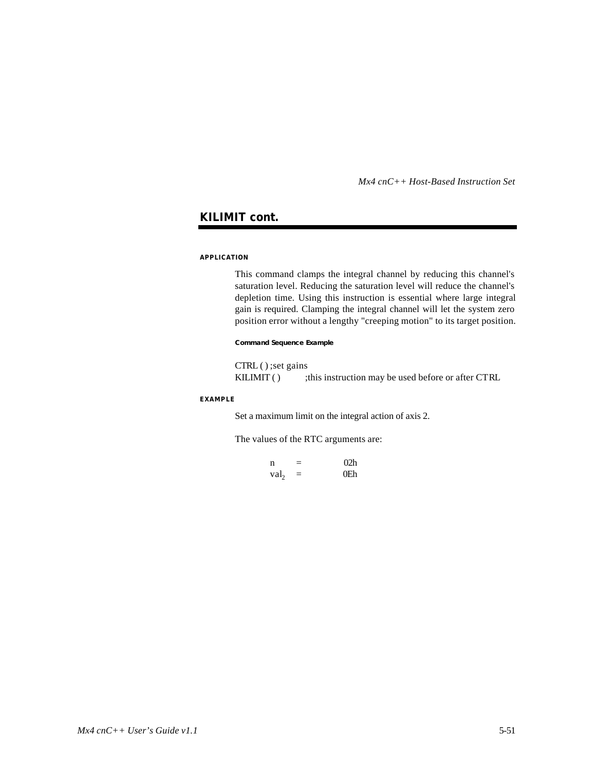## KILIMIT cont.

#### APPLICATION

This command clamps the integral channel by reducing this channel's saturation level. Reducing the saturation level will reduce the channel's depletion time. Using this instruction is essential where large integral gain is required. Clamping the integral channel will let the system zero position error without a lengthy "creeping motion" to its target position.

##### Command Sequence Example

```
CTRL ( ) ;set gains
KILIMIT ( )     ;this instruction may be used before or after CTRL
```

#### EXAMPLE

Set a maximum limit on the integral action of axis 2.

The values of the RTC arguments are:

| | | |
|---|---|---|
| n | = | 02h |
| $val_2$ | = | 0Eh |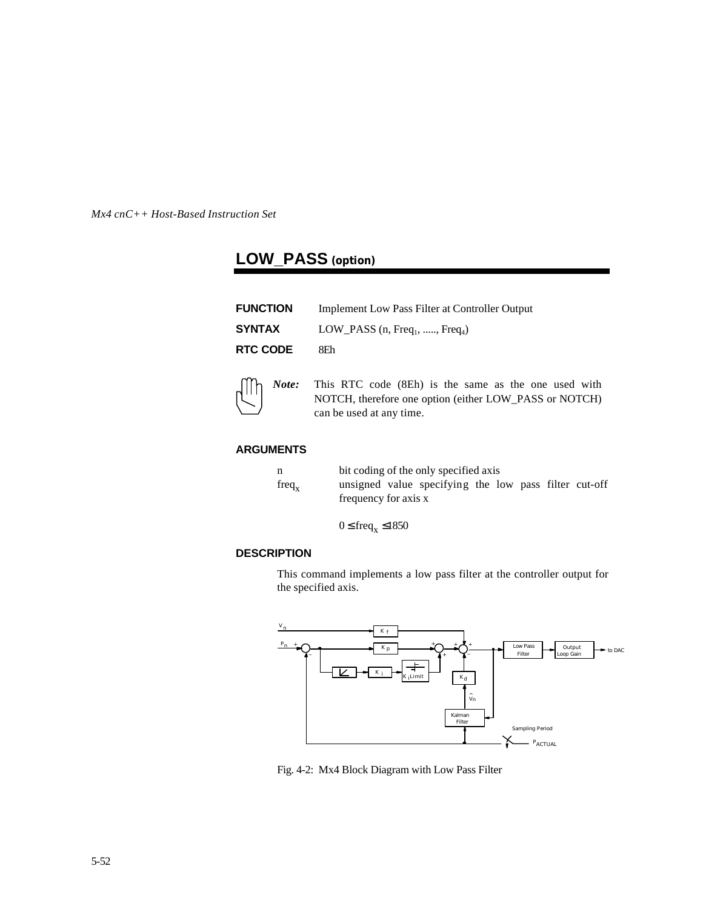## LOW_PASS (option)

**FUNCTION** Implement Low Pass Filter at Controller Output

**SYNTAX** LOW_PASS (n, $Freq_1$, ....., $Freq_4$)

**RTC CODE** 8Eh

*Note:* This RTC code (8Eh) is the same as the one used with NOTCH, therefore one option (either LOW_PASS or NOTCH) can be used at any time.

### ARGUMENTS

n bit coding of the only specified axis

$freq_x$ unsigned value specifying the low pass filter cut-off frequency for axis x

$0 \le freq_x \le 1850$

### DESCRIPTION

This command implements a low pass filter at the controller output for the specified axis.

Fig. 4-2: Mx4 Block Diagram with Low Pass Filter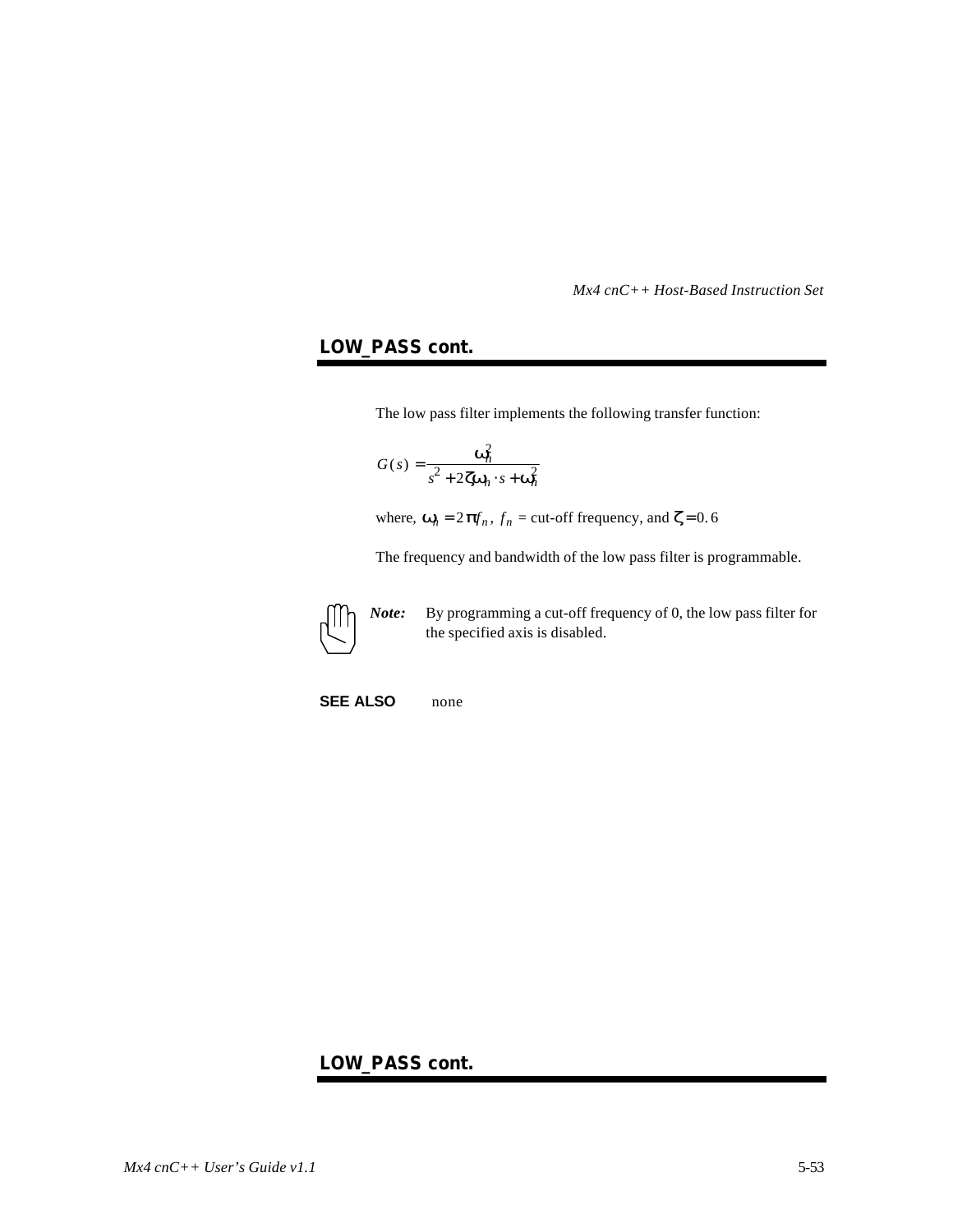## LOW_PASS cont.

The low pass filter implements the following transfer function:

$$G(s) = \frac{\omega_n^2}{s^2 + 2\zeta\omega_n \cdot s + \omega_n^2}$$

where, $\omega_n = 2\pi f_n$, $f_n$ = cut-off frequency, and $\zeta = 0.6$

The frequency and bandwidth of the low pass filter is programmable.

*Note:* By programming a cut-off frequency of 0, the low pass filter for the specified axis is disabled.

**SEE ALSO** none

## LOW_PASS cont.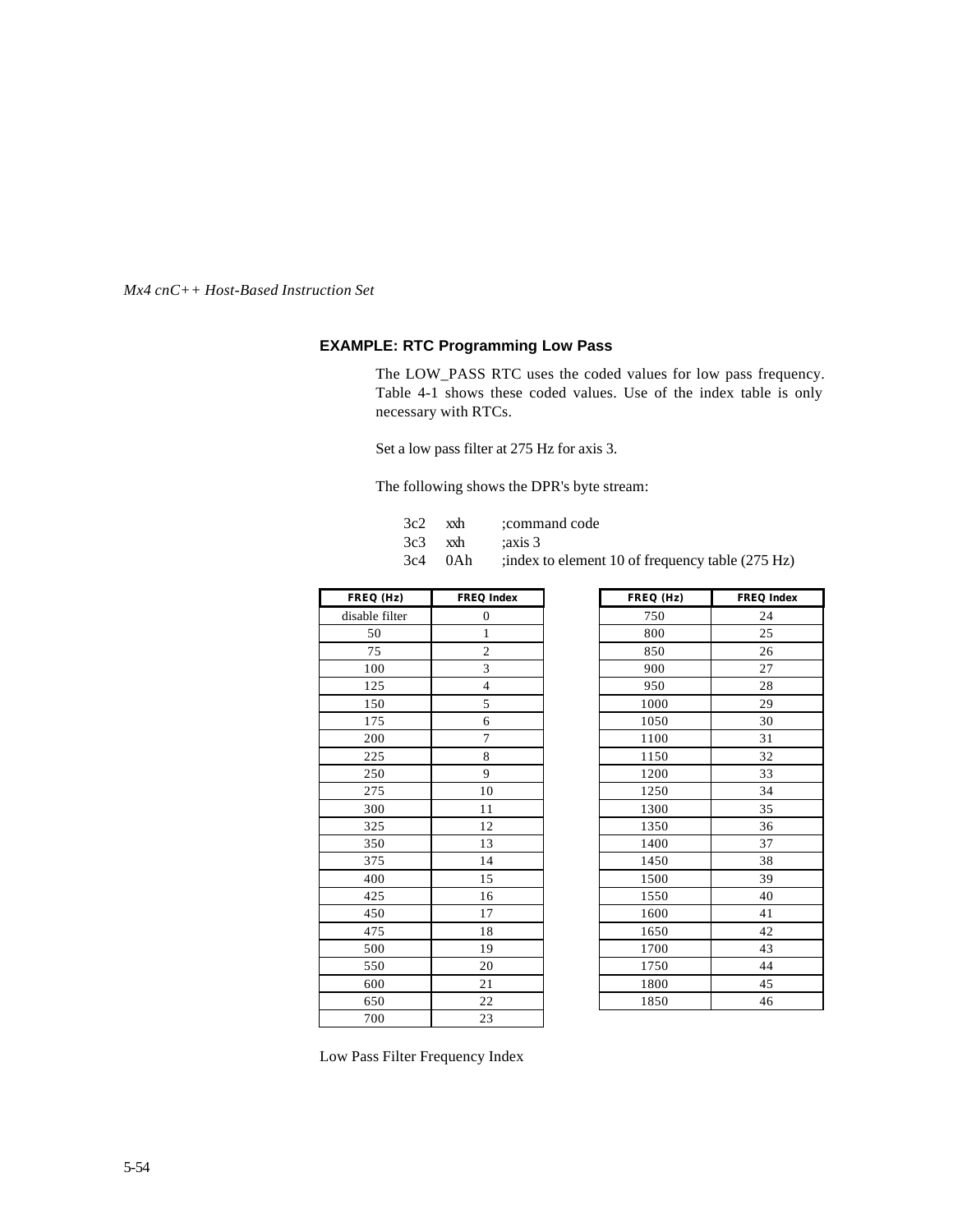### EXAMPLE: RTC Programming Low Pass

The LOW_PASS RTC uses the coded values for low pass frequency. Table 4-1 shows these coded values. Use of the index table is only necessary with RTCs.

Set a low pass filter at 275 Hz for axis 3.

The following shows the DPR's byte stream:

```
3c2   xxh    ;command code
3c3   xxh    ;axis 3
3c4   0Ah    ;index to element 10 of frequency table (275 Hz)
```

| FREQ (Hz) | FREQ Index |
|---|---|
| disable filter | 0 |
| 50 | 1 |
| 75 | 2 |
| 100 | 3 |
| 125 | 4 |
| 150 | 5 |
| 175 | 6 |
| 200 | 7 |
| 225 | 8 |
| 250 | 9 |
| 275 | 10 |
| 300 | 11 |
| 325 | 12 |
| 350 | 13 |
| 375 | 14 |
| 400 | 15 |
| 425 | 16 |
| 450 | 17 |
| 475 | 18 |
| 500 | 19 |
| 550 | 20 |
| 600 | 21 |
| 650 | 22 |
| 700 | 23 |

| FREQ (Hz) | FREQ Index |
|---|---|
| 750 | 24 |
| 800 | 25 |
| 850 | 26 |
| 900 | 27 |
| 950 | 28 |
| 1000 | 29 |
| 1050 | 30 |
| 1100 | 31 |
| 1150 | 32 |
| 1200 | 33 |
| 1250 | 34 |
| 1300 | 35 |
| 1350 | 36 |
| 1400 | 37 |
| 1450 | 38 |
| 1500 | 39 |
| 1550 | 40 |
| 1600 | 41 |
| 1650 | 42 |
| 1700 | 43 |
| 1750 | 44 |
| 1800 | 45 |
| 1850 | 46 |

Low Pass Filter Frequency Index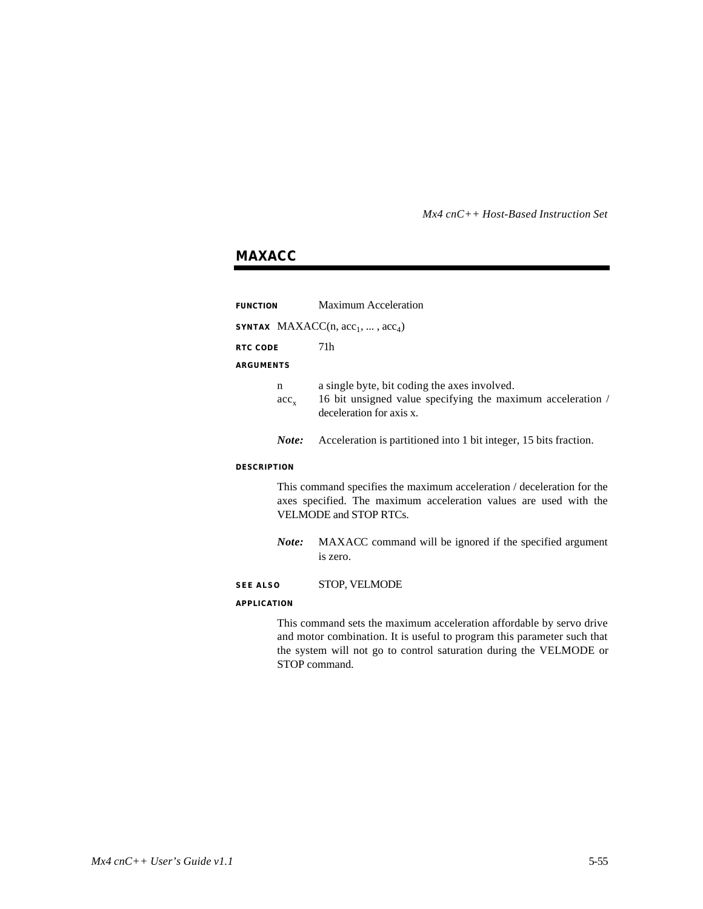## MAXACC

**FUNCTION** Maximum Acceleration

**SYNTAX** MAXACC(n, $acc_1$, ... , $acc_4$)

**RTC CODE** 71h

**ARGUMENTS**

n a single byte, bit coding the axes involved.

$acc_x$ 16 bit unsigned value specifying the maximum acceleration / deceleration for axis x.

***Note:*** Acceleration is partitioned into 1 bit integer, 15 bits fraction.

**DESCRIPTION**

This command specifies the maximum acceleration / deceleration for the axes specified. The maximum acceleration values are used with the VELMODE and STOP RTCs.

***Note:*** MAXACC command will be ignored if the specified argument is zero.

**SEE ALSO** STOP, VELMODE

**APPLICATION**

This command sets the maximum acceleration affordable by servo drive and motor combination. It is useful to program this parameter such that the system will not go to control saturation during the VELMODE or STOP command.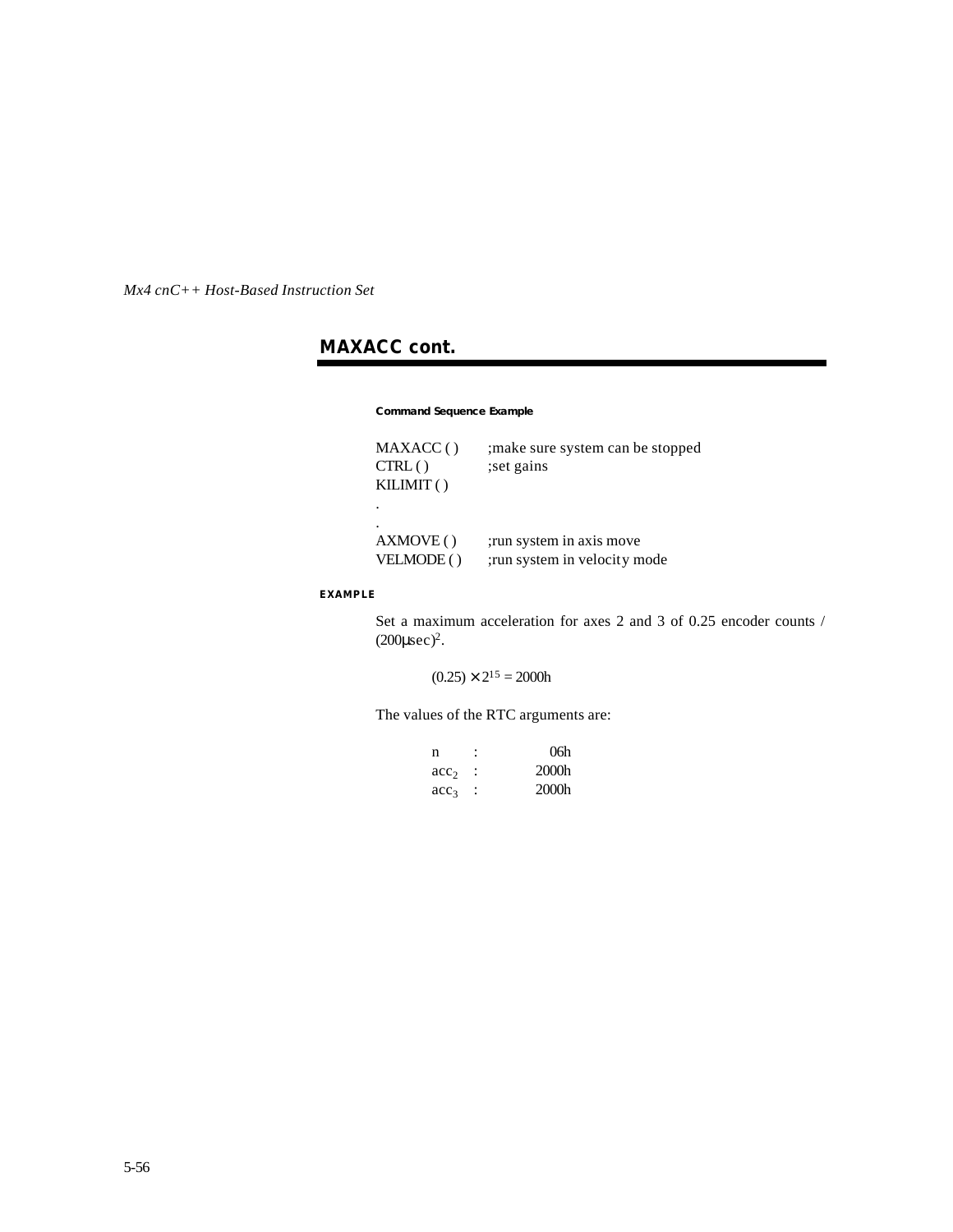## MAXACC cont.

**Command Sequence Example**

```
MAXACC ( )      ;make sure system can be stopped
CTRL ( )        ;set gains
KILIMIT ( )
.
.
AXMOVE ( )      ;run system in axis move
VELMODE ( )     ;run system in velocity mode
```

**EXAMPLE**

Set a maximum acceleration for axes 2 and 3 of 0.25 encoder counts / $(200\mu sec)^2$.

$$(0.25) \times 2^{15} = 2000h$$

The values of the RTC arguments are:

| | | |
|---|---|---|
| n | : | 06h |
| $acc_2$ | : | 2000h |
| $acc_3$ | : | 2000h |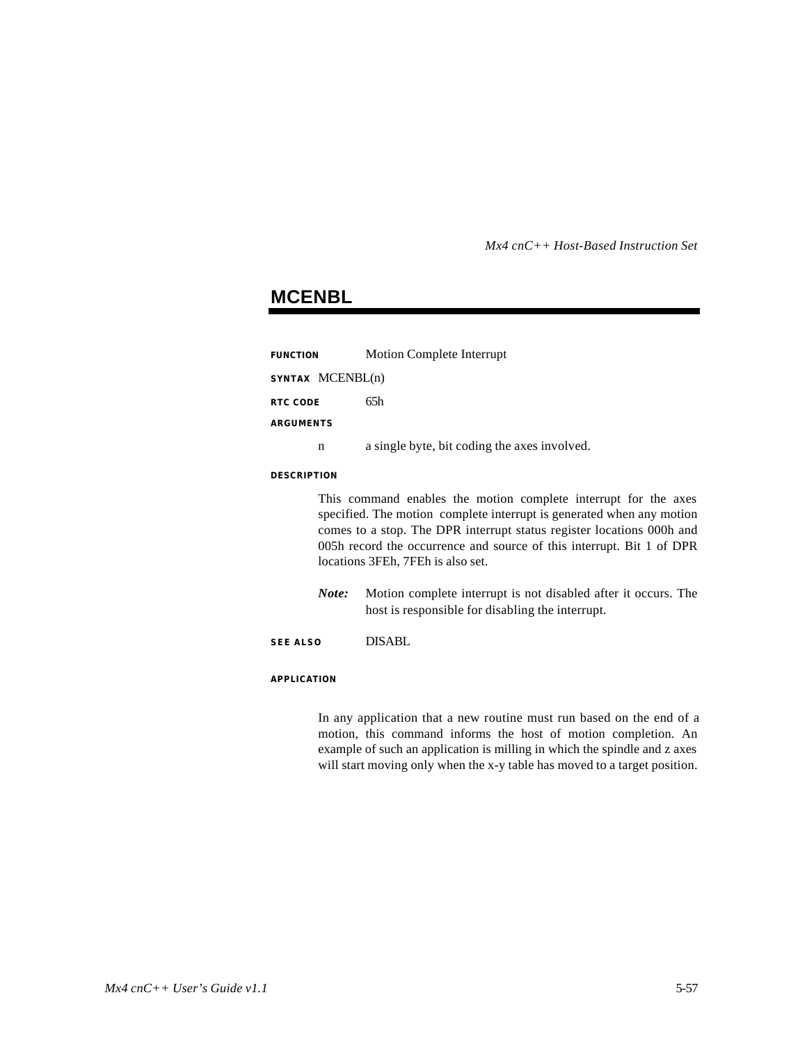## MCENBL

**FUNCTION** Motion Complete Interrupt

**SYNTAX** MCENBL(n)

**RTC CODE** 65h

**ARGUMENTS**

n — a single byte, bit coding the axes involved.

**DESCRIPTION**

This command enables the motion complete interrupt for the axes specified. The motion complete interrupt is generated when any motion comes to a stop. The DPR interrupt status register locations 000h and 005h record the occurrence and source of this interrupt. Bit 1 of DPR locations 3FEh, 7FEh is also set.

***Note:*** Motion complete interrupt is not disabled after it occurs. The host is responsible for disabling the interrupt.

**SEE ALSO** DISABL

**APPLICATION**

In any application that a new routine must run based on the end of a motion, this command informs the host of motion completion. An example of such an application is milling in which the spindle and z axes will start moving only when the x-y table has moved to a target position.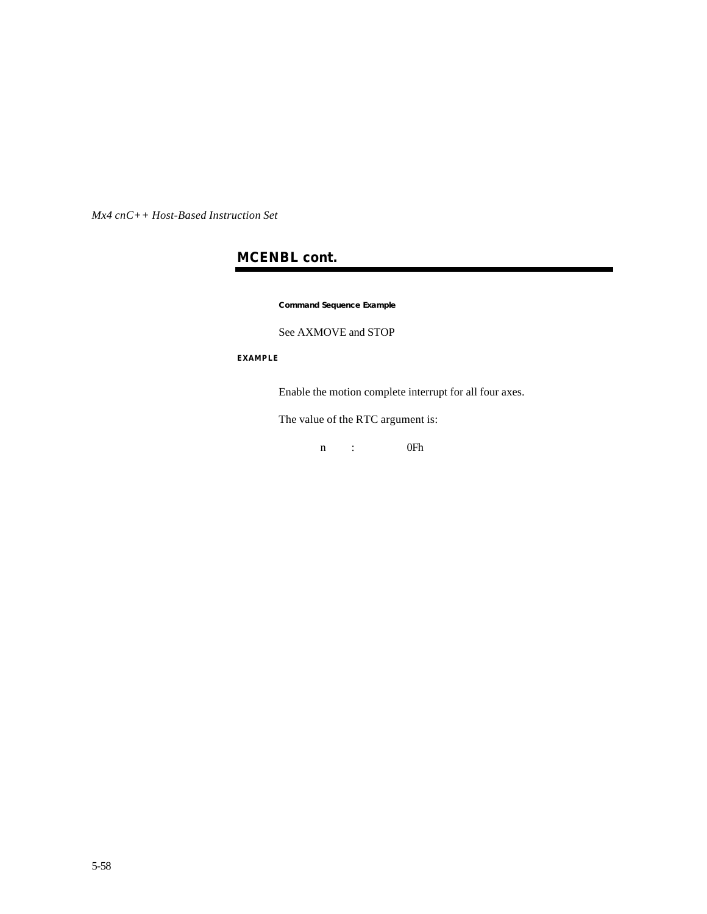## MCENBL cont.

**Command Sequence Example**

See AXMOVE and STOP

**EXAMPLE**

Enable the motion complete interrupt for all four axes.

The value of the RTC argument is:

| n | : | 0Fh |
|---|---|---|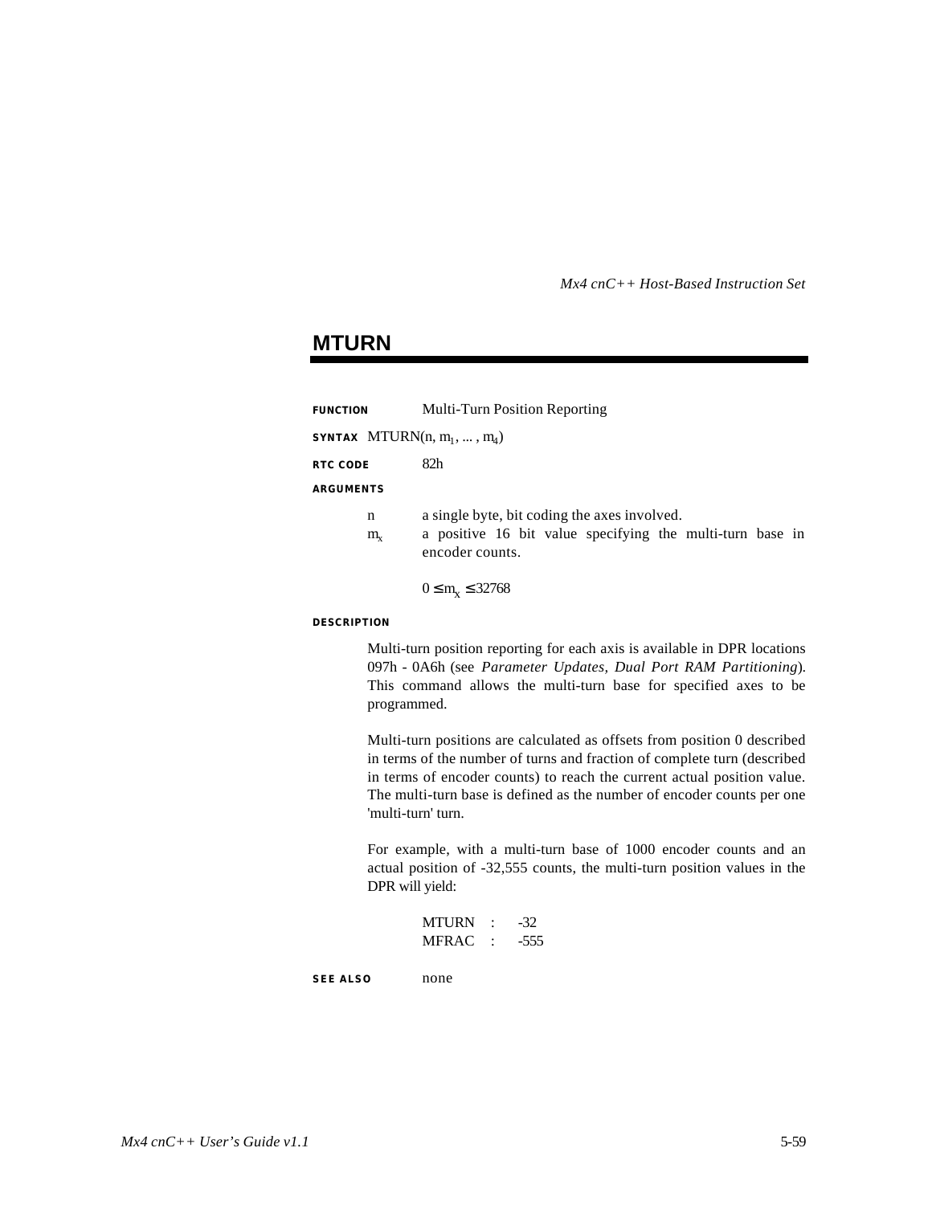## MTURN

**FUNCTION** Multi-Turn Position Reporting

**SYNTAX** MTURN(n, $m_1$, ... , $m_4$)

**RTC CODE** 82h

**ARGUMENTS**

n — a single byte, bit coding the axes involved.

$m_x$ — a positive 16 bit value specifying the multi-turn base in encoder counts.

$0 \leq m_x \leq 32768$

**DESCRIPTION**

Multi-turn position reporting for each axis is available in DPR locations 097h - 0A6h (see *Parameter Updates, Dual Port RAM Partitioning*). This command allows the multi-turn base for specified axes to be programmed.

Multi-turn positions are calculated as offsets from position 0 described in terms of the number of turns and fraction of complete turn (described in terms of encoder counts) to reach the current actual position value. The multi-turn base is defined as the number of encoder counts per one 'multi-turn' turn.

For example, with a multi-turn base of 1000 encoder counts and an actual position of -32,555 counts, the multi-turn position values in the DPR will yield:

MTURN : -32
MFRAC : -555

**SEE ALSO** none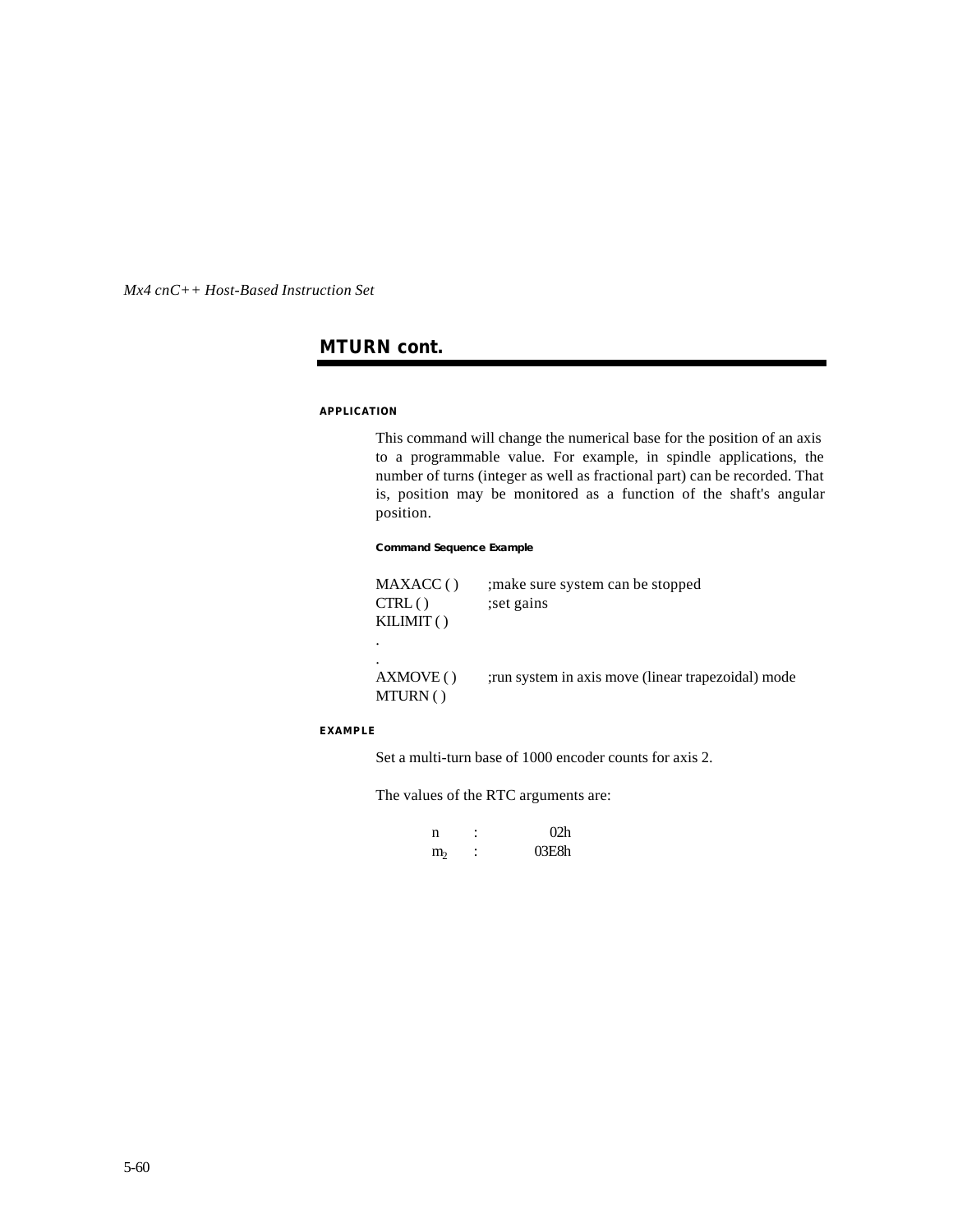## MTURN cont.

#### APPLICATION

This command will change the numerical base for the position of an axis to a programmable value. For example, in spindle applications, the number of turns (integer as well as fractional part) can be recorded. That is, position may be monitored as a function of the shaft's angular position.

##### Command Sequence Example

```
MAXACC ( )    ;make sure system can be stopped
CTRL ( )      ;set gains
KILIMIT ( )
.
.
AXMOVE ( )    ;run system in axis move (linear trapezoidal) mode
MTURN ( )
```

#### EXAMPLE

Set a multi-turn base of 1000 encoder counts for axis 2.

The values of the RTC arguments are:

| | | |
|---|---|---|
| n | : | 02h |
| $m_2$ | : | 03E8h |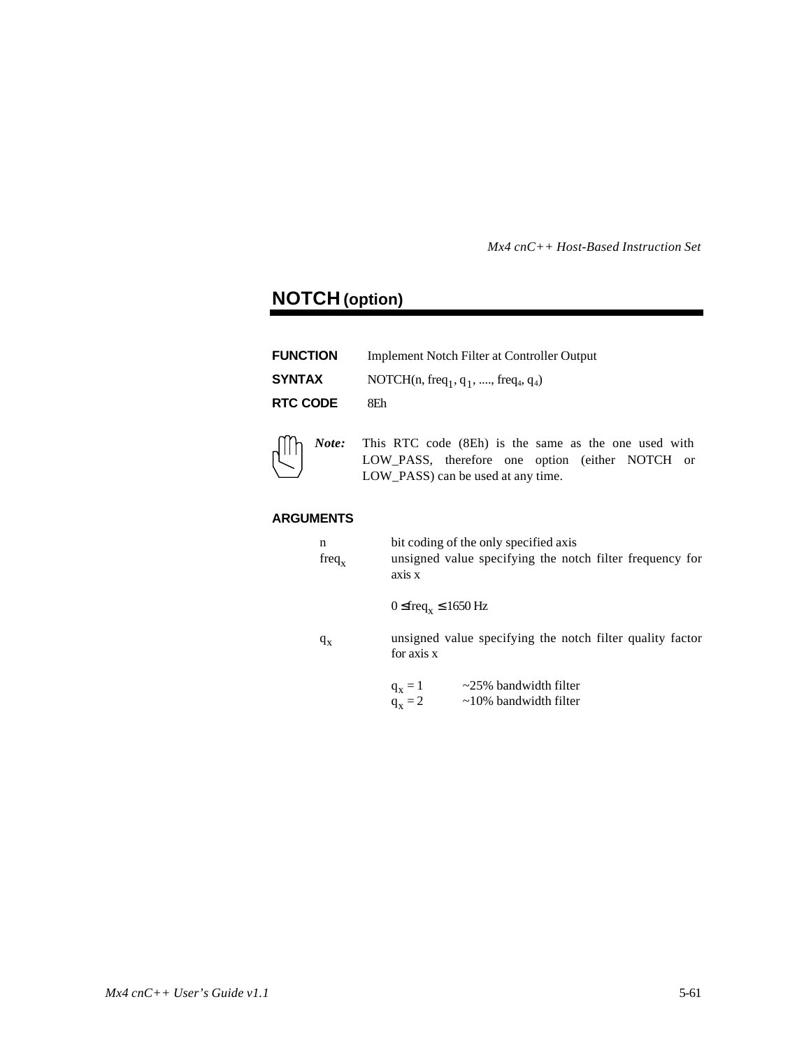## NOTCH (option)

**FUNCTION** Implement Notch Filter at Controller Output

**SYNTAX** NOTCH(n, $freq_1$, $q_1$, ...., $freq_4$, $q_4$)

**RTC CODE** 8Eh

*Note:* This RTC code (8Eh) is the same as the one used with LOW_PASS, therefore one option (either NOTCH or LOW_PASS) can be used at any time.

**ARGUMENTS**

n bit coding of the only specified axis

$freq_x$ unsigned value specifying the notch filter frequency for axis x

$0 \leq freq_x \leq 1650$ Hz

$q_x$ unsigned value specifying the notch filter quality factor for axis x

$q_x = 1$ ~25% bandwidth filter
$q_x = 2$ ~10% bandwidth filter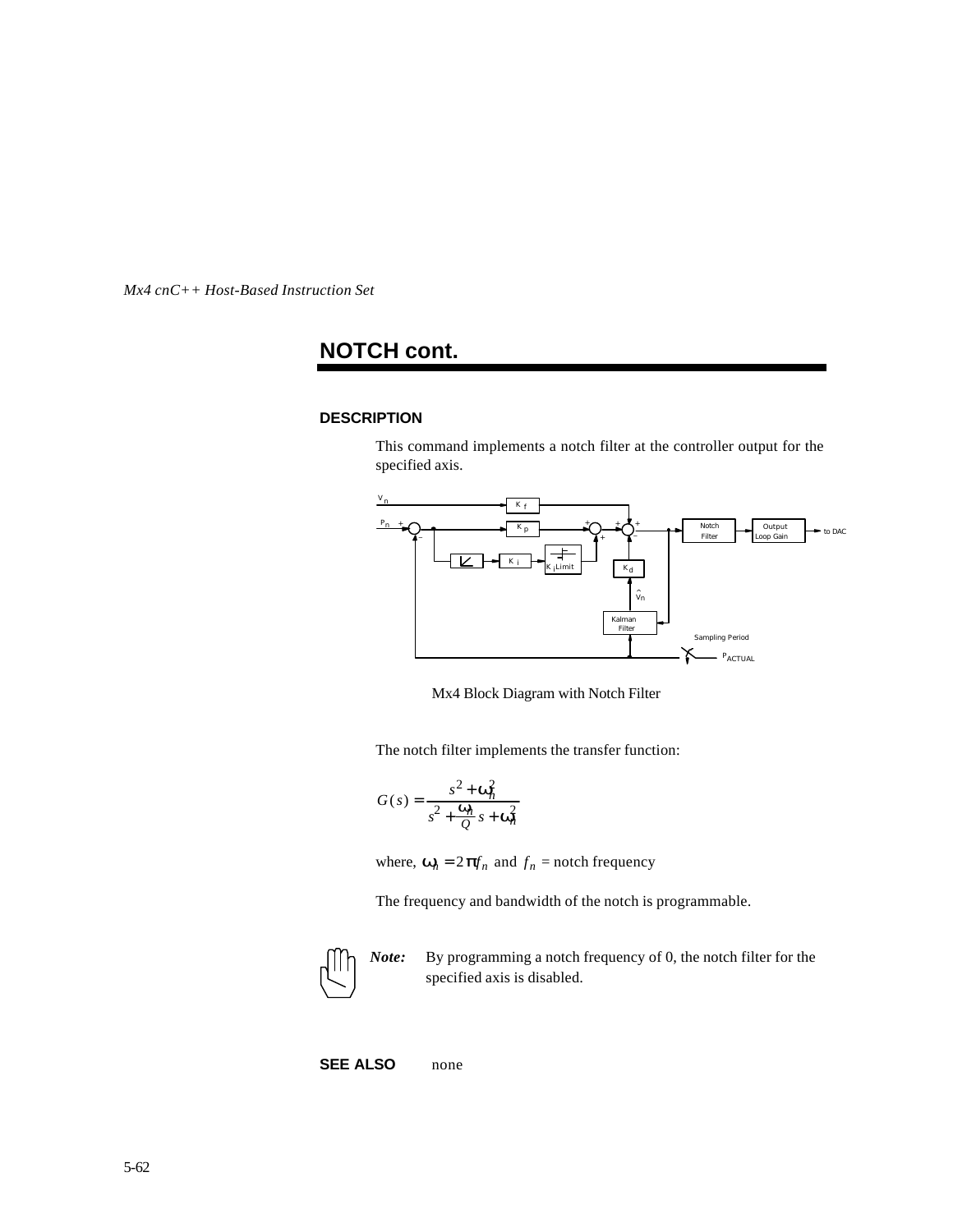## NOTCH cont.

### DESCRIPTION

This command implements a notch filter at the controller output for the specified axis.

Mx4 Block Diagram with Notch Filter

The notch filter implements the transfer function:

$$G(s) = \frac{s^2 + \omega_n^2}{s^2 + \frac{\omega_n}{Q}s + \omega_n^2}$$

where, $\omega_n = 2\pi f_n$ and $f_n$ = notch frequency

The frequency and bandwidth of the notch is programmable.

***Note:*** By programming a notch frequency of 0, the notch filter for the specified axis is disabled.

**SEE ALSO** none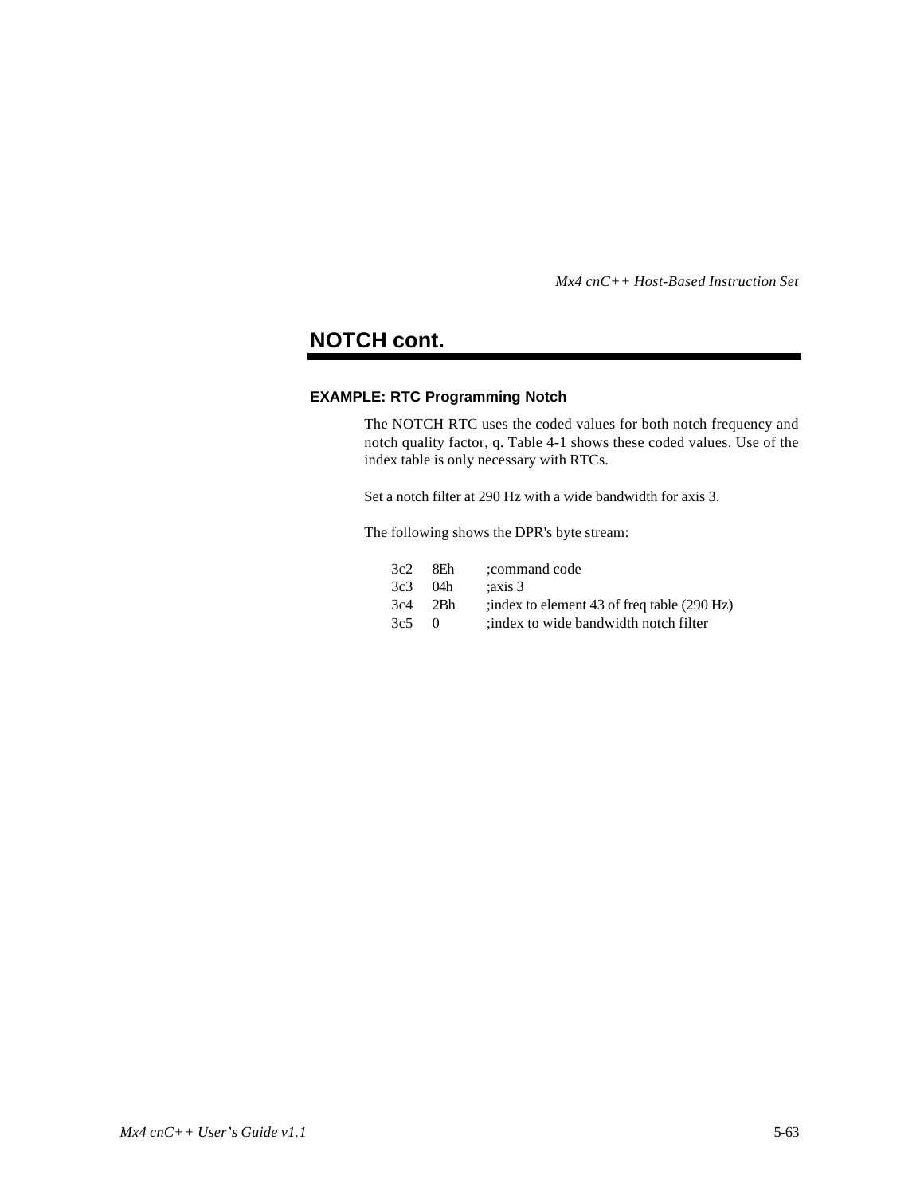## NOTCH cont.

### EXAMPLE: RTC Programming Notch

The NOTCH RTC uses the coded values for both notch frequency and notch quality factor, q. Table 4-1 shows these coded values. Use of the index table is only necessary with RTCs.

Set a notch filter at 290 Hz with a wide bandwidth for axis 3.

The following shows the DPR's byte stream:

```
3c2   8Eh    ;command code
3c3   04h    ;axis 3
3c4   2Bh    ;index to element 43 of freq table (290 Hz)
3c5   0      ;index to wide bandwidth notch filter
```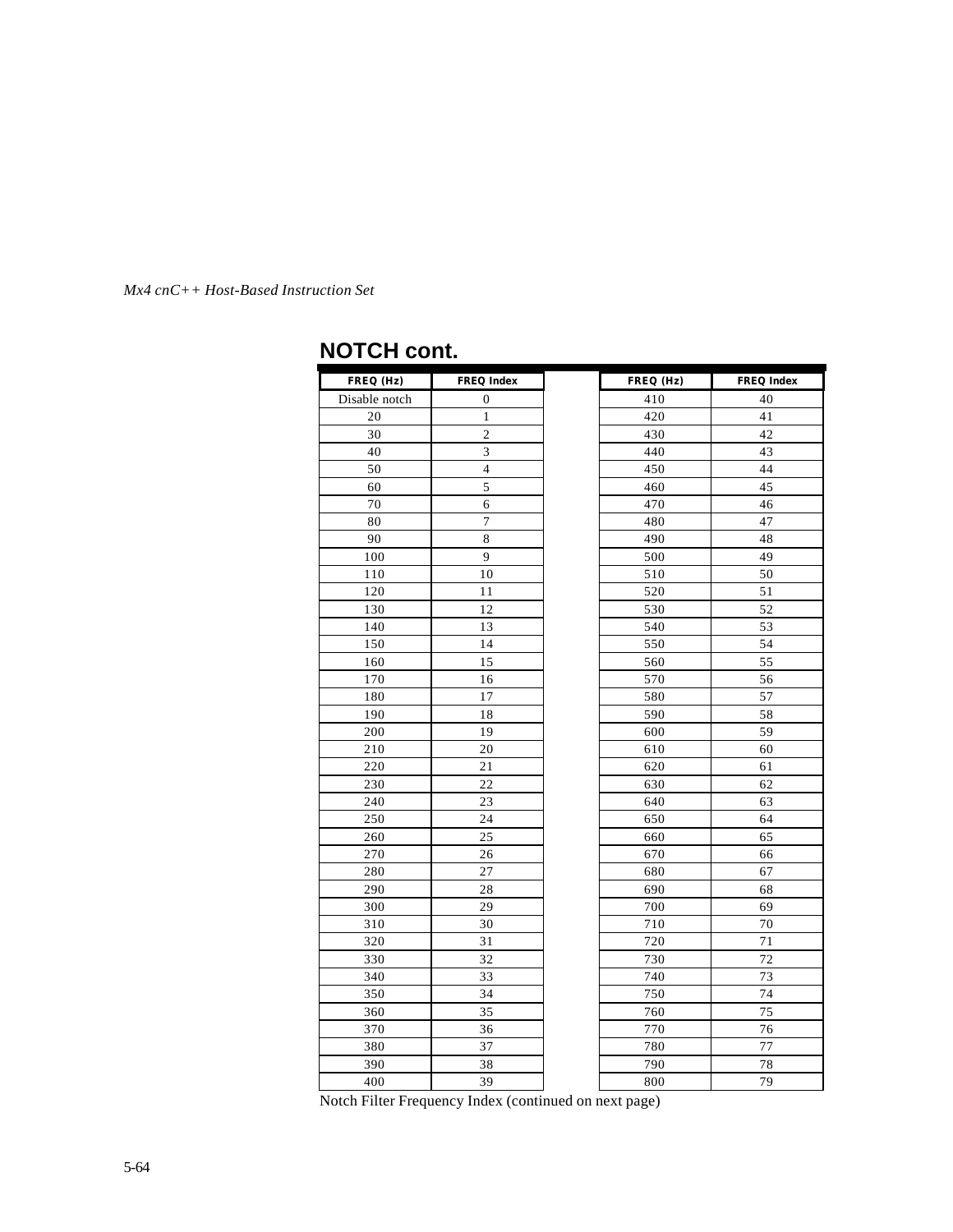## NOTCH cont.

| FREQ (Hz) | FREQ Index | | FREQ (Hz) | FREQ Index |
|---|---|---|---|---|
| Disable notch | 0 | | 410 | 40 |
| 20 | 1 | | 420 | 41 |
| 30 | 2 | | 430 | 42 |
| 40 | 3 | | 440 | 43 |
| 50 | 4 | | 450 | 44 |
| 60 | 5 | | 460 | 45 |
| 70 | 6 | | 470 | 46 |
| 80 | 7 | | 480 | 47 |
| 90 | 8 | | 490 | 48 |
| 100 | 9 | | 500 | 49 |
| 110 | 10 | | 510 | 50 |
| 120 | 11 | | 520 | 51 |
| 130 | 12 | | 530 | 52 |
| 140 | 13 | | 540 | 53 |
| 150 | 14 | | 550 | 54 |
| 160 | 15 | | 560 | 55 |
| 170 | 16 | | 570 | 56 |
| 180 | 17 | | 580 | 57 |
| 190 | 18 | | 590 | 58 |
| 200 | 19 | | 600 | 59 |
| 210 | 20 | | 610 | 60 |
| 220 | 21 | | 620 | 61 |
| 230 | 22 | | 630 | 62 |
| 240 | 23 | | 640 | 63 |
| 250 | 24 | | 650 | 64 |
| 260 | 25 | | 660 | 65 |
| 270 | 26 | | 670 | 66 |
| 280 | 27 | | 680 | 67 |
| 290 | 28 | | 690 | 68 |
| 300 | 29 | | 700 | 69 |
| 310 | 30 | | 710 | 70 |
| 320 | 31 | | 720 | 71 |
| 330 | 32 | | 730 | 72 |
| 340 | 33 | | 740 | 73 |
| 350 | 34 | | 750 | 74 |
| 360 | 35 | | 760 | 75 |
| 370 | 36 | | 770 | 76 |
| 380 | 37 | | 780 | 77 |
| 390 | 38 | | 790 | 78 |
| 400 | 39 | | 800 | 79 |

Notch Filter Frequency Index (continued on next page)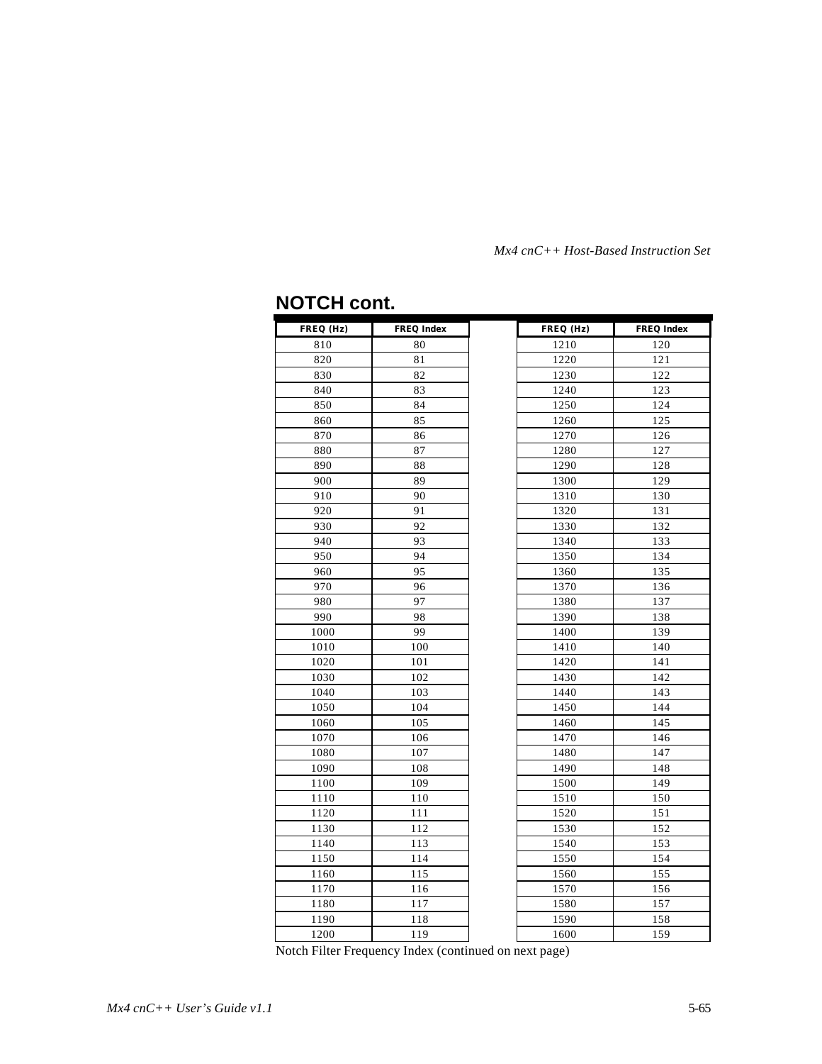## NOTCH cont.

| FREQ (Hz) | FREQ Index | | FREQ (Hz) | FREQ Index |
|---|---|---|---|---|
| 810 | 80 | | 1210 | 120 |
| 820 | 81 | | 1220 | 121 |
| 830 | 82 | | 1230 | 122 |
| 840 | 83 | | 1240 | 123 |
| 850 | 84 | | 1250 | 124 |
| 860 | 85 | | 1260 | 125 |
| 870 | 86 | | 1270 | 126 |
| 880 | 87 | | 1280 | 127 |
| 890 | 88 | | 1290 | 128 |
| 900 | 89 | | 1300 | 129 |
| 910 | 90 | | 1310 | 130 |
| 920 | 91 | | 1320 | 131 |
| 930 | 92 | | 1330 | 132 |
| 940 | 93 | | 1340 | 133 |
| 950 | 94 | | 1350 | 134 |
| 960 | 95 | | 1360 | 135 |
| 970 | 96 | | 1370 | 136 |
| 980 | 97 | | 1380 | 137 |
| 990 | 98 | | 1390 | 138 |
| 1000 | 99 | | 1400 | 139 |
| 1010 | 100 | | 1410 | 140 |
| 1020 | 101 | | 1420 | 141 |
| 1030 | 102 | | 1430 | 142 |
| 1040 | 103 | | 1440 | 143 |
| 1050 | 104 | | 1450 | 144 |
| 1060 | 105 | | 1460 | 145 |
| 1070 | 106 | | 1470 | 146 |
| 1080 | 107 | | 1480 | 147 |
| 1090 | 108 | | 1490 | 148 |
| 1100 | 109 | | 1500 | 149 |
| 1110 | 110 | | 1510 | 150 |
| 1120 | 111 | | 1520 | 151 |
| 1130 | 112 | | 1530 | 152 |
| 1140 | 113 | | 1540 | 153 |
| 1150 | 114 | | 1550 | 154 |
| 1160 | 115 | | 1560 | 155 |
| 1170 | 116 | | 1570 | 156 |
| 1180 | 117 | | 1580 | 157 |
| 1190 | 118 | | 1590 | 158 |
| 1200 | 119 | | 1600 | 159 |

Notch Filter Frequency Index (continued on next page)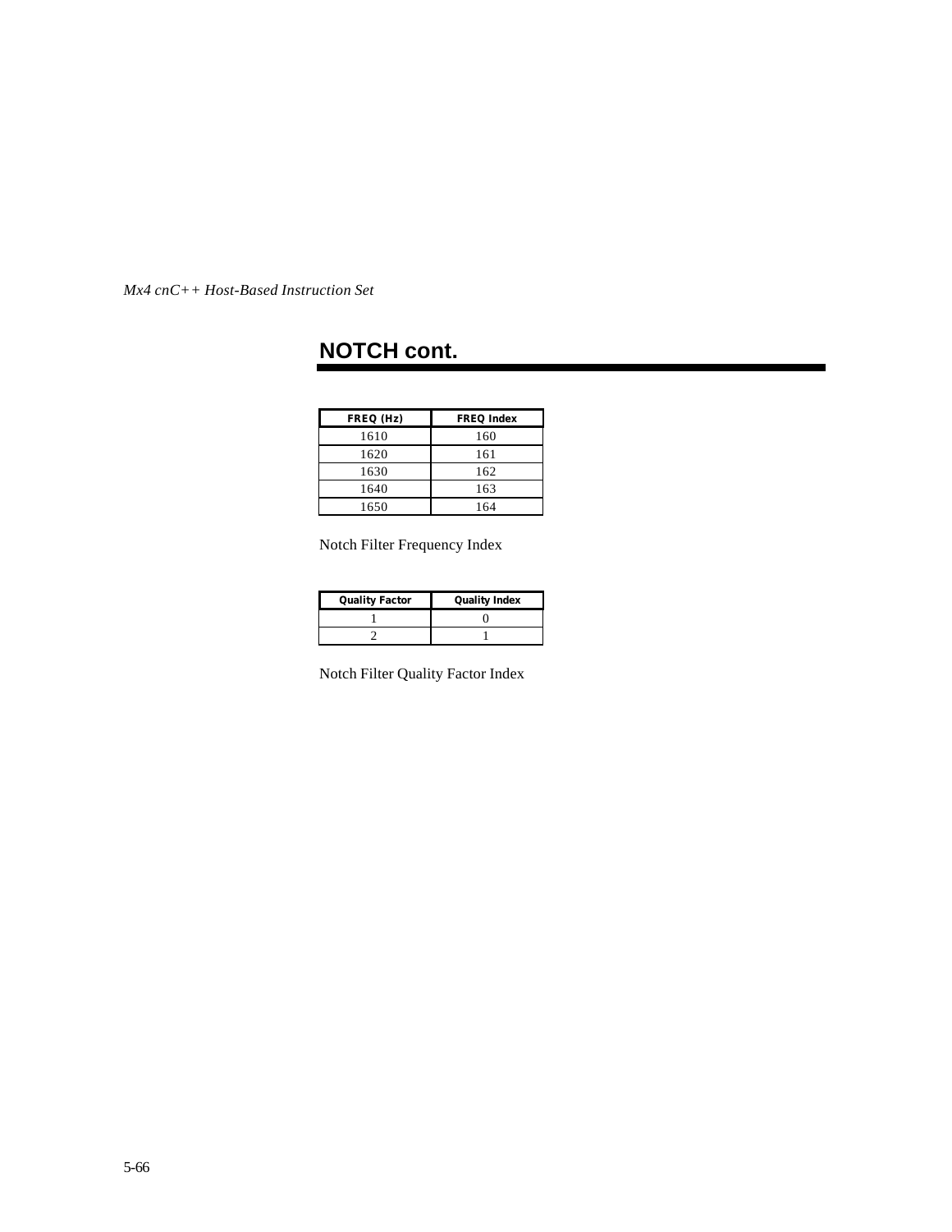## NOTCH cont.

| FREQ (Hz) | FREQ Index |
|---|---|
| 1610 | 160 |
| 1620 | 161 |
| 1630 | 162 |
| 1640 | 163 |
| 1650 | 164 |

Notch Filter Frequency Index

| Quality Factor | Quality Index |
|---|---|
| 1 | 0 |
| 2 | 1 |

Notch Filter Quality Factor Index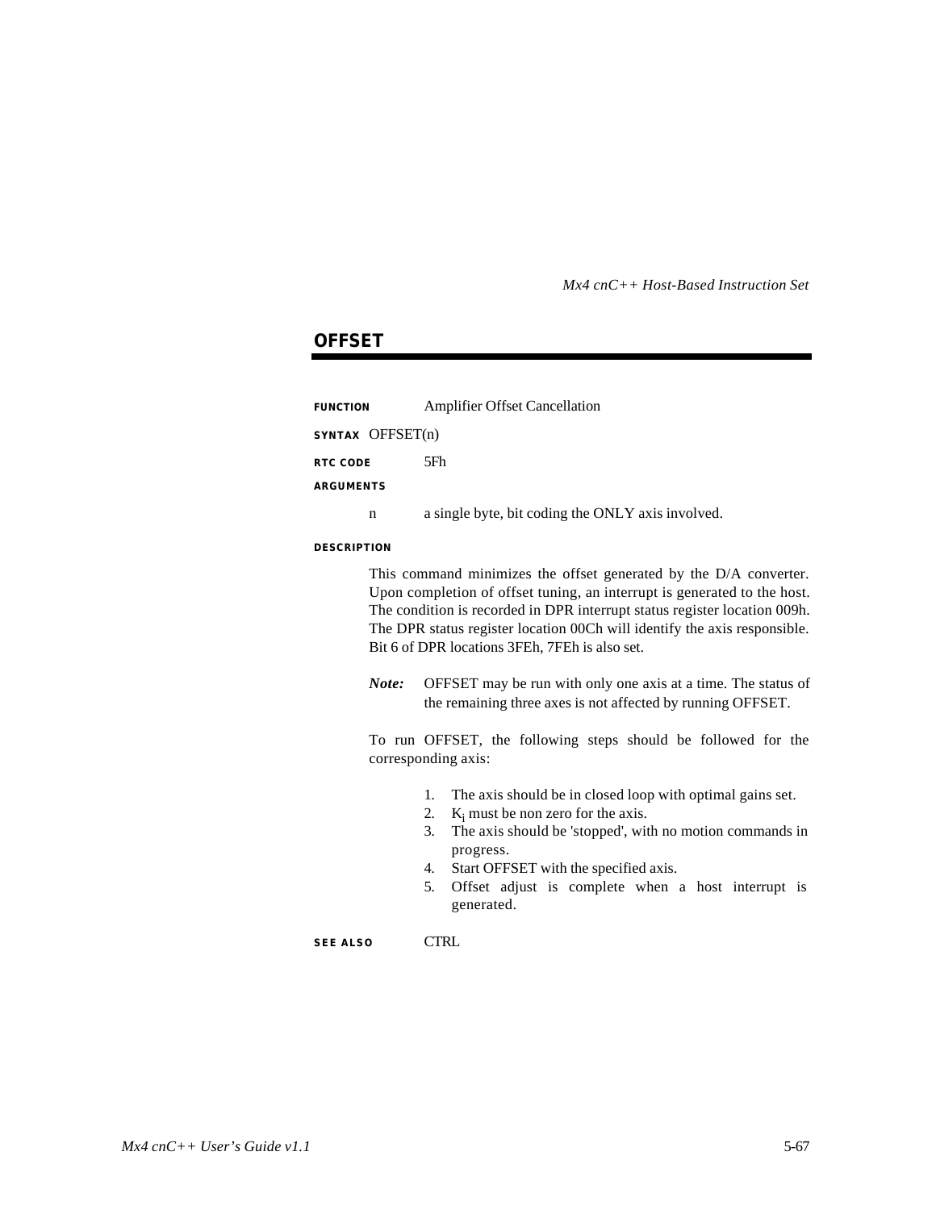## OFFSET

**FUNCTION** Amplifier Offset Cancellation

**SYNTAX** OFFSET(n)

**RTC CODE** 5Fh

**ARGUMENTS**

n a single byte, bit coding the ONLY axis involved.

**DESCRIPTION**

This command minimizes the offset generated by the D/A converter. Upon completion of offset tuning, an interrupt is generated to the host. The condition is recorded in DPR interrupt status register location 009h. The DPR status register location 00Ch will identify the axis responsible. Bit 6 of DPR locations 3FEh, 7FEh is also set.

***Note:*** OFFSET may be run with only one axis at a time. The status of the remaining three axes is not affected by running OFFSET.

To run OFFSET, the following steps should be followed for the corresponding axis:

1. The axis should be in closed loop with optimal gains set.
2. $K_i$ must be non zero for the axis.
3. The axis should be 'stopped', with no motion commands in progress.
4. Start OFFSET with the specified axis.
5. Offset adjust is complete when a host interrupt is generated.

**SEE ALSO** CTRL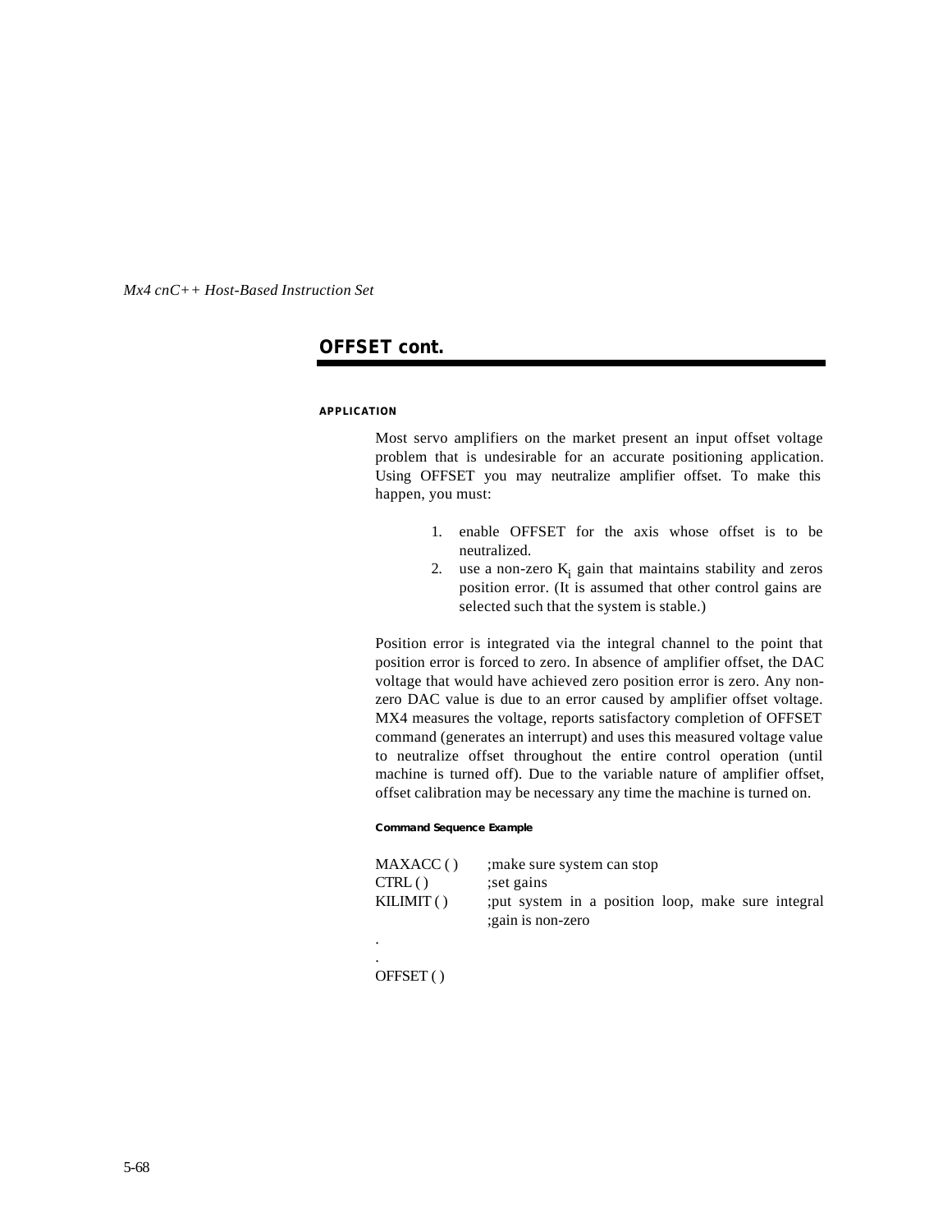## OFFSET cont.

#### APPLICATION

Most servo amplifiers on the market present an input offset voltage problem that is undesirable for an accurate positioning application. Using OFFSET you may neutralize amplifier offset. To make this happen, you must:

1. enable OFFSET for the axis whose offset is to be neutralized.
2. use a non-zero $K_i$ gain that maintains stability and zeros position error. (It is assumed that other control gains are selected such that the system is stable.)

Position error is integrated via the integral channel to the point that position error is forced to zero. In absence of amplifier offset, the DAC voltage that would have achieved zero position error is zero. Any non-zero DAC value is due to an error caused by amplifier offset voltage. MX4 measures the voltage, reports satisfactory completion of OFFSET command (generates an interrupt) and uses this measured voltage value to neutralize offset throughout the entire control operation (until machine is turned off). Due to the variable nature of amplifier offset, offset calibration may be necessary any time the machine is turned on.

##### Command Sequence Example

```
MAXACC ( )    ;make sure system can stop
CTRL ( )      ;set gains
KILIMIT ( )   ;put system in a position loop, make sure integral
              ;gain is non-zero
.
.
OFFSET ( )
```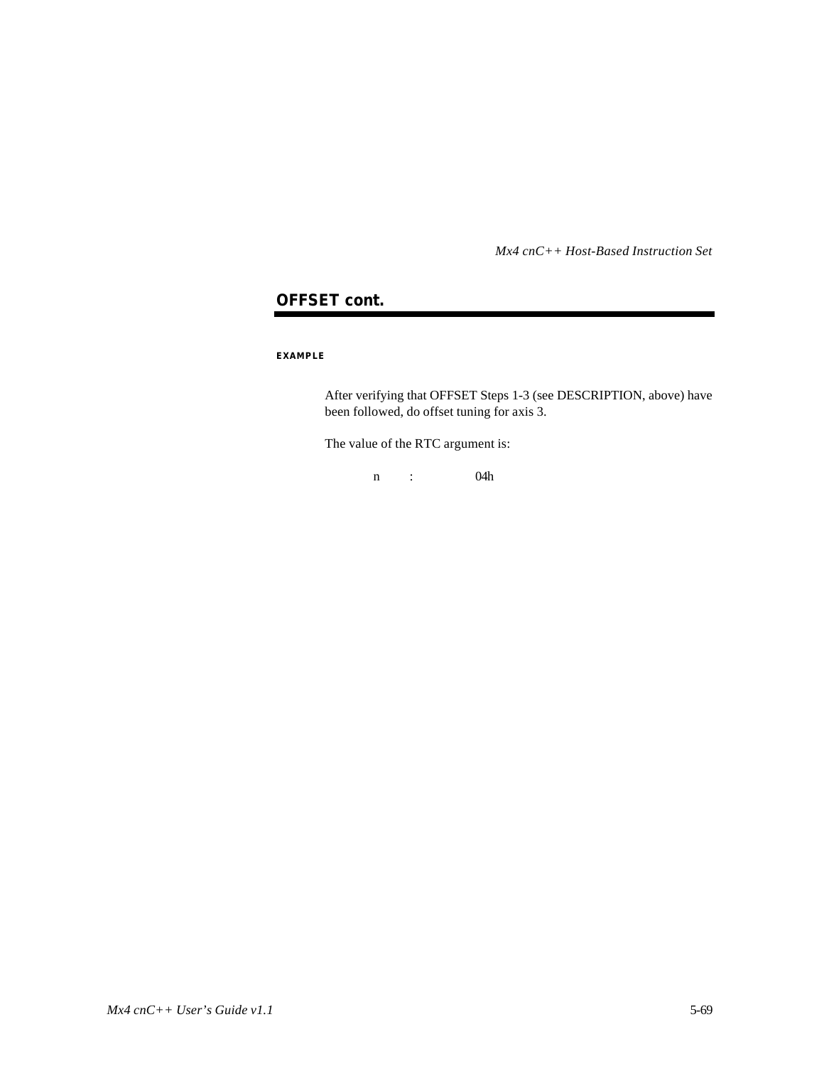## OFFSET cont.

#### EXAMPLE

After verifying that OFFSET Steps 1-3 (see DESCRIPTION, above) have been followed, do offset tuning for axis 3.

The value of the RTC argument is:

n : 04h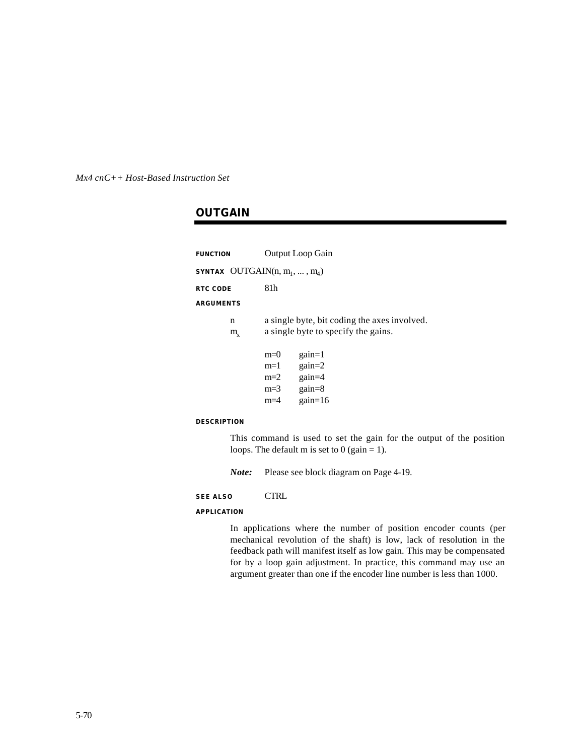## OUTGAIN

**FUNCTION** Output Loop Gain

**SYNTAX** OUTGAIN(n, $m_1$, ... , $m_4$)

**RTC CODE** 81h

**ARGUMENTS**

n a single byte, bit coding the axes involved.
$m_x$ a single byte to specify the gains.

| | |
|---|---|
| m=0 | gain=1 |
| m=1 | gain=2 |
| m=2 | gain=4 |
| m=3 | gain=8 |
| m=4 | gain=16 |

**DESCRIPTION**

This command is used to set the gain for the output of the position loops. The default m is set to 0 (gain = 1).

***Note:*** Please see block diagram on Page 4-19.

**SEE ALSO** CTRL

**APPLICATION**

In applications where the number of position encoder counts (per mechanical revolution of the shaft) is low, lack of resolution in the feedback path will manifest itself as low gain. This may be compensated for by a loop gain adjustment. In practice, this command may use an argument greater than one if the encoder line number is less than 1000.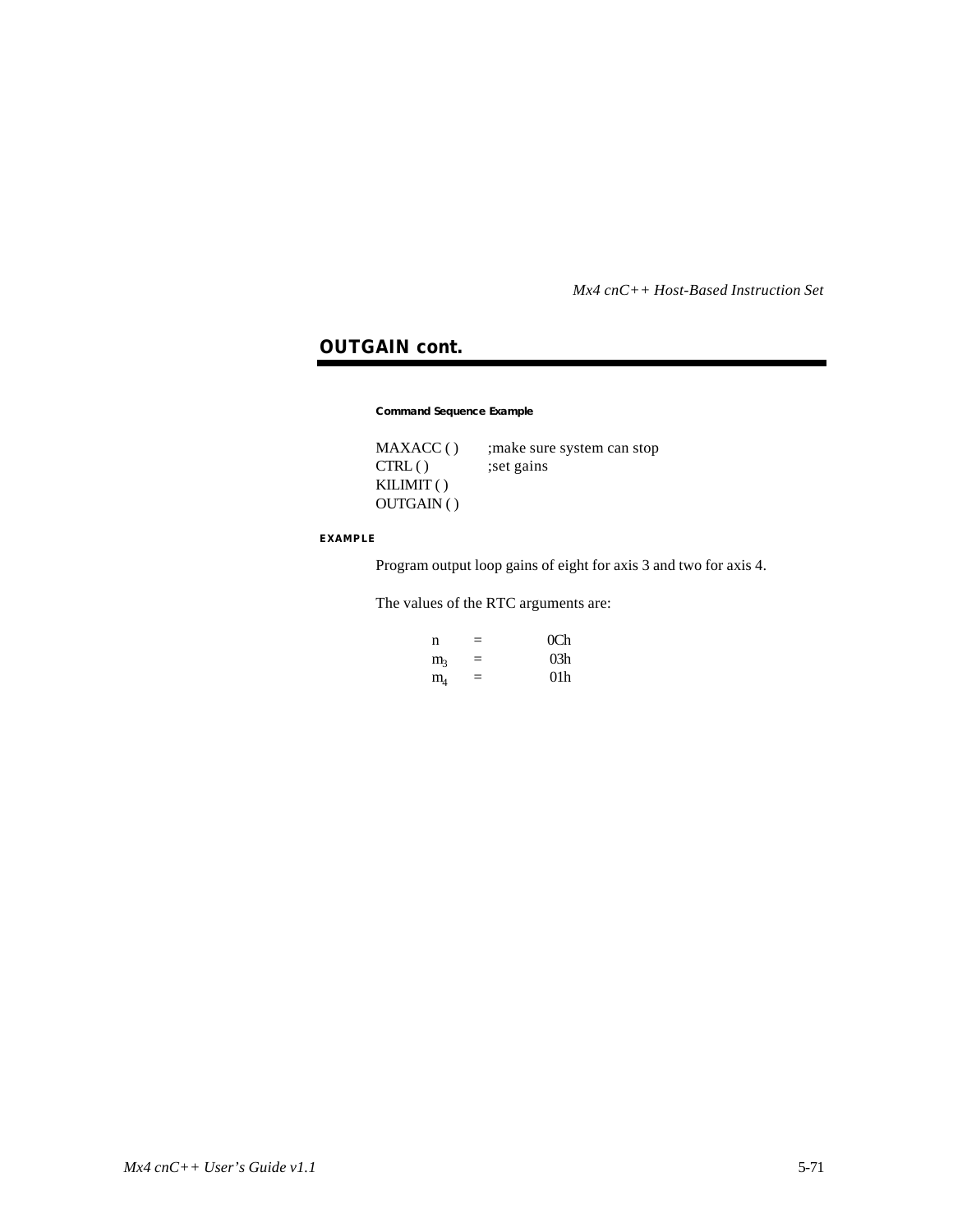## OUTGAIN cont.

**Command Sequence Example**

```
MAXACC ( )      ;make sure system can stop
CTRL ( )        ;set gains
KILIMIT ( )
OUTGAIN ( )
```

**EXAMPLE**

Program output loop gains of eight for axis 3 and two for axis 4.

The values of the RTC arguments are:

| | | |
|---|---|---|
| n | = | 0Ch |
| $m_3$ | = | 03h |
| $m_4$ | = | 01h |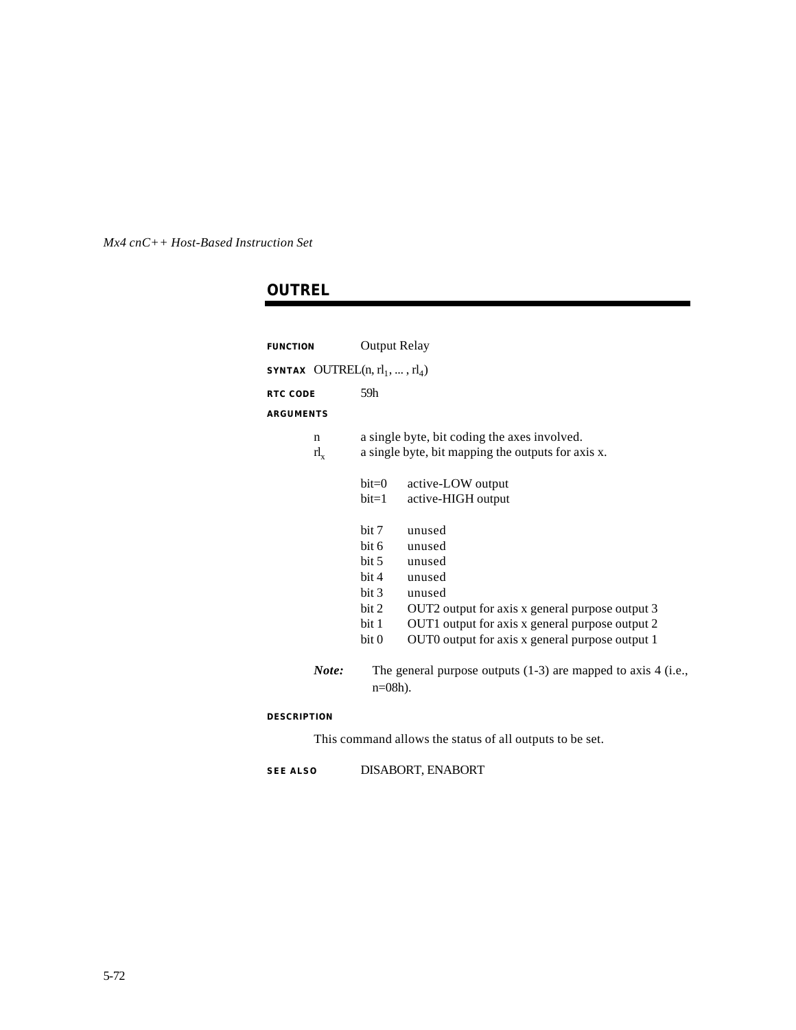## OUTREL

**FUNCTION** Output Relay

**SYNTAX** OUTREL(n, $rl_1$, ... , $rl_4$)

**RTC CODE** 59h

**ARGUMENTS**

n a single byte, bit coding the axes involved.

$rl_x$ a single byte, bit mapping the outputs for axis x.

| | |
|---|---|
| bit=0 | active-LOW output |
| bit=1 | active-HIGH output |

| | |
|---|---|
| bit 7 | unused |
| bit 6 | unused |
| bit 5 | unused |
| bit 4 | unused |
| bit 3 | unused |
| bit 2 | OUT2 output for axis x general purpose output 3 |
| bit 1 | OUT1 output for axis x general purpose output 2 |
| bit 0 | OUT0 output for axis x general purpose output 1 |

***Note:*** The general purpose outputs (1-3) are mapped to axis 4 (i.e., n=08h).

**DESCRIPTION**

This command allows the status of all outputs to be set.

**SEE ALSO** DISABORT, ENABORT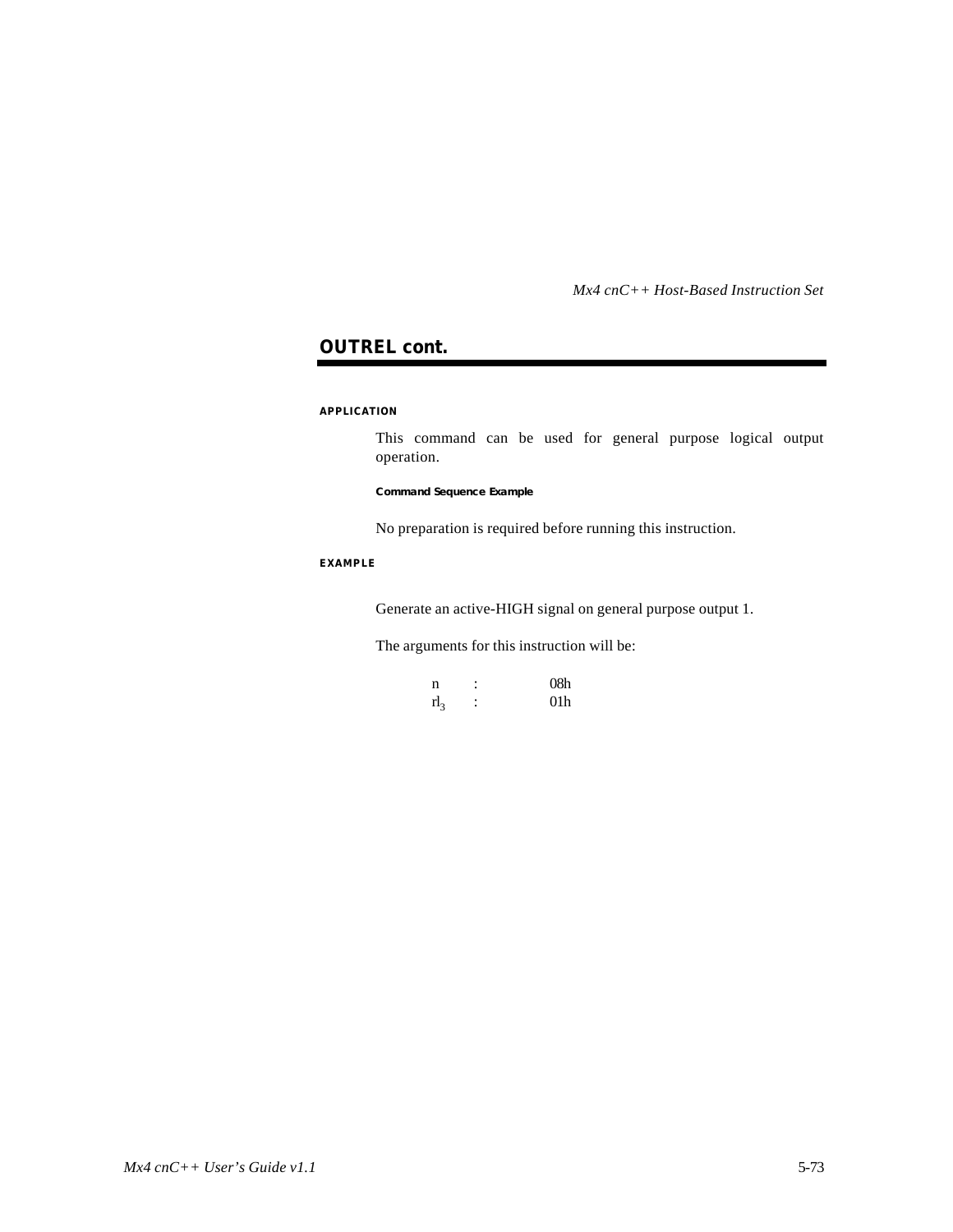## OUTREL cont.

#### APPLICATION

This command can be used for general purpose logical output operation.

##### Command Sequence Example

No preparation is required before running this instruction.

#### EXAMPLE

Generate an active-HIGH signal on general purpose output 1.

The arguments for this instruction will be:

| | | |
|---|---|---|
| n | : | 08h |
| $rl_3$ | : | 01h |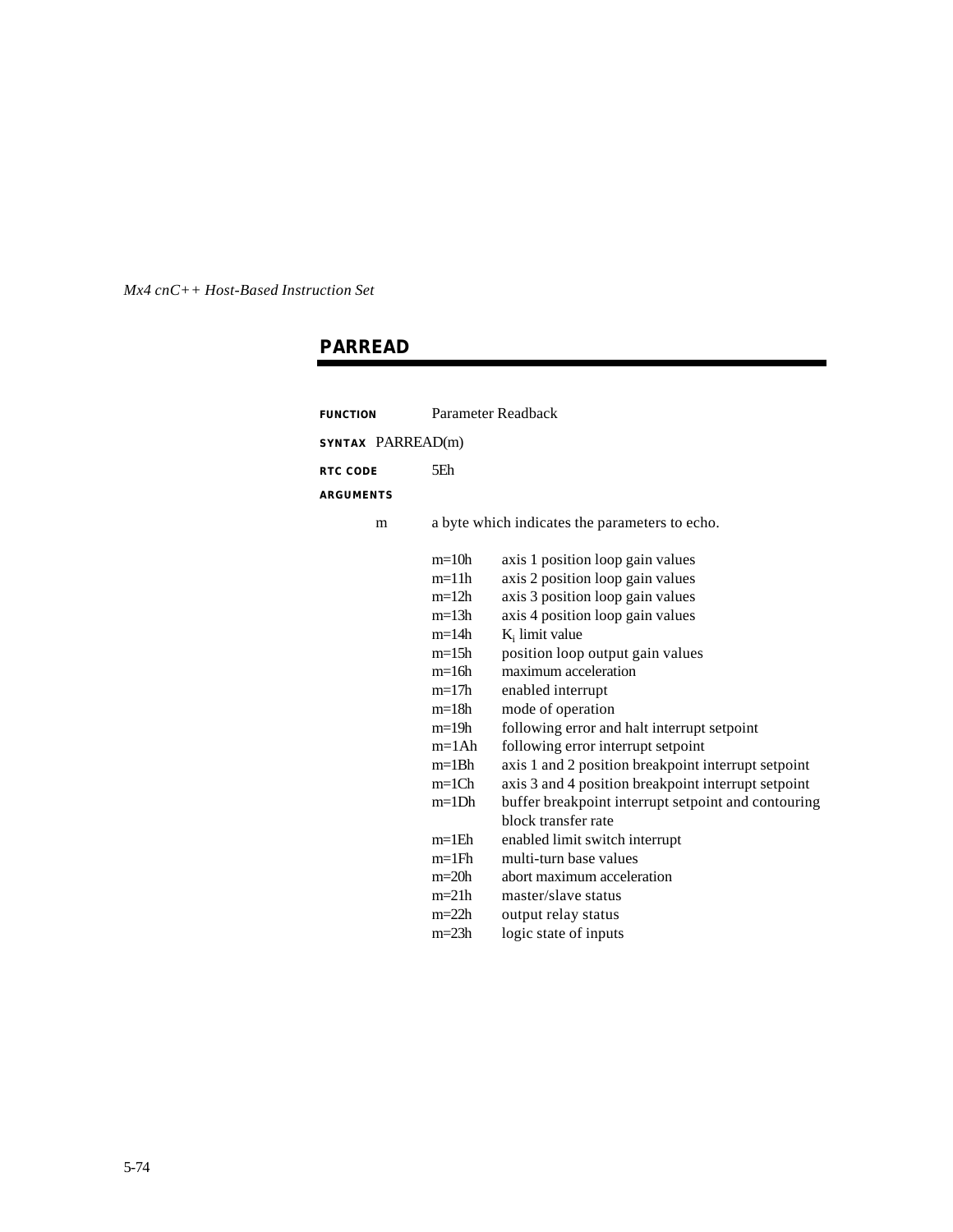## PARREAD

**FUNCTION** Parameter Readback

**SYNTAX** PARREAD(m)

**RTC CODE** 5Eh

**ARGUMENTS**

m — a byte which indicates the parameters to echo.

| m | |
|---|---|
| m=10h | axis 1 position loop gain values |
| m=11h | axis 2 position loop gain values |
| m=12h | axis 3 position loop gain values |
| m=13h | axis 4 position loop gain values |
| m=14h | $K_i$ limit value |
| m=15h | position loop output gain values |
| m=16h | maximum acceleration |
| m=17h | enabled interrupt |
| m=18h | mode of operation |
| m=19h | following error and halt interrupt setpoint |
| m=1Ah | following error interrupt setpoint |
| m=1Bh | axis 1 and 2 position breakpoint interrupt setpoint |
| m=1Ch | axis 3 and 4 position breakpoint interrupt setpoint |
| m=1Dh | buffer breakpoint interrupt setpoint and contouring block transfer rate |
| m=1Eh | enabled limit switch interrupt |
| m=1Fh | multi-turn base values |
| m=20h | abort maximum acceleration |
| m=21h | master/slave status |
| m=22h | output relay status |
| m=23h | logic state of inputs |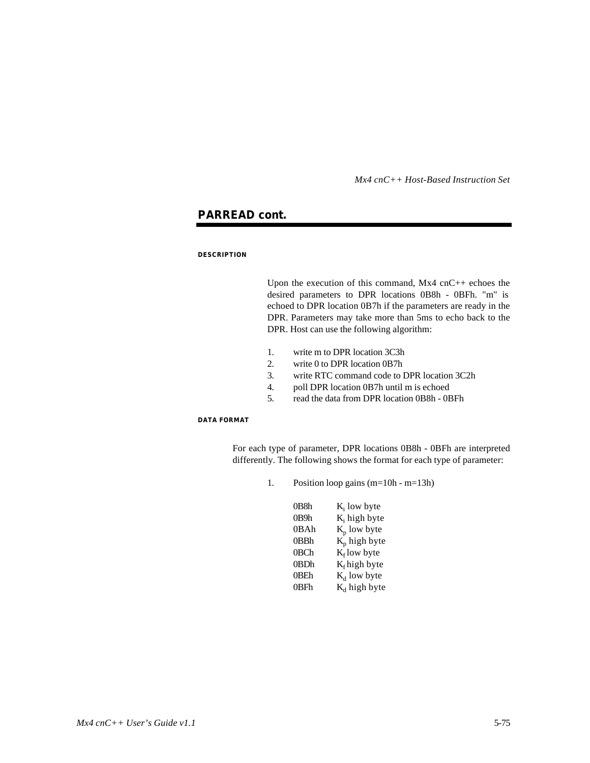## PARREAD cont.

#### DESCRIPTION

Upon the execution of this command, Mx4 cnC++ echoes the desired parameters to DPR locations 0B8h - 0BFh. "m" is echoed to DPR location 0B7h if the parameters are ready in the DPR. Parameters may take more than 5ms to echo back to the DPR. Host can use the following algorithm:

1. write m to DPR location 3C3h
2. write 0 to DPR location 0B7h
3. write RTC command code to DPR location 3C2h
4. poll DPR location 0B7h until m is echoed
5. read the data from DPR location 0B8h - 0BFh

#### DATA FORMAT

For each type of parameter, DPR locations 0B8h - 0BFh are interpreted differently. The following shows the format for each type of parameter:

1. Position loop gains (m=10h - m=13h)

| | |
|---|---|
| 0B8h | $K_i$ low byte |
| 0B9h | $K_i$ high byte |
| 0BAh | $K_p$ low byte |
| 0BBh | $K_p$ high byte |
| 0BCh | $K_f$ low byte |
| 0BDh | $K_f$ high byte |
| 0BEh | $K_d$ low byte |
| 0BFh | $K_d$ high byte |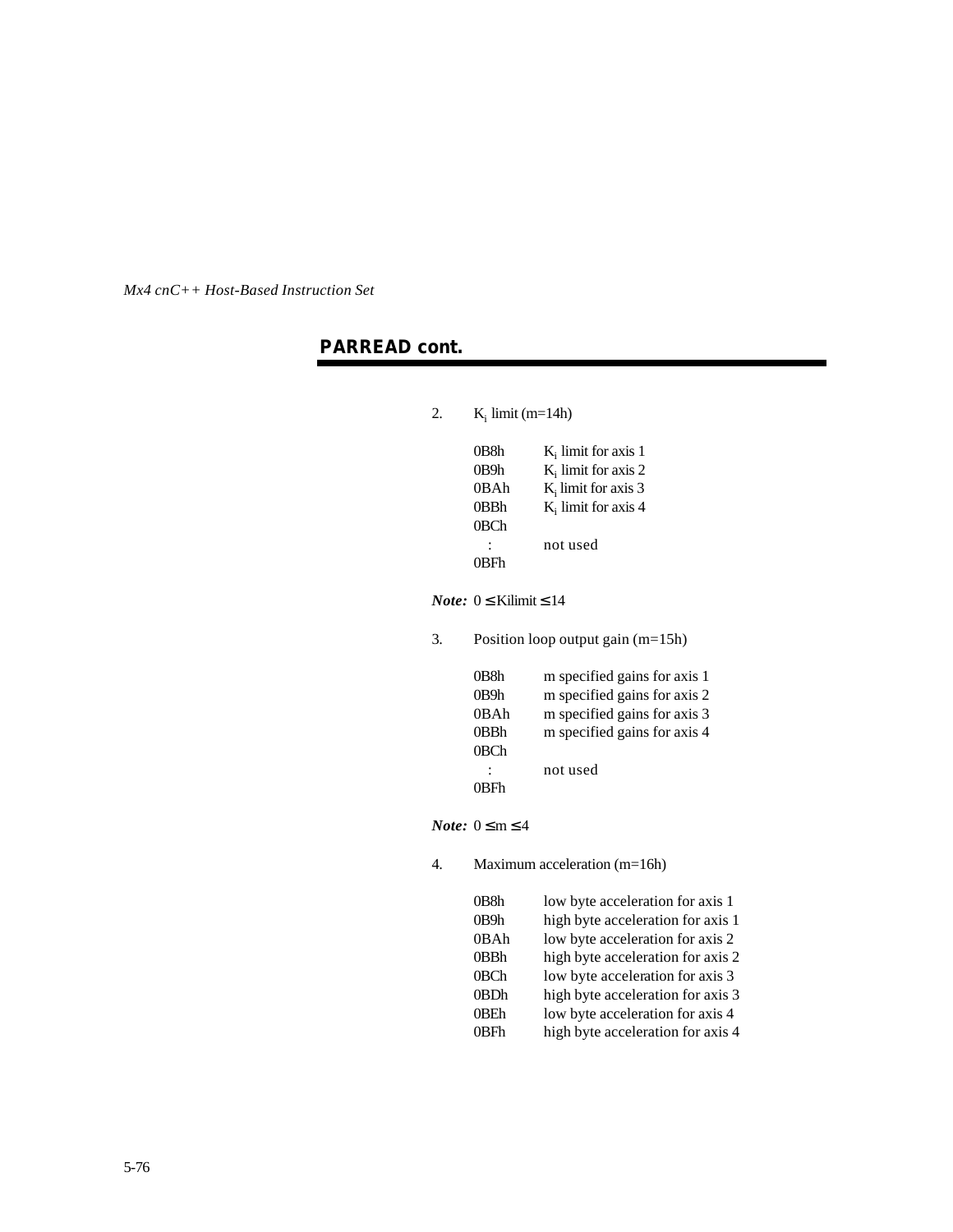## PARREAD cont.

2. $K_i$ limit (m=14h)

| | |
|---|---|
| 0B8h | $K_i$ limit for axis 1 |
| 0B9h | $K_i$ limit for axis 2 |
| 0BAh | $K_i$ limit for axis 3 |
| 0BBh | $K_i$ limit for axis 4 |
| 0BCh<br>:<br>0BFh | not used |

***Note:*** $0 \leq$ Kilimit $\leq 14$

3. Position loop output gain (m=15h)

| | |
|---|---|
| 0B8h | m specified gains for axis 1 |
| 0B9h | m specified gains for axis 2 |
| 0BAh | m specified gains for axis 3 |
| 0BBh | m specified gains for axis 4 |
| 0BCh<br>:<br>0BFh | not used |

***Note:*** $0 \leq m \leq 4$

4. Maximum acceleration (m=16h)

| | |
|---|---|
| 0B8h | low byte acceleration for axis 1 |
| 0B9h | high byte acceleration for axis 1 |
| 0BAh | low byte acceleration for axis 2 |
| 0BBh | high byte acceleration for axis 2 |
| 0BCh | low byte acceleration for axis 3 |
| 0BDh | high byte acceleration for axis 3 |
| 0BEh | low byte acceleration for axis 4 |
| 0BFh | high byte acceleration for axis 4 |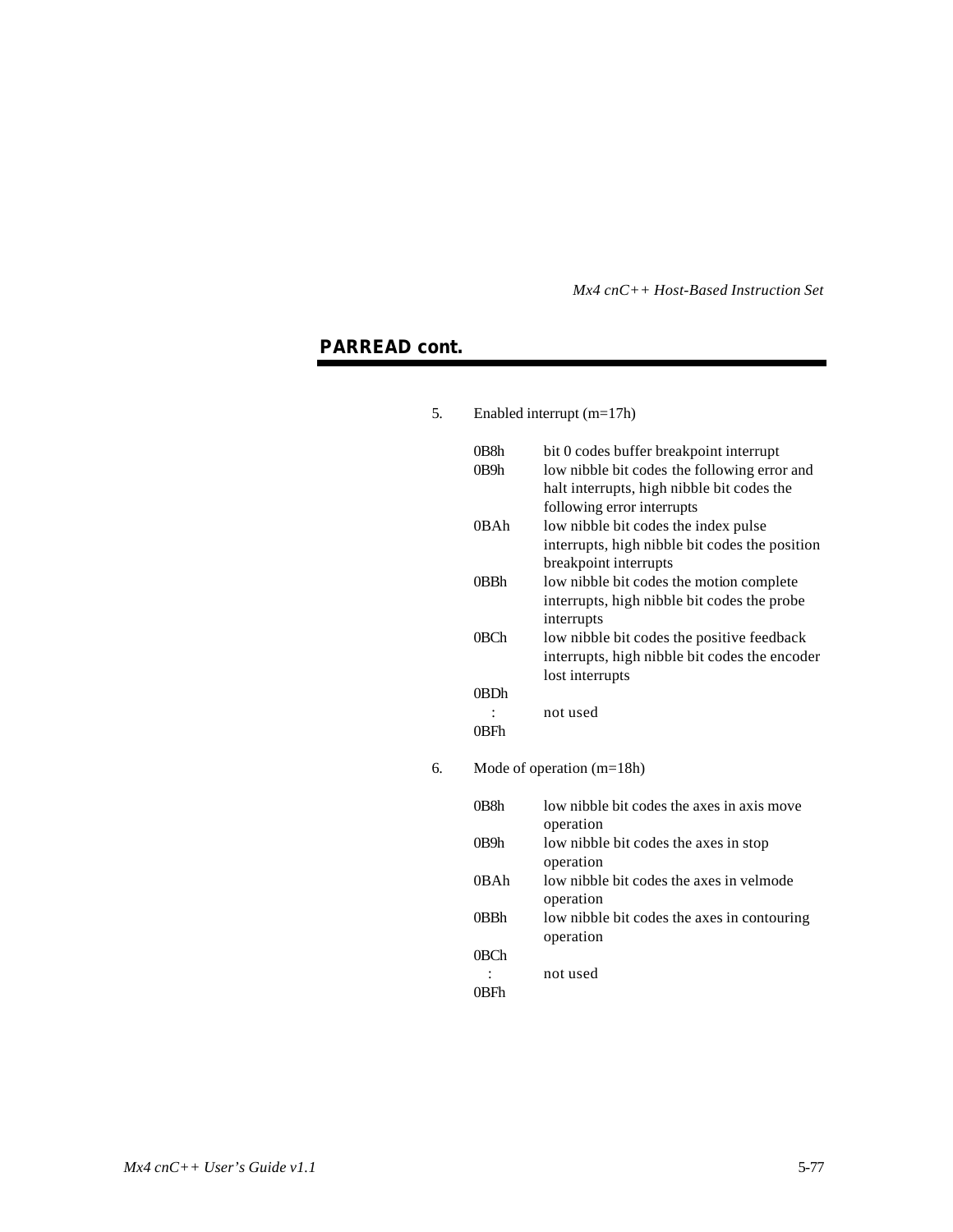## PARREAD cont.

5. Enabled interrupt (m=17h)

| | |
|---|---|
| 0B8h | bit 0 codes buffer breakpoint interrupt |
| 0B9h | low nibble bit codes the following error and halt interrupts, high nibble bit codes the following error interrupts |
| 0BAh | low nibble bit codes the index pulse interrupts, high nibble bit codes the position breakpoint interrupts |
| 0BBh | low nibble bit codes the motion complete interrupts, high nibble bit codes the probe interrupts |
| 0BCh | low nibble bit codes the positive feedback interrupts, high nibble bit codes the encoder lost interrupts |
| 0BDh : 0BFh | not used |

6. Mode of operation (m=18h)

| | |
|---|---|
| 0B8h | low nibble bit codes the axes in axis move operation |
| 0B9h | low nibble bit codes the axes in stop operation |
| 0BAh | low nibble bit codes the axes in velmode operation |
| 0BBh | low nibble bit codes the axes in contouring operation |
| 0BCh : 0BFh | not used |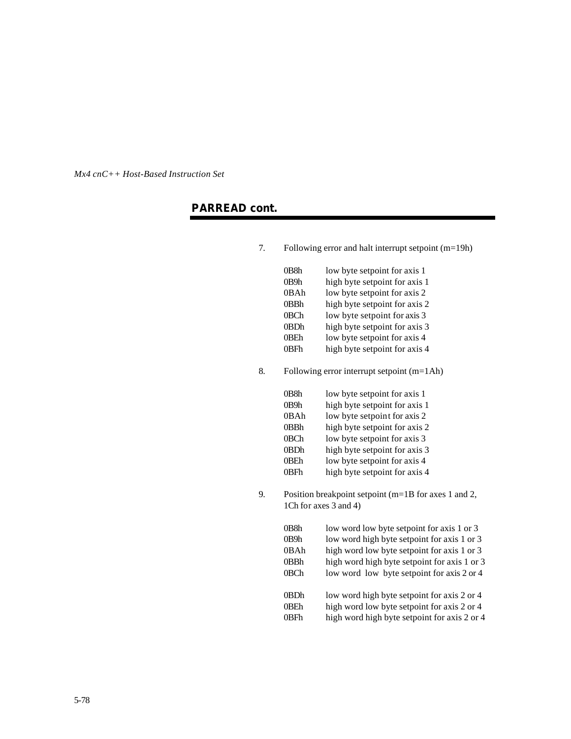## PARREAD cont.

7. Following error and halt interrupt setpoint (m=19h)

| | |
|---|---|
| 0B8h | low byte setpoint for axis 1 |
| 0B9h | high byte setpoint for axis 1 |
| 0BAh | low byte setpoint for axis 2 |
| 0BBh | high byte setpoint for axis 2 |
| 0BCh | low byte setpoint for axis 3 |
| 0BDh | high byte setpoint for axis 3 |
| 0BEh | low byte setpoint for axis 4 |
| 0BFh | high byte setpoint for axis 4 |

8. Following error interrupt setpoint (m=1Ah)

| | |
|---|---|
| 0B8h | low byte setpoint for axis 1 |
| 0B9h | high byte setpoint for axis 1 |
| 0BAh | low byte setpoint for axis 2 |
| 0BBh | high byte setpoint for axis 2 |
| 0BCh | low byte setpoint for axis 3 |
| 0BDh | high byte setpoint for axis 3 |
| 0BEh | low byte setpoint for axis 4 |
| 0BFh | high byte setpoint for axis 4 |

9. Position breakpoint setpoint (m=1B for axes 1 and 2, 1Ch for axes 3 and 4)

| | |
|---|---|
| 0B8h | low word low byte setpoint for axis 1 or 3 |
| 0B9h | low word high byte setpoint for axis 1 or 3 |
| 0BAh | high word low byte setpoint for axis 1 or 3 |
| 0BBh | high word high byte setpoint for axis 1 or 3 |
| 0BCh | low word low byte setpoint for axis 2 or 4 |
| 0BDh | low word high byte setpoint for axis 2 or 4 |
| 0BEh | high word low byte setpoint for axis 2 or 4 |
| 0BFh | high word high byte setpoint for axis 2 or 4 |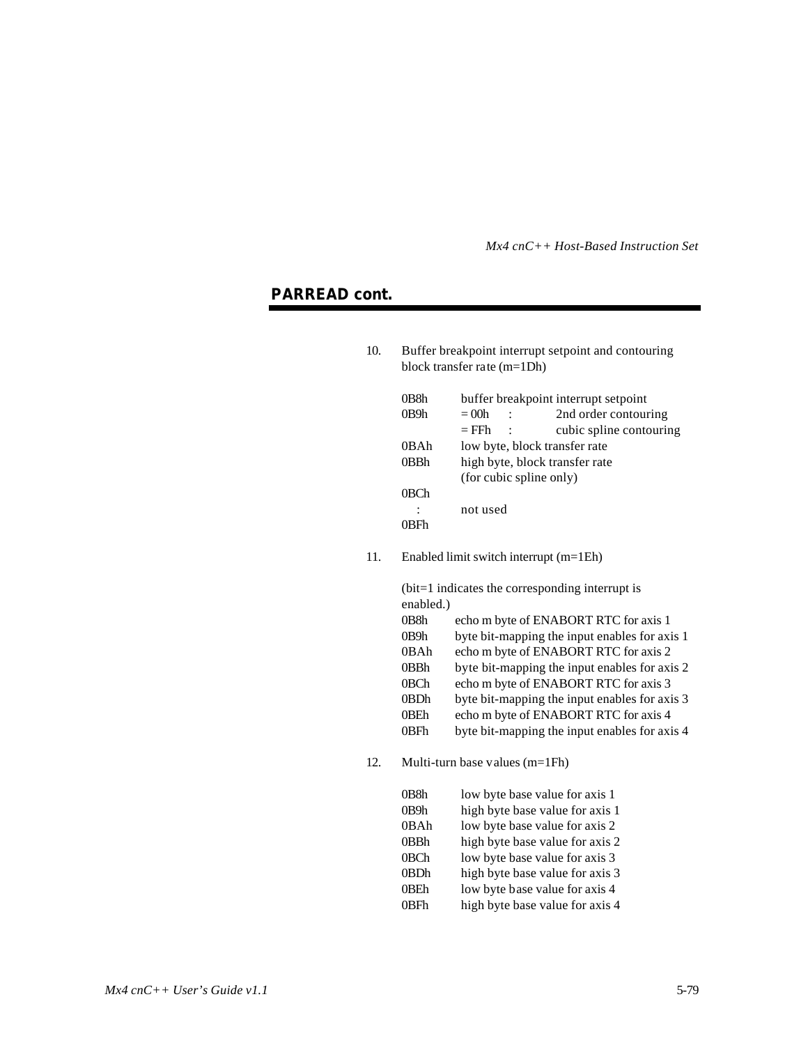## PARREAD cont.

10. Buffer breakpoint interrupt setpoint and contouring block transfer rate (m=1Dh)

| | |
|---|---|
| 0B8h | buffer breakpoint interrupt setpoint |
| 0B9h | = 00h : 2nd order contouring |
| | = FFh : cubic spline contouring |
| 0BAh | low byte, block transfer rate |
| 0BBh | high byte, block transfer rate (for cubic spline only) |
| 0BCh : 0BFh | not used |

11. Enabled limit switch interrupt (m=1Eh)

(bit=1 indicates the corresponding interrupt is enabled.)

| | |
|---|---|
| 0B8h | echo m byte of ENABORT RTC for axis 1 |
| 0B9h | byte bit-mapping the input enables for axis 1 |
| 0BAh | echo m byte of ENABORT RTC for axis 2 |
| 0BBh | byte bit-mapping the input enables for axis 2 |
| 0BCh | echo m byte of ENABORT RTC for axis 3 |
| 0BDh | byte bit-mapping the input enables for axis 3 |
| 0BEh | echo m byte of ENABORT RTC for axis 4 |
| 0BFh | byte bit-mapping the input enables for axis 4 |

12. Multi-turn base values (m=1Fh)

| | |
|---|---|
| 0B8h | low byte base value for axis 1 |
| 0B9h | high byte base value for axis 1 |
| 0BAh | low byte base value for axis 2 |
| 0BBh | high byte base value for axis 2 |
| 0BCh | low byte base value for axis 3 |
| 0BDh | high byte base value for axis 3 |
| 0BEh | low byte base value for axis 4 |
| 0BFh | high byte base value for axis 4 |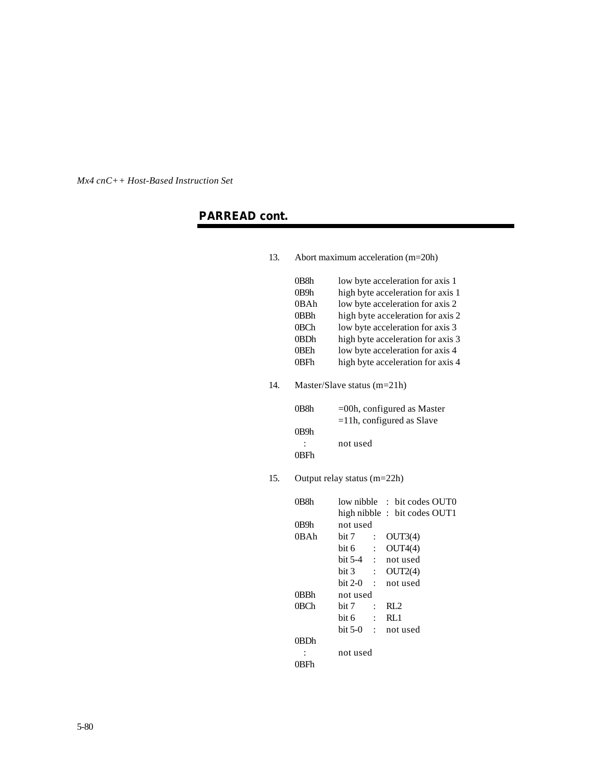## PARREAD cont.

13. Abort maximum acceleration (m=20h)

| | |
|---|---|
| 0B8h | low byte acceleration for axis 1 |
| 0B9h | high byte acceleration for axis 1 |
| 0BAh | low byte acceleration for axis 2 |
| 0BBh | high byte acceleration for axis 2 |
| 0BCh | low byte acceleration for axis 3 |
| 0BDh | high byte acceleration for axis 3 |
| 0BEh | low byte acceleration for axis 4 |
| 0BFh | high byte acceleration for axis 4 |

14. Master/Slave status (m=21h)

| | |
|---|---|
| 0B8h | =00h, configured as Master<br>=11h, configured as Slave |
| 0B9h<br>:<br>0BFh | not used |

15. Output relay status (m=22h)

| | | | |
|---|---|---|---|
| 0B8h | low nibble | : | bit codes OUT0 |
| | high nibble | : | bit codes OUT1 |
| 0B9h | not used | | |
| 0BAh | bit 7 | : | OUT3(4) |
| | bit 6 | : | OUT4(4) |
| | bit 5-4 | : | not used |
| | bit 3 | : | OUT2(4) |
| | bit 2-0 | : | not used |
| 0BBh | not used | | |
| 0BCh | bit 7 | : | RL2 |
| | bit 6 | : | RL1 |
| | bit 5-0 | : | not used |
| 0BDh<br>:<br>0BFh | not used | | |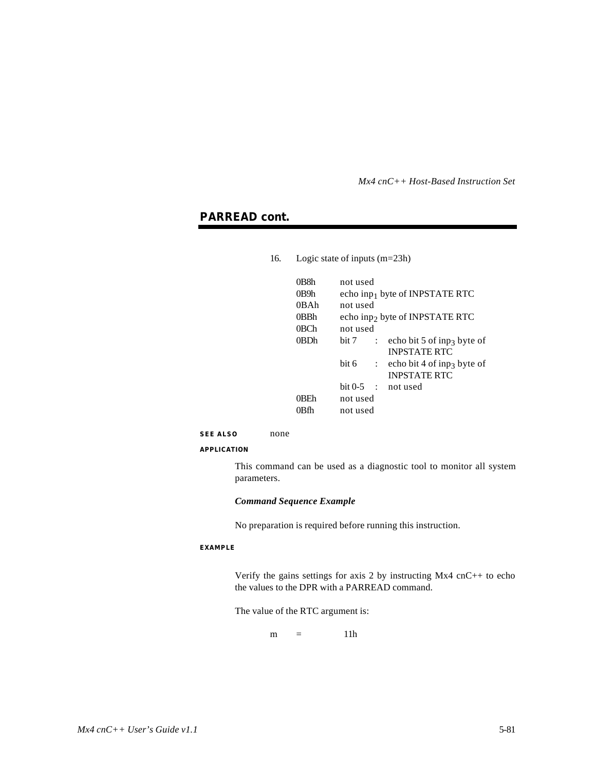## PARREAD cont.

16. Logic state of inputs (m=23h)

| | | | |
|---|---|---|---|
| 0B8h | not used | | |
| 0B9h | echo $inp_1$ byte of INPSTATE RTC | | |
| 0BAh | not used | | |
| 0BBh | echo $inp_2$ byte of INPSTATE RTC | | |
| 0BCh | not used | | |
| 0BDh | bit 7 | : | echo bit 5 of $inp_3$ byte of INPSTATE RTC |
| | bit 6 | : | echo bit 4 of $inp_3$ byte of INPSTATE RTC |
| | bit 0-5 | : | not used |
| 0BEh | not used | | |
| 0Bfh | not used | | |

**SEE ALSO** none

**APPLICATION**

This command can be used as a diagnostic tool to monitor all system parameters.

***Command Sequence Example***

No preparation is required before running this instruction.

**EXAMPLE**

Verify the gains settings for axis 2 by instructing Mx4 cnC++ to echo the values to the DPR with a PARREAD command.

The value of the RTC argument is:

m = 11h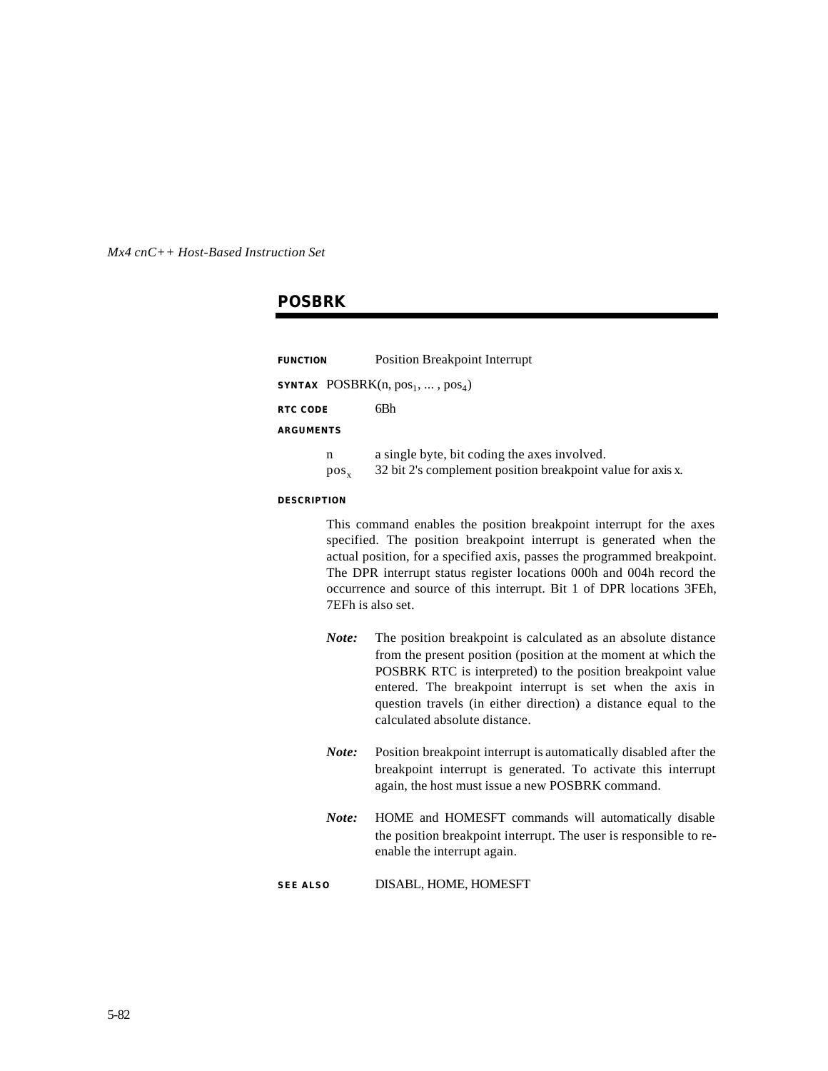## POSBRK

**FUNCTION** Position Breakpoint Interrupt

**SYNTAX** POSBRK(n, $pos_1$, ... , $pos_4$)

**RTC CODE** 6Bh

**ARGUMENTS**

| | |
|---|---|
| n | a single byte, bit coding the axes involved. |
| $pos_x$ | 32 bit 2's complement position breakpoint value for axis x. |

**DESCRIPTION**

This command enables the position breakpoint interrupt for the axes specified. The position breakpoint interrupt is generated when the actual position, for a specified axis, passes the programmed breakpoint. The DPR interrupt status register locations 000h and 004h record the occurrence and source of this interrupt. Bit 1 of DPR locations 3FEh, 7EFh is also set.

***Note:*** The position breakpoint is calculated as an absolute distance from the present position (position at the moment at which the POSBRK RTC is interpreted) to the position breakpoint value entered. The breakpoint interrupt is set when the axis in question travels (in either direction) a distance equal to the calculated absolute distance.

***Note:*** Position breakpoint interrupt is automatically disabled after the breakpoint interrupt is generated. To activate this interrupt again, the host must issue a new POSBRK command.

***Note:*** HOME and HOMESFT commands will automatically disable the position breakpoint interrupt. The user is responsible to re-enable the interrupt again.

**SEE ALSO** DISABL, HOME, HOMESFT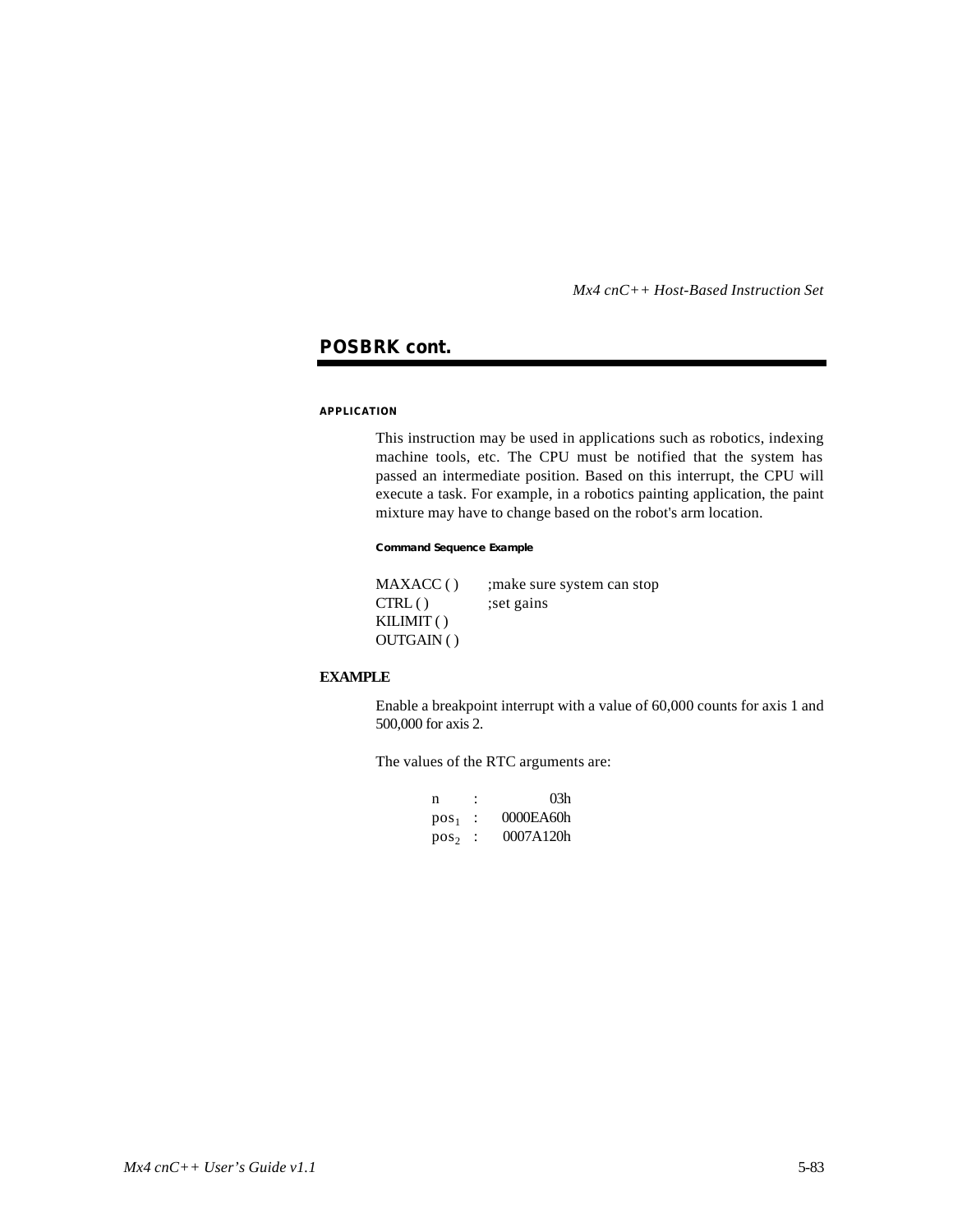## POSBRK cont.

#### APPLICATION

This instruction may be used in applications such as robotics, indexing machine tools, etc. The CPU must be notified that the system has passed an intermediate position. Based on this interrupt, the CPU will execute a task. For example, in a robotics painting application, the paint mixture may have to change based on the robot's arm location.

##### Command Sequence Example

```
MAXACC ( )      ;make sure system can stop
CTRL ( )        ;set gains
KILIMIT ( )
OUTGAIN ( )
```

### EXAMPLE

Enable a breakpoint interrupt with a value of 60,000 counts for axis 1 and 500,000 for axis 2.

The values of the RTC arguments are:

| | | |
|---|---|---|
| n | : | 03h |
| $pos_1$ | : | 0000EA60h |
| $pos_2$ | : | 0007A120h |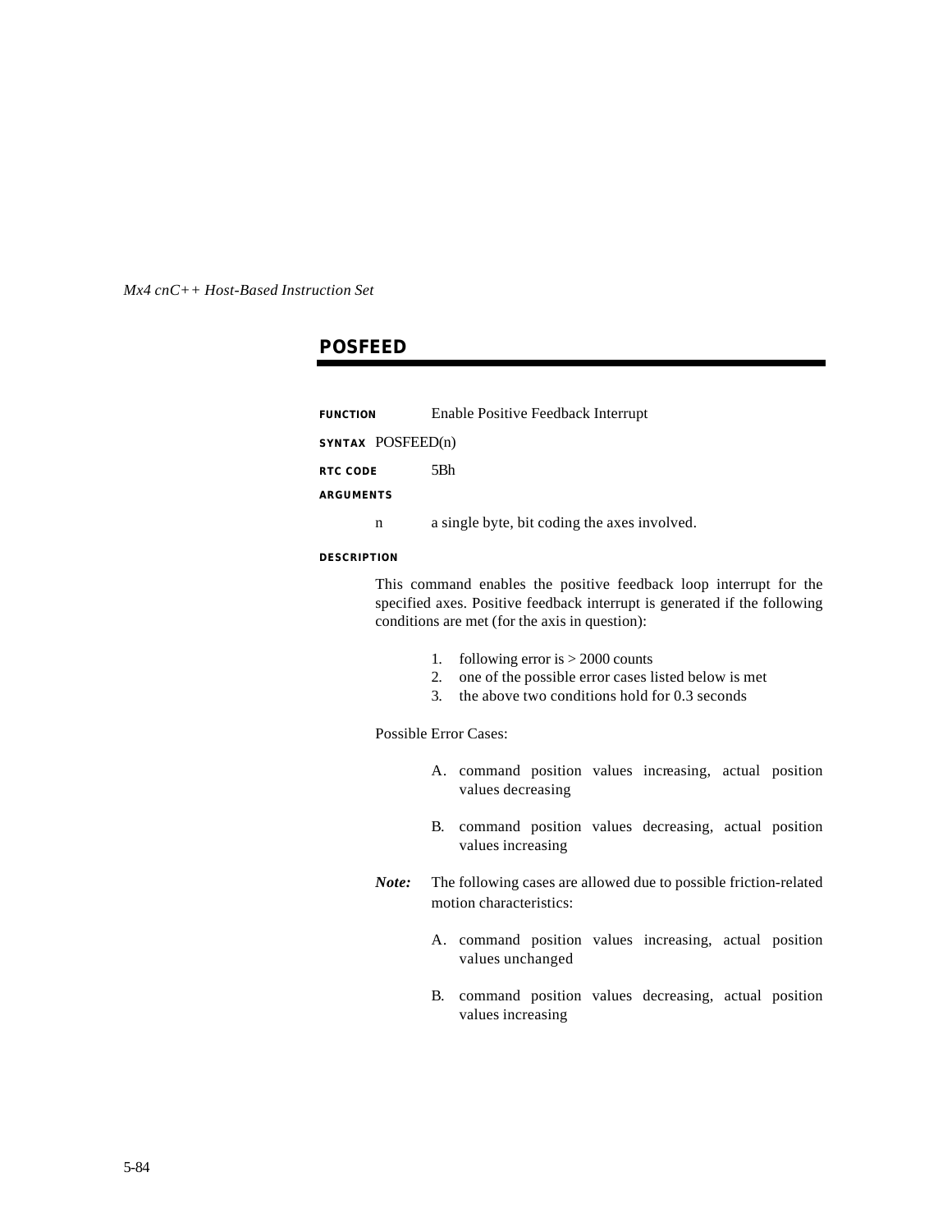## POSFEED

**FUNCTION** Enable Positive Feedback Interrupt

**SYNTAX** POSFEED(n)

**RTC CODE** 5Bh

**ARGUMENTS**

n a single byte, bit coding the axes involved.

**DESCRIPTION**

This command enables the positive feedback loop interrupt for the specified axes. Positive feedback interrupt is generated if the following conditions are met (for the axis in question):

1. following error is > 2000 counts
2. one of the possible error cases listed below is met
3. the above two conditions hold for 0.3 seconds

Possible Error Cases:

A. command position values increasing, actual position values decreasing

B. command position values decreasing, actual position values increasing

***Note:*** The following cases are allowed due to possible friction-related motion characteristics:

A. command position values increasing, actual position values unchanged

B. command position values decreasing, actual position values increasing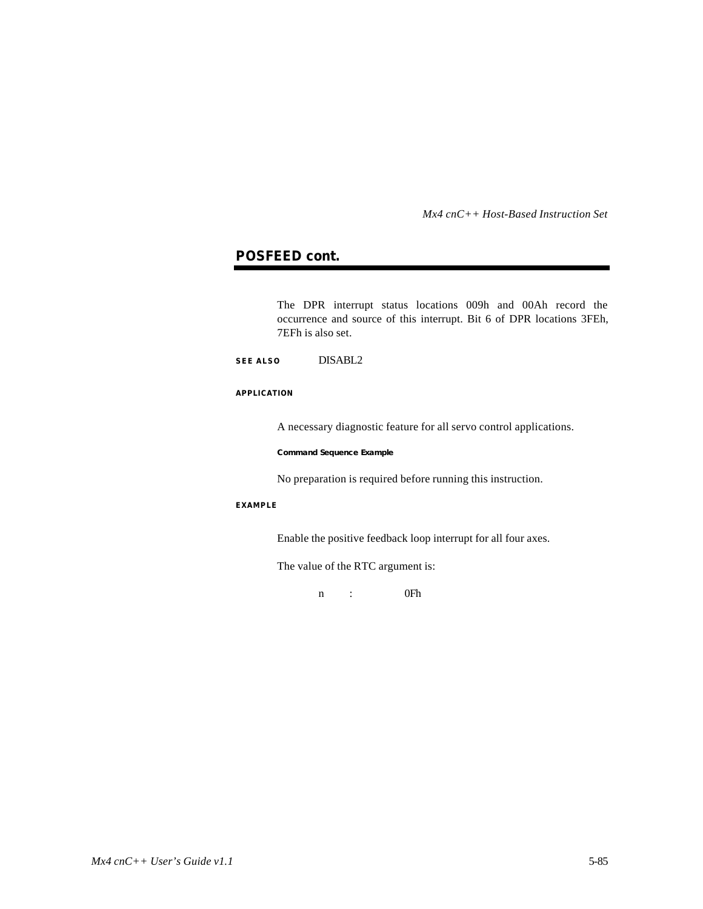## POSFEED cont.

The DPR interrupt status locations 009h and 00Ah record the occurrence and source of this interrupt. Bit 6 of DPR locations 3FEh, 7EFh is also set.

**SEE ALSO** DISABL2

**APPLICATION**

A necessary diagnostic feature for all servo control applications.

**Command Sequence Example**

No preparation is required before running this instruction.

**EXAMPLE**

Enable the positive feedback loop interrupt for all four axes.

The value of the RTC argument is:

n : 0Fh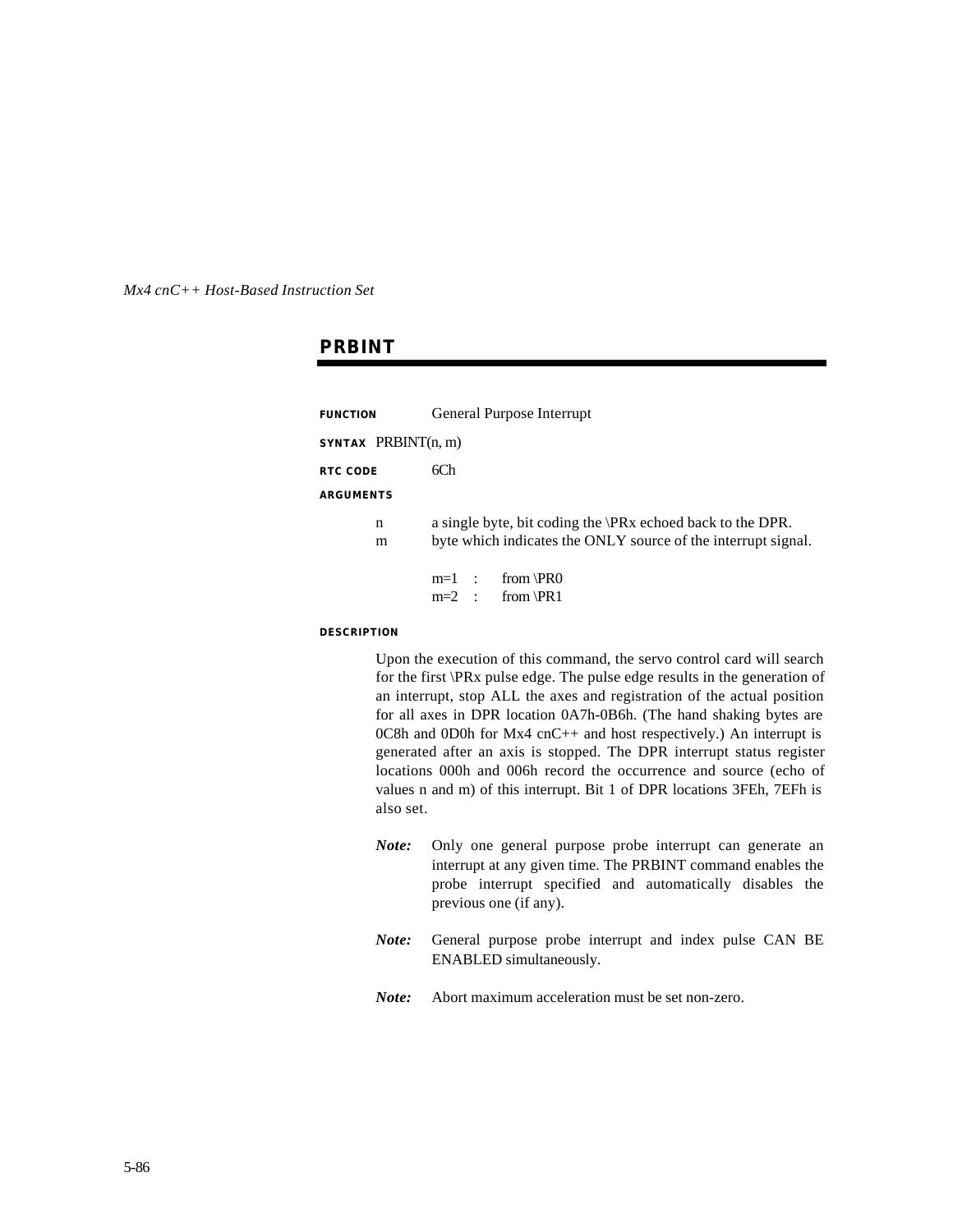## PRBINT

**FUNCTION** General Purpose Interrupt

**SYNTAX** PRBINT(n, m)

**RTC CODE** 6Ch

**ARGUMENTS**

n a single byte, bit coding the \PRx echoed back to the DPR.

m byte which indicates the ONLY source of the interrupt signal.

m=1 : from \PR0
m=2 : from \PR1

**DESCRIPTION**

Upon the execution of this command, the servo control card will search for the first \PRx pulse edge. The pulse edge results in the generation of an interrupt, stop ALL the axes and registration of the actual position for all axes in DPR location 0A7h-0B6h. (The hand shaking bytes are 0C8h and 0D0h for Mx4 cnC++ and host respectively.) An interrupt is generated after an axis is stopped. The DPR interrupt status register locations 000h and 006h record the occurrence and source (echo of values n and m) of this interrupt. Bit 1 of DPR locations 3FEh, 7EFh is also set.

***Note:*** Only one general purpose probe interrupt can generate an interrupt at any given time. The PRBINT command enables the probe interrupt specified and automatically disables the previous one (if any).

***Note:*** General purpose probe interrupt and index pulse CAN BE ENABLED simultaneously.

***Note:*** Abort maximum acceleration must be set non-zero.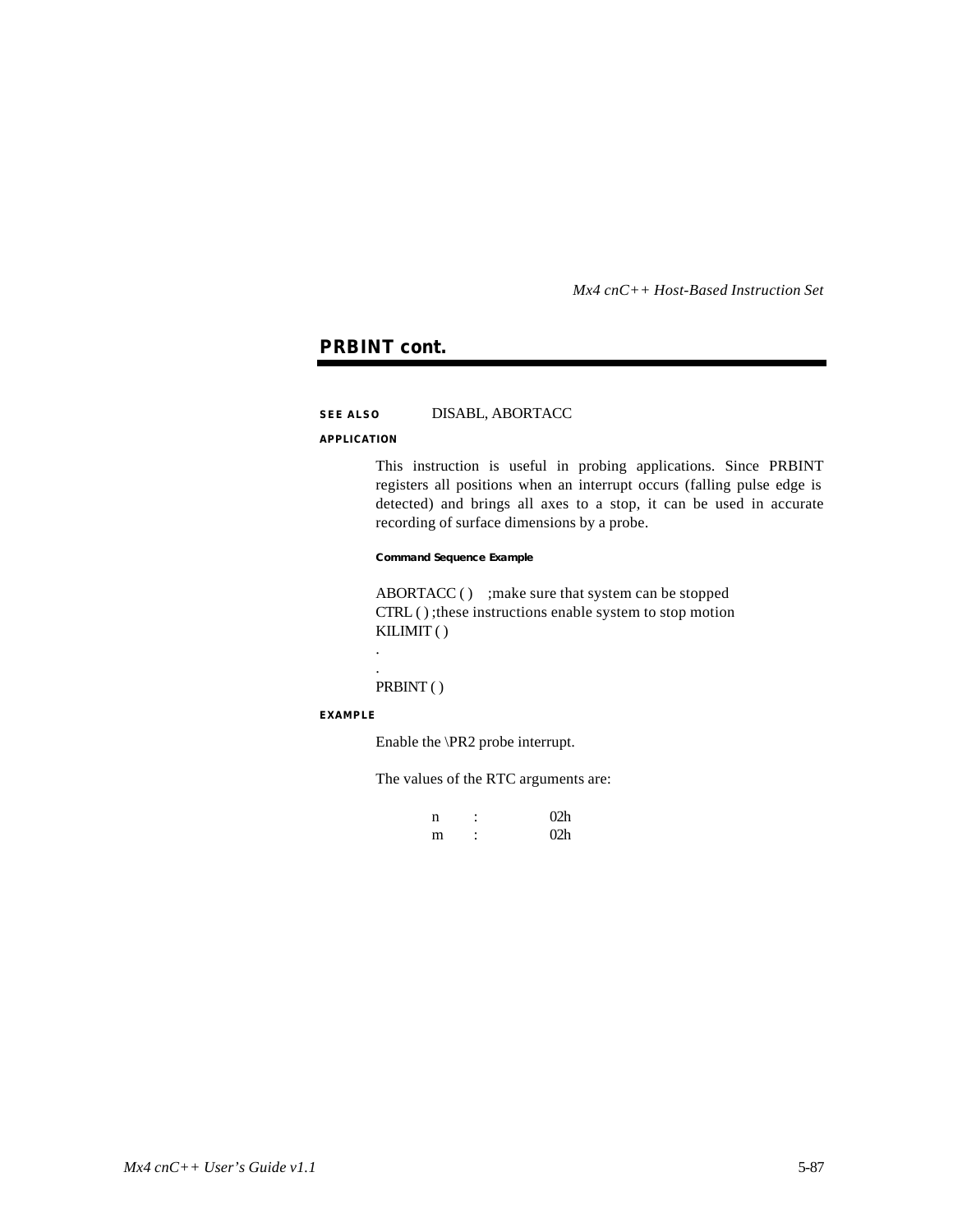## PRBINT cont.

**SEE ALSO** DISABL, ABORTACC

**APPLICATION**

This instruction is useful in probing applications. Since PRBINT registers all positions when an interrupt occurs (falling pulse edge is detected) and brings all axes to a stop, it can be used in accurate recording of surface dimensions by a probe.

**Command Sequence Example**

```
ABORTACC ( )    ;make sure that system can be stopped
CTRL ( ) ;these instructions enable system to stop motion
KILIMIT ( )
.
.
PRBINT ( )
```

**EXAMPLE**

Enable the \PR2 probe interrupt.

The values of the RTC arguments are:

| | | |
|---|---|---|
| n | : | 02h |
| m | : | 02h |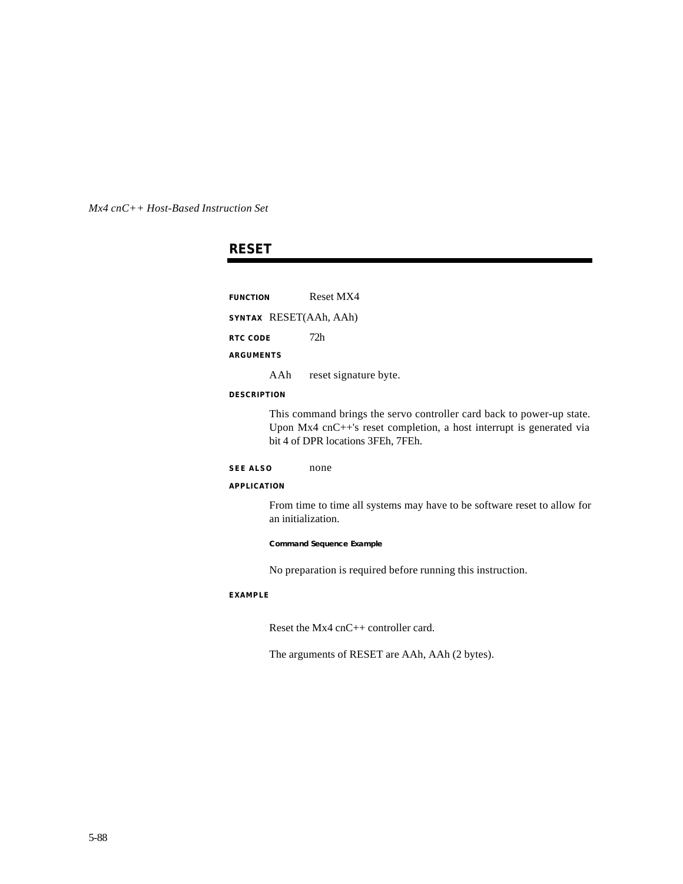## RESET

**FUNCTION** Reset MX4

**SYNTAX** RESET(AAh, AAh)

**RTC CODE** 72h

**ARGUMENTS**

AAh reset signature byte.

**DESCRIPTION**

This command brings the servo controller card back to power-up state. Upon Mx4 cnC++'s reset completion, a host interrupt is generated via bit 4 of DPR locations 3FEh, 7FEh.

**SEE ALSO** none

**APPLICATION**

From time to time all systems may have to be software reset to allow for an initialization.

**Command Sequence Example**

No preparation is required before running this instruction.

**EXAMPLE**

Reset the Mx4 cnC++ controller card.

The arguments of RESET are AAh, AAh (2 bytes).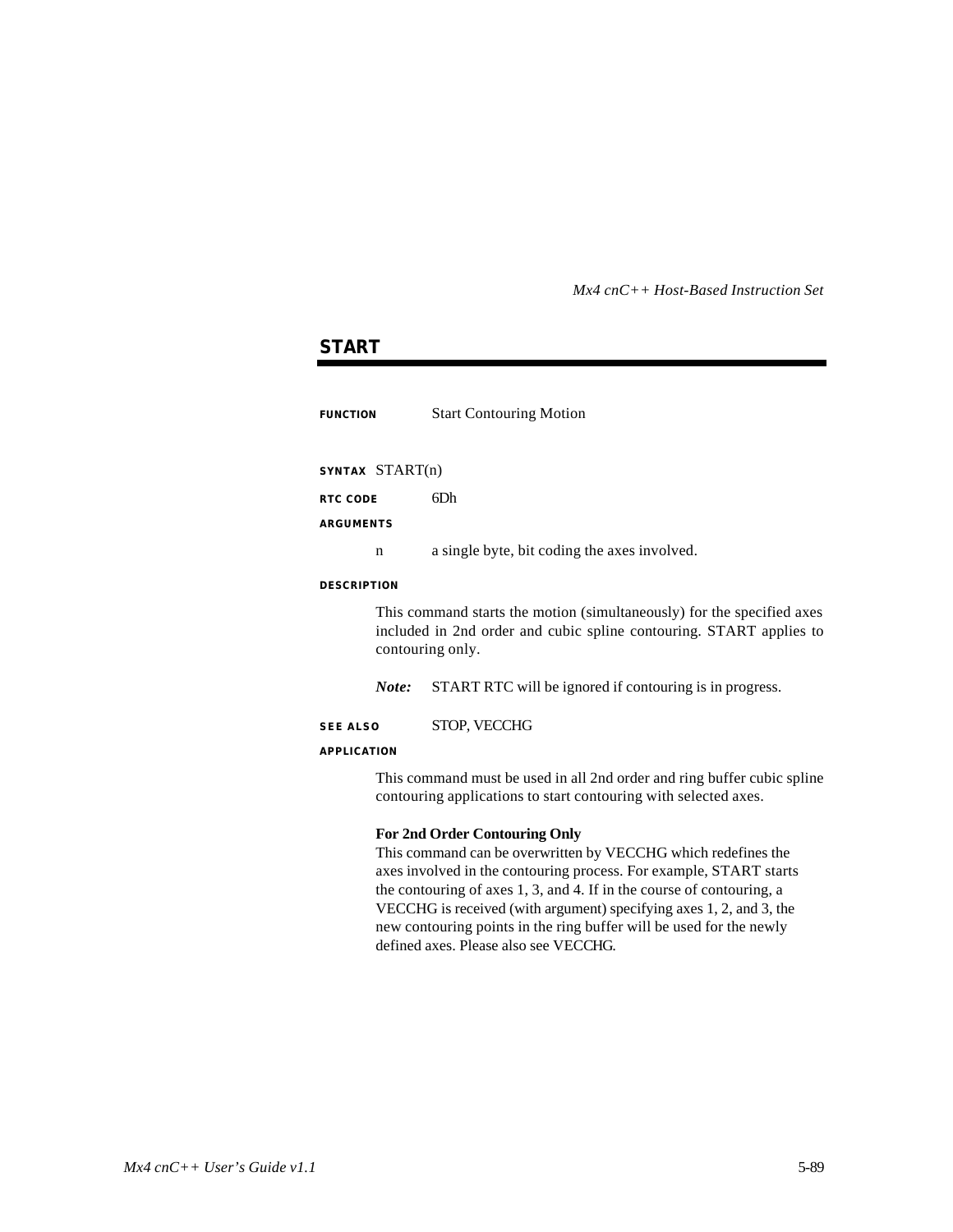## START

**FUNCTION** Start Contouring Motion

**SYNTAX** START(n)

**RTC CODE** 6Dh

**ARGUMENTS**

n a single byte, bit coding the axes involved.

**DESCRIPTION**

This command starts the motion (simultaneously) for the specified axes included in 2nd order and cubic spline contouring. START applies to contouring only.

***Note:*** START RTC will be ignored if contouring is in progress.

**SEE ALSO** STOP, VECCHG

**APPLICATION**

This command must be used in all 2nd order and ring buffer cubic spline contouring applications to start contouring with selected axes.

**For 2nd Order Contouring Only**
This command can be overwritten by VECCHG which redefines the axes involved in the contouring process. For example, START starts the contouring of axes 1, 3, and 4. If in the course of contouring, a VECCHG is received (with argument) specifying axes 1, 2, and 3, the new contouring points in the ring buffer will be used for the newly defined axes. Please also see VECCHG.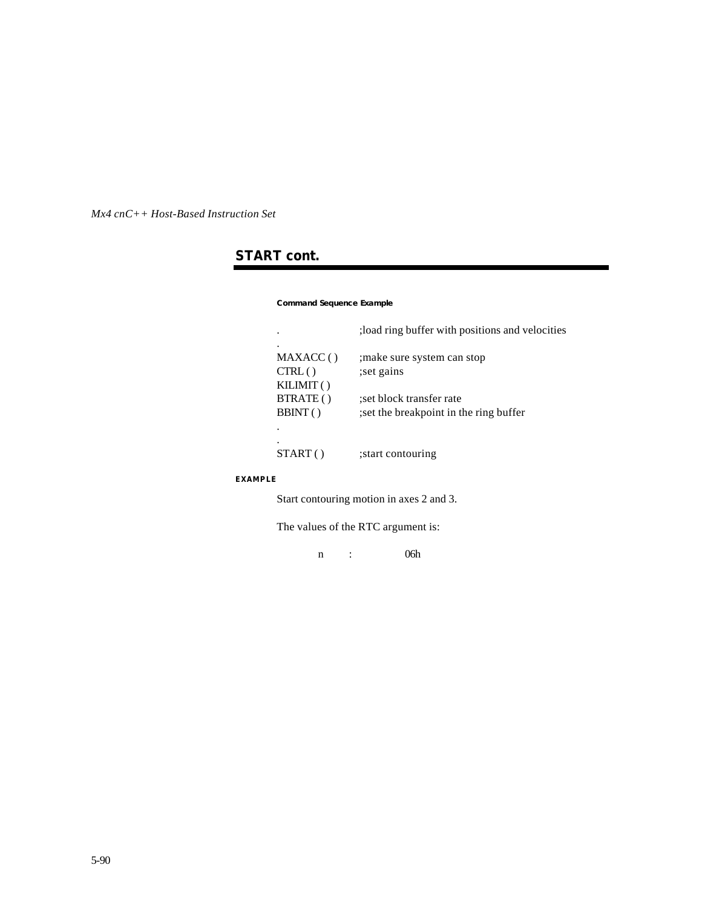## START cont.

**Command Sequence Example**

```
.               ;load ring buffer with positions and velocities
.
MAXACC ( )      ;make sure system can stop
CTRL ( )        ;set gains
KILIMIT ( )
BTRATE ( )      ;set block transfer rate
BBINT ( )       ;set the breakpoint in the ring buffer
.
.
START ( )       ;start contouring
```

**EXAMPLE**

Start contouring motion in axes 2 and 3.

The values of the RTC argument is:

n : 06h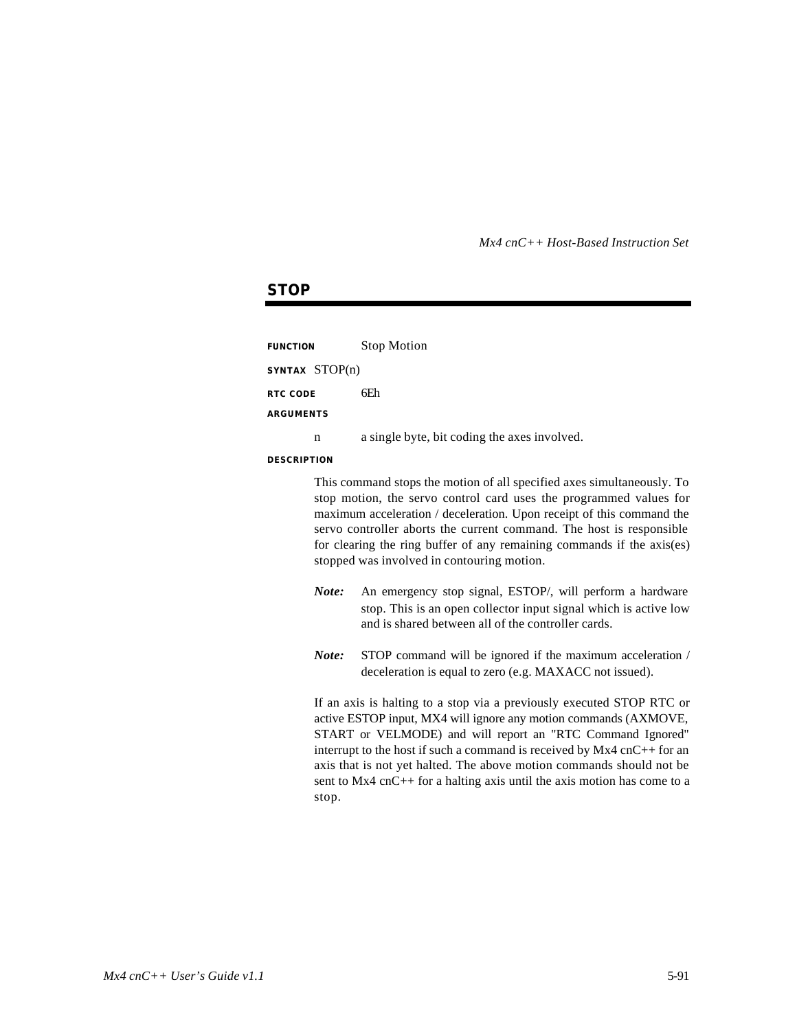## STOP

**FUNCTION** Stop Motion

**SYNTAX** STOP(n)

**RTC CODE** 6Eh

**ARGUMENTS**

n a single byte, bit coding the axes involved.

**DESCRIPTION**

This command stops the motion of all specified axes simultaneously. To stop motion, the servo control card uses the programmed values for maximum acceleration / deceleration. Upon receipt of this command the servo controller aborts the current command. The host is responsible for clearing the ring buffer of any remaining commands if the axis(es) stopped was involved in contouring motion.

***Note:*** An emergency stop signal, ESTOP/, will perform a hardware stop. This is an open collector input signal which is active low and is shared between all of the controller cards.

***Note:*** STOP command will be ignored if the maximum acceleration / deceleration is equal to zero (e.g. MAXACC not issued).

If an axis is halting to a stop via a previously executed STOP RTC or active ESTOP input, MX4 will ignore any motion commands (AXMOVE, START or VELMODE) and will report an "RTC Command Ignored" interrupt to the host if such a command is received by Mx4 cnC++ for an axis that is not yet halted. The above motion commands should not be sent to Mx4 cnC++ for a halting axis until the axis motion has come to a stop.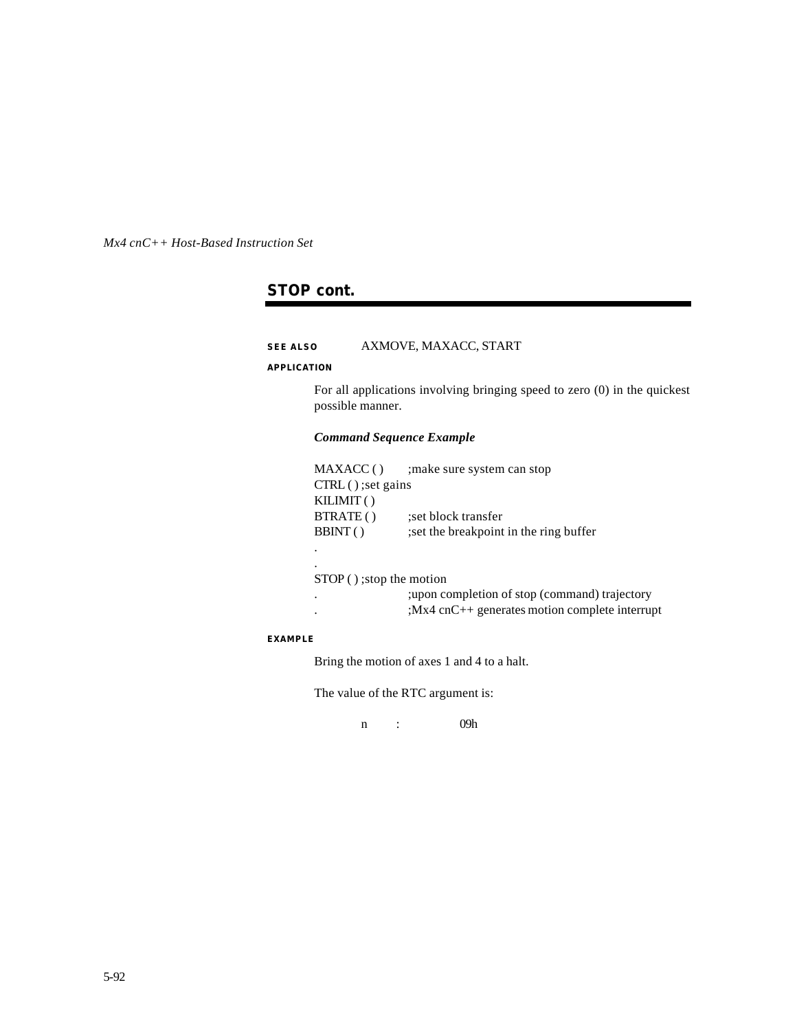## STOP cont.

**SEE ALSO** AXMOVE, MAXACC, START

**APPLICATION**

For all applications involving bringing speed to zero (0) in the quickest possible manner.

***Command Sequence Example***

```
MAXACC ( )     ;make sure system can stop
CTRL ( ) ;set gains
KILIMIT ( )
BTRATE ( )     ;set block transfer
BBINT ( )      ;set the breakpoint in the ring buffer
.
.
STOP ( ) ;stop the motion
.              ;upon completion of stop (command) trajectory
.              ;Mx4 cnC++ generates motion complete interrupt
```

**EXAMPLE**

Bring the motion of axes 1 and 4 to a halt.

The value of the RTC argument is:

n : 09h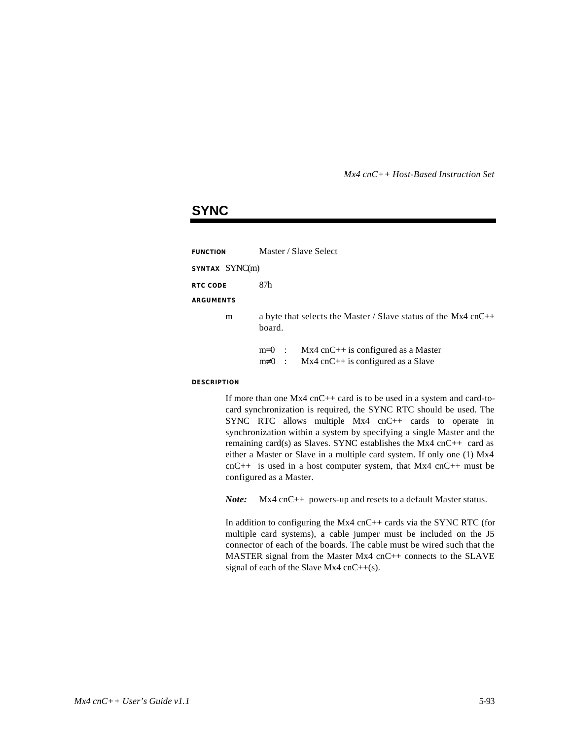## SYNC

**FUNCTION** Master / Slave Select

**SYNTAX** SYNC(m)

**RTC CODE** 87h

**ARGUMENTS**

m a byte that selects the Master / Slave status of the Mx4 cnC++ board.

$m=0$ : Mx4 cnC++ is configured as a Master
$m \neq 0$ : Mx4 cnC++ is configured as a Slave

**DESCRIPTION**

If more than one Mx4 cnC++ card is to be used in a system and card-to-card synchronization is required, the SYNC RTC should be used. The SYNC RTC allows multiple Mx4 cnC++ cards to operate in synchronization within a system by specifying a single Master and the remaining card(s) as Slaves. SYNC establishes the Mx4 cnC++ card as either a Master or Slave in a multiple card system. If only one (1) Mx4 cnC++ is used in a host computer system, that Mx4 cnC++ must be configured as a Master.

***Note:*** Mx4 cnC++ powers-up and resets to a default Master status.

In addition to configuring the Mx4 cnC++ cards via the SYNC RTC (for multiple card systems), a cable jumper must be included on the J5 connector of each of the boards. The cable must be wired such that the MASTER signal from the Master Mx4 cnC++ connects to the SLAVE signal of each of the Slave Mx4 cnC++(s).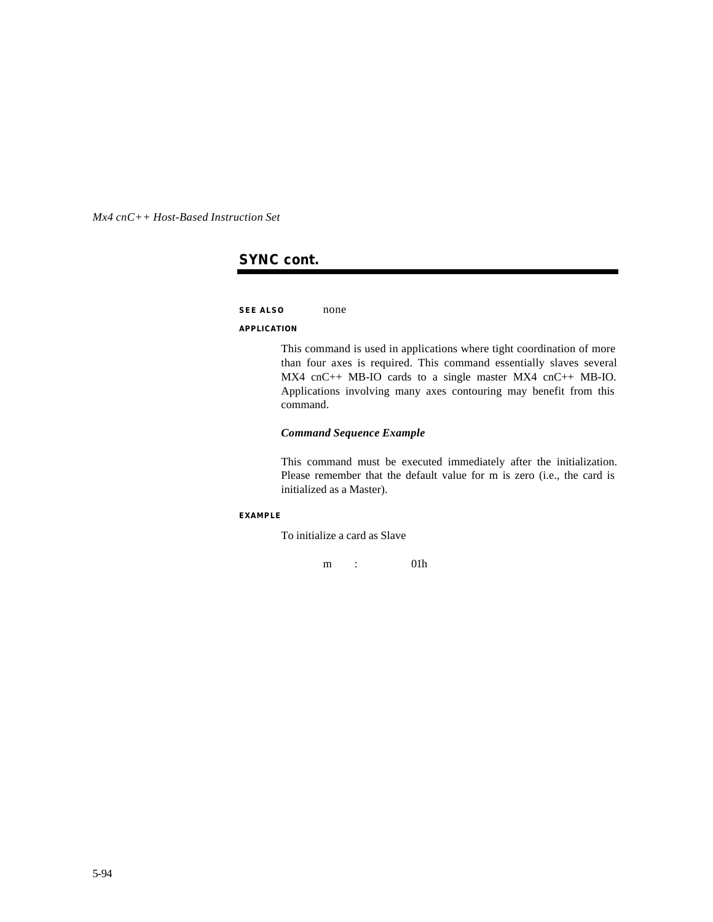## SYNC cont.

**SEE ALSO** none

**APPLICATION**

This command is used in applications where tight coordination of more than four axes is required. This command essentially slaves several MX4 cnC++ MB-IO cards to a single master MX4 cnC++ MB-IO. Applications involving many axes contouring may benefit from this command.

***Command Sequence Example***

This command must be executed immediately after the initialization. Please remember that the default value for m is zero (i.e., the card is initialized as a Master).

**EXAMPLE**

To initialize a card as Slave

m : 01h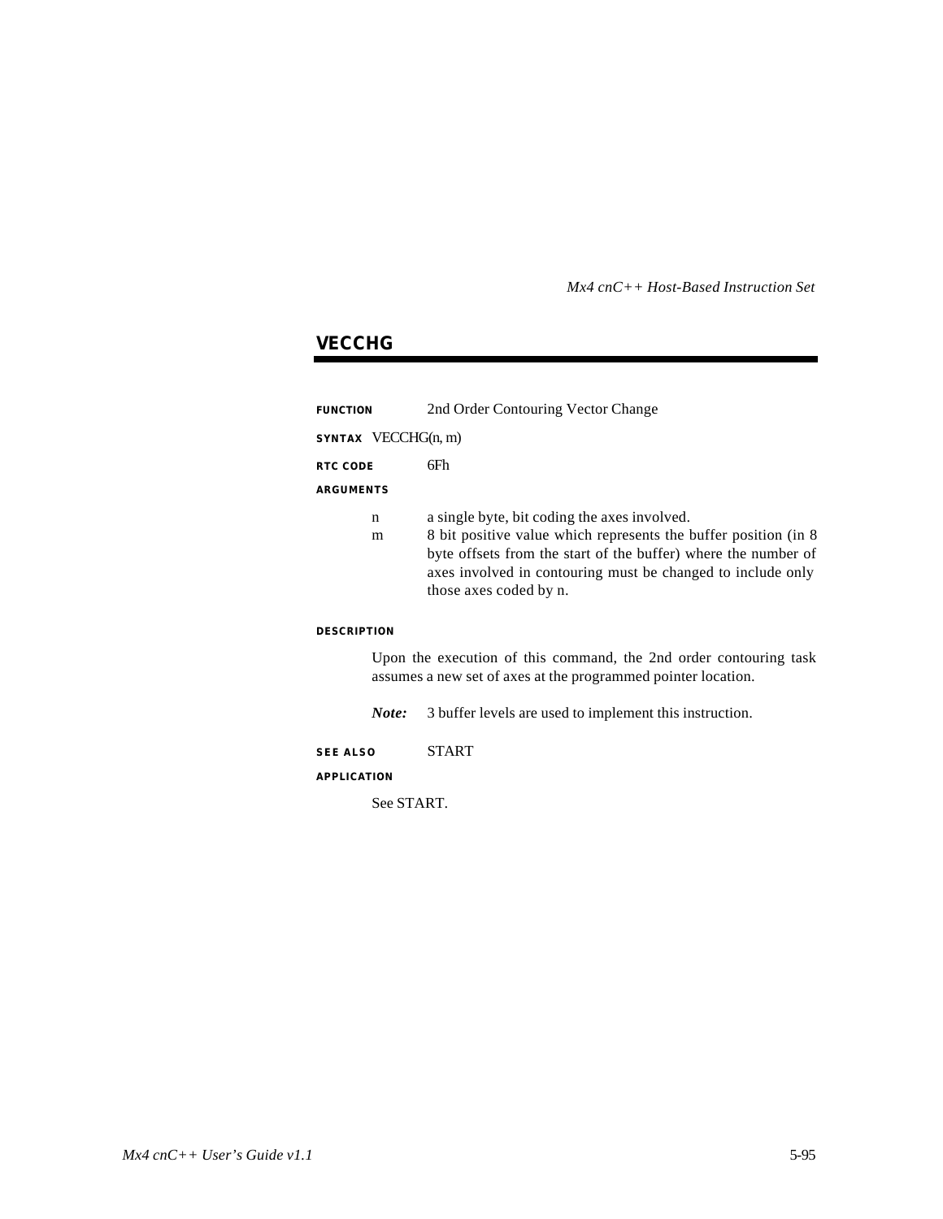## VECCHG

**FUNCTION** 2nd Order Contouring Vector Change

**SYNTAX** VECCHG(n, m)

**RTC CODE** 6Fh

**ARGUMENTS**

n a single byte, bit coding the axes involved.

m 8 bit positive value which represents the buffer position (in 8 byte offsets from the start of the buffer) where the number of axes involved in contouring must be changed to include only those axes coded by n.

**DESCRIPTION**

Upon the execution of this command, the 2nd order contouring task assumes a new set of axes at the programmed pointer location.

***Note:*** 3 buffer levels are used to implement this instruction.

**SEE ALSO** START

**APPLICATION**

See START.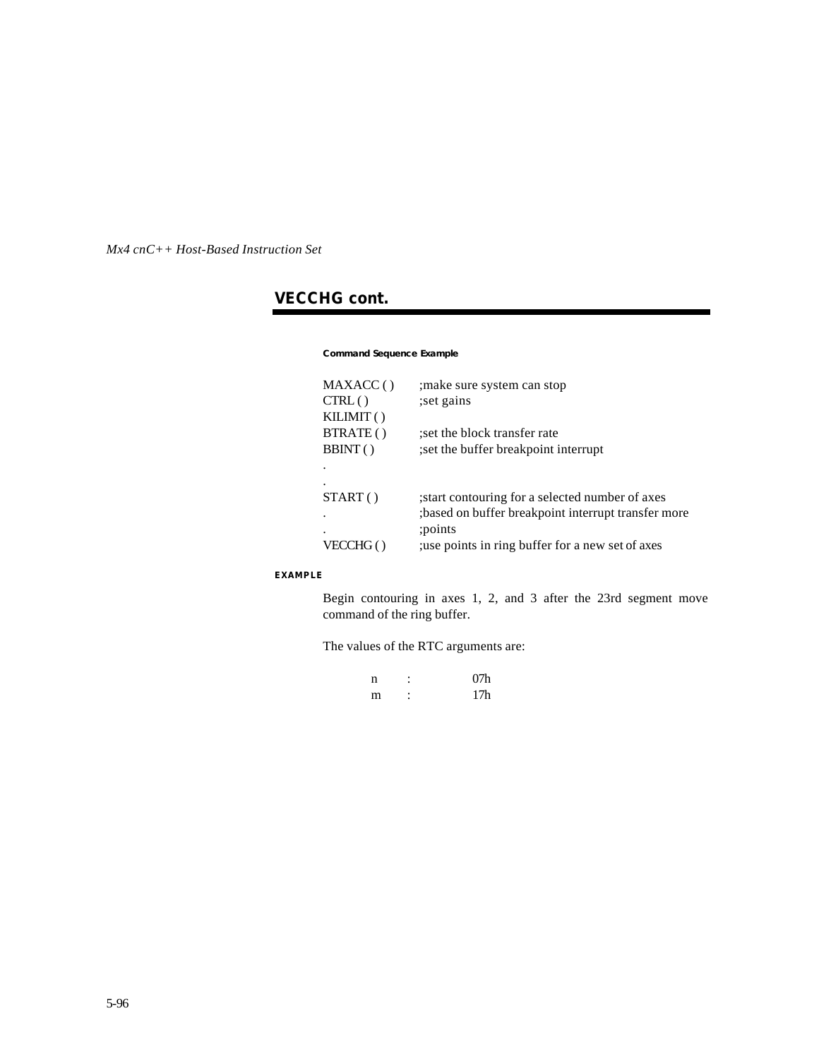## VECCHG cont.

**Command Sequence Example**

```
MAXACC ( )     ;make sure system can stop
CTRL ( )       ;set gains
KILIMIT ( )
BTRATE ( )     ;set the block transfer rate
BBINT ( )      ;set the buffer breakpoint interrupt
.
.
START ( )      ;start contouring for a selected number of axes
.              ;based on buffer breakpoint interrupt transfer more
.              ;points
VECCHG ( )     ;use points in ring buffer for a new set of axes
```

**EXAMPLE**

Begin contouring in axes 1, 2, and 3 after the 23rd segment move command of the ring buffer.

The values of the RTC arguments are:

| | | |
|---|---|---|
| n | : | 07h |
| m | : | 17h |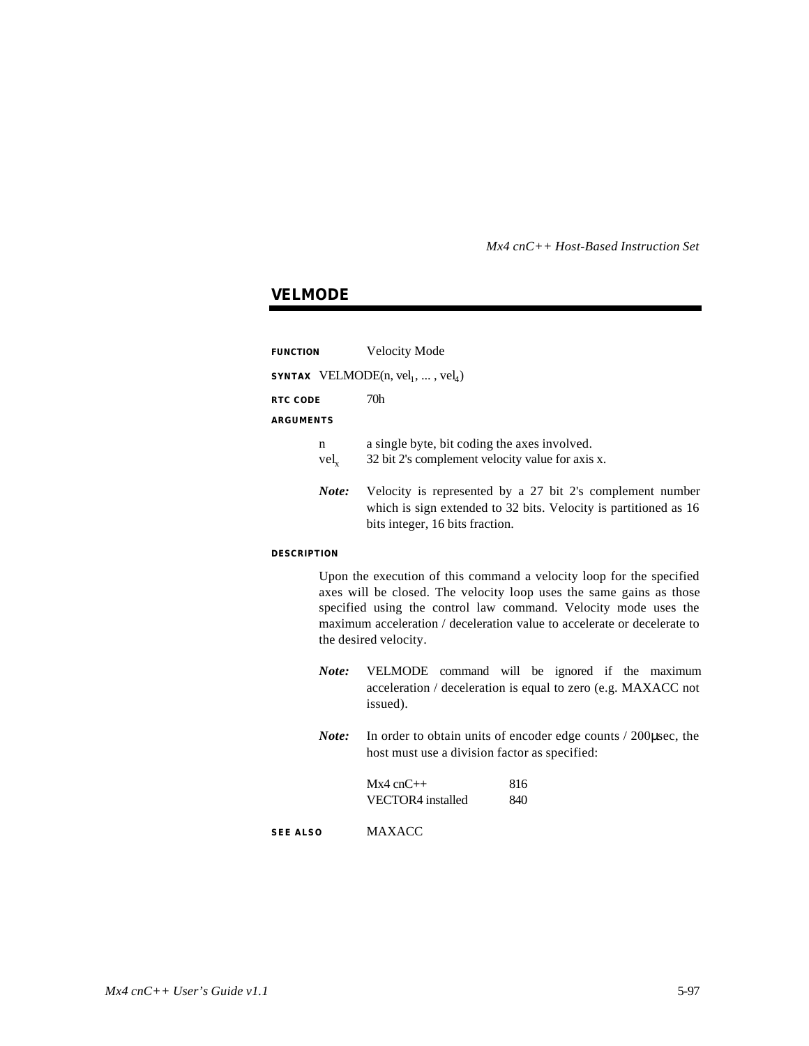## VELMODE

**FUNCTION** Velocity Mode

**SYNTAX** VELMODE(n, $vel_1$, ... , $vel_4$)

**RTC CODE** 70h

**ARGUMENTS**

n a single byte, bit coding the axes involved.
$vel_x$ 32 bit 2's complement velocity value for axis x.

***Note:*** Velocity is represented by a 27 bit 2's complement number which is sign extended to 32 bits. Velocity is partitioned as 16 bits integer, 16 bits fraction.

**DESCRIPTION**

Upon the execution of this command a velocity loop for the specified axes will be closed. The velocity loop uses the same gains as those specified using the control law command. Velocity mode uses the maximum acceleration / deceleration value to accelerate or decelerate to the desired velocity.

***Note:*** VELMODE command will be ignored if the maximum acceleration / deceleration is equal to zero (e.g. MAXACC not issued).

***Note:*** In order to obtain units of encoder edge counts / 200μsec, the host must use a division factor as specified:

| | |
|---|---|
| Mx4 cnC++ | 816 |
| VECTOR4 installed | 840 |

**SEE ALSO** MAXACC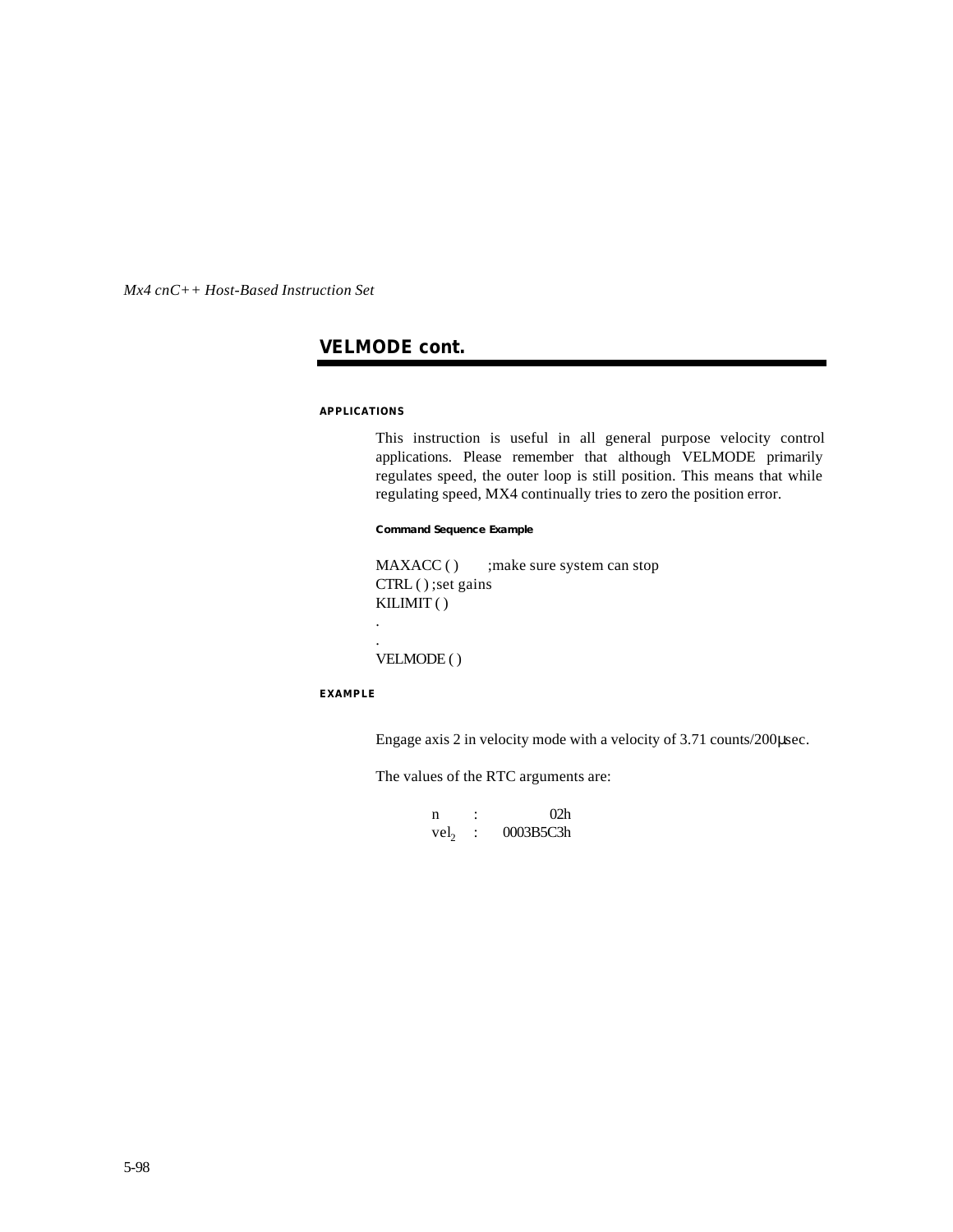## VELMODE cont.

#### APPLICATIONS

This instruction is useful in all general purpose velocity control applications. Please remember that although VELMODE primarily regulates speed, the outer loop is still position. This means that while regulating speed, MX4 continually tries to zero the position error.

##### Command Sequence Example

```
MAXACC ( )      ;make sure system can stop
CTRL ( ) ;set gains
KILIMIT ( )
.
.
VELMODE ( )
```

#### EXAMPLE

Engage axis 2 in velocity mode with a velocity of 3.71 counts/200μsec.

The values of the RTC arguments are:

| | | |
|---|---|---|
| n | : | 02h |
| $vel_2$ | : | 0003B5C3h |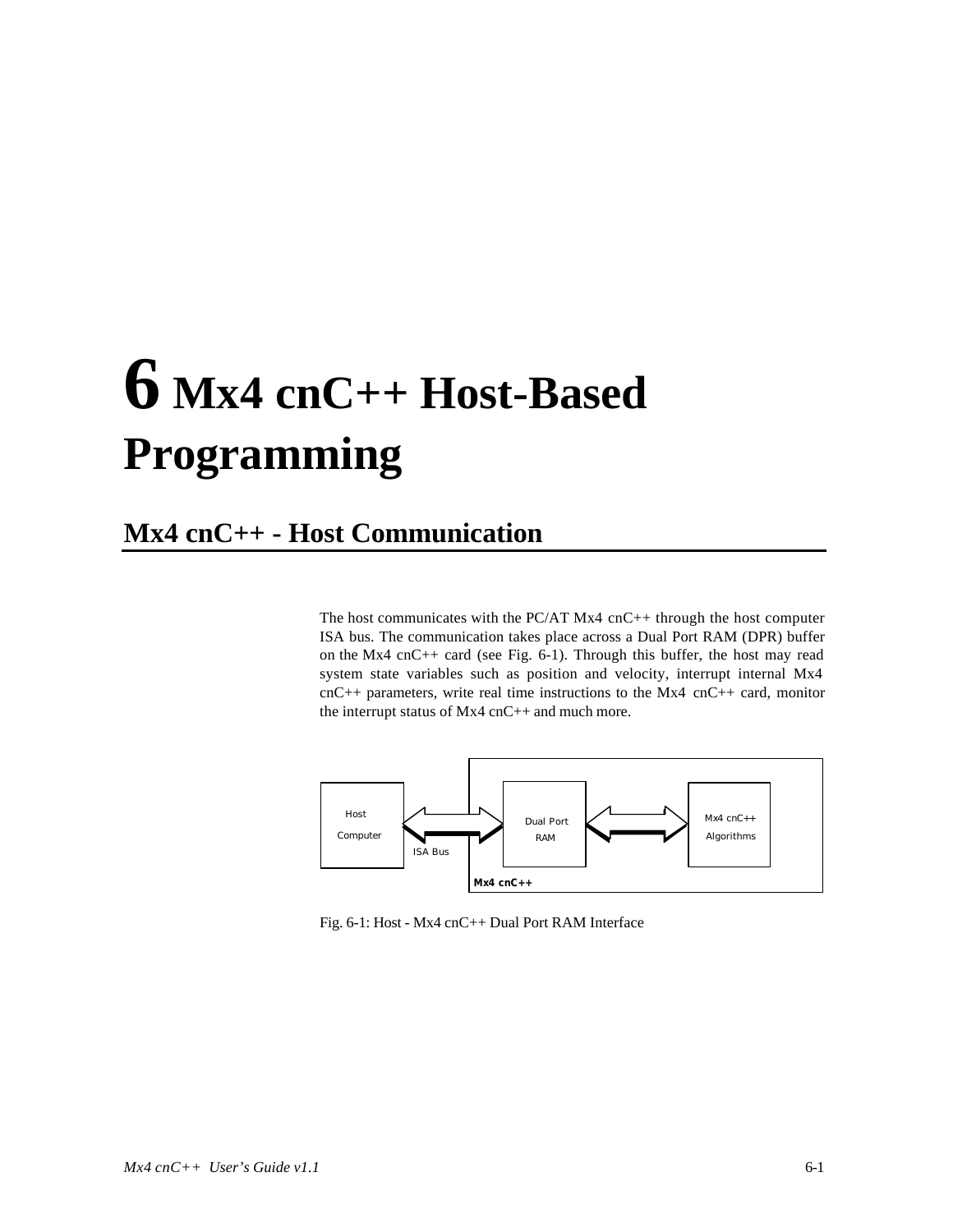# 6 Mx4 cnC++ Host-Based Programming

## Mx4 cnC++ - Host Communication

The host communicates with the PC/AT Mx4 cnC++ through the host computer ISA bus. The communication takes place across a Dual Port RAM (DPR) buffer on the Mx4 cnC++ card (see Fig. 6-1). Through this buffer, the host may read system state variables such as position and velocity, interrupt internal Mx4 cnC++ parameters, write real time instructions to the Mx4 cnC++ card, monitor the interrupt status of Mx4 cnC++ and much more.

Fig. 6-1: Host - Mx4 cnC++ Dual Port RAM Interface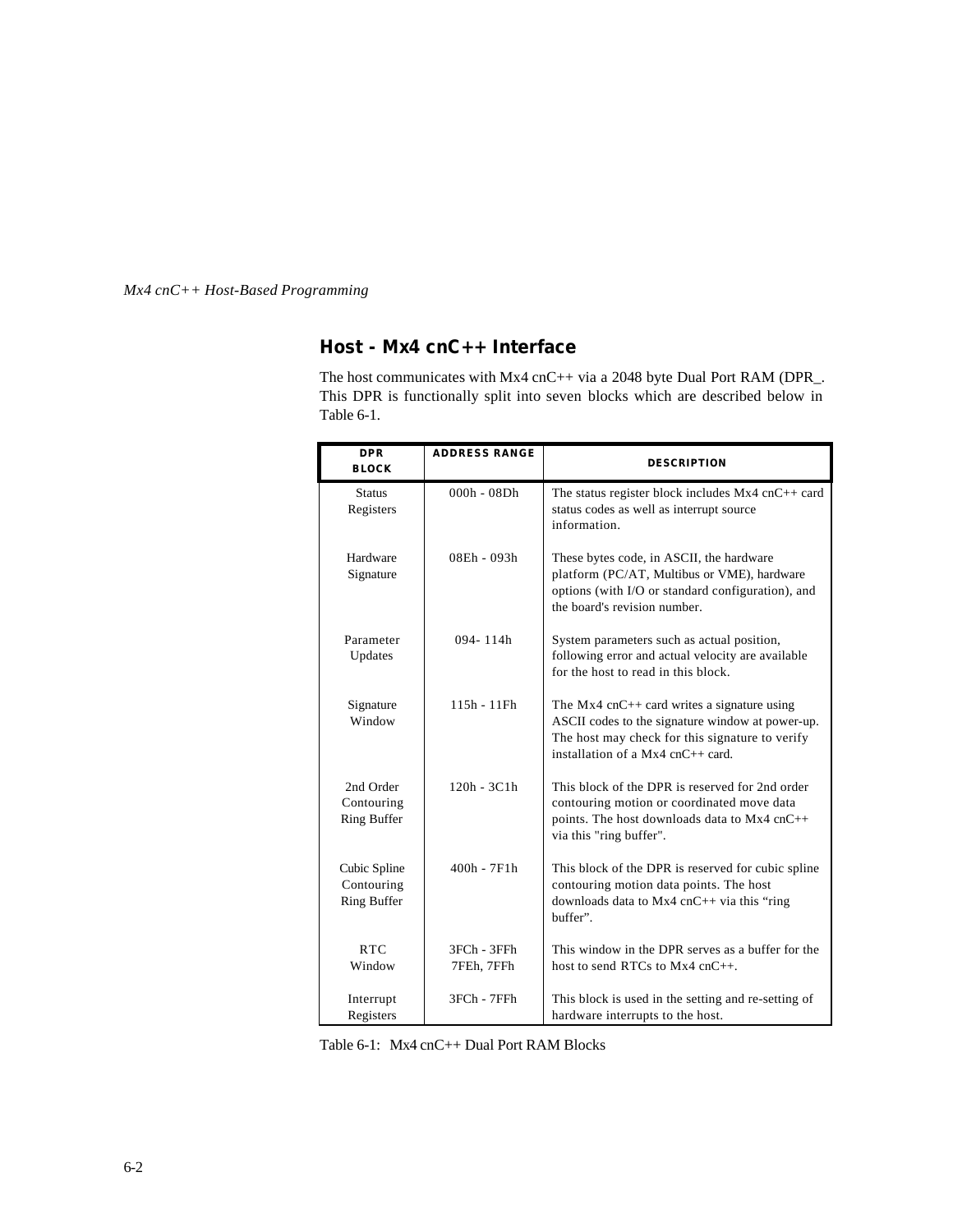## Host - Mx4 cnC++ Interface

The host communicates with Mx4 cnC++ via a 2048 byte Dual Port RAM (DPR_. This DPR is functionally split into seven blocks which are described below in Table 6-1.

| DPR BLOCK | ADDRESS RANGE | DESCRIPTION |
|---|---|---|
| Status Registers | 000h - 08Dh | The status register block includes Mx4 cnC++ card status codes as well as interrupt source information. |
| Hardware Signature | 08Eh - 093h | These bytes code, in ASCII, the hardware platform (PC/AT, Multibus or VME), hardware options (with I/O or standard configuration), and the board's revision number. |
| Parameter Updates | 094- 114h | System parameters such as actual position, following error and actual velocity are available for the host to read in this block. |
| Signature Window | 115h - 11Fh | The Mx4 cnC++ card writes a signature using ASCII codes to the signature window at power-up. The host may check for this signature to verify installation of a Mx4 cnC++ card. |
| 2nd Order Contouring Ring Buffer | 120h - 3C1h | This block of the DPR is reserved for 2nd order contouring motion or coordinated move data points. The host downloads data to Mx4 cnC++ via this "ring buffer". |
| Cubic Spline Contouring Ring Buffer | 400h - 7F1h | This block of the DPR is reserved for cubic spline contouring motion data points. The host downloads data to Mx4 cnC++ via this “ring buffer”. |
| RTC Window | 3FCh - 3FFh 7FEh, 7FFh | This window in the DPR serves as a buffer for the host to send RTCs to Mx4 cnC++. |
| Interrupt Registers | 3FCh - 7FFh | This block is used in the setting and re-setting of hardware interrupts to the host. |

Table 6-1: Mx4 cnC++ Dual Port RAM Blocks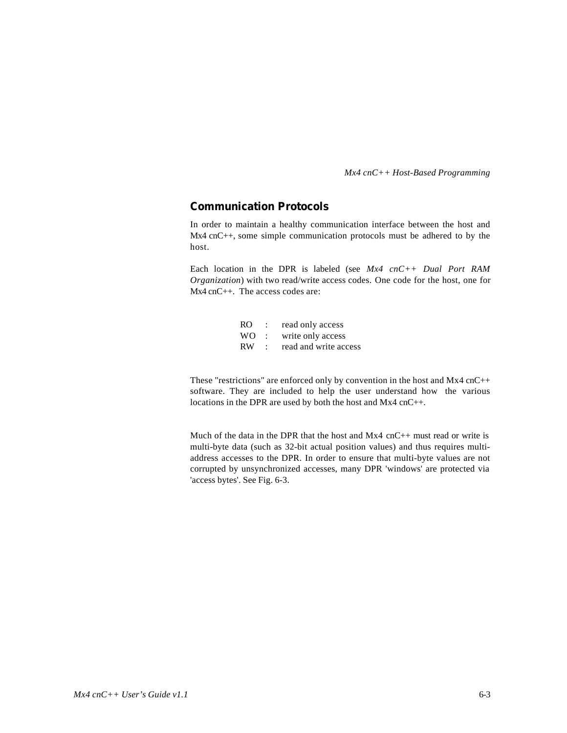## Communication Protocols

In order to maintain a healthy communication interface between the host and Mx4 cnC++, some simple communication protocols must be adhered to by the host.

Each location in the DPR is labeled (see *Mx4 cnC++ Dual Port RAM Organization*) with two read/write access codes. One code for the host, one for Mx4 cnC++. The access codes are:

| | | |
|---|---|---|
| RO | : | read only access |
| WO | : | write only access |
| RW | : | read and write access |

These "restrictions" are enforced only by convention in the host and Mx4 cnC++ software. They are included to help the user understand how the various locations in the DPR are used by both the host and Mx4 cnC++.

Much of the data in the DPR that the host and Mx4 cnC++ must read or write is multi-byte data (such as 32-bit actual position values) and thus requires multi-address accesses to the DPR. In order to ensure that multi-byte values are not corrupted by unsynchronized accesses, many DPR 'windows' are protected via 'access bytes'. See Fig. 6-3.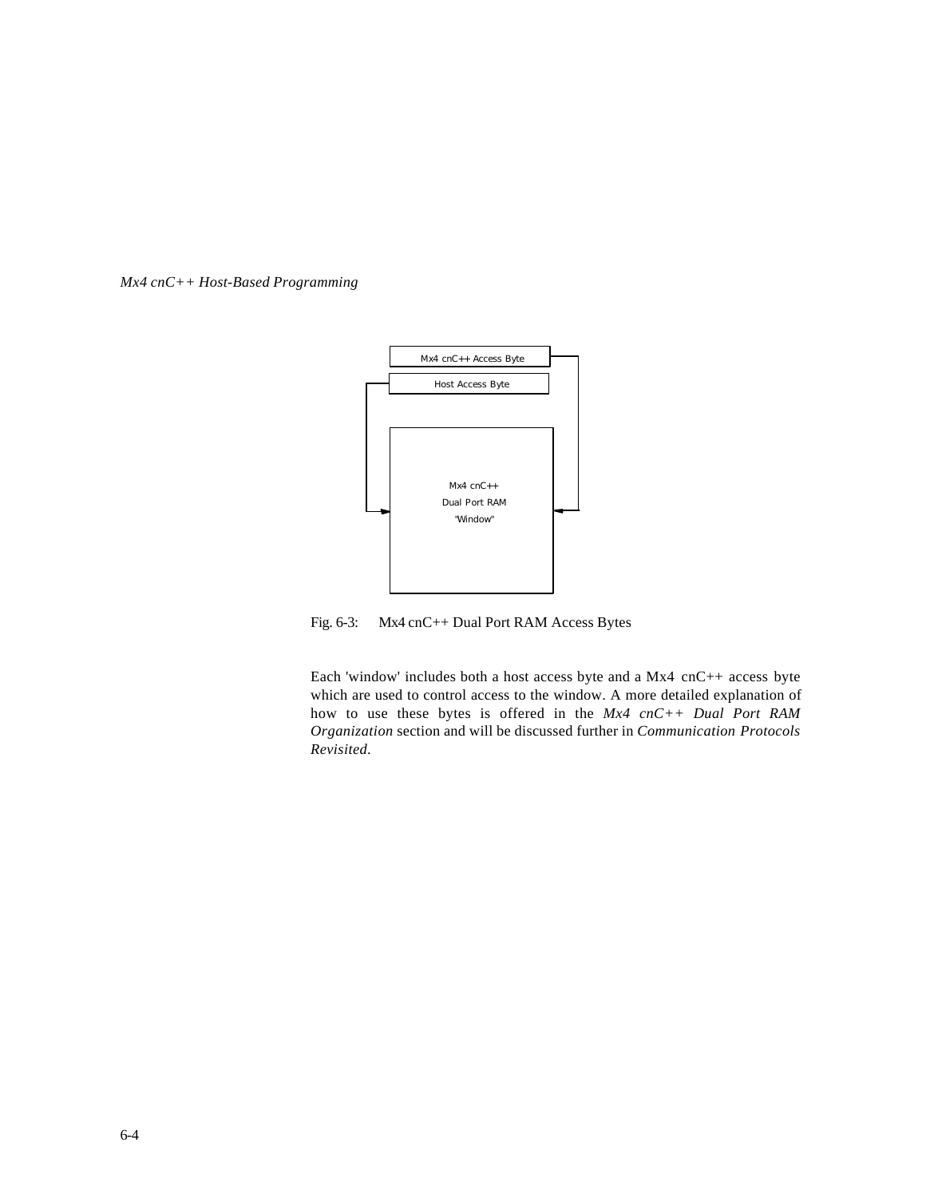Mx4 cnC++ Access Byte

Host Access Byte

Mx4 cnC++
Dual Port RAM
"Window"

Fig. 6-3: Mx4 cnC++ Dual Port RAM Access Bytes

Each 'window' includes both a host access byte and a Mx4 cnC++ access byte which are used to control access to the window. A more detailed explanation of how to use these bytes is offered in the *Mx4 cnC++ Dual Port RAM Organization* section and will be discussed further in *Communication Protocols Revisited*.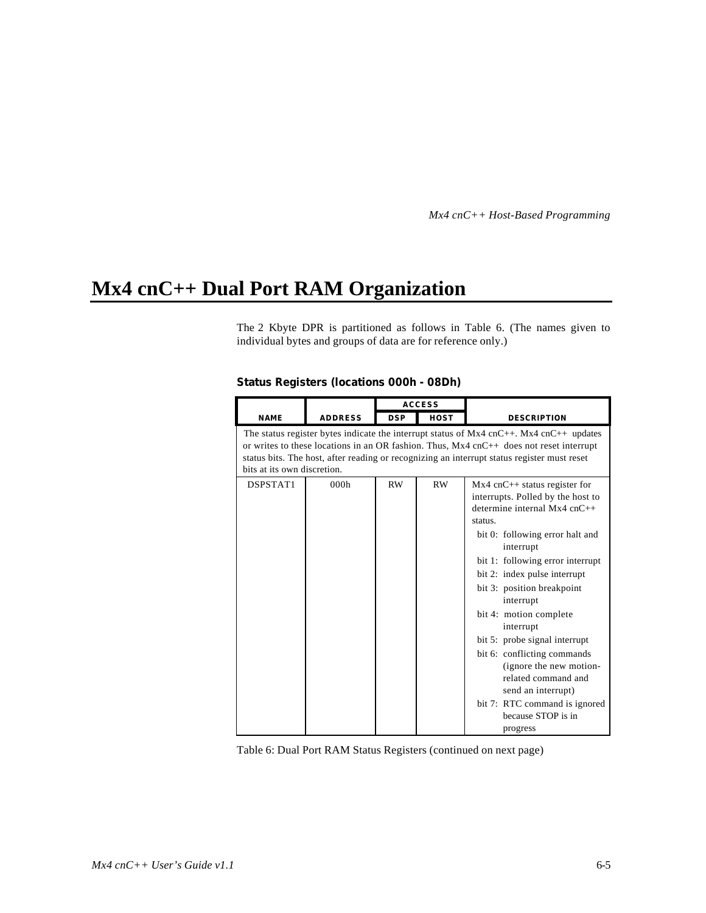# Mx4 cnC++ Dual Port RAM Organization

The 2 Kbyte DPR is partitioned as follows in Table 6. (The names given to individual bytes and groups of data are for reference only.)

**Status Registers (locations 000h - 08Dh)**

| NAME | ADDRESS | ACCESS | | DESCRIPTION |
|---|---|---|---|---|
| | | DSP | HOST | |
| The status register bytes indicate the interrupt status of Mx4 cnC++. Mx4 cnC++ updates or writes to these locations in an OR fashion. Thus, Mx4 cnC++ does not reset interrupt status bits. The host, after reading or recognizing an interrupt status register must reset bits at its own discretion. | | | | |
| DSPSTAT1 | 000h | RW | RW | Mx4 cnC++ status register for interrupts. Polled by the host to determine internal Mx4 cnC++ status.<br>bit 0: following error halt and interrupt<br>bit 1: following error interrupt<br>bit 2: index pulse interrupt<br>bit 3: position breakpoint interrupt<br>bit 4: motion complete interrupt<br>bit 5: probe signal interrupt<br>bit 6: conflicting commands (ignore the new motion-related command and send an interrupt)<br>bit 7: RTC command is ignored because STOP is in progress |

Table 6: Dual Port RAM Status Registers (continued on next page)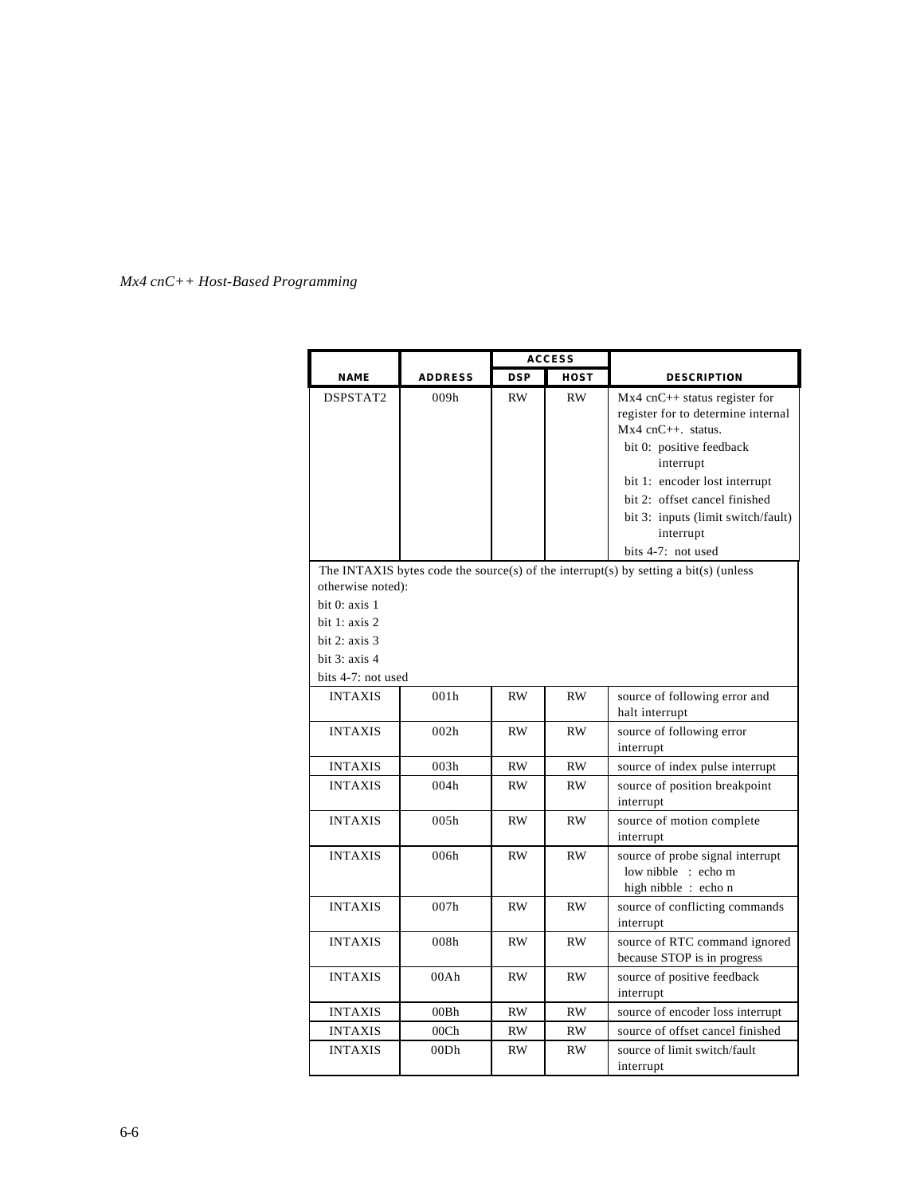| NAME | ADDRESS | ACCESS DSP | ACCESS HOST | DESCRIPTION |
|---|---|---|---|---|
| DSPSTAT2 | 009h | RW | RW | Mx4 cnC++ status register for register for to determine internal Mx4 cnC++. status.<br>bit 0: positive feedback interrupt<br>bit 1: encoder lost interrupt<br>bit 2: offset cancel finished<br>bit 3: inputs (limit switch/fault) interrupt<br>bits 4-7: not used |
| The INTAXIS bytes code the source(s) of the interrupt(s) by setting a bit(s) (unless otherwise noted):<br>bit 0: axis 1<br>bit 1: axis 2<br>bit 2: axis 3<br>bit 3: axis 4<br>bits 4-7: not used | | | | |
| INTAXIS | 001h | RW | RW | source of following error and halt interrupt |
| INTAXIS | 002h | RW | RW | source of following error interrupt |
| INTAXIS | 003h | RW | RW | source of index pulse interrupt |
| INTAXIS | 004h | RW | RW | source of position breakpoint interrupt |
| INTAXIS | 005h | RW | RW | source of motion complete interrupt |
| INTAXIS | 006h | RW | RW | source of probe signal interrupt<br>low nibble : echo m<br>high nibble : echo n |
| INTAXIS | 007h | RW | RW | source of conflicting commands interrupt |
| INTAXIS | 008h | RW | RW | source of RTC command ignored because STOP is in progress |
| INTAXIS | 00Ah | RW | RW | source of positive feedback interrupt |
| INTAXIS | 00Bh | RW | RW | source of encoder loss interrupt |
| INTAXIS | 00Ch | RW | RW | source of offset cancel finished |
| INTAXIS | 00Dh | RW | RW | source of limit switch/fault interrupt |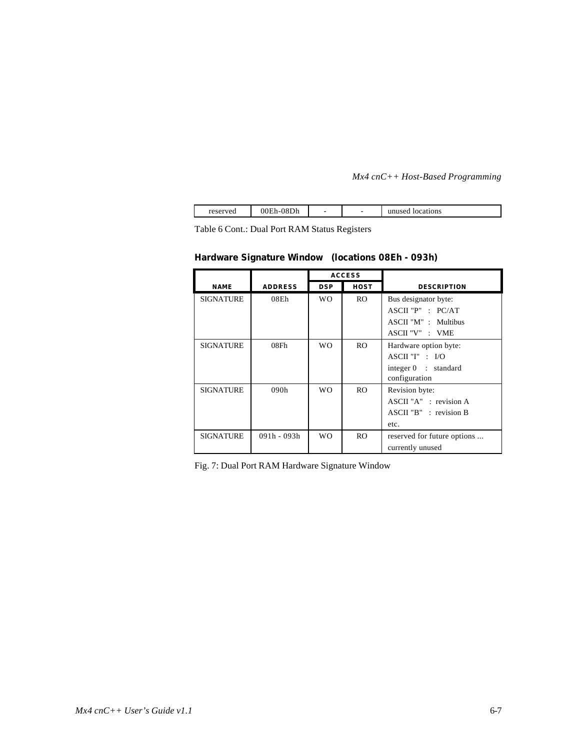| reserved | 00Eh-08Dh | - | - | unused locations |
|---|---|---|---|---|

Table 6 Cont.: Dual Port RAM Status Registers

**Hardware Signature Window (locations 08Eh - 093h)**

| | | ACCESS | | |
|---|---|---|---|---|
| **NAME** | **ADDRESS** | **DSP** | **HOST** | **DESCRIPTION** |
| SIGNATURE | 08Eh | WO | RO | Bus designator byte:<br>ASCII "P" : PC/AT<br>ASCII "M" : Multibus<br>ASCII "V" : VME |
| SIGNATURE | 08Fh | WO | RO | Hardware option byte:<br>ASCII "I" : I/O<br>integer 0 : standard configuration |
| SIGNATURE | 090h | WO | RO | Revision byte:<br>ASCII "A" : revision A<br>ASCII "B" : revision B<br>etc. |
| SIGNATURE | 091h - 093h | WO | RO | reserved for future options ...<br>currently unused |

Fig. 7: Dual Port RAM Hardware Signature Window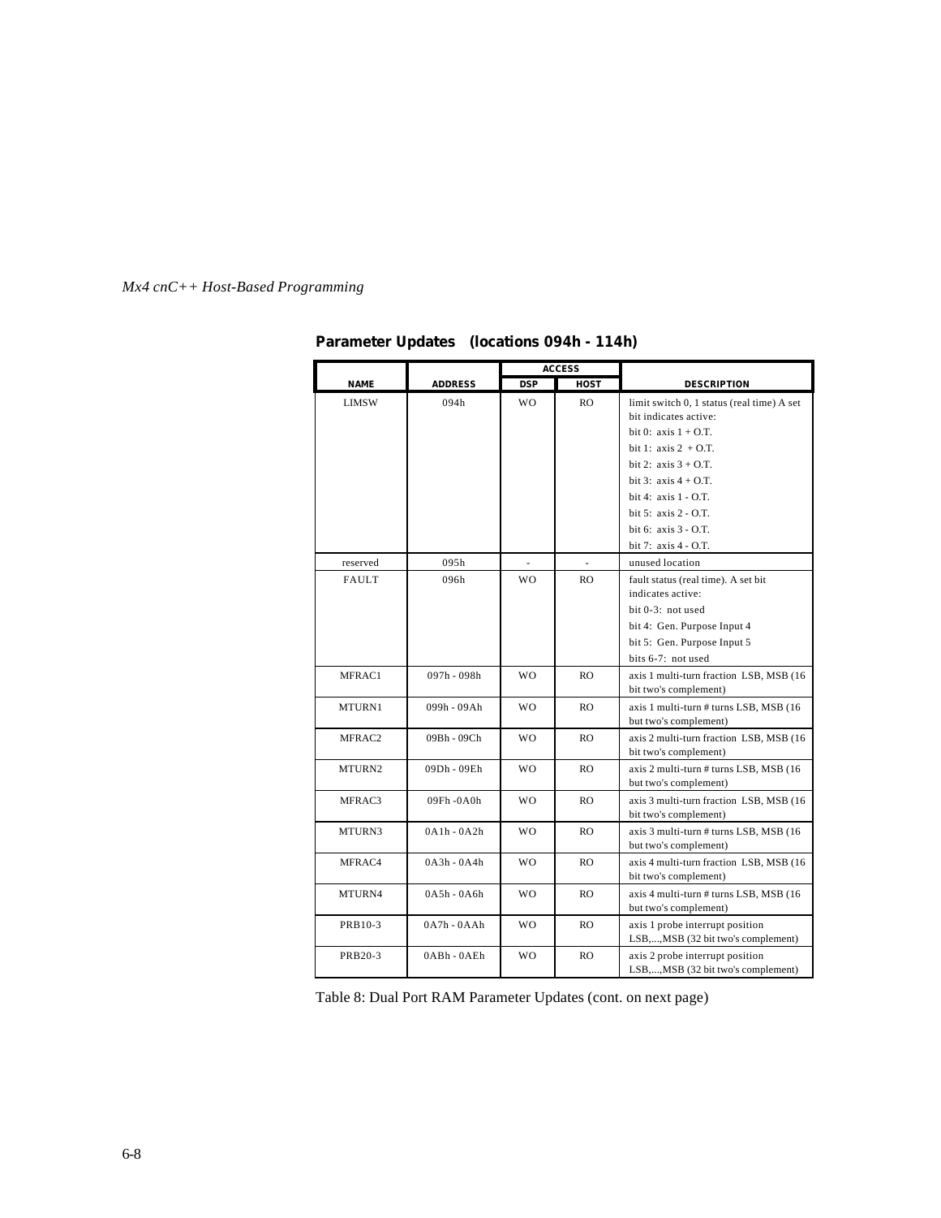**Parameter Updates (locations 094h - 114h)**

| NAME | ADDRESS | ACCESS | | DESCRIPTION |
|---|---|---|---|---|
| | | DSP | HOST | |
| LIMSW | 094h | WO | RO | limit switch 0, 1 status (real time) A set bit indicates active:<br>bit 0: axis 1 + O.T.<br>bit 1: axis 2 + O.T.<br>bit 2: axis 3 + O.T.<br>bit 3: axis 4 + O.T.<br>bit 4: axis 1 - O.T.<br>bit 5: axis 2 - O.T.<br>bit 6: axis 3 - O.T.<br>bit 7: axis 4 - O.T. |
| reserved | 095h | - | - | unused location |
| FAULT | 096h | WO | RO | fault status (real time). A set bit indicates active:<br>bit 0-3: not used<br>bit 4: Gen. Purpose Input 4<br>bit 5: Gen. Purpose Input 5<br>bits 6-7: not used |
| MFRAC1 | 097h - 098h | WO | RO | axis 1 multi-turn fraction LSB, MSB (16 bit two's complement) |
| MTURN1 | 099h - 09Ah | WO | RO | axis 1 multi-turn # turns LSB, MSB (16 but two's complement) |
| MFRAC2 | 09Bh - 09Ch | WO | RO | axis 2 multi-turn fraction LSB, MSB (16 bit two's complement) |
| MTURN2 | 09Dh - 09Eh | WO | RO | axis 2 multi-turn # turns LSB, MSB (16 but two's complement) |
| MFRAC3 | 09Fh -0A0h | WO | RO | axis 3 multi-turn fraction LSB, MSB (16 bit two's complement) |
| MTURN3 | 0A1h - 0A2h | WO | RO | axis 3 multi-turn # turns LSB, MSB (16 but two's complement) |
| MFRAC4 | 0A3h - 0A4h | WO | RO | axis 4 multi-turn fraction LSB, MSB (16 bit two's complement) |
| MTURN4 | 0A5h - 0A6h | WO | RO | axis 4 multi-turn # turns LSB, MSB (16 but two's complement) |
| PRB10-3 | 0A7h - 0AAh | WO | RO | axis 1 probe interrupt position LSB,...,MSB (32 bit two's complement) |
| PRB20-3 | 0ABh - 0AEh | WO | RO | axis 2 probe interrupt position LSB,...,MSB (32 bit two's complement) |

Table 8: Dual Port RAM Parameter Updates (cont. on next page)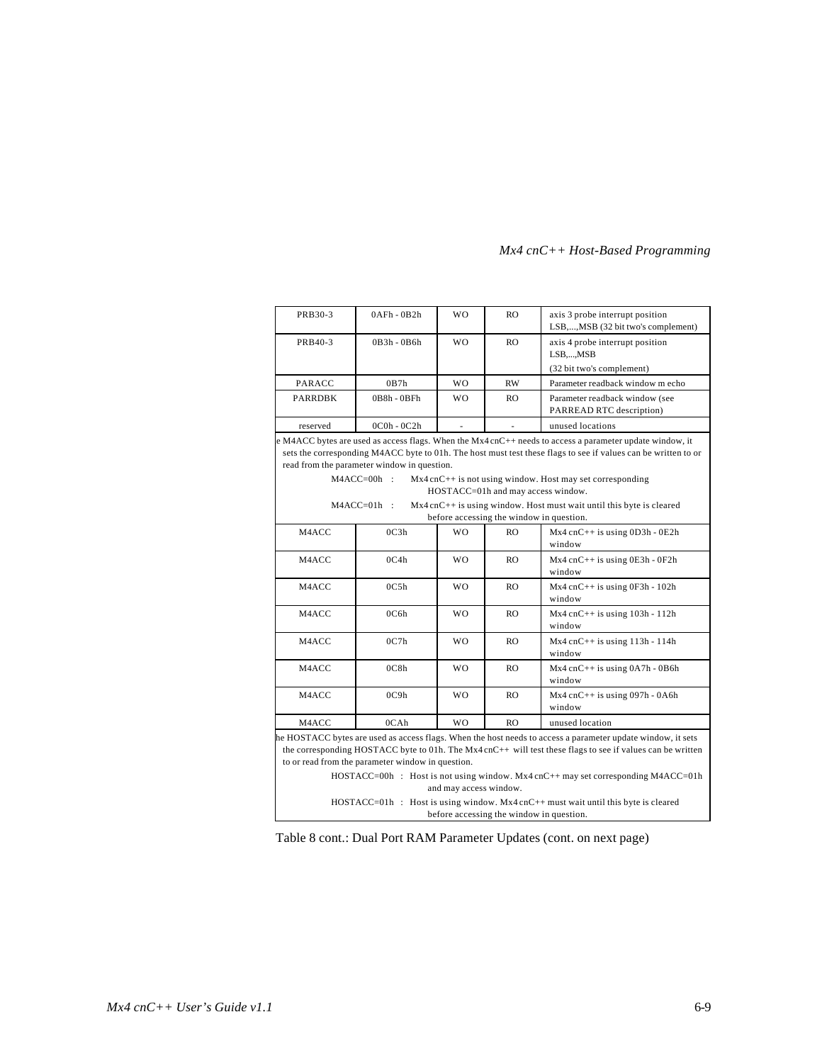| PRB30-3 | 0AFh - 0B2h | WO | RO | axis 3 probe interrupt position LSB,...,MSB (32 bit two's complement) |
|---|---|---|---|---|
| PRB40-3 | 0B3h - 0B6h | WO | RO | axis 4 probe interrupt position LSB,...,MSB (32 bit two's complement) |
| PARACC | 0B7h | WO | RW | Parameter readback window m echo |
| PARRDBK | 0B8h - 0BFh | WO | RO | Parameter readback window (see PARREAD RTC description) |
| reserved | 0C0h - 0C2h | - | - | unused locations |
| e M4ACC bytes are used as access flags. When the Mx4 cnC++ needs to access a parameter update window, it sets the corresponding M4ACC byte to 01h. The host must test these flags to see if values can be written to or read from the parameter window in question. M4ACC=00h : Mx4 cnC++ is not using window. Host may set corresponding HOSTACC=01h and may access window. M4ACC=01h : Mx4 cnC++ is using window. Host must wait until this byte is cleared before accessing the window in question. | | | | |
| M4ACC | 0C3h | WO | RO | Mx4 cnC++ is using 0D3h - 0E2h window |
| M4ACC | 0C4h | WO | RO | Mx4 cnC++ is using 0E3h - 0F2h window |
| M4ACC | 0C5h | WO | RO | Mx4 cnC++ is using 0F3h - 102h window |
| M4ACC | 0C6h | WO | RO | Mx4 cnC++ is using 103h - 112h window |
| M4ACC | 0C7h | WO | RO | Mx4 cnC++ is using 113h - 114h window |
| M4ACC | 0C8h | WO | RO | Mx4 cnC++ is using 0A7h - 0B6h window |
| M4ACC | 0C9h | WO | RO | Mx4 cnC++ is using 097h - 0A6h window |
| M4ACC | 0CAh | WO | RO | unused location |
| he HOSTACC bytes are used as access flags. When the host needs to access a parameter update window, it sets the corresponding HOSTACC byte to 01h. The Mx4 cnC++ will test these flags to see if values can be written to or read from the parameter window in question. HOSTACC=00h : Host is not using window. Mx4 cnC++ may set corresponding M4ACC=01h and may access window. HOSTACC=01h : Host is using window. Mx4 cnC++ must wait until this byte is cleared before accessing the window in question. | | | | |

Table 8 cont.: Dual Port RAM Parameter Updates (cont. on next page)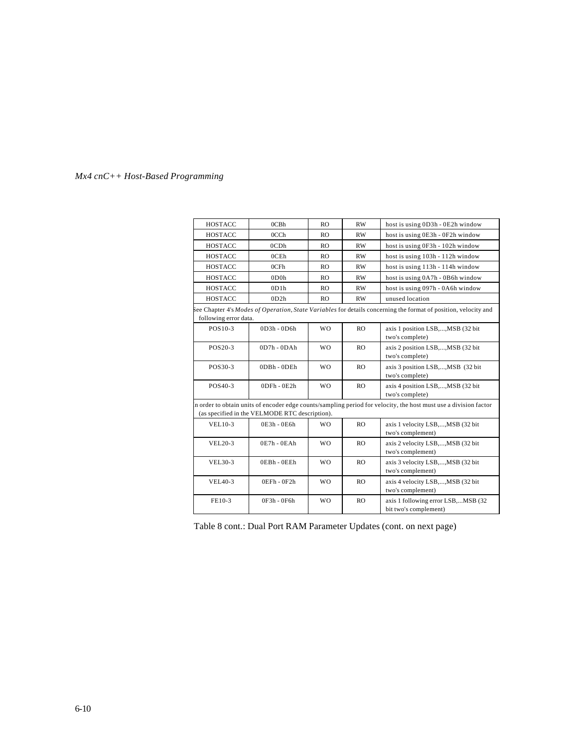| | | | | |
|---|---|---|---|---|
| HOSTACC | 0CBh | RO | RW | host is using 0D3h - 0E2h window |
| HOSTACC | 0CCh | RO | RW | host is using 0E3h - 0F2h window |
| HOSTACC | 0CDh | RO | RW | host is using 0F3h - 102h window |
| HOSTACC | 0CEh | RO | RW | host is using 103h - 112h window |
| HOSTACC | 0CFh | RO | RW | host is using 113h - 114h window |
| HOSTACC | 0D0h | RO | RW | host is using 0A7h - 0B6h window |
| HOSTACC | 0D1h | RO | RW | host is using 097h - 0A6h window |
| HOSTACC | 0D2h | RO | RW | unused location |
| See Chapter 4's *Modes of Operation, State Variables* for details concerning the format of position, velocity and following error data. | | | | |
| POS10-3 | 0D3h - 0D6h | WO | RO | axis 1 position LSB,...,MSB (32 bit two's complete) |
| POS20-3 | 0D7h - 0DAh | WO | RO | axis 2 position LSB,...,MSB (32 bit two's complete) |
| POS30-3 | 0DBh - 0DEh | WO | RO | axis 3 position LSB,...,MSB (32 bit two's complete) |
| POS40-3 | 0DFh - 0E2h | WO | RO | axis 4 position LSB,...,MSB (32 bit two's complete) |
| In order to obtain units of encoder edge counts/sampling period for velocity, the host must use a division factor (as specified in the VELMODE RTC description). | | | | |
| VEL10-3 | 0E3h - 0E6h | WO | RO | axis 1 velocity LSB,...,MSB (32 bit two's complement) |
| VEL20-3 | 0E7h - 0EAh | WO | RO | axis 2 velocity LSB,...,MSB (32 bit two's complement) |
| VEL30-3 | 0EBh - 0EEh | WO | RO | axis 3 velocity LSB,...,MSB (32 bit two's complement) |
| VEL40-3 | 0EFh - 0F2h | WO | RO | axis 4 velocity LSB,...,MSB (32 bit two's complement) |
| FE10-3 | 0F3h - 0F6h | WO | RO | axis 1 following error LSB,...MSB (32 bit two's complement) |

Table 8 cont.: Dual Port RAM Parameter Updates (cont. on next page)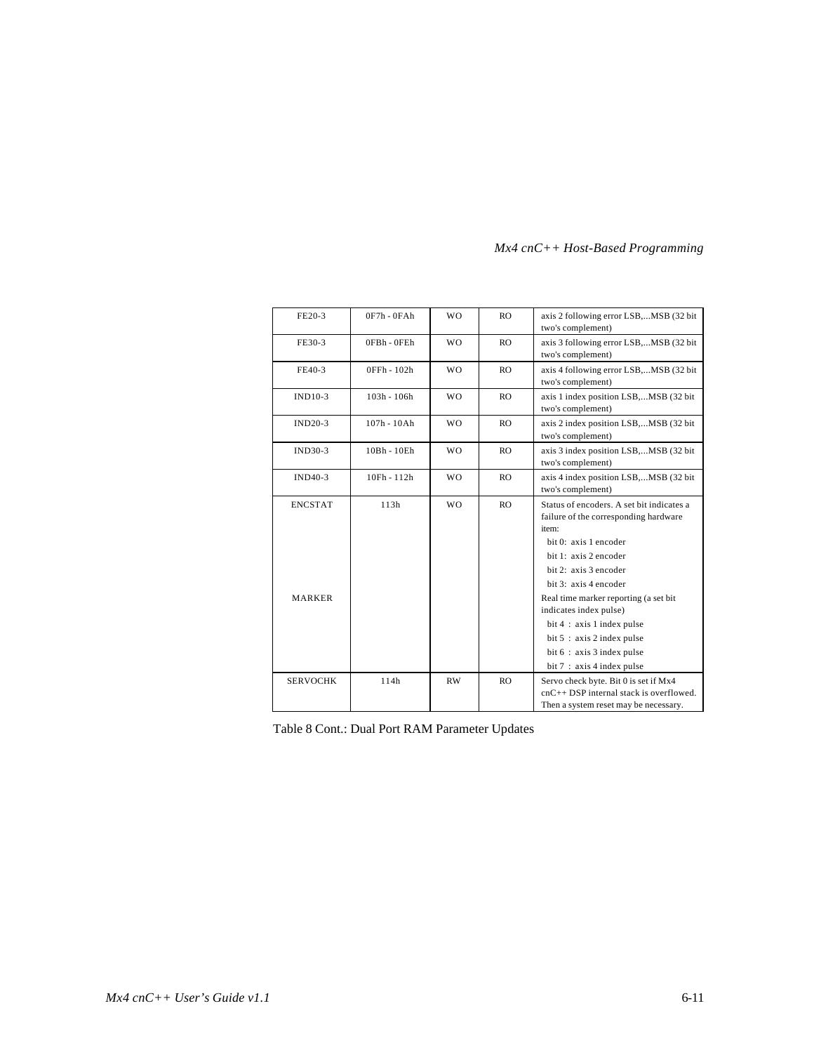| FE20-3 | 0F7h - 0FAh | WO | RO | axis 2 following error LSB,...MSB (32 bit two's complement) |
|---|---|---|---|---|
| FE30-3 | 0FBh - 0FEh | WO | RO | axis 3 following error LSB,...MSB (32 bit two's complement) |
| FE40-3 | 0FFh - 102h | WO | RO | axis 4 following error LSB,...MSB (32 bit two's complement) |
| IND10-3 | 103h - 106h | WO | RO | axis 1 index position LSB,...MSB (32 bit two's complement) |
| IND20-3 | 107h - 10Ah | WO | RO | axis 2 index position LSB,...MSB (32 bit two's complement) |
| IND30-3 | 10Bh - 10Eh | WO | RO | axis 3 index position LSB,...MSB (32 bit two's complement) |
| IND40-3 | 10Fh - 112h | WO | RO | axis 4 index position LSB,...MSB (32 bit two's complement) |
| ENCSTAT<br><br><br><br><br><br>MARKER | 113h | WO | RO | Status of encoders. A set bit indicates a failure of the corresponding hardware item:<br>bit 0: axis 1 encoder<br>bit 1: axis 2 encoder<br>bit 2: axis 3 encoder<br>bit 3: axis 4 encoder<br>Real time marker reporting (a set bit indicates index pulse)<br>bit 4 : axis 1 index pulse<br>bit 5 : axis 2 index pulse<br>bit 6 : axis 3 index pulse<br>bit 7 : axis 4 index pulse |
| SERVOCHK | 114h | RW | RO | Servo check byte. Bit 0 is set if Mx4 cnC++ DSP internal stack is overflowed. Then a system reset may be necessary. |

Table 8 Cont.: Dual Port RAM Parameter Updates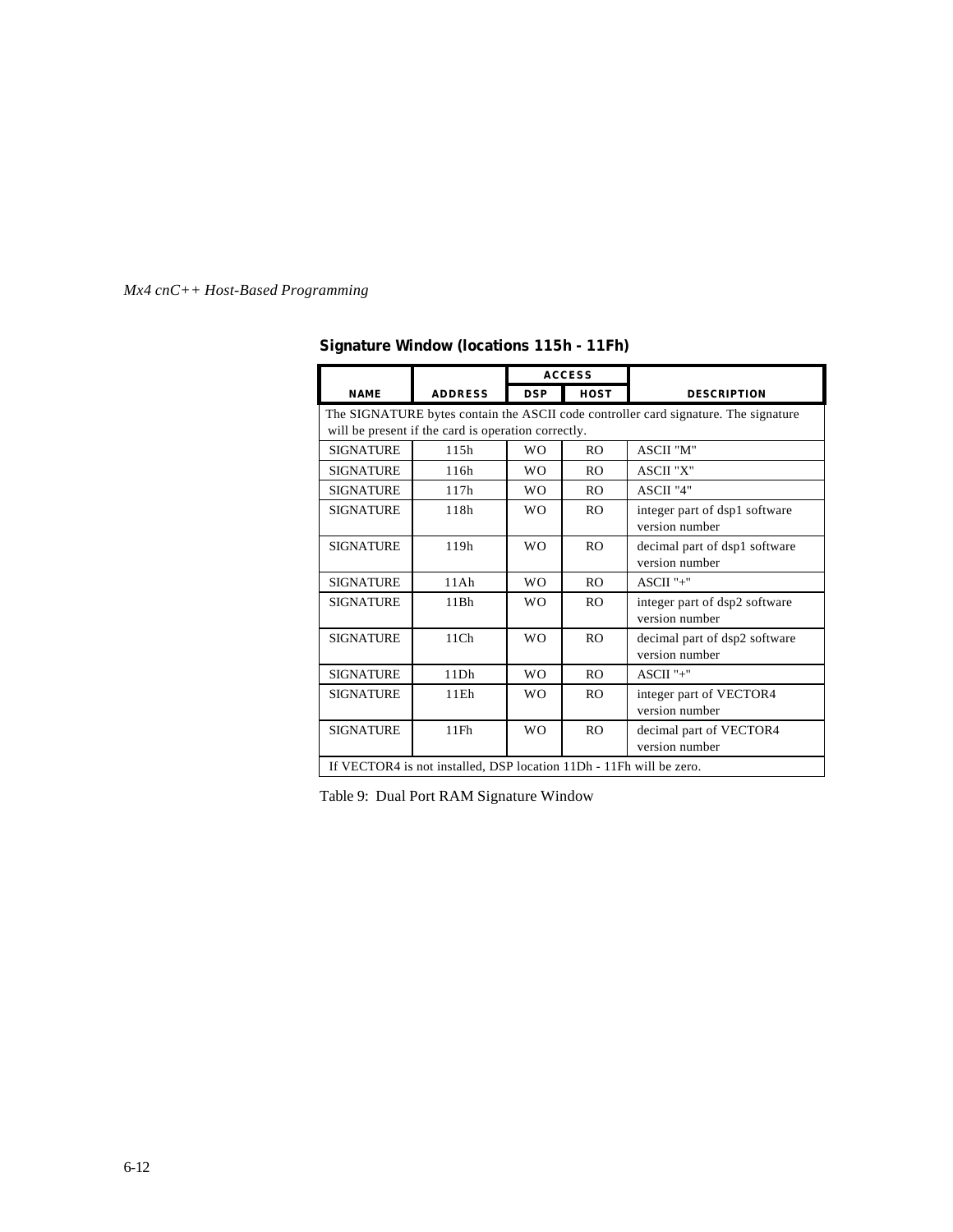**Signature Window (locations 115h - 11Fh)**

| NAME | ADDRESS | ACCESS | | DESCRIPTION |
|---|---|---|---|---|
| | | DSP | HOST | |
| The SIGNATURE bytes contain the ASCII code controller card signature. The signature will be present if the card is operation correctly. | | | | |
| SIGNATURE | 115h | WO | RO | ASCII "M" |
| SIGNATURE | 116h | WO | RO | ASCII "X" |
| SIGNATURE | 117h | WO | RO | ASCII "4" |
| SIGNATURE | 118h | WO | RO | integer part of dsp1 software version number |
| SIGNATURE | 119h | WO | RO | decimal part of dsp1 software version number |
| SIGNATURE | 11Ah | WO | RO | ASCII "+" |
| SIGNATURE | 11Bh | WO | RO | integer part of dsp2 software version number |
| SIGNATURE | 11Ch | WO | RO | decimal part of dsp2 software version number |
| SIGNATURE | 11Dh | WO | RO | ASCII "+" |
| SIGNATURE | 11Eh | WO | RO | integer part of VECTOR4 version number |
| SIGNATURE | 11Fh | WO | RO | decimal part of VECTOR4 version number |
| If VECTOR4 is not installed, DSP location 11Dh - 11Fh will be zero. | | | | |

Table 9: Dual Port RAM Signature Window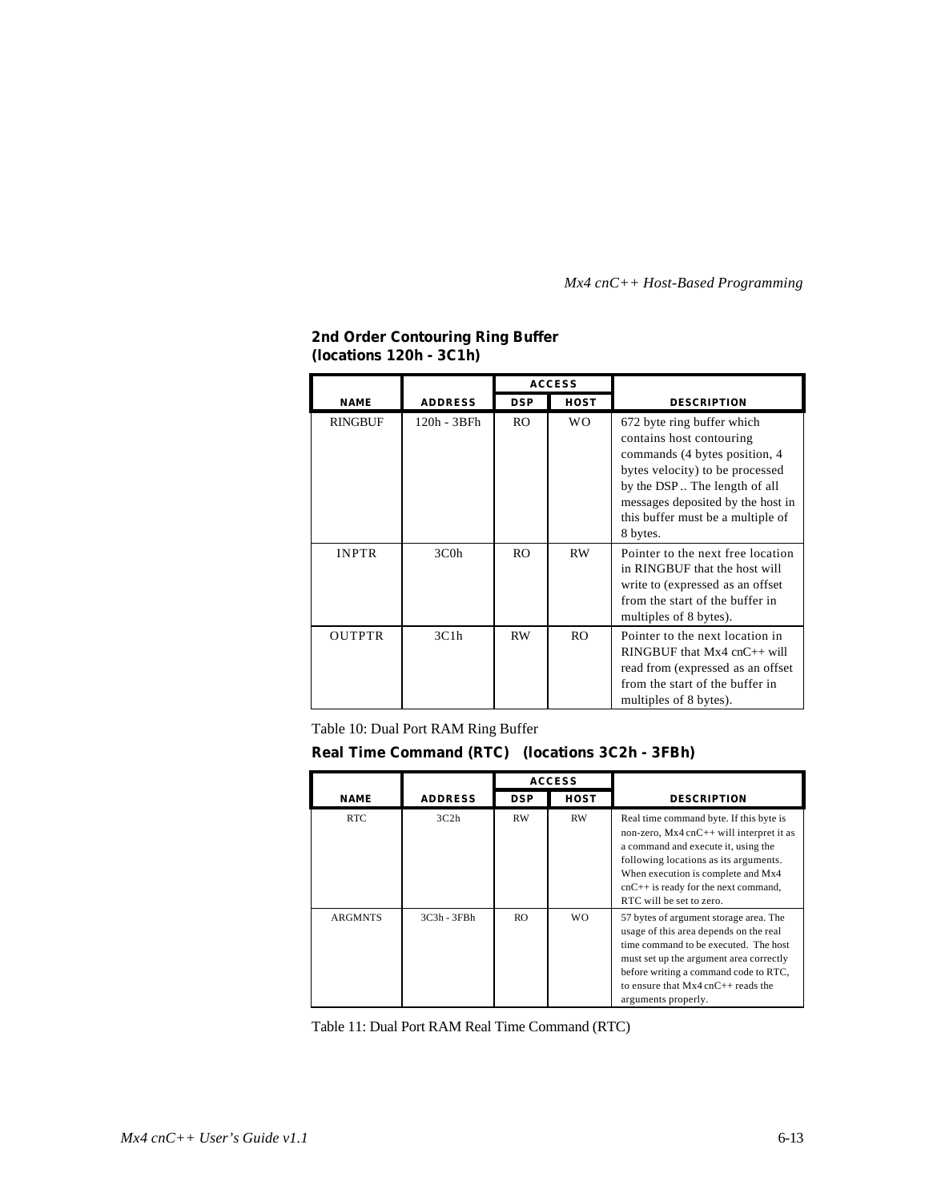## 2nd Order Contouring Ring Buffer (locations 120h - 3C1h)

| NAME | ADDRESS | ACCESS | | DESCRIPTION |
|---|---|---|---|---|
| | | DSP | HOST | |
| RINGBUF | 120h - 3BFh | RO | WO | 672 byte ring buffer which contains host contouring commands (4 bytes position, 4 bytes velocity) to be processed by the DSP.. The length of all messages deposited by the host in this buffer must be a multiple of 8 bytes. |
| INPTR | 3C0h | RO | RW | Pointer to the next free location in RINGBUF that the host will write to (expressed as an offset from the start of the buffer in multiples of 8 bytes). |
| OUTPTR | 3C1h | RW | RO | Pointer to the next location in RINGBUF that Mx4 cnC++ will read from (expressed as an offset from the start of the buffer in multiples of 8 bytes). |

Table 10: Dual Port RAM Ring Buffer

## Real Time Command (RTC) (locations 3C2h - 3FBh)

| NAME | ADDRESS | ACCESS | | DESCRIPTION |
|---|---|---|---|---|
| | | DSP | HOST | |
| RTC | 3C2h | RW | RW | Real time command byte. If this byte is non-zero, Mx4 cnC++ will interpret it as a command and execute it, using the following locations as its arguments. When execution is complete and Mx4 cnC++ is ready for the next command, RTC will be set to zero. |
| ARGMNTS | 3C3h - 3FBh | RO | WO | 57 bytes of argument storage area. The usage of this area depends on the real time command to be executed. The host must set up the argument area correctly before writing a command code to RTC, to ensure that Mx4 cnC++ reads the arguments properly. |

Table 11: Dual Port RAM Real Time Command (RTC)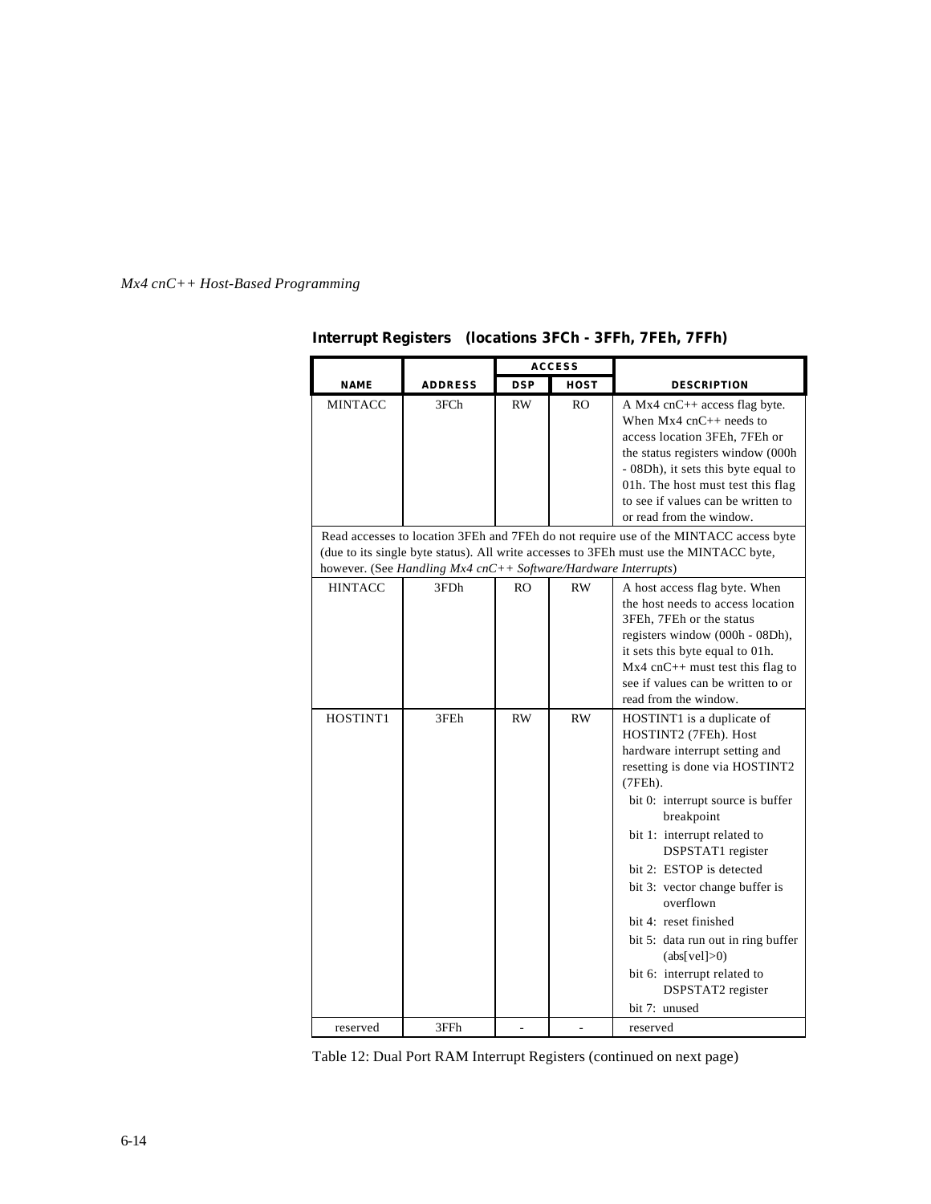**Interrupt Registers (locations 3FCh - 3FFh, 7FEh, 7FFh)**

| NAME | ADDRESS | ACCESS | | DESCRIPTION |
|---|---|---|---|---|
| | | DSP | HOST | |
| MINTACC | 3FCh | RW | RO | A Mx4 cnC++ access flag byte. When Mx4 cnC++ needs to access location 3FEh, 7FEh or the status registers window (000h - 08Dh), it sets this byte equal to 01h. The host must test this flag to see if values can be written to or read from the window. |
| Read accesses to location 3FEh and 7FEh do not require use of the MINTACC access byte (due to its single byte status). All write accesses to 3FEh must use the MINTACC byte, however. (See *Handling Mx4 cnC++ Software/Hardware Interrupts*) | | | | |
| HINTACC | 3FDh | RO | RW | A host access flag byte. When the host needs to access location 3FEh, 7FEh or the status registers window (000h - 08Dh), it sets this byte equal to 01h. Mx4 cnC++ must test this flag to see if values can be written to or read from the window. |
| HOSTINT1 | 3FEh | RW | RW | HOSTINT1 is a duplicate of HOSTINT2 (7FEh). Host hardware interrupt setting and resetting is done via HOSTINT2 (7FEh).<br>bit 0: interrupt source is buffer breakpoint<br>bit 1: interrupt related to DSPSTAT1 register<br>bit 2: ESTOP is detected<br>bit 3: vector change buffer is overflown<br>bit 4: reset finished<br>bit 5: data run out in ring buffer (abs[vel]>0)<br>bit 6: interrupt related to DSPSTAT2 register<br>bit 7: unused |
| reserved | 3FFh | - | - | reserved |

Table 12: Dual Port RAM Interrupt Registers (continued on next page)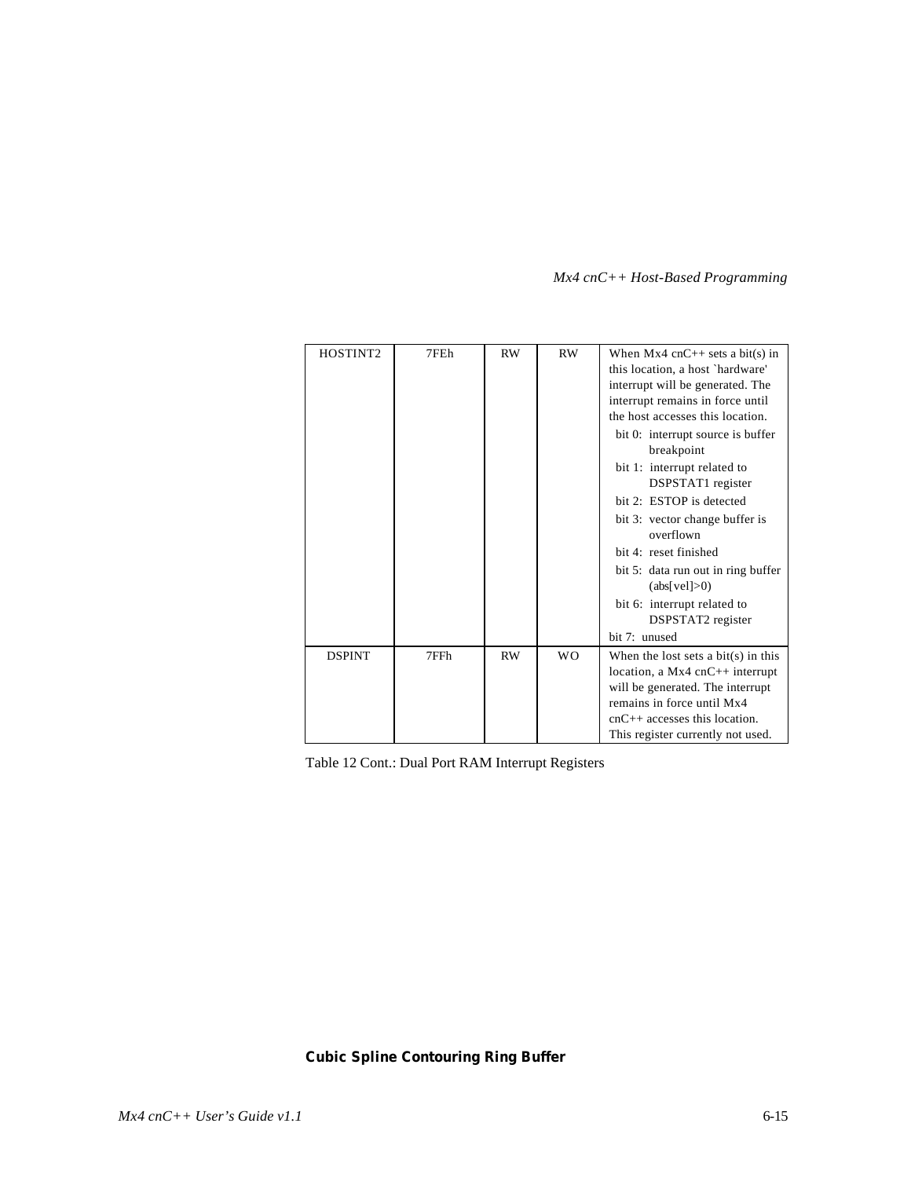| | | | | |
|---|---|---|---|---|
| HOSTINT2 | 7FEh | RW | RW | When Mx4 cnC++ sets a bit(s) in this location, a host `hardware' interrupt will be generated. The interrupt remains in force until the host accesses this location.<br>bit 0: interrupt source is buffer breakpoint<br>bit 1: interrupt related to DSPSTAT1 register<br>bit 2: ESTOP is detected<br>bit 3: vector change buffer is overflown<br>bit 4: reset finished<br>bit 5: data run out in ring buffer (abs[vel]>0)<br>bit 6: interrupt related to DSPSTAT2 register<br>bit 7: unused |
| DSPINT | 7FFh | RW | WO | When the lost sets a bit(s) in this location, a Mx4 cnC++ interrupt will be generated. The interrupt remains in force until Mx4 cnC++ accesses this location. This register currently not used. |

Table 12 Cont.: Dual Port RAM Interrupt Registers

## Cubic Spline Contouring Ring Buffer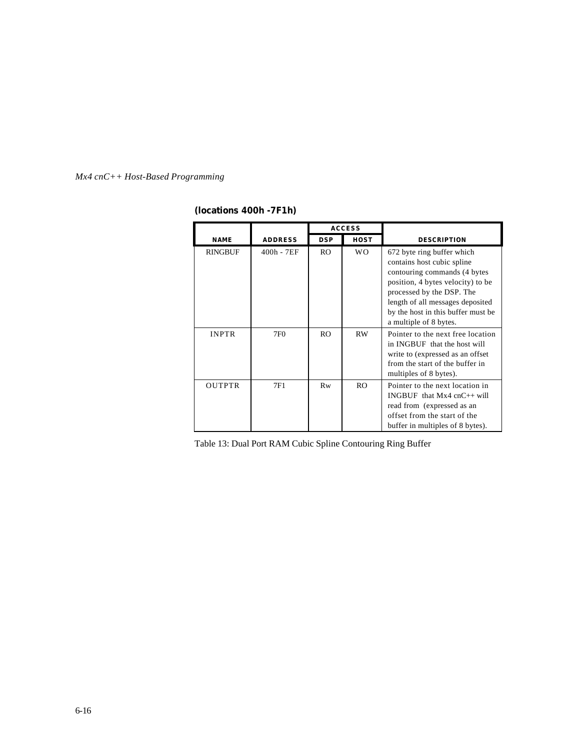**(locations 400h -7F1h)**

| NAME | ADDRESS | ACCESS | | DESCRIPTION |
|---|---|---|---|---|
| | | DSP | HOST | |
| RINGBUF | 400h - 7EF | RO | WO | 672 byte ring buffer which contains host cubic spline contouring commands (4 bytes position, 4 bytes velocity) to be processed by the DSP. The length of all messages deposited by the host in this buffer must be a multiple of 8 bytes. |
| INPTR | 7F0 | RO | RW | Pointer to the next free location in INGBUF that the host will write to (expressed as an offset from the start of the buffer in multiples of 8 bytes). |
| OUTPTR | 7F1 | Rw | RO | Pointer to the next location in INGBUF that Mx4 cnC++ will read from (expressed as an offset from the start of the buffer in multiples of 8 bytes). |

Table 13: Dual Port RAM Cubic Spline Contouring Ring Buffer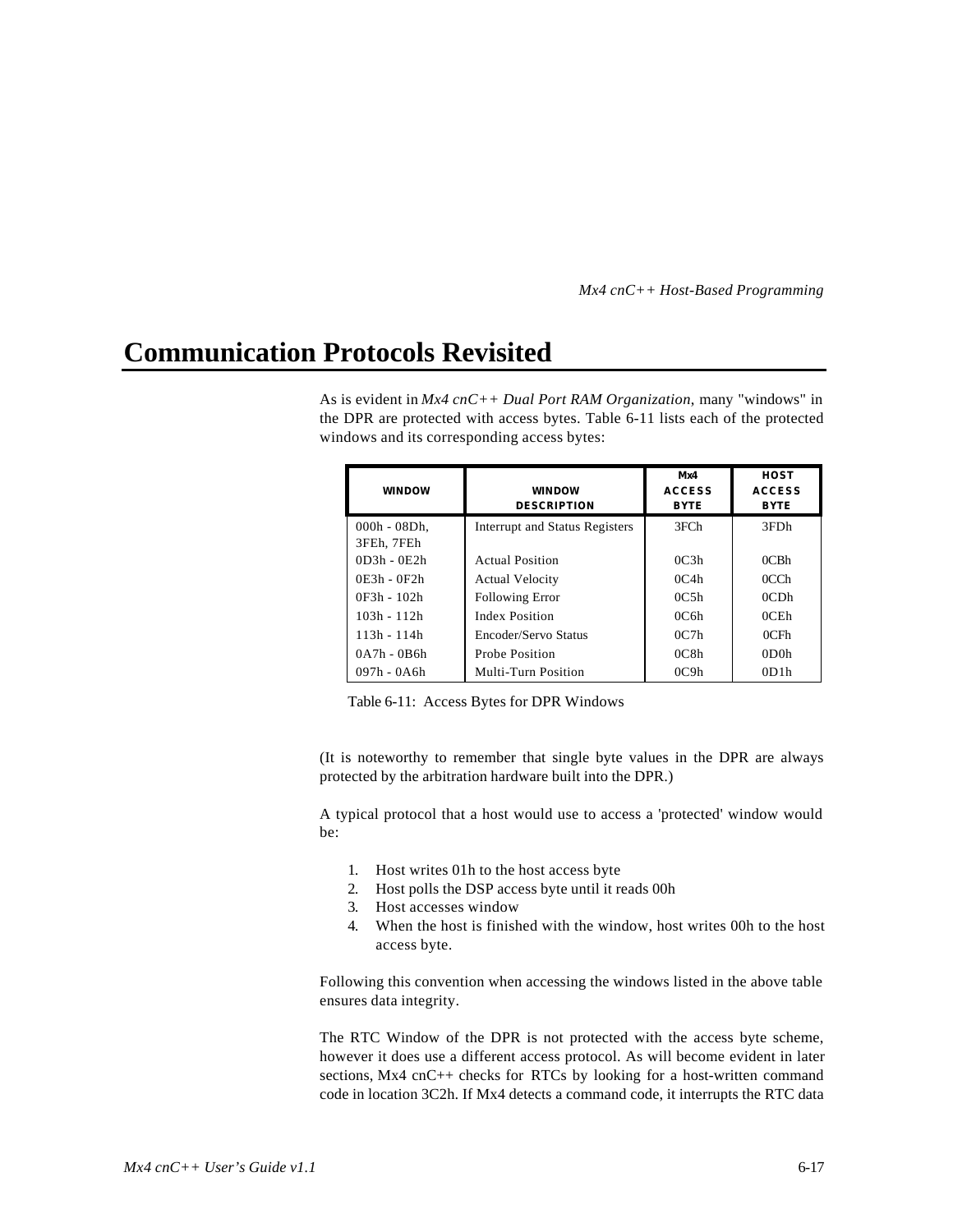# Communication Protocols Revisited

As is evident in *Mx4 cnC++ Dual Port RAM Organization*, many "windows" in the DPR are protected with access bytes. Table 6-11 lists each of the protected windows and its corresponding access bytes:

| WINDOW | WINDOW DESCRIPTION | Mx4 ACCESS BYTE | HOST ACCESS BYTE |
|---|---|---|---|
| 000h - 08Dh, 3FEh, 7FEh | Interrupt and Status Registers | 3FCh | 3FDh |
| 0D3h - 0E2h | Actual Position | 0C3h | 0CBh |
| 0E3h - 0F2h | Actual Velocity | 0C4h | 0CCh |
| 0F3h - 102h | Following Error | 0C5h | 0CDh |
| 103h - 112h | Index Position | 0C6h | 0CEh |
| 113h - 114h | Encoder/Servo Status | 0C7h | 0CFh |
| 0A7h - 0B6h | Probe Position | 0C8h | 0D0h |
| 097h - 0A6h | Multi-Turn Position | 0C9h | 0D1h |

Table 6-11: Access Bytes for DPR Windows

(It is noteworthy to remember that single byte values in the DPR are always protected by the arbitration hardware built into the DPR.)

A typical protocol that a host would use to access a 'protected' window would be:

1. Host writes 01h to the host access byte
2. Host polls the DSP access byte until it reads 00h
3. Host accesses window
4. When the host is finished with the window, host writes 00h to the host access byte.

Following this convention when accessing the windows listed in the above table ensures data integrity.

The RTC Window of the DPR is not protected with the access byte scheme, however it does use a different access protocol. As will become evident in later sections, Mx4 cnC++ checks for RTCs by looking for a host-written command code in location 3C2h. If Mx4 detects a command code, it interrupts the RTC data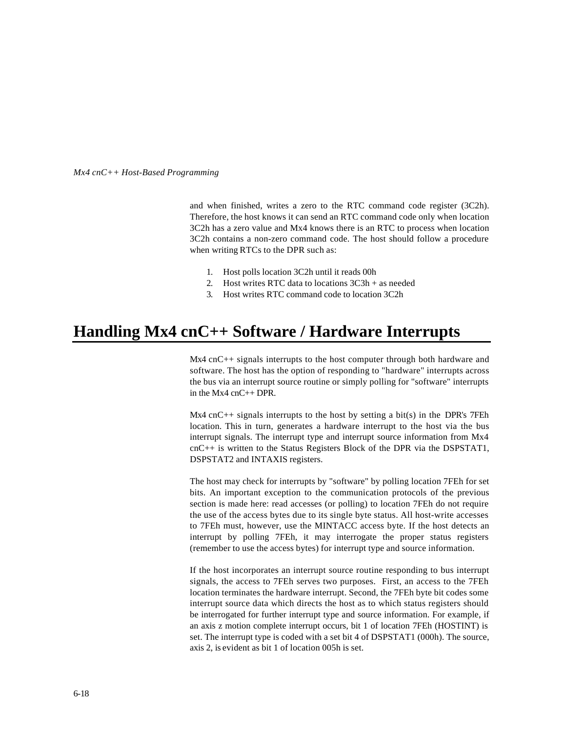and when finished, writes a zero to the RTC command code register (3C2h). Therefore, the host knows it can send an RTC command code only when location 3C2h has a zero value and Mx4 knows there is an RTC to process when location 3C2h contains a non-zero command code. The host should follow a procedure when writing RTCs to the DPR such as:

1. Host polls location 3C2h until it reads 00h
2. Host writes RTC data to locations 3C3h + as needed
3. Host writes RTC command code to location 3C2h

# Handling Mx4 cnC++ Software / Hardware Interrupts

Mx4 cnC++ signals interrupts to the host computer through both hardware and software. The host has the option of responding to "hardware" interrupts across the bus via an interrupt source routine or simply polling for "software" interrupts in the Mx4 cnC++ DPR.

Mx4 cnC++ signals interrupts to the host by setting a bit(s) in the DPR's 7FEh location. This in turn, generates a hardware interrupt to the host via the bus interrupt signals. The interrupt type and interrupt source information from Mx4 cnC++ is written to the Status Registers Block of the DPR via the DSPSTAT1, DSPSTAT2 and INTAXIS registers.

The host may check for interrupts by "software" by polling location 7FEh for set bits. An important exception to the communication protocols of the previous section is made here: read accesses (or polling) to location 7FEh do not require the use of the access bytes due to its single byte status. All host-write accesses to 7FEh must, however, use the MINTACC access byte. If the host detects an interrupt by polling 7FEh, it may interrogate the proper status registers (remember to use the access bytes) for interrupt type and source information.

If the host incorporates an interrupt source routine responding to bus interrupt signals, the access to 7FEh serves two purposes. First, an access to the 7FEh location terminates the hardware interrupt. Second, the 7FEh byte bit codes some interrupt source data which directs the host as to which status registers should be interrogated for further interrupt type and source information. For example, if an axis z motion complete interrupt occurs, bit 1 of location 7FEh (HOSTINT) is set. The interrupt type is coded with a set bit 4 of DSPSTAT1 (000h). The source, axis 2, is evident as bit 1 of location 005h is set.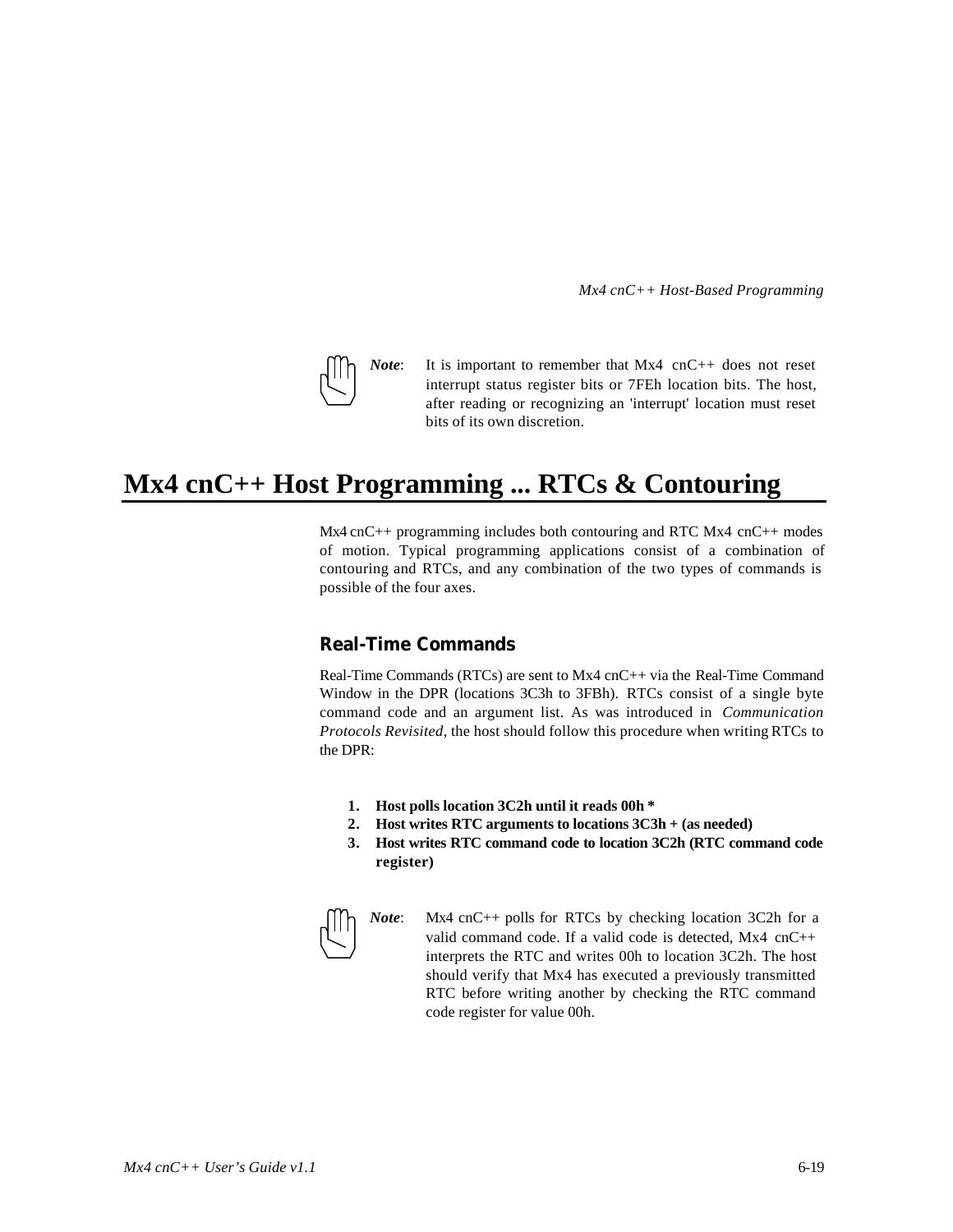> ***Note***: It is important to remember that Mx4 cnC++ does not reset interrupt status register bits or 7FEh location bits. The host, after reading or recognizing an 'interrupt' location must reset bits of its own discretion.

# Mx4 cnC++ Host Programming ... RTCs & Contouring

Mx4 cnC++ programming includes both contouring and RTC Mx4 cnC++ modes of motion. Typical programming applications consist of a combination of contouring and RTCs, and any combination of the two types of commands is possible of the four axes.

## Real-Time Commands

Real-Time Commands (RTCs) are sent to Mx4 cnC++ via the Real-Time Command Window in the DPR (locations 3C3h to 3FBh). RTCs consist of a single byte command code and an argument list. As was introduced in *Communication Protocols Revisited*, the host should follow this procedure when writing RTCs to the DPR:

1. **Host polls location 3C2h until it reads 00h ***
2. **Host writes RTC arguments to locations 3C3h + (as needed)**
3. **Host writes RTC command code to location 3C2h (RTC command code register)**

> ***Note***: Mx4 cnC++ polls for RTCs by checking location 3C2h for a valid command code. If a valid code is detected, Mx4 cnC++ interprets the RTC and writes 00h to location 3C2h. The host should verify that Mx4 has executed a previously transmitted RTC before writing another by checking the RTC command code register for value 00h.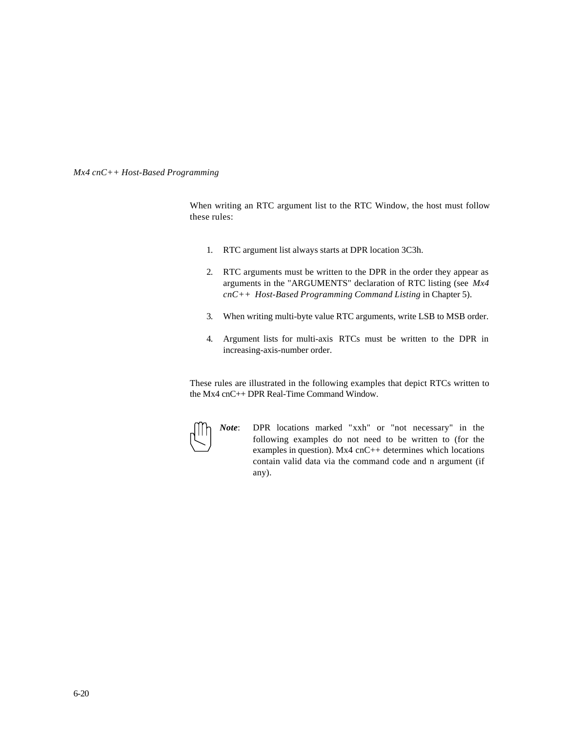When writing an RTC argument list to the RTC Window, the host must follow these rules:

1. RTC argument list always starts at DPR location 3C3h.

2. RTC arguments must be written to the DPR in the order they appear as arguments in the "ARGUMENTS" declaration of RTC listing (see *Mx4 cnC++ Host-Based Programming Command Listing* in Chapter 5).

3. When writing multi-byte value RTC arguments, write LSB to MSB order.

4. Argument lists for multi-axis RTCs must be written to the DPR in increasing-axis-number order.

These rules are illustrated in the following examples that depict RTCs written to the Mx4 cnC++ DPR Real-Time Command Window.

***Note***: DPR locations marked "xxh" or "not necessary" in the following examples do not need to be written to (for the examples in question). Mx4 cnC++ determines which locations contain valid data via the command code and n argument (if any).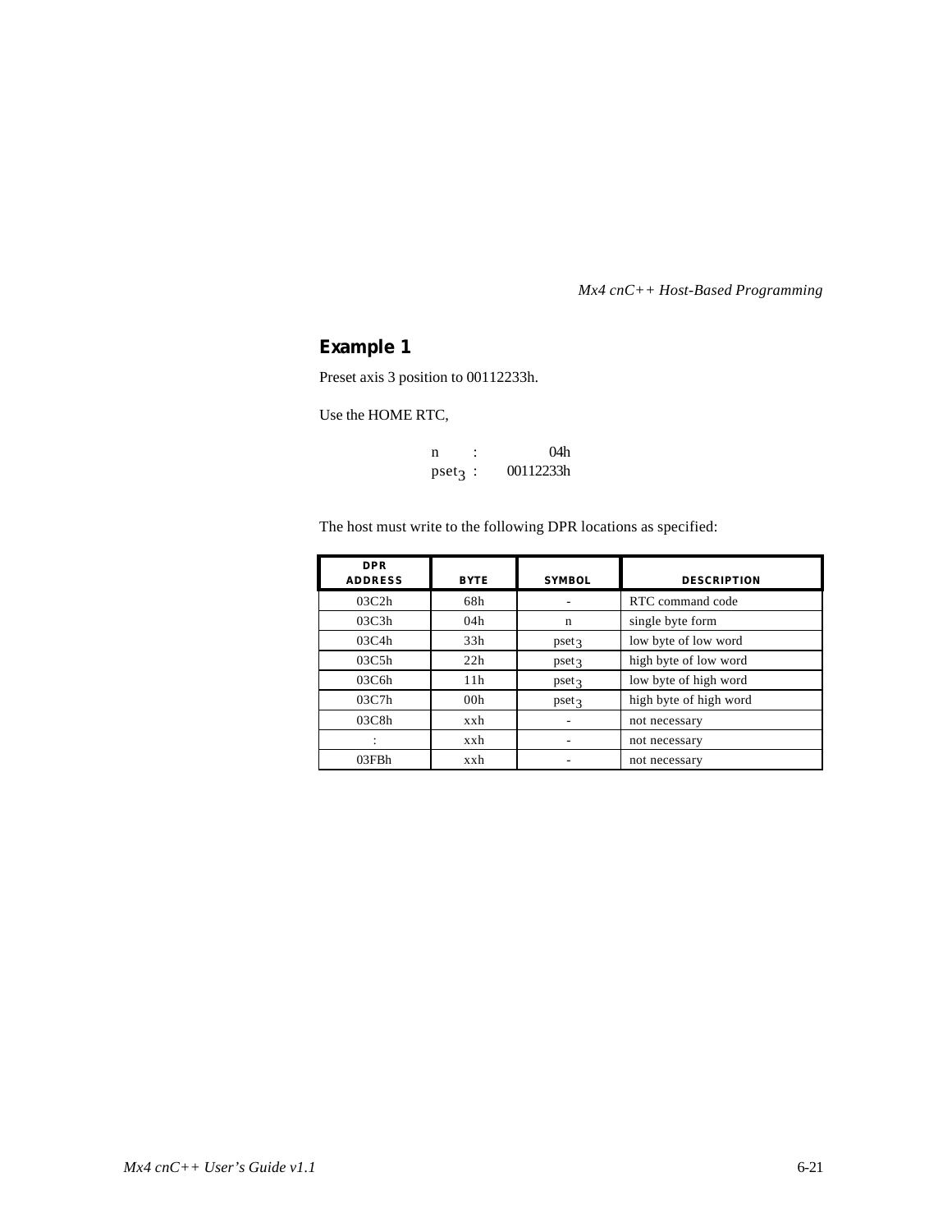## Example 1

Preset axis 3 position to 00112233h.

Use the HOME RTC,

n : 04h
$pset_3$ : 00112233h

The host must write to the following DPR locations as specified:

| DPR ADDRESS | BYTE | SYMBOL | DESCRIPTION |
|---|---|---|---|
| 03C2h | 68h | - | RTC command code |
| 03C3h | 04h | n | single byte form |
| 03C4h | 33h | $pset_3$ | low byte of low word |
| 03C5h | 22h | $pset_3$ | high byte of low word |
| 03C6h | 11h | $pset_3$ | low byte of high word |
| 03C7h | 00h | $pset_3$ | high byte of high word |
| 03C8h | xxh | - | not necessary |
| : | xxh | - | not necessary |
| 03FBh | xxh | - | not necessary |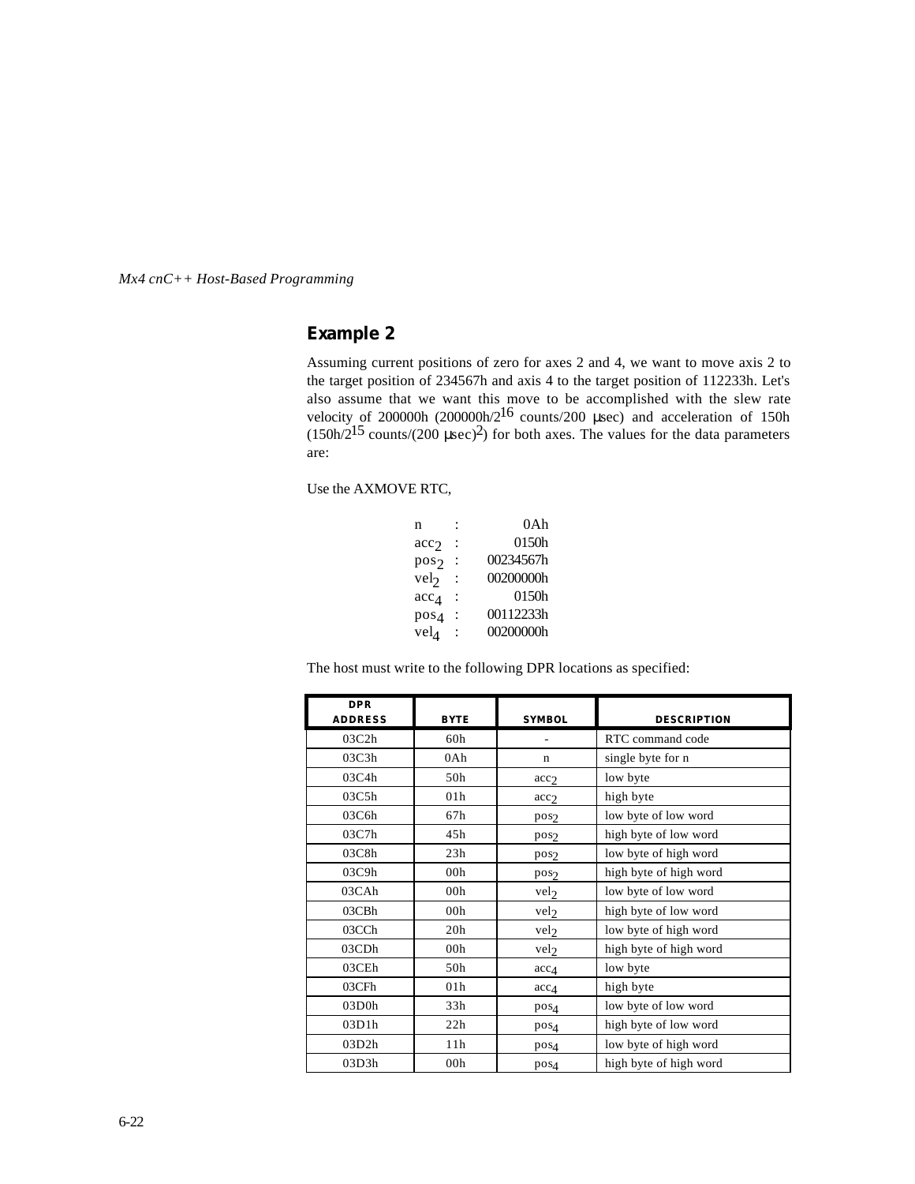## Example 2

Assuming current positions of zero for axes 2 and 4, we want to move axis 2 to the target position of 234567h and axis 4 to the target position of 112233h. Let's also assume that we want this move to be accomplished with the slew rate velocity of 200000h (200000h/$2^{16}$ counts/200 μsec) and acceleration of 150h (150h/$2^{15}$ counts/(200 μsec)$^2$) for both axes. The values for the data parameters are:

Use the AXMOVE RTC,

| | | |
|---|---|---|
| n | : | 0Ah |
| $acc_2$ | : | 0150h |
| $pos_2$ | : | 00234567h |
| $vel_2$ | : | 00200000h |
| $acc_4$ | : | 0150h |
| $pos_4$ | : | 00112233h |
| $vel_4$ | : | 00200000h |

The host must write to the following DPR locations as specified:

| DPR ADDRESS | BYTE | SYMBOL | DESCRIPTION |
|---|---|---|---|
| 03C2h | 60h | - | RTC command code |
| 03C3h | 0Ah | n | single byte for n |
| 03C4h | 50h | $acc_2$ | low byte |
| 03C5h | 01h | $acc_2$ | high byte |
| 03C6h | 67h | $pos_2$ | low byte of low word |
| 03C7h | 45h | $pos_2$ | high byte of low word |
| 03C8h | 23h | $pos_2$ | low byte of high word |
| 03C9h | 00h | $pos_2$ | high byte of high word |
| 03CAh | 00h | $vel_2$ | low byte of low word |
| 03CBh | 00h | $vel_2$ | high byte of low word |
| 03CCh | 20h | $vel_2$ | low byte of high word |
| 03CDh | 00h | $vel_2$ | high byte of high word |
| 03CEh | 50h | $acc_4$ | low byte |
| 03CFh | 01h | $acc_4$ | high byte |
| 03D0h | 33h | $pos_4$ | low byte of low word |
| 03D1h | 22h | $pos_4$ | high byte of low word |
| 03D2h | 11h | $pos_4$ | low byte of high word |
| 03D3h | 00h | $pos_4$ | high byte of high word |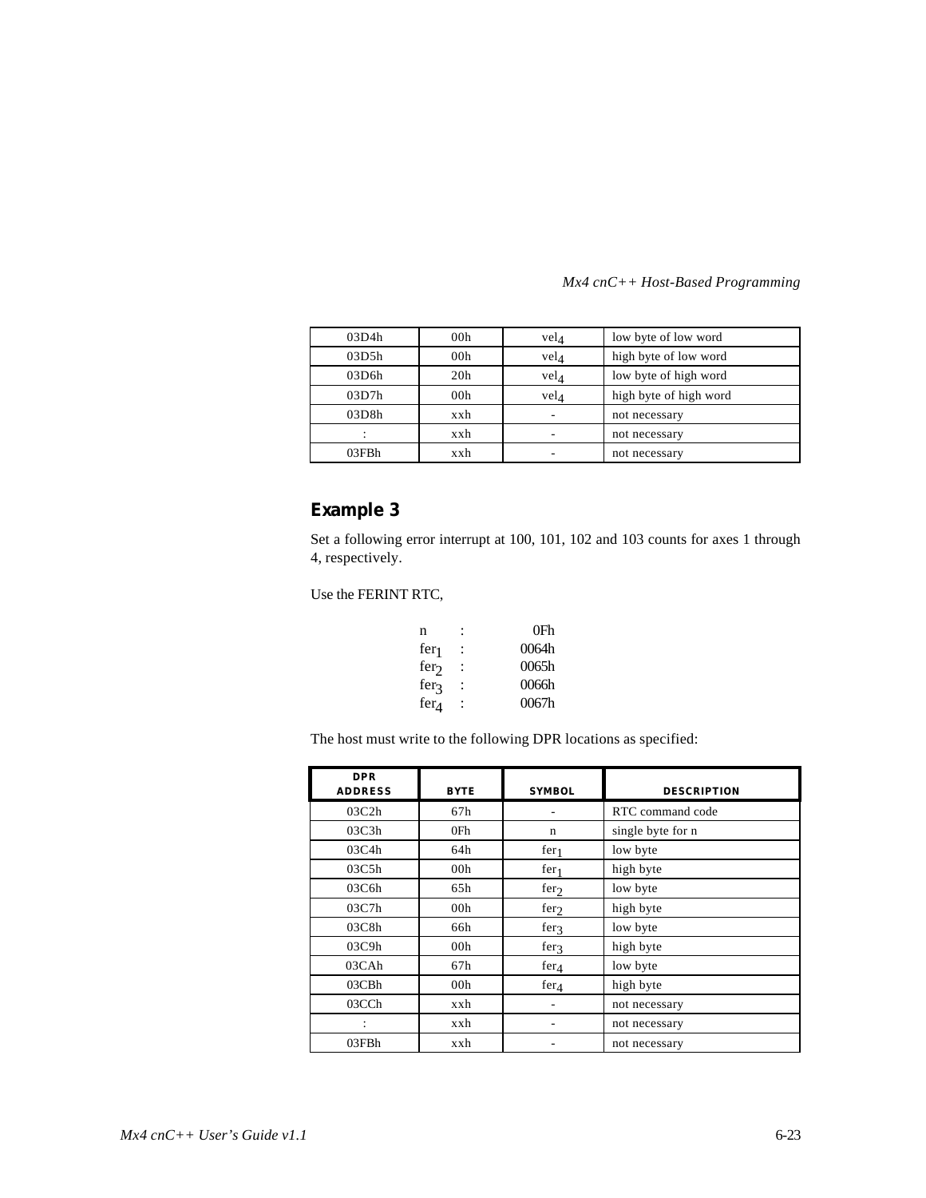| 03D4h | 00h | $vel_4$ | low byte of low word |
|---|---|---|---|
| 03D5h | 00h | $vel_4$ | high byte of low word |
| 03D6h | 20h | $vel_4$ | low byte of high word |
| 03D7h | 00h | $vel_4$ | high byte of high word |
| 03D8h | xxh | - | not necessary |
| : | xxh | - | not necessary |
| 03FBh | xxh | - | not necessary |

## Example 3

Set a following error interrupt at 100, 101, 102 and 103 counts for axes 1 through 4, respectively.

Use the FERINT RTC,

| | | |
|---|---|---|
| n | : | 0Fh |
| $fer_1$ | : | 0064h |
| $fer_2$ | : | 0065h |
| $fer_3$ | : | 0066h |
| $fer_4$ | : | 0067h |

The host must write to the following DPR locations as specified:

| DPR ADDRESS | BYTE | SYMBOL | DESCRIPTION |
|---|---|---|---|
| 03C2h | 67h | - | RTC command code |
| 03C3h | 0Fh | n | single byte for n |
| 03C4h | 64h | $fer_1$ | low byte |
| 03C5h | 00h | $fer_1$ | high byte |
| 03C6h | 65h | $fer_2$ | low byte |
| 03C7h | 00h | $fer_2$ | high byte |
| 03C8h | 66h | $fer_3$ | low byte |
| 03C9h | 00h | $fer_3$ | high byte |
| 03CAh | 67h | $fer_4$ | low byte |
| 03CBh | 00h | $fer_4$ | high byte |
| 03CCh | xxh | - | not necessary |
| : | xxh | - | not necessary |
| 03FBh | xxh | - | not necessary |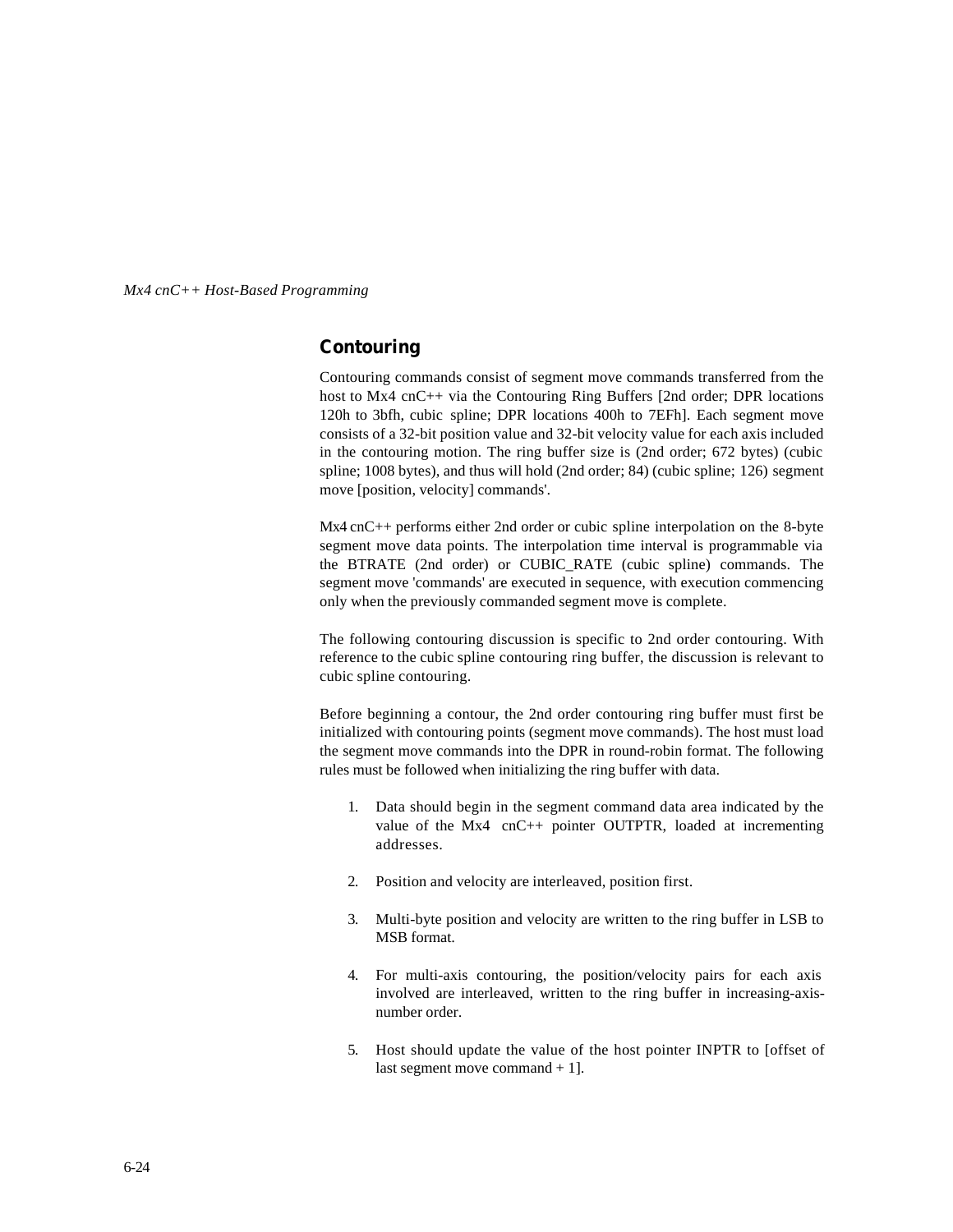## Contouring

Contouring commands consist of segment move commands transferred from the host to Mx4 cnC++ via the Contouring Ring Buffers [2nd order; DPR locations 120h to 3bfh, cubic spline; DPR locations 400h to 7EFh]. Each segment move consists of a 32-bit position value and 32-bit velocity value for each axis included in the contouring motion. The ring buffer size is (2nd order; 672 bytes) (cubic spline; 1008 bytes), and thus will hold (2nd order; 84) (cubic spline; 126) segment move [position, velocity] commands'.

Mx4 cnC++ performs either 2nd order or cubic spline interpolation on the 8-byte segment move data points. The interpolation time interval is programmable via the BTRATE (2nd order) or CUBIC_RATE (cubic spline) commands. The segment move 'commands' are executed in sequence, with execution commencing only when the previously commanded segment move is complete.

The following contouring discussion is specific to 2nd order contouring. With reference to the cubic spline contouring ring buffer, the discussion is relevant to cubic spline contouring.

Before beginning a contour, the 2nd order contouring ring buffer must first be initialized with contouring points (segment move commands). The host must load the segment move commands into the DPR in round-robin format. The following rules must be followed when initializing the ring buffer with data.

1. Data should begin in the segment command data area indicated by the value of the Mx4 cnC++ pointer OUTPTR, loaded at incrementing addresses.

2. Position and velocity are interleaved, position first.

3. Multi-byte position and velocity are written to the ring buffer in LSB to MSB format.

4. For multi-axis contouring, the position/velocity pairs for each axis involved are interleaved, written to the ring buffer in increasing-axis-number order.

5. Host should update the value of the host pointer INPTR to [offset of last segment move command + 1].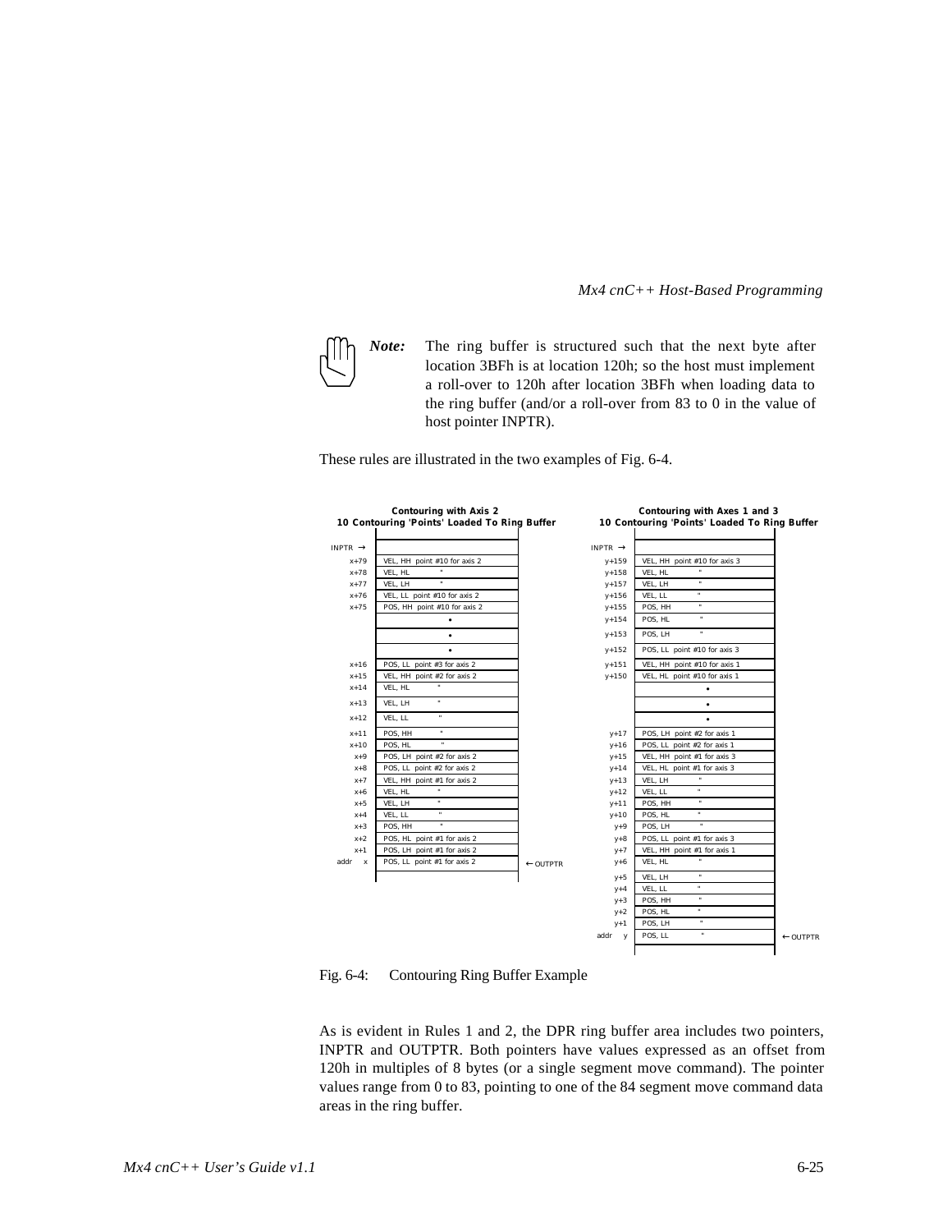> ***Note:*** The ring buffer is structured such that the next byte after location 3BFh is at location 120h; so the host must implement a roll-over to 120h after location 3BFh when loading data to the ring buffer (and/or a roll-over from 83 to 0 in the value of host pointer INPTR).

These rules are illustrated in the two examples of Fig. 6-4.

**Contouring with Axis 2**
**10 Contouring 'Points' Loaded To Ring Buffer**

| Address | Contents | |
|---|---|---|
| INPTR → | | |
| x+79 | VEL, HH point #10 for axis 2 | |
| x+78 | VEL, HL " | |
| x+77 | VEL, LH " | |
| x+76 | VEL, LL point #10 for axis 2 | |
| x+75 | POS, HH point #10 for axis 2 | |
| | • | |
| | • | |
| | • | |
| x+16 | POS, LL point #3 for axis 2 | |
| x+15 | VEL, HH point #2 for axis 2 | |
| x+14 | VEL, HL " | |
| x+13 | VEL, LH " | |
| x+12 | VEL, LL " | |
| x+11 | POS, HH " | |
| x+10 | POS, HL " | |
| x+9 | POS, LH point #2 for axis 2 | |
| x+8 | POS, LL point #2 for axis 2 | |
| x+7 | VEL, HH point #1 for axis 2 | |
| x+6 | VEL, HL " | |
| x+5 | VEL, LH " | |
| x+4 | VEL, LL " | |
| x+3 | POS, HH " | |
| x+2 | POS, HL point #1 for axis 2 | |
| x+1 | POS, LH point #1 for axis 2 | |
| addr x | POS, LL point #1 for axis 2 | ← OUTPTR |

**Contouring with Axes 1 and 3**
**10 Contouring 'Points' Loaded To Ring Buffer**

| Address | Contents | |
|---|---|---|
| INPTR → | | |
| y+159 | VEL, HH point #10 for axis 3 | |
| y+158 | VEL, HL " | |
| y+157 | VEL, LH " | |
| y+156 | VEL, LL " | |
| y+155 | POS, HH " | |
| y+154 | POS, HL " | |
| y+153 | POS, LH " | |
| y+152 | POS, LL point #10 for axis 3 | |
| y+151 | VEL, HH point #10 for axis 1 | |
| y+150 | VEL, HL point #10 for axis 1 | |
| | • | |
| | • | |
| | • | |
| y+17 | POS, LH point #2 for axis 1 | |
| y+16 | POS, LL point #2 for axis 1 | |
| y+15 | VEL, HH point #1 for axis 3 | |
| y+14 | VEL, HL point #1 for axis 3 | |
| y+13 | VEL, LH " | |
| y+12 | VEL, LL " | |
| y+11 | POS, HH " | |
| y+10 | POS, HL " | |
| y+9 | POS, LH " | |
| y+8 | POS, LL point #1 for axis 3 | |
| y+7 | VEL, HH point #1 for axis 1 | |
| y+6 | VEL, HL " | |
| y+5 | VEL, LH " | |
| y+4 | VEL, LL " | |
| y+3 | POS, HH " | |
| y+2 | POS, HL " | |
| y+1 | POS, LH " | |
| addr y | POS, LL " | ← OUTPTR |

Fig. 6-4: Contouring Ring Buffer Example

As is evident in Rules 1 and 2, the DPR ring buffer area includes two pointers, INPTR and OUTPTR. Both pointers have values expressed as an offset from 120h in multiples of 8 bytes (or a single segment move command). The pointer values range from 0 to 83, pointing to one of the 84 segment move command data areas in the ring buffer.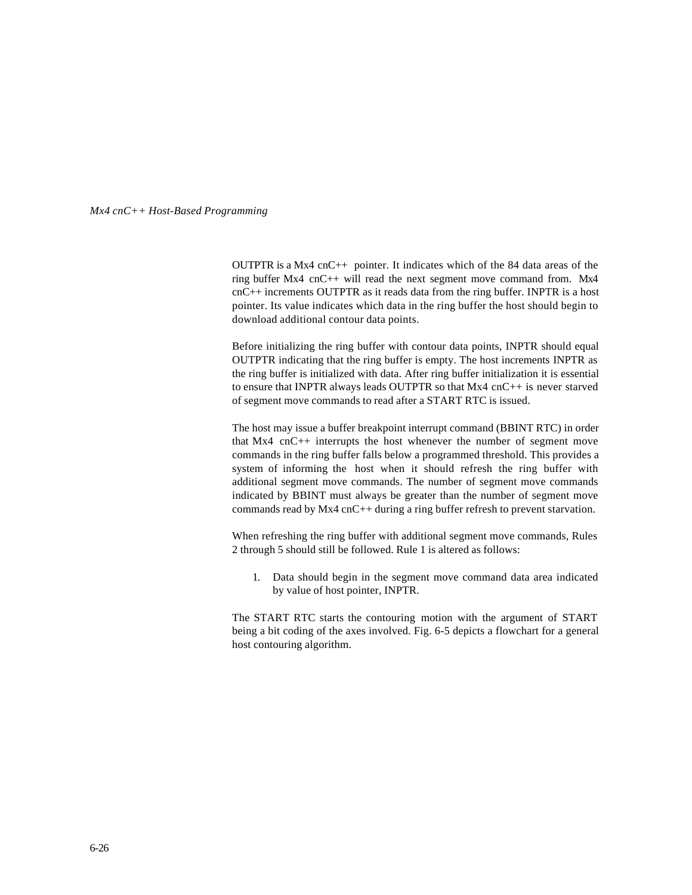OUTPTR is a Mx4 cnC++ pointer. It indicates which of the 84 data areas of the ring buffer Mx4 cnC++ will read the next segment move command from. Mx4 cnC++ increments OUTPTR as it reads data from the ring buffer. INPTR is a host pointer. Its value indicates which data in the ring buffer the host should begin to download additional contour data points.

Before initializing the ring buffer with contour data points, INPTR should equal OUTPTR indicating that the ring buffer is empty. The host increments INPTR as the ring buffer is initialized with data. After ring buffer initialization it is essential to ensure that INPTR always leads OUTPTR so that Mx4 cnC++ is never starved of segment move commands to read after a START RTC is issued.

The host may issue a buffer breakpoint interrupt command (BBINT RTC) in order that Mx4 cnC++ interrupts the host whenever the number of segment move commands in the ring buffer falls below a programmed threshold. This provides a system of informing the host when it should refresh the ring buffer with additional segment move commands. The number of segment move commands indicated by BBINT must always be greater than the number of segment move commands read by Mx4 cnC++ during a ring buffer refresh to prevent starvation.

When refreshing the ring buffer with additional segment move commands, Rules 2 through 5 should still be followed. Rule 1 is altered as follows:

1. Data should begin in the segment move command data area indicated by value of host pointer, INPTR.

The START RTC starts the contouring motion with the argument of START being a bit coding of the axes involved. Fig. 6-5 depicts a flowchart for a general host contouring algorithm.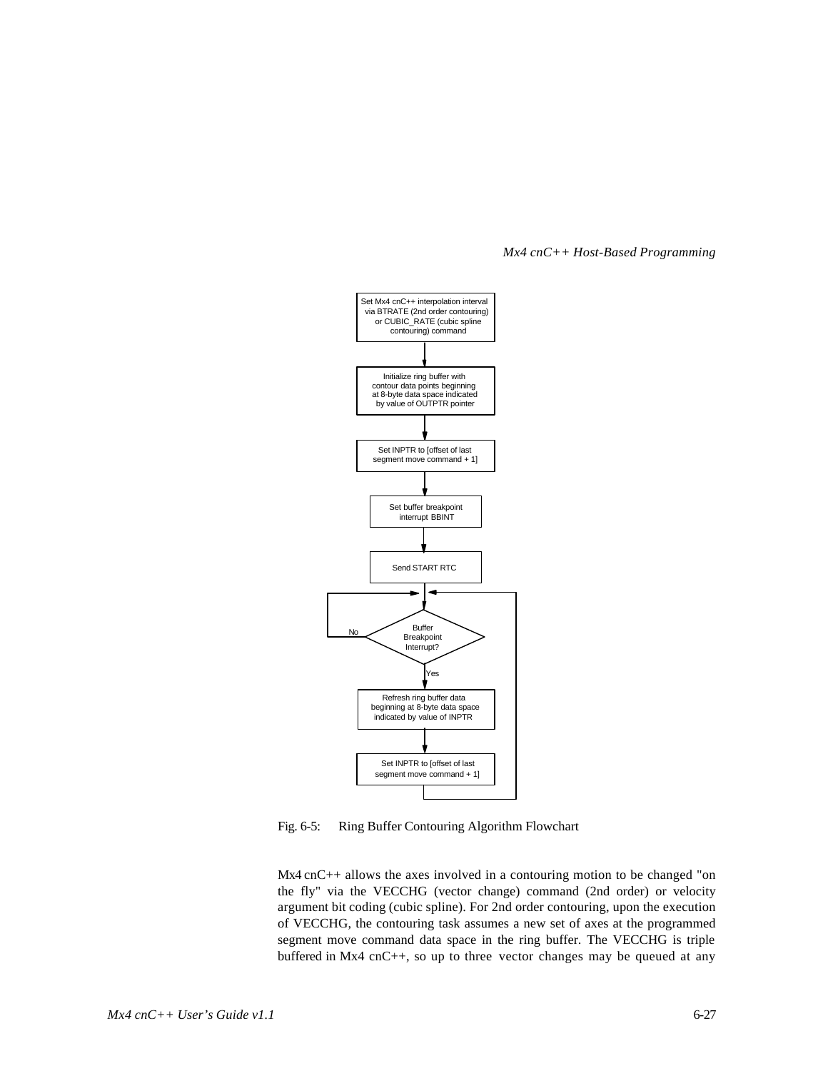Set Mx4 cnC++ interpolation interval via BTRATE (2nd order contouring) or CUBIC_RATE (cubic spline contouring) command

Initialize ring buffer with contour data points beginning at 8-byte data space indicated by value of OUTPTR pointer

Set INPTR to [offset of last segment move command + 1]

Set buffer breakpoint interrupt BBINT

Send START RTC

Buffer Breakpoint Interrupt?

No

Yes

Refresh ring buffer data beginning at 8-byte data space indicated by value of INPTR

Set INPTR to [offset of last segment move command + 1]

Fig. 6-5: Ring Buffer Contouring Algorithm Flowchart

Mx4 cnC++ allows the axes involved in a contouring motion to be changed "on the fly" via the VECCHG (vector change) command (2nd order) or velocity argument bit coding (cubic spline). For 2nd order contouring, upon the execution of VECCHG, the contouring task assumes a new set of axes at the programmed segment move command data space in the ring buffer. The VECCHG is triple buffered in Mx4 cnC++, so up to three vector changes may be queued at any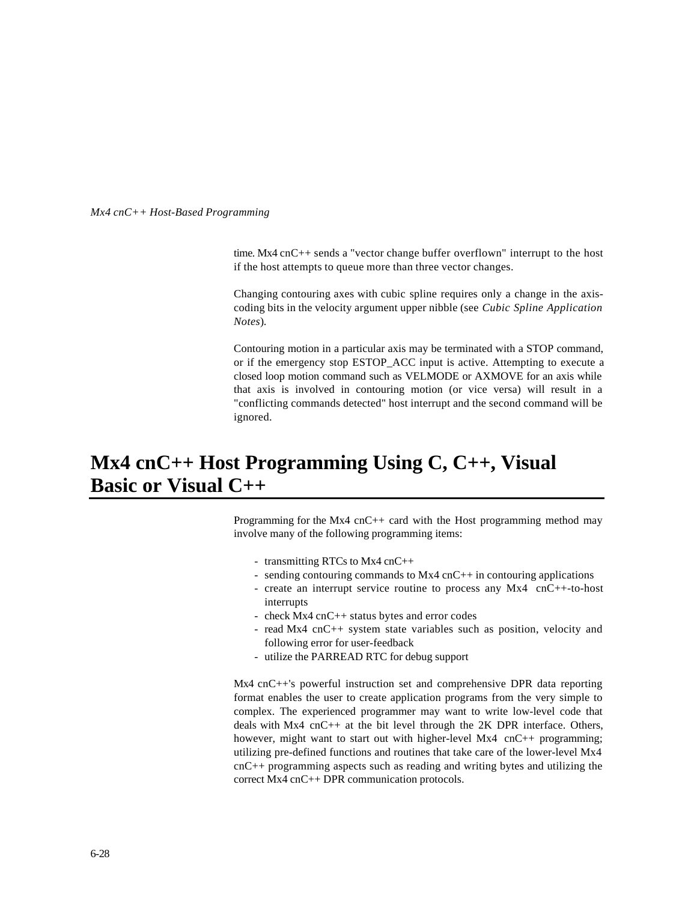time. Mx4 cnC++ sends a "vector change buffer overflown" interrupt to the host if the host attempts to queue more than three vector changes.

Changing contouring axes with cubic spline requires only a change in the axis-coding bits in the velocity argument upper nibble (see *Cubic Spline Application Notes*).

Contouring motion in a particular axis may be terminated with a STOP command, or if the emergency stop ESTOP_ACC input is active. Attempting to execute a closed loop motion command such as VELMODE or AXMOVE for an axis while that axis is involved in contouring motion (or vice versa) will result in a "conflicting commands detected" host interrupt and the second command will be ignored.

# Mx4 cnC++ Host Programming Using C, C++, Visual Basic or Visual C++

Programming for the Mx4 cnC++ card with the Host programming method may involve many of the following programming items:

- transmitting RTCs to Mx4 cnC++
- sending contouring commands to Mx4 cnC++ in contouring applications
- create an interrupt service routine to process any Mx4 cnC++-to-host interrupts
- check Mx4 cnC++ status bytes and error codes
- read Mx4 cnC++ system state variables such as position, velocity and following error for user-feedback
- utilize the PARREAD RTC for debug support

Mx4 cnC++'s powerful instruction set and comprehensive DPR data reporting format enables the user to create application programs from the very simple to complex. The experienced programmer may want to write low-level code that deals with Mx4 cnC++ at the bit level through the 2K DPR interface. Others, however, might want to start out with higher-level Mx4 cnC++ programming; utilizing pre-defined functions and routines that take care of the lower-level Mx4 cnC++ programming aspects such as reading and writing bytes and utilizing the correct Mx4 cnC++ DPR communication protocols.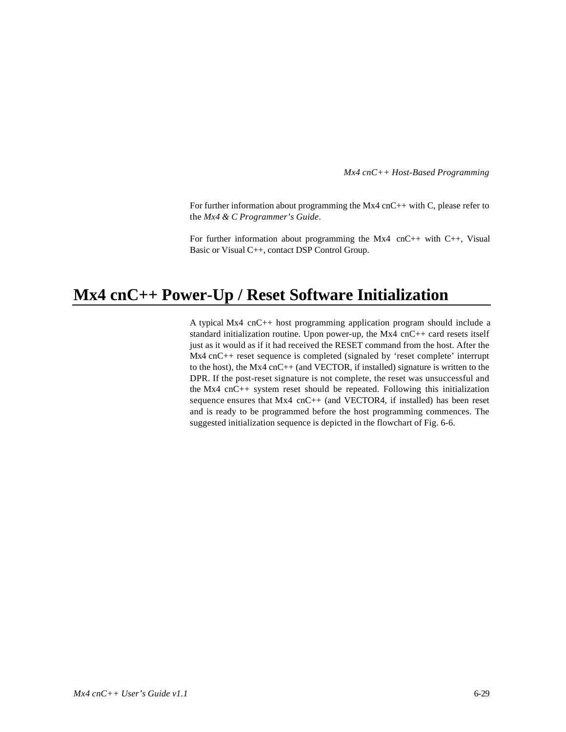For further information about programming the Mx4 cnC++ with C, please refer to the *Mx4 & C Programmer's Guide*.

For further information about programming the Mx4 cnC++ with C++, Visual Basic or Visual C++, contact DSP Control Group.

## Mx4 cnC++ Power-Up / Reset Software Initialization

A typical Mx4 cnC++ host programming application program should include a standard initialization routine. Upon power-up, the Mx4 cnC++ card resets itself just as it would as if it had received the RESET command from the host. After the Mx4 cnC++ reset sequence is completed (signaled by 'reset complete' interrupt to the host), the Mx4 cnC++ (and VECTOR, if installed) signature is written to the DPR. If the post-reset signature is not complete, the reset was unsuccessful and the Mx4 cnC++ system reset should be repeated. Following this initialization sequence ensures that Mx4 cnC++ (and VECTOR4, if installed) has been reset and is ready to be programmed before the host programming commences. The suggested initialization sequence is depicted in the flowchart of Fig. 6-6.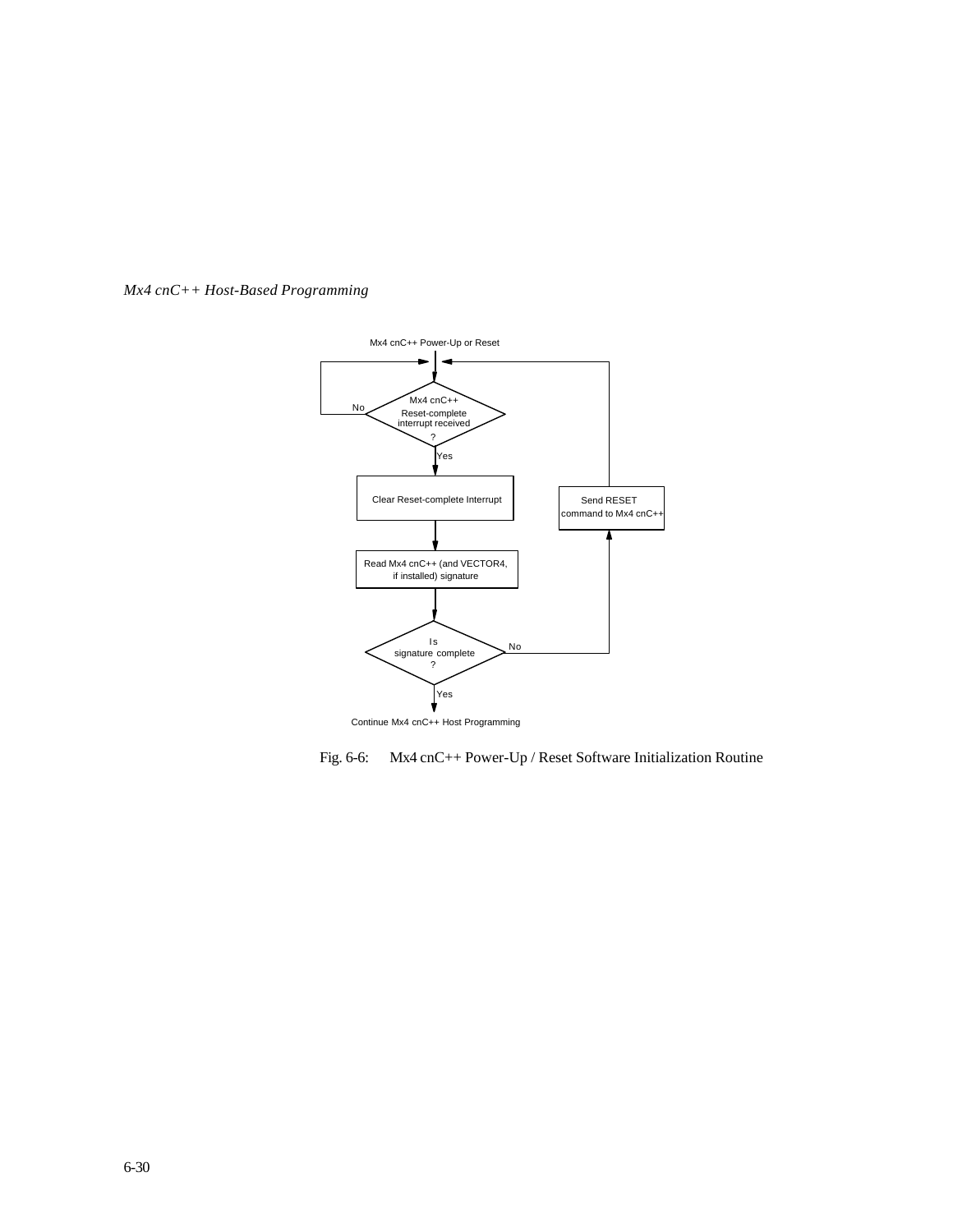Mx4 cnC++ Power-Up or Reset

Mx4 cnC++ Reset-complete interrupt received ?

No

Yes

Clear Reset-complete Interrupt

Send RESET command to Mx4 cnC++

Read Mx4 cnC++ (and VECTOR4, if installed) signature

Is signature complete ?

No

Yes

Continue Mx4 cnC++ Host Programming

Fig. 6-6: Mx4 cnC++ Power-Up / Reset Software Initialization Routine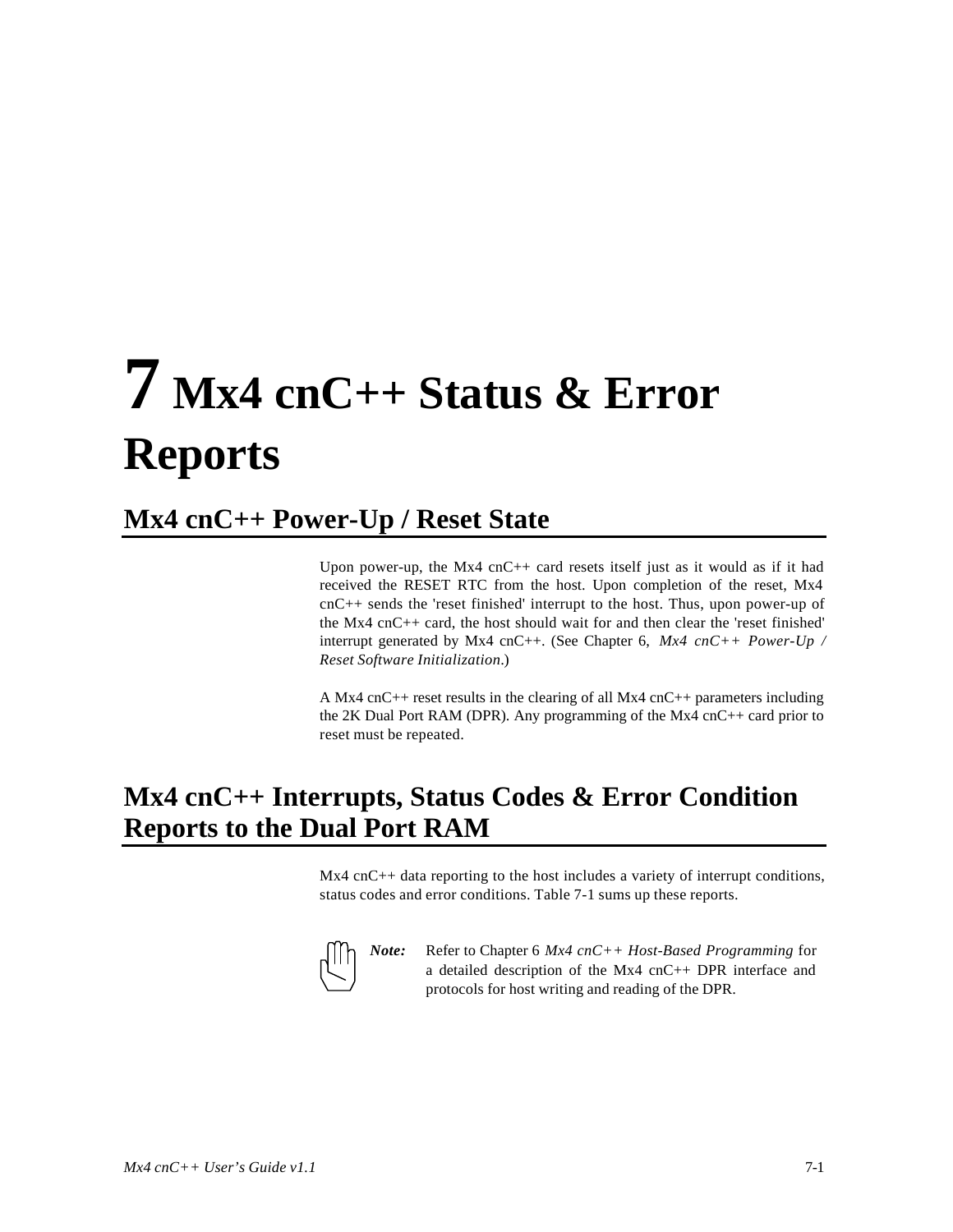# 7 Mx4 cnC++ Status & Error Reports

## Mx4 cnC++ Power-Up / Reset State

Upon power-up, the Mx4 cnC++ card resets itself just as it would as if it had received the RESET RTC from the host. Upon completion of the reset, Mx4 cnC++ sends the 'reset finished' interrupt to the host. Thus, upon power-up of the Mx4 cnC++ card, the host should wait for and then clear the 'reset finished' interrupt generated by Mx4 cnC++. (See Chapter 6, *Mx4 cnC++ Power-Up / Reset Software Initialization*.)

A Mx4 cnC++ reset results in the clearing of all Mx4 cnC++ parameters including the 2K Dual Port RAM (DPR). Any programming of the Mx4 cnC++ card prior to reset must be repeated.

## Mx4 cnC++ Interrupts, Status Codes & Error Condition Reports to the Dual Port RAM

Mx4 cnC++ data reporting to the host includes a variety of interrupt conditions, status codes and error conditions. Table 7-1 sums up these reports.

> ***Note:*** Refer to Chapter 6 *Mx4 cnC++ Host-Based Programming* for a detailed description of the Mx4 cnC++ DPR interface and protocols for host writing and reading of the DPR.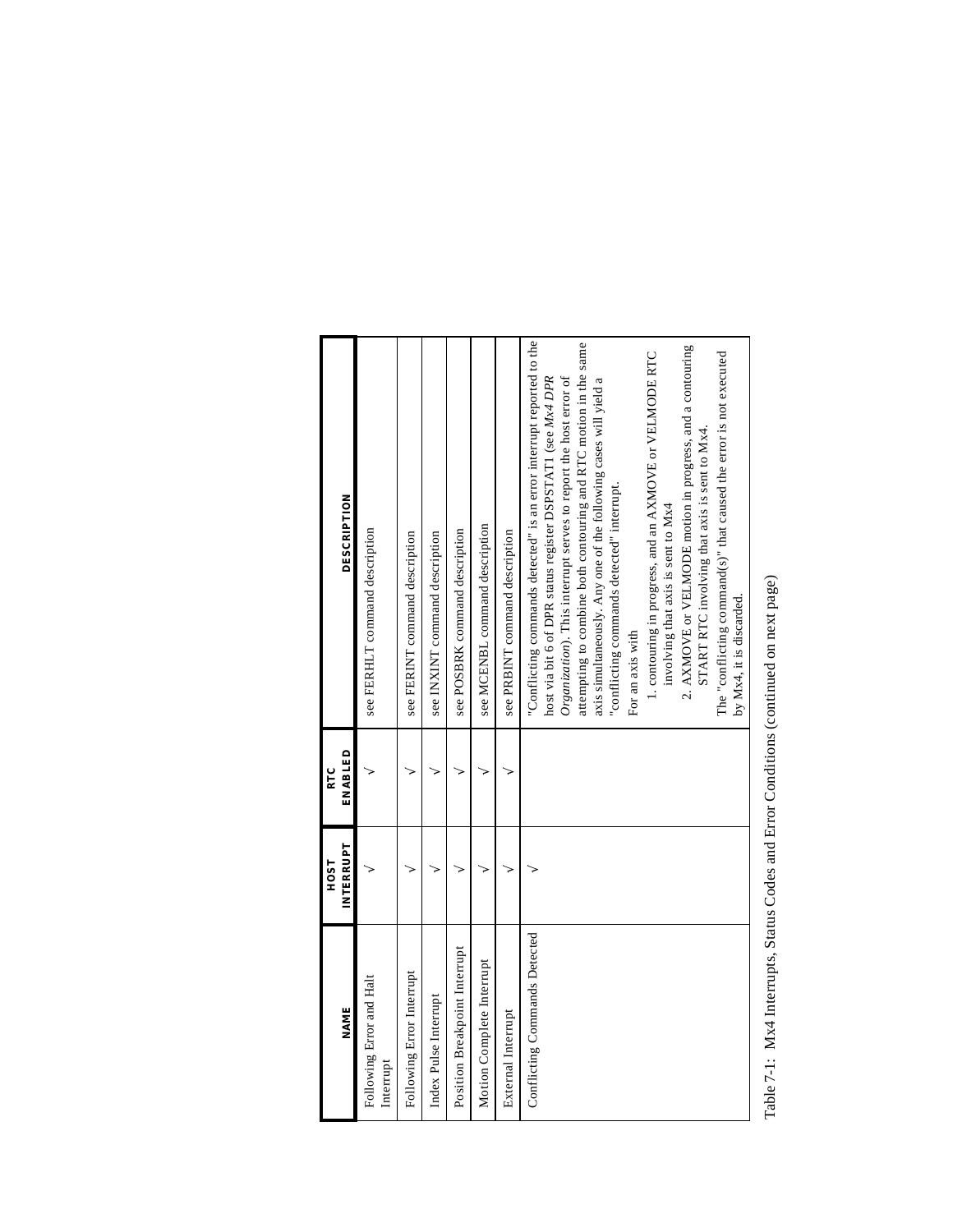| NAME | HOST INTERRUPT | RTC ENABLED | DESCRIPTION |
|---|---|---|---|
| Following Error and Halt Interrupt | √ | √ | see FERHLT command description |
| Following Error Interrupt | √ | √ | see FERINT command description |
| Index Pulse Interrupt | √ | √ | see INXINT command description |
| Position Breakpoint Interrupt | √ | √ | see POSBRK command description |
| Motion Complete Interrupt | √ | √ | see MCENBL command description |
| External Interrupt | √ | √ | see PRBINT command description |
| Conflicting Commands Detected | √ | | "Conflicting commands detected" is an error interrupt reported to the host via bit 6 of DPR status register DSPSTAT1 (see *Mx4 DPR Organization*). This interrupt serves to report the host error of attempting to combine both contouring and RTC motion in the same axis simultaneously. Any one of the following cases will yield a "conflicting commands detected" interrupt.<br>For an axis with<br>1. contouring in progress, and an AXMOVE or VELMODE RTC involving that axis is sent to Mx4<br>2. AXMOVE or VELMODE motion in progress, and a contouring START RTC involving that axis is sent to Mx4.<br>The "conflicting command(s)" that caused the error is not executed by Mx4, it is discarded. |

Table 7-1: Mx4 Interrupts, Status Codes and Error Conditions (continued on next page)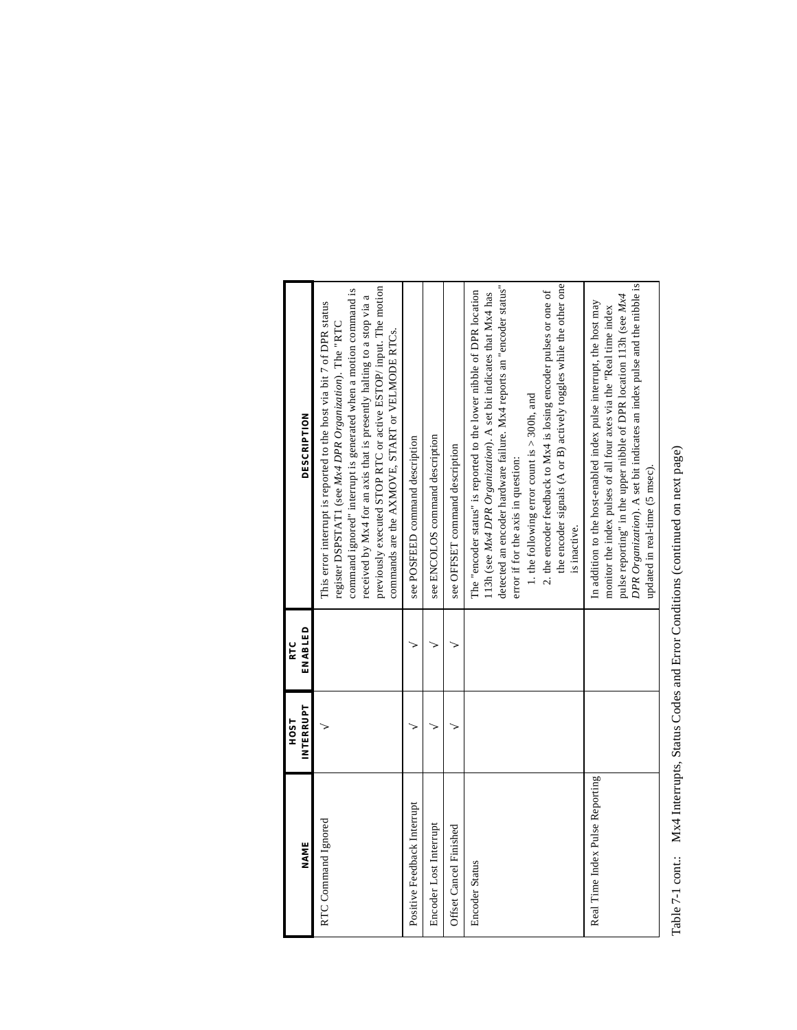| NAME | HOST INTERRUPT | RTC ENABLED | DESCRIPTION |
|---|---|---|---|
| RTC Command Ignored | √ | | This error interrupt is reported to the host via bit 7 of DPR status register DSPSTAT1 (see *Mx4 DPR Organization*). The "RTC command ignored" interrupt is generated when a motion command is received by Mx4 for an axis that is presently halting to a stop via a previously executed STOP RTC or active ESTOP/ input. The motion commands are the AXMOVE, START or VELMODE RTCs. |
| Positive Feedback Interrupt | √ | √ | see POSFEED command description |
| Encoder Lost Interrupt | √ | √ | see ENCOLOS command description |
| Offset Cancel Finished | √ | √ | see OFFSET command description |
| Encoder Status | | | The "encoder status" is reported to the lower nibble of DPR location 113h (see *Mx4 DPR Organization*). A set bit indicates that Mx4 has detected an encoder hardware failure. Mx4 reports an "encoder status" error if for the axis in question:<br>1. the following error count is > 300h, and<br>2. the encoder feedback to Mx4 is losing encoder pulses or one of the encoder signals (A or B) actively toggles while the other one is inactive. |
| Real Time Index Pulse Reporting | | | In addition to the host-enabled index pulse interrupt, the host may monitor the index pulses of all four axes via the "Real time index pulse reporting" in the upper nibble of DPR location 113h (see *Mx4 DPR Organization*). A set bit indicates an index pulse and the nibble is updated in real-time (5 msec). |

Table 7-1 cont.: Mx4 Interrupts, Status Codes and Error Conditions (continued on next page)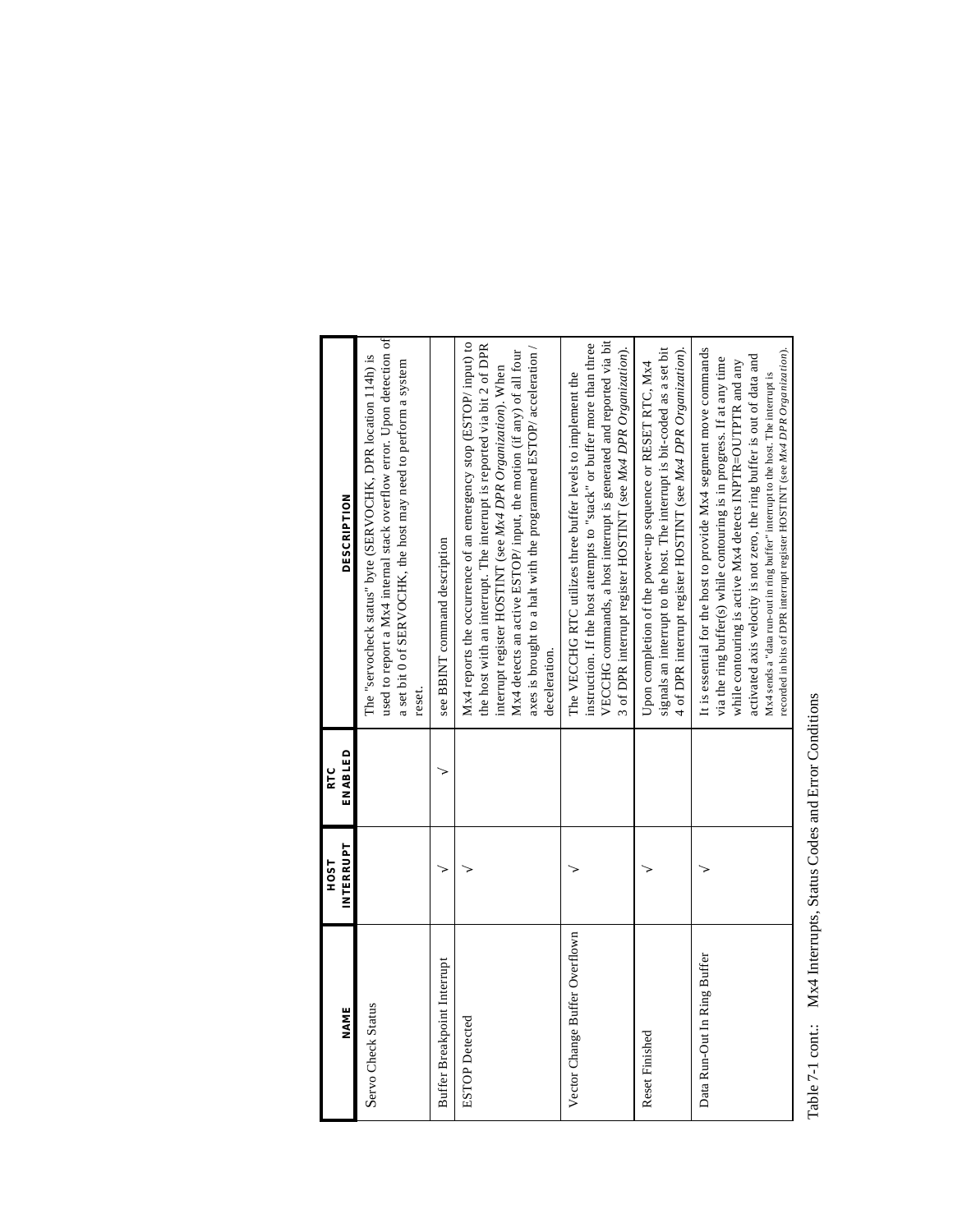| NAME | HOST INTERRUPT | RTC ENABLED | DESCRIPTION |
|---|---|---|---|
| Servo Check Status | | | The "servocheck status" byte (SERVOCHK, DPR location 114h) is used to report a Mx4 internal stack overflow error. Upon detection of a set bit 0 of SERVOCHK, the host may need to perform a system reset. |
| Buffer Breakpoint Interrupt | √ | √ | see BBINT command description |
| ESTOP Detected | √ | | Mx4 reports the occurrence of an emergency stop (ESTOP/ input) to the host with an interrupt. The interrupt is reported via bit 2 of DPR interrupt register HOSTINT (see *Mx4 DPR Organization*). When Mx4 detects an active ESTOP/ input, the motion (if any) of all four axes is brought to a halt with the programmed ESTOP/ acceleration / deceleration. |
| Vector Change Buffer Overflown | √ | | The VECCHG RTC utilizes three buffer levels to implement the instruction. If the host attempts to "stack" or buffer more than three VECCHG commands, a host interrupt is generated and reported via bit 3 of DPR interrupt register HOSTINT (see *Mx4 DPR Organization*). |
| Reset Finished | √ | | Upon completion of the power-up sequence or RESET RTC, Mx4 signals an interrupt to the host. The interrupt is bit-coded as a set bit 4 of DPR interrupt register HOSTINT (see *Mx4 DPR Organization*). |
| Data Run-Out In Ring Buffer | √ | | It is essential for the host to provide Mx4 segment move commands via the ring buffer(s) while contouring is in progress. If at any time while contouring is active Mx4 detects INPTR=OUTPTR and any activated axis velocity is not zero, the ring buffer is out of data and Mx4 sends a "data run-out in ring buffer" interrupt to the host. The interrupt is recorded in bits of DPR interrupt register HOSTINT (see *Mx4 DPR Organization*). |

Table 7-1 cont.: Mx4 Interrupts, Status Codes and Error Conditions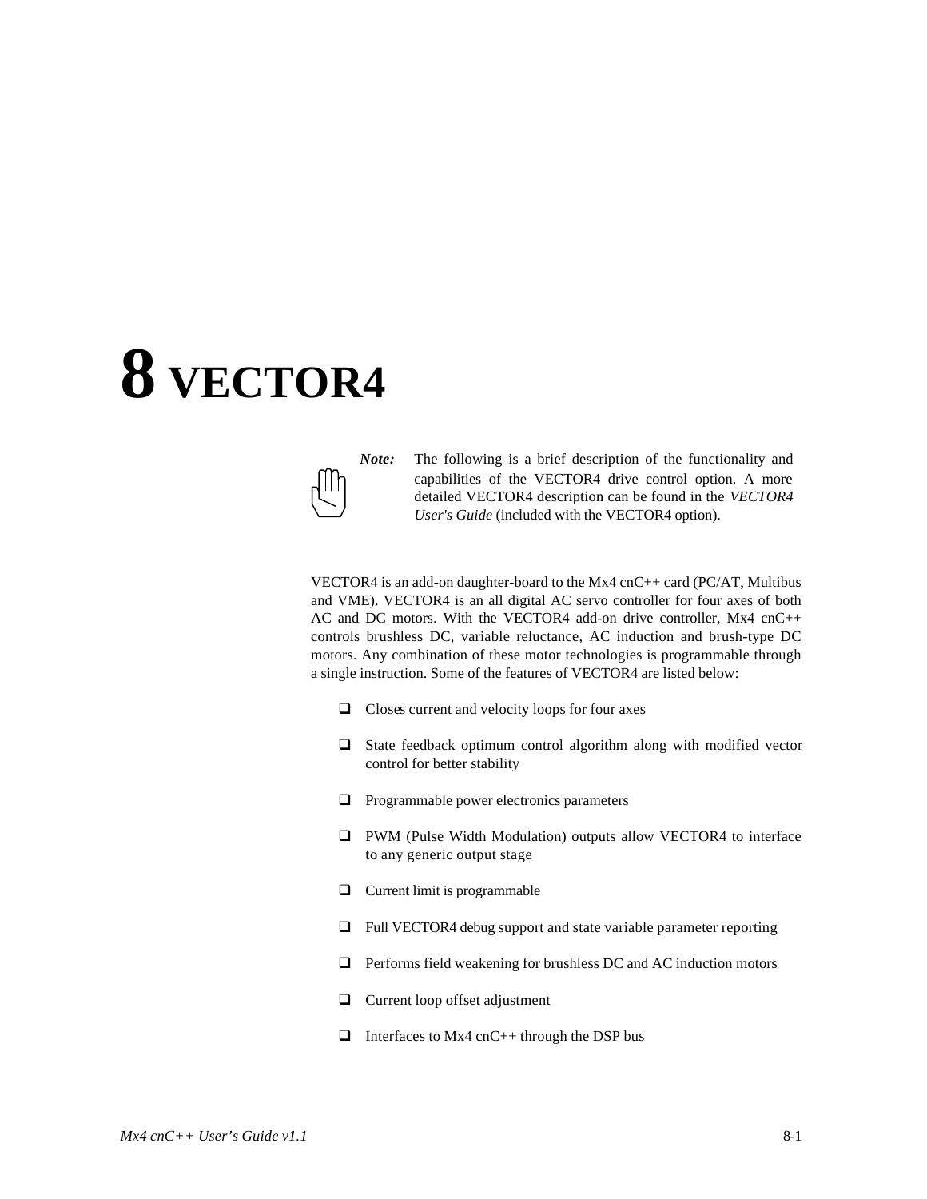# 8 VECTOR4

> ***Note:*** The following is a brief description of the functionality and capabilities of the VECTOR4 drive control option. A more detailed VECTOR4 description can be found in the *VECTOR4 User's Guide* (included with the VECTOR4 option).

VECTOR4 is an add-on daughter-board to the Mx4 cnC++ card (PC/AT, Multibus and VME). VECTOR4 is an all digital AC servo controller for four axes of both AC and DC motors. With the VECTOR4 add-on drive controller, Mx4 cnC++ controls brushless DC, variable reluctance, AC induction and brush-type DC motors. Any combination of these motor technologies is programmable through a single instruction. Some of the features of VECTOR4 are listed below:

- Closes current and velocity loops for four axes
- State feedback optimum control algorithm along with modified vector control for better stability
- Programmable power electronics parameters
- PWM (Pulse Width Modulation) outputs allow VECTOR4 to interface to any generic output stage
- Current limit is programmable
- Full VECTOR4 debug support and state variable parameter reporting
- Performs field weakening for brushless DC and AC induction motors
- Current loop offset adjustment
- Interfaces to Mx4 cnC++ through the DSP bus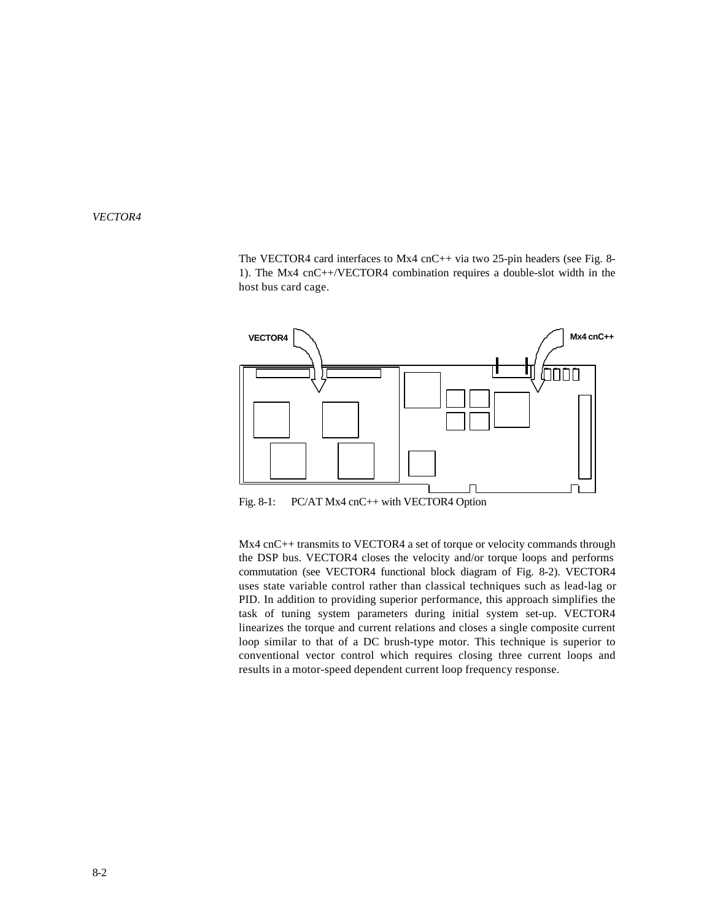The VECTOR4 card interfaces to Mx4 cnC++ via two 25-pin headers (see Fig. 8-1). The Mx4 cnC++/VECTOR4 combination requires a double-slot width in the host bus card cage.

Fig. 8-1: PC/AT Mx4 cnC++ with VECTOR4 Option

Mx4 cnC++ transmits to VECTOR4 a set of torque or velocity commands through the DSP bus. VECTOR4 closes the velocity and/or torque loops and performs commutation (see VECTOR4 functional block diagram of Fig. 8-2). VECTOR4 uses state variable control rather than classical techniques such as lead-lag or PID. In addition to providing superior performance, this approach simplifies the task of tuning system parameters during initial system set-up. VECTOR4 linearizes the torque and current relations and closes a single composite current loop similar to that of a DC brush-type motor. This technique is superior to conventional vector control which requires closing three current loops and results in a motor-speed dependent current loop frequency response.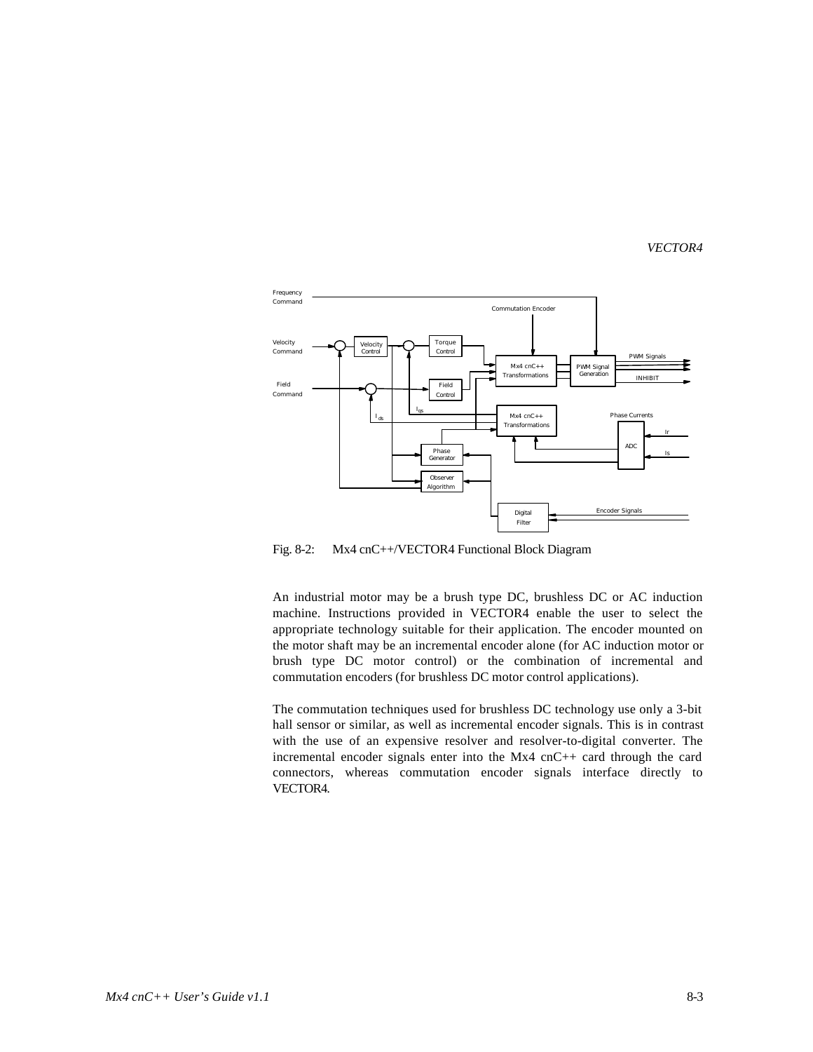Fig. 8-2: Mx4 cnC++/VECTOR4 Functional Block Diagram

An industrial motor may be a brush type DC, brushless DC or AC induction machine. Instructions provided in VECTOR4 enable the user to select the appropriate technology suitable for their application. The encoder mounted on the motor shaft may be an incremental encoder alone (for AC induction motor or brush type DC motor control) or the combination of incremental and commutation encoders (for brushless DC motor control applications).

The commutation techniques used for brushless DC technology use only a 3-bit hall sensor or similar, as well as incremental encoder signals. This is in contrast with the use of an expensive resolver and resolver-to-digital converter. The incremental encoder signals enter into the Mx4 cnC++ card through the card connectors, whereas commutation encoder signals interface directly to VECTOR4.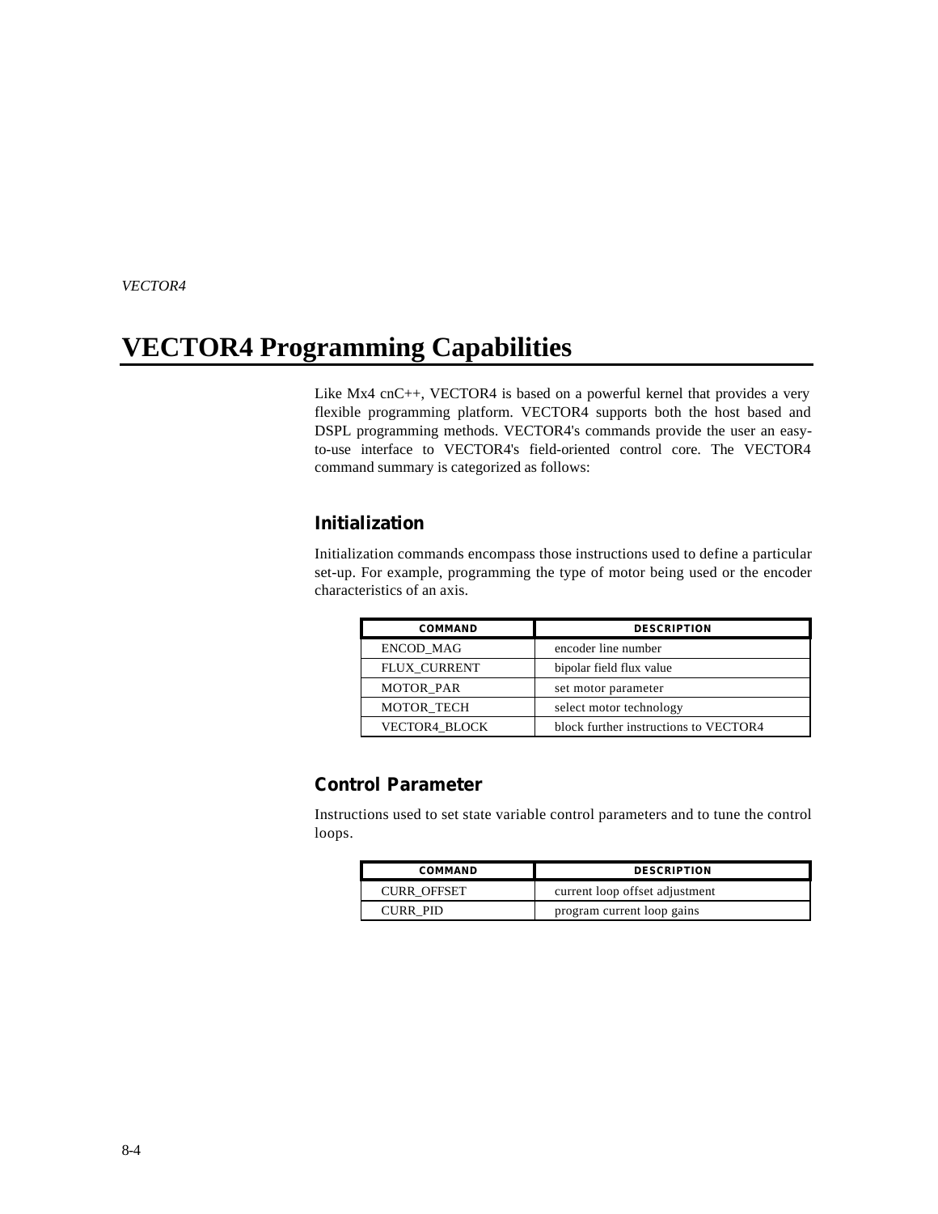# VECTOR4 Programming Capabilities

Like Mx4 cnC++, VECTOR4 is based on a powerful kernel that provides a very flexible programming platform. VECTOR4 supports both the host based and DSPL programming methods. VECTOR4's commands provide the user an easy-to-use interface to VECTOR4's field-oriented control core. The VECTOR4 command summary is categorized as follows:

## Initialization

Initialization commands encompass those instructions used to define a particular set-up. For example, programming the type of motor being used or the encoder characteristics of an axis.

| COMMAND | DESCRIPTION |
|---|---|
| ENCOD_MAG | encoder line number |
| FLUX_CURRENT | bipolar field flux value |
| MOTOR_PAR | set motor parameter |
| MOTOR_TECH | select motor technology |
| VECTOR4_BLOCK | block further instructions to VECTOR4 |

## Control Parameter

Instructions used to set state variable control parameters and to tune the control loops.

| COMMAND | DESCRIPTION |
|---|---|
| CURR_OFFSET | current loop offset adjustment |
| CURR_PID | program current loop gains |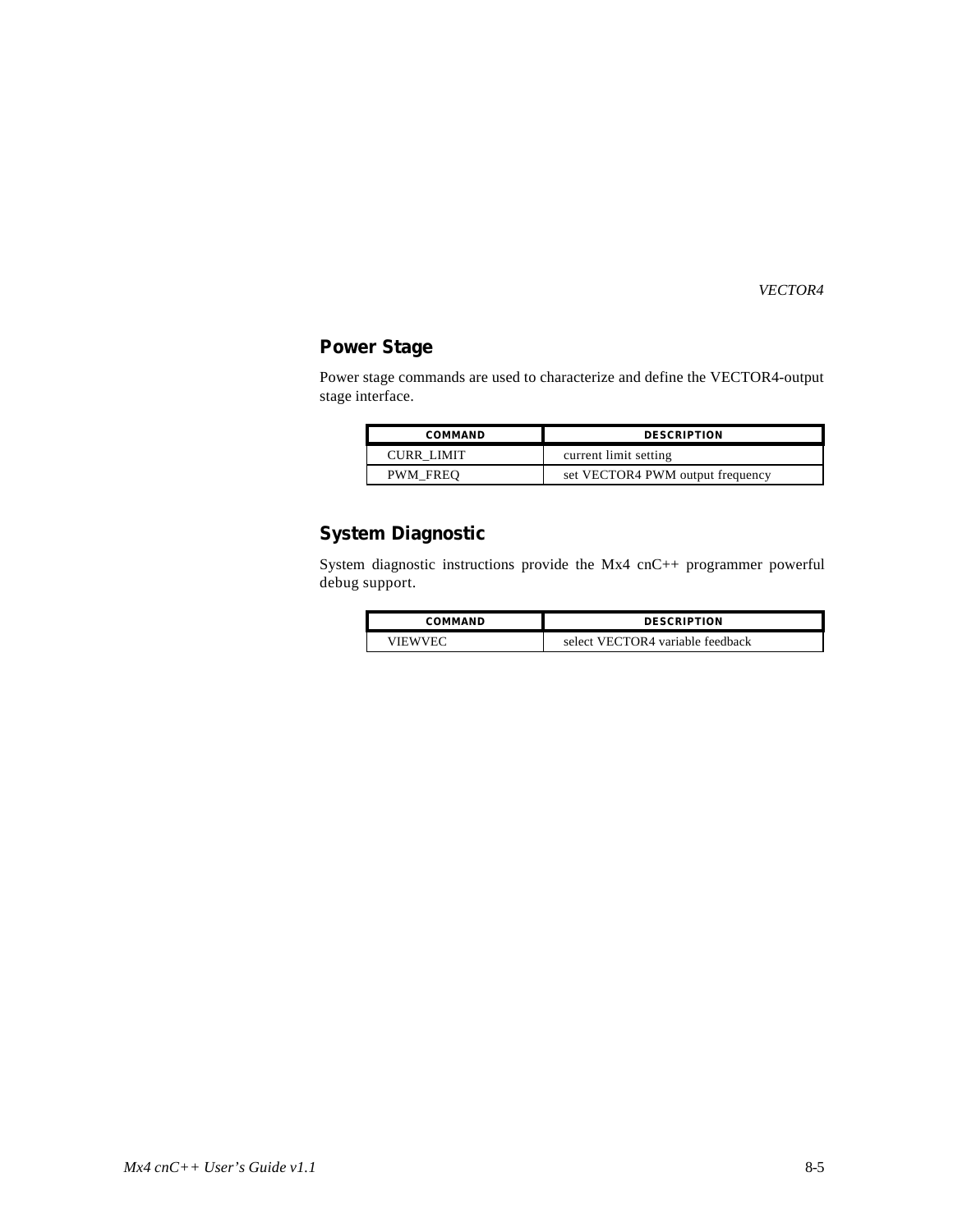## Power Stage

Power stage commands are used to characterize and define the VECTOR4-output stage interface.

| COMMAND | DESCRIPTION |
|---|---|
| CURR_LIMIT | current limit setting |
| PWM_FREQ | set VECTOR4 PWM output frequency |

## System Diagnostic

System diagnostic instructions provide the Mx4 cnC++ programmer powerful debug support.

| COMMAND | DESCRIPTION |
|---|---|
| VIEWVEC | select VECTOR4 variable feedback |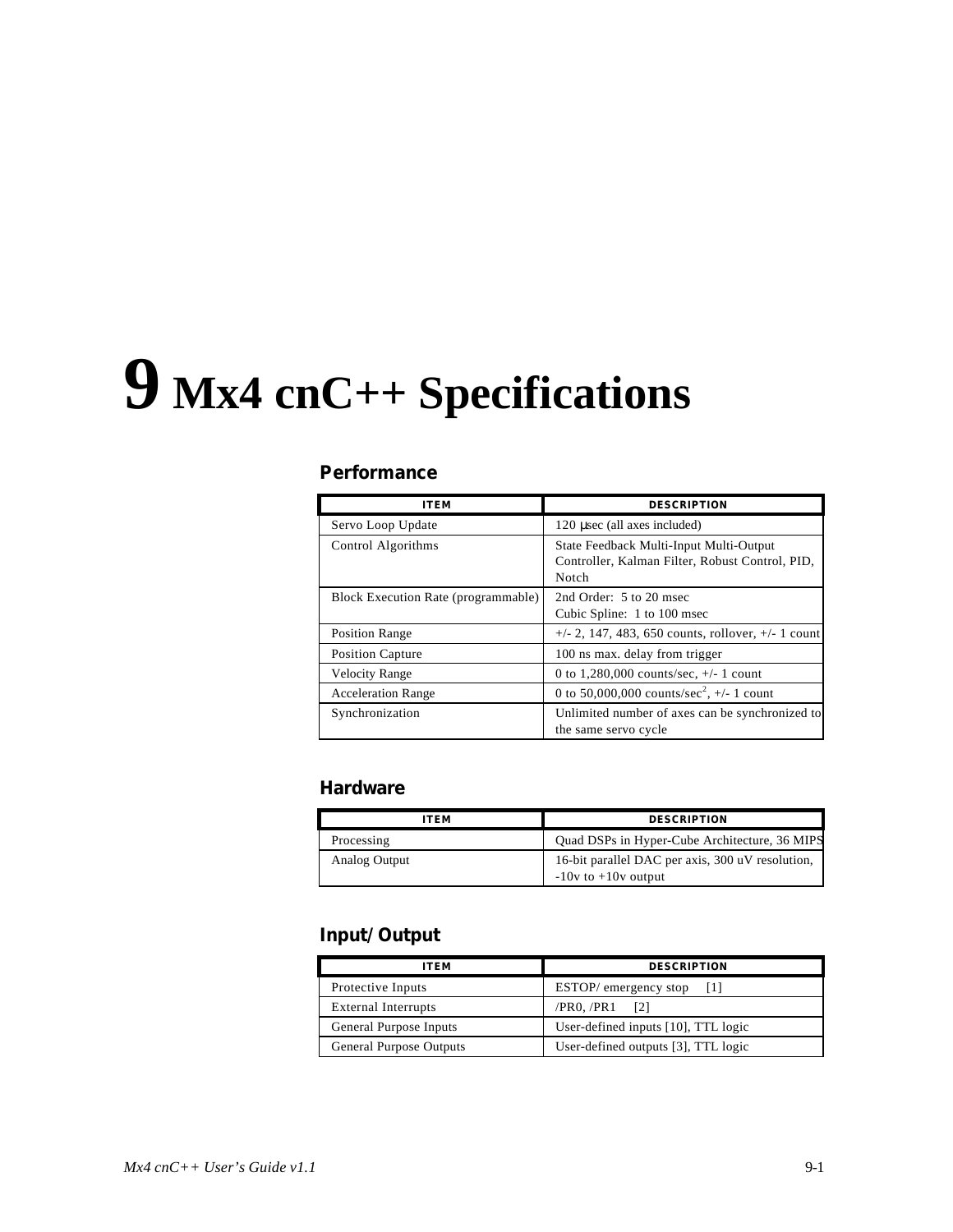# 9 Mx4 cnC++ Specifications

## Performance

| ITEM | DESCRIPTION |
|---|---|
| Servo Loop Update | 120 μsec (all axes included) |
| Control Algorithms | State Feedback Multi-Input Multi-Output Controller, Kalman Filter, Robust Control, PID, Notch |
| Block Execution Rate (programmable) | 2nd Order: 5 to 20 msec<br>Cubic Spline: 1 to 100 msec |
| Position Range | +/- 2, 147, 483, 650 counts, rollover, +/- 1 count |
| Position Capture | 100 ns max. delay from trigger |
| Velocity Range | 0 to 1,280,000 counts/sec, +/- 1 count |
| Acceleration Range | 0 to 50,000,000 counts/sec$^2$, +/- 1 count |
| Synchronization | Unlimited number of axes can be synchronized to the same servo cycle |

## Hardware

| ITEM | DESCRIPTION |
|---|---|
| Processing | Quad DSPs in Hyper-Cube Architecture, 36 MIPS |
| Analog Output | 16-bit parallel DAC per axis, 300 uV resolution, -10v to +10v output |

## Input/Output

| ITEM | DESCRIPTION |
|---|---|
| Protective Inputs | ESTOP/ emergency stop [1] |
| External Interrupts | /PR0, /PR1 [2] |
| General Purpose Inputs | User-defined inputs [10], TTL logic |
| General Purpose Outputs | User-defined outputs [3], TTL logic |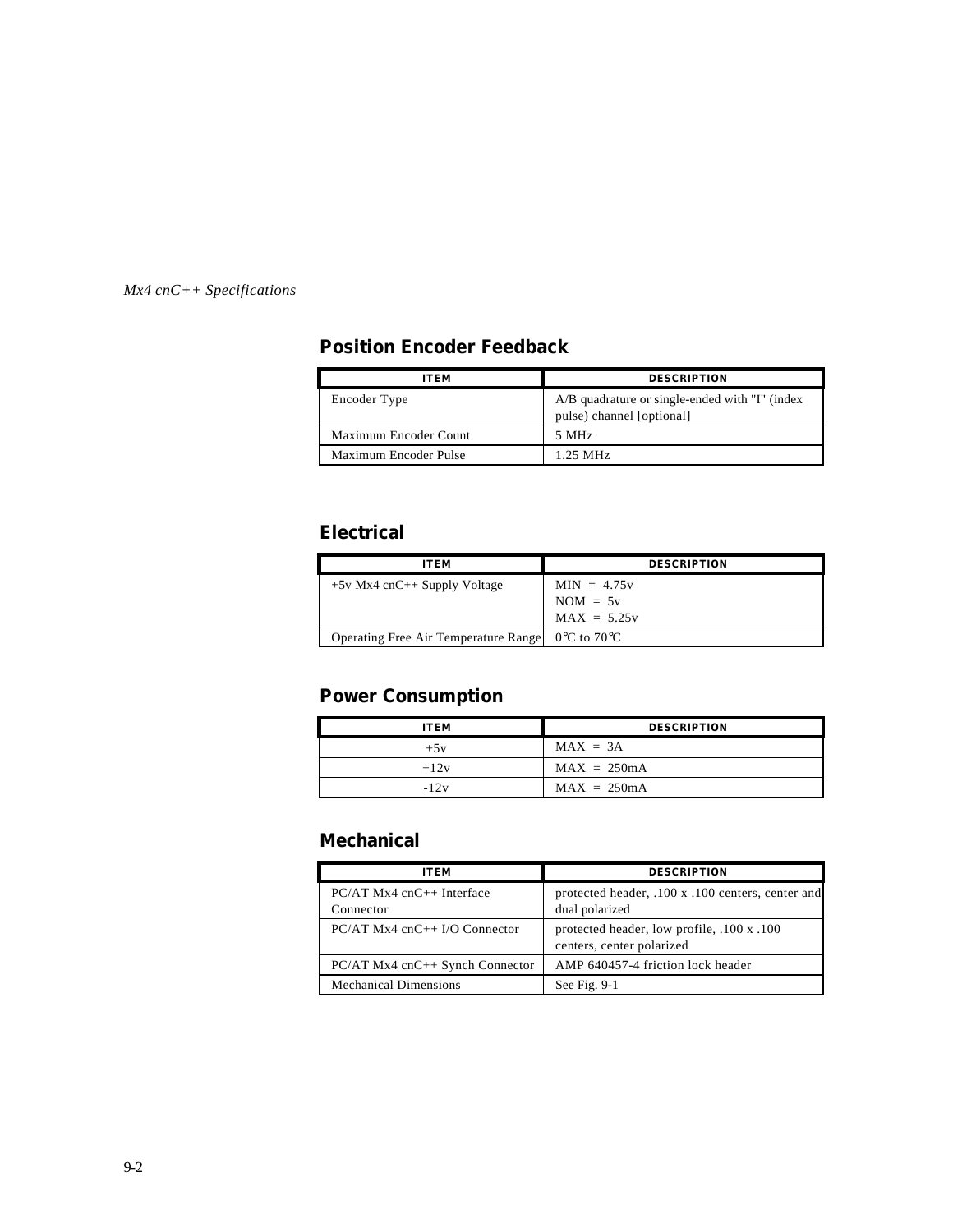## Position Encoder Feedback

| ITEM | DESCRIPTION |
| --- | --- |
| Encoder Type | A/B quadrature or single-ended with "I" (index pulse) channel [optional] |
| Maximum Encoder Count | 5 MHz |
| Maximum Encoder Pulse | 1.25 MHz |

## Electrical

| ITEM | DESCRIPTION |
| --- | --- |
| +5v Mx4 cnC++ Supply Voltage | MIN = 4.75v<br>NOM = 5v<br>MAX = 5.25v |
| Operating Free Air Temperature Range | 0°C to 70°C |

## Power Consumption

| ITEM | DESCRIPTION |
| --- | --- |
| +5v | MAX = 3A |
| +12v | MAX = 250mA |
| -12v | MAX = 250mA |

## Mechanical

| ITEM | DESCRIPTION |
| --- | --- |
| PC/AT Mx4 cnC++ Interface Connector | protected header, .100 x .100 centers, center and dual polarized |
| PC/AT Mx4 cnC++ I/O Connector | protected header, low profile, .100 x .100 centers, center polarized |
| PC/AT Mx4 cnC++ Synch Connector | AMP 640457-4 friction lock header |
| Mechanical Dimensions | See Fig. 9-1 |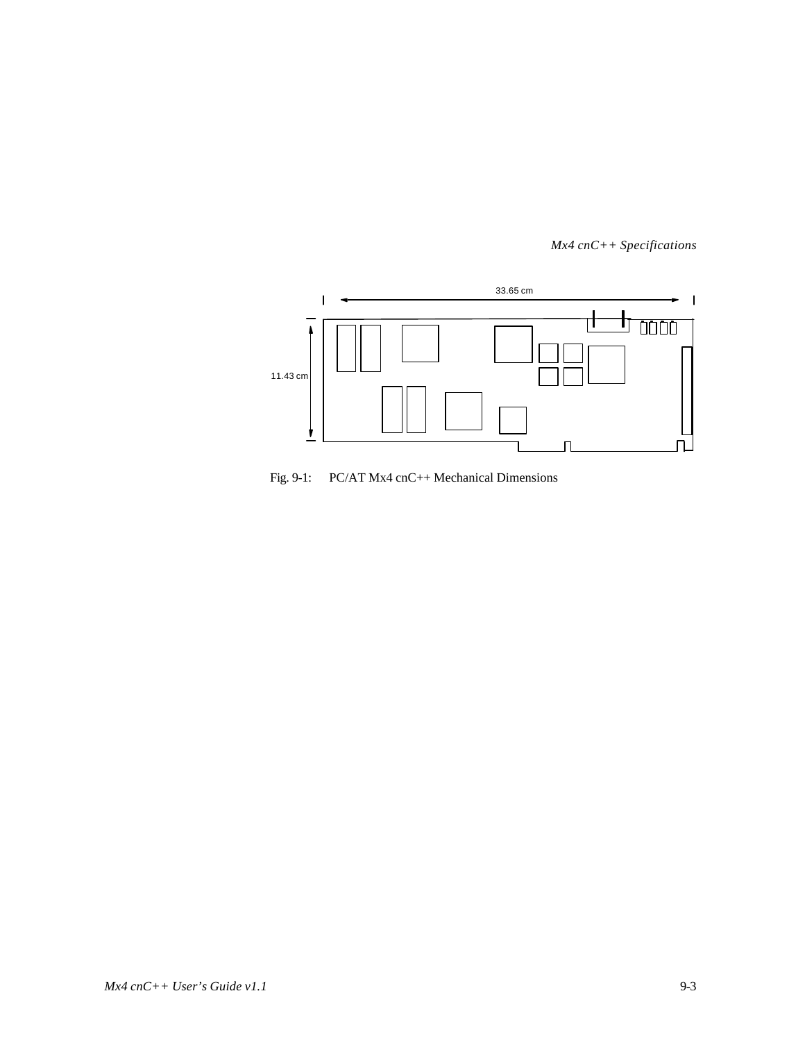33.65 cm

11.43 cm

Fig. 9-1: PC/AT Mx4 cnC++ Mechanical Dimensions